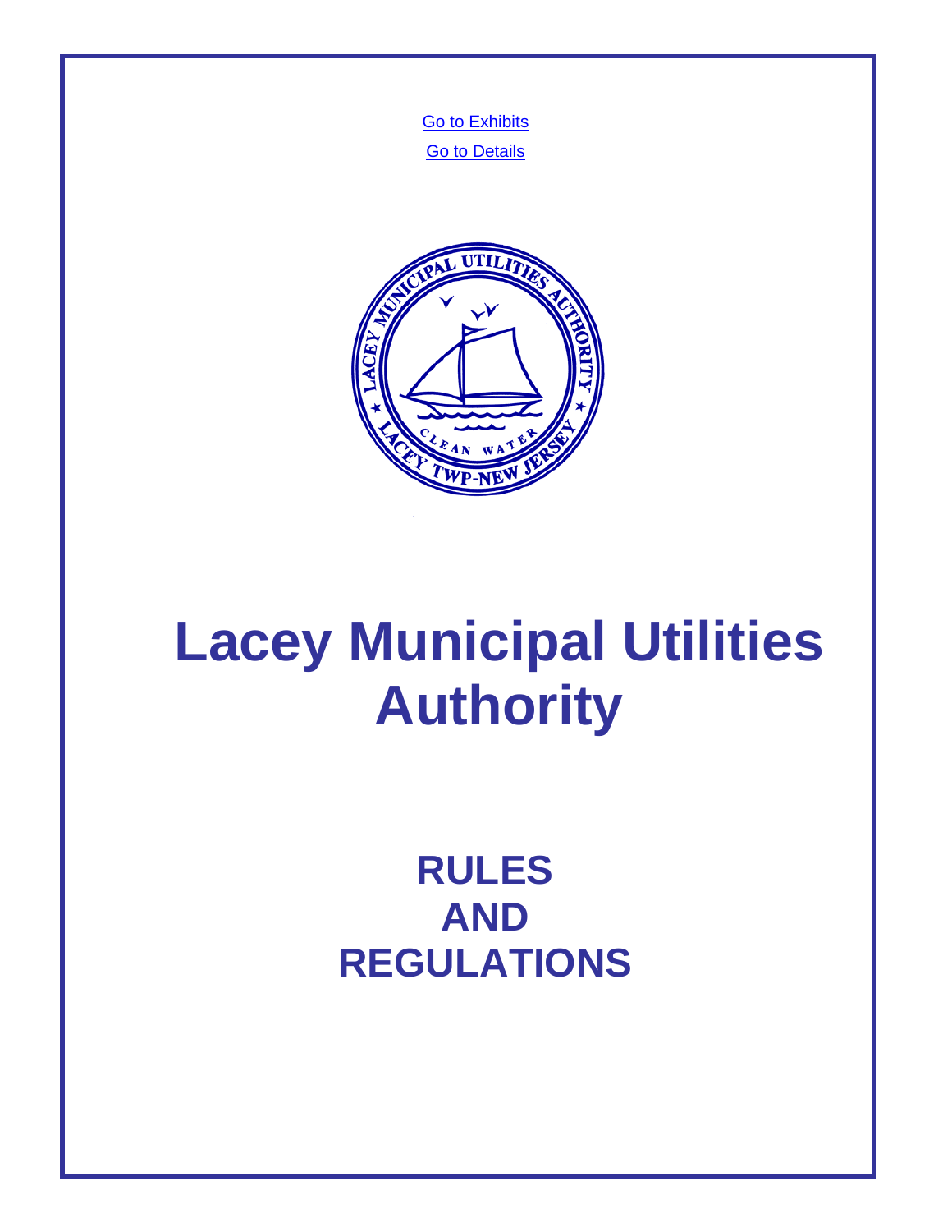Go to Exhibits

Go to Details

# Lacey Municipal Utilities Authority

## RULES AND REGULATIONS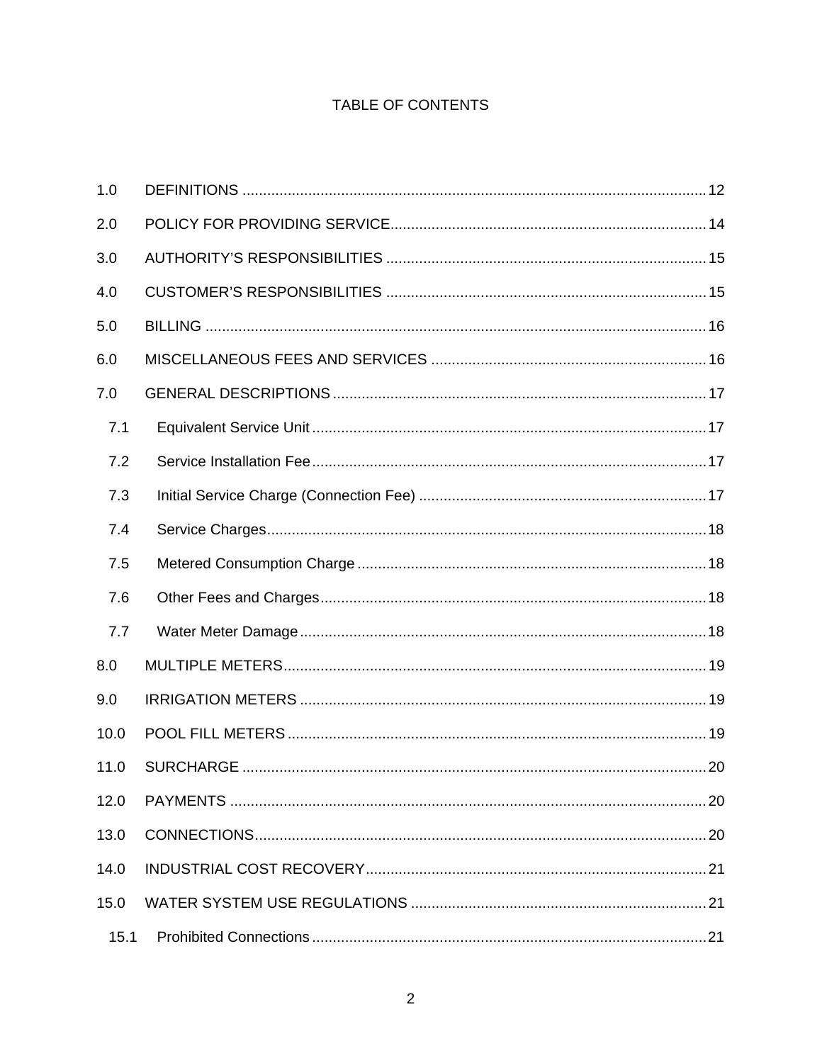# TABLE OF CONTENTS

1.0 DEFINITIONS ........................................................................................................ 12

2.0 POLICY FOR PROVIDING SERVICE.................................................................... 14

3.0 AUTHORITY'S RESPONSIBILITIES ..................................................................... 15

4.0 CUSTOMER'S RESPONSIBILITIES ..................................................................... 15

5.0 BILLING ................................................................................................................. 16

6.0 MISCELLANEOUS FEES AND SERVICES .......................................................... 16

7.0 GENERAL DESCRIPTIONS .................................................................................. 17

- 7.1 Equivalent Service Unit ....................................................................................... 17
- 7.2 Service Installation Fee ....................................................................................... 17
- 7.3 Initial Service Charge (Connection Fee) ............................................................. 17
- 7.4 Service Charges .................................................................................................. 18
- 7.5 Metered Consumption Charge ............................................................................ 18
- 7.6 Other Fees and Charges ..................................................................................... 18
- 7.7 Water Meter Damage .......................................................................................... 18

8.0 MULTIPLE METERS .............................................................................................. 19

9.0 IRRIGATION METERS .......................................................................................... 19

10.0 POOL FILL METERS ............................................................................................. 19

11.0 SURCHARGE ........................................................................................................ 20

12.0 PAYMENTS ........................................................................................................... 20

13.0 CONNECTIONS ..................................................................................................... 20

14.0 INDUSTRIAL COST RECOVERY .......................................................................... 21

15.0 WATER SYSTEM USE REGULATIONS ............................................................... 21

- 15.1 Prohibited Connections ....................................................................................... 21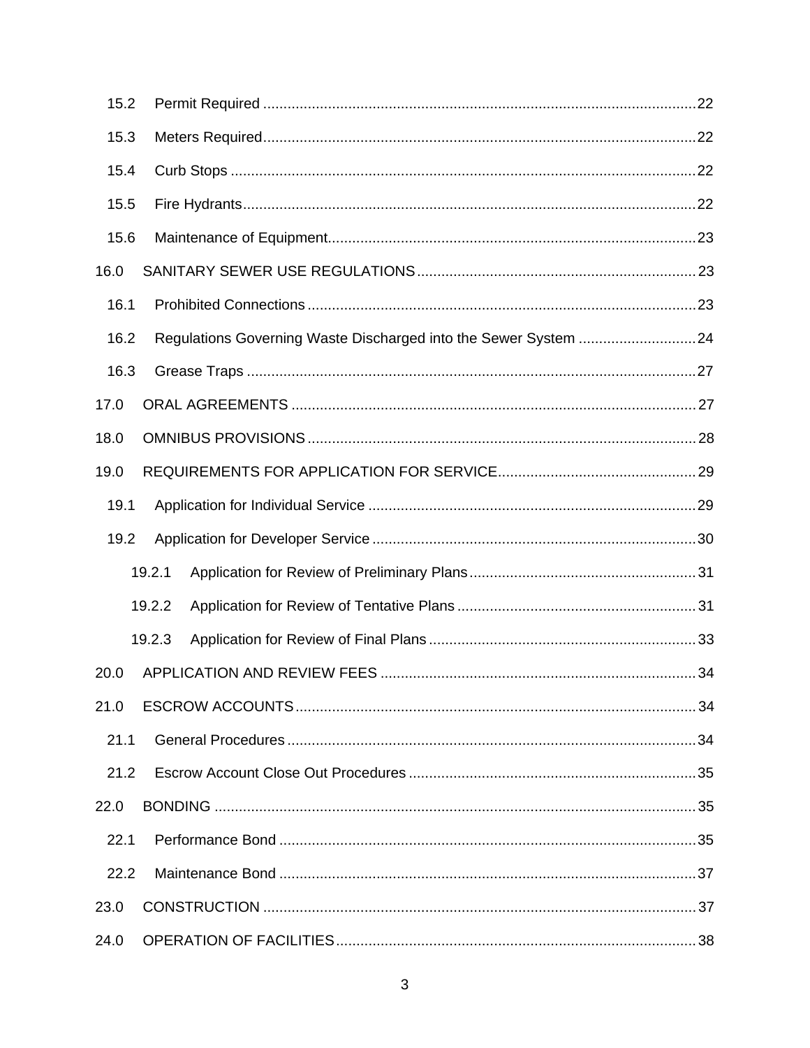15.2 Permit Required .......................................................................................................... 22

15.3 Meters Required.......................................................................................................... 22

15.4 Curb Stops .................................................................................................................. 22

15.5 Fire Hydrants............................................................................................................... 22

15.6 Maintenance of Equipment.......................................................................................... 23

16.0 SANITARY SEWER USE REGULATIONS .................................................................... 23

16.1 Prohibited Connections ............................................................................................... 23

16.2 Regulations Governing Waste Discharged into the Sewer System ............................. 24

16.3 Grease Traps .............................................................................................................. 27

17.0 ORAL AGREEMENTS ................................................................................................... 27

18.0 OMNIBUS PROVISIONS ............................................................................................... 28

19.0 REQUIREMENTS FOR APPLICATION FOR SERVICE................................................. 29

19.1 Application for Individual Service ................................................................................ 29

19.2 Application for Developer Service ............................................................................... 30

19.2.1 Application for Review of Preliminary Plans ........................................................ 31

19.2.2 Application for Review of Tentative Plans ........................................................... 31

19.2.3 Application for Review of Final Plans .................................................................. 33

20.0 APPLICATION AND REVIEW FEES ............................................................................. 34

21.0 ESCROW ACCOUNTS .................................................................................................. 34

21.1 General Procedures .................................................................................................... 34

21.2 Escrow Account Close Out Procedures ...................................................................... 35

22.0 BONDING ...................................................................................................................... 35

22.1 Performance Bond ...................................................................................................... 35

22.2 Maintenance Bond ...................................................................................................... 37

23.0 CONSTRUCTION .......................................................................................................... 37

24.0 OPERATION OF FACILITIES ........................................................................................ 38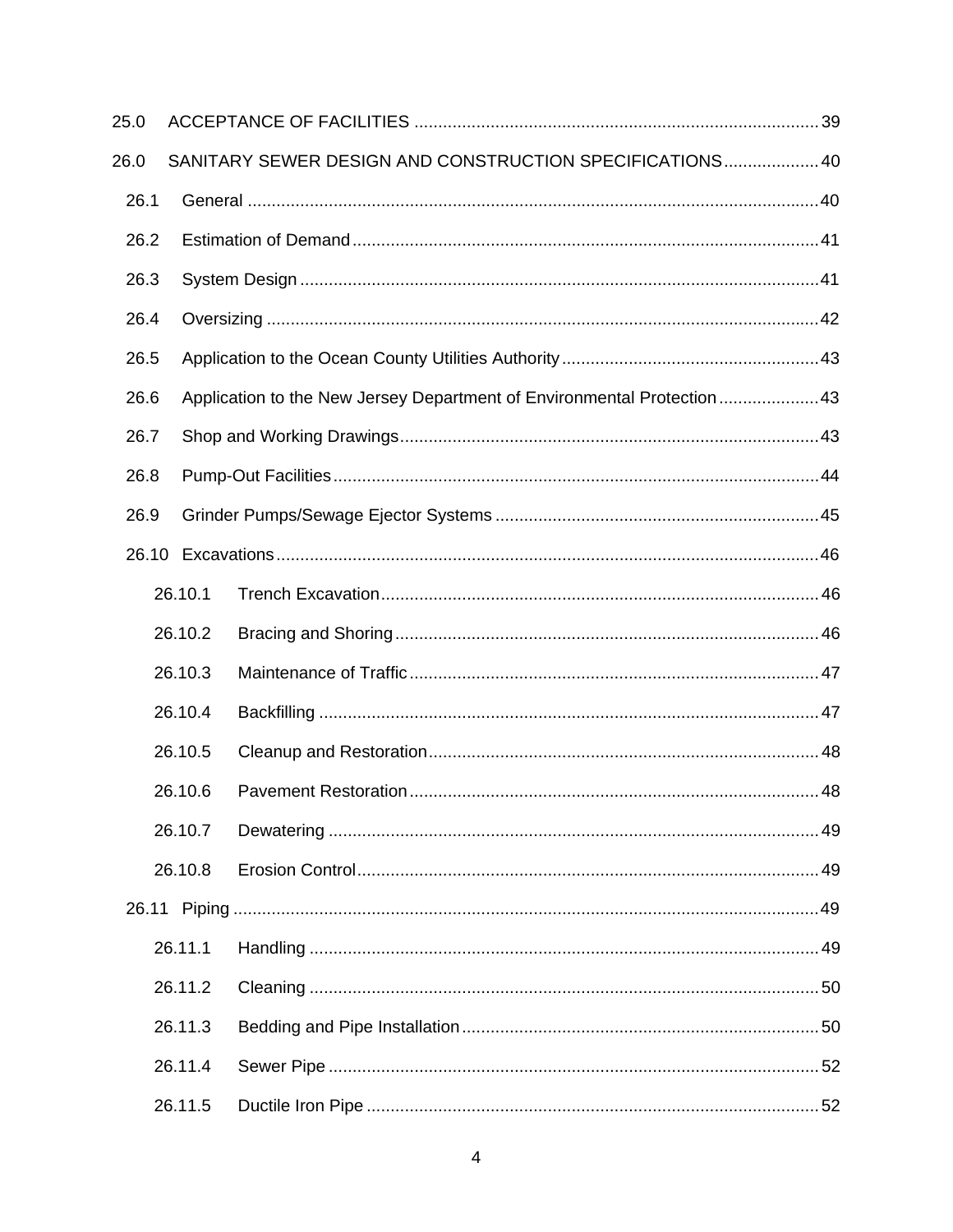25.0 ACCEPTANCE OF FACILITIES ........................................................................................ 39

26.0 SANITARY SEWER DESIGN AND CONSTRUCTION SPECIFICATIONS .................... 40

- 26.1 General ........................................................................................................................ 40
- 26.2 Estimation of Demand ................................................................................................. 41
- 26.3 System Design ............................................................................................................ 41
- 26.4 Oversizing ................................................................................................................... 42
- 26.5 Application to the Ocean County Utilities Authority ..................................................... 43
- 26.6 Application to the New Jersey Department of Environmental Protection ..................... 43
- 26.7 Shop and Working Drawings ....................................................................................... 43
- 26.8 Pump-Out Facilities ..................................................................................................... 44
- 26.9 Grinder Pumps/Sewage Ejector Systems ................................................................... 45
- 26.10 Excavations ................................................................................................................. 46
  - 26.10.1 Trench Excavation ........................................................................................... 46
  - 26.10.2 Bracing and Shoring ........................................................................................ 46
  - 26.10.3 Maintenance of Traffic ..................................................................................... 47
  - 26.10.4 Backfilling ........................................................................................................ 47
  - 26.10.5 Cleanup and Restoration ................................................................................. 48
  - 26.10.6 Pavement Restoration ..................................................................................... 48
  - 26.10.7 Dewatering ...................................................................................................... 49
  - 26.10.8 Erosion Control ................................................................................................ 49
- 26.11 Piping .......................................................................................................................... 49
  - 26.11.1 Handling .......................................................................................................... 49
  - 26.11.2 Cleaning .......................................................................................................... 50
  - 26.11.3 Bedding and Pipe Installation .......................................................................... 50
  - 26.11.4 Sewer Pipe ...................................................................................................... 52
  - 26.11.5 Ductile Iron Pipe .............................................................................................. 52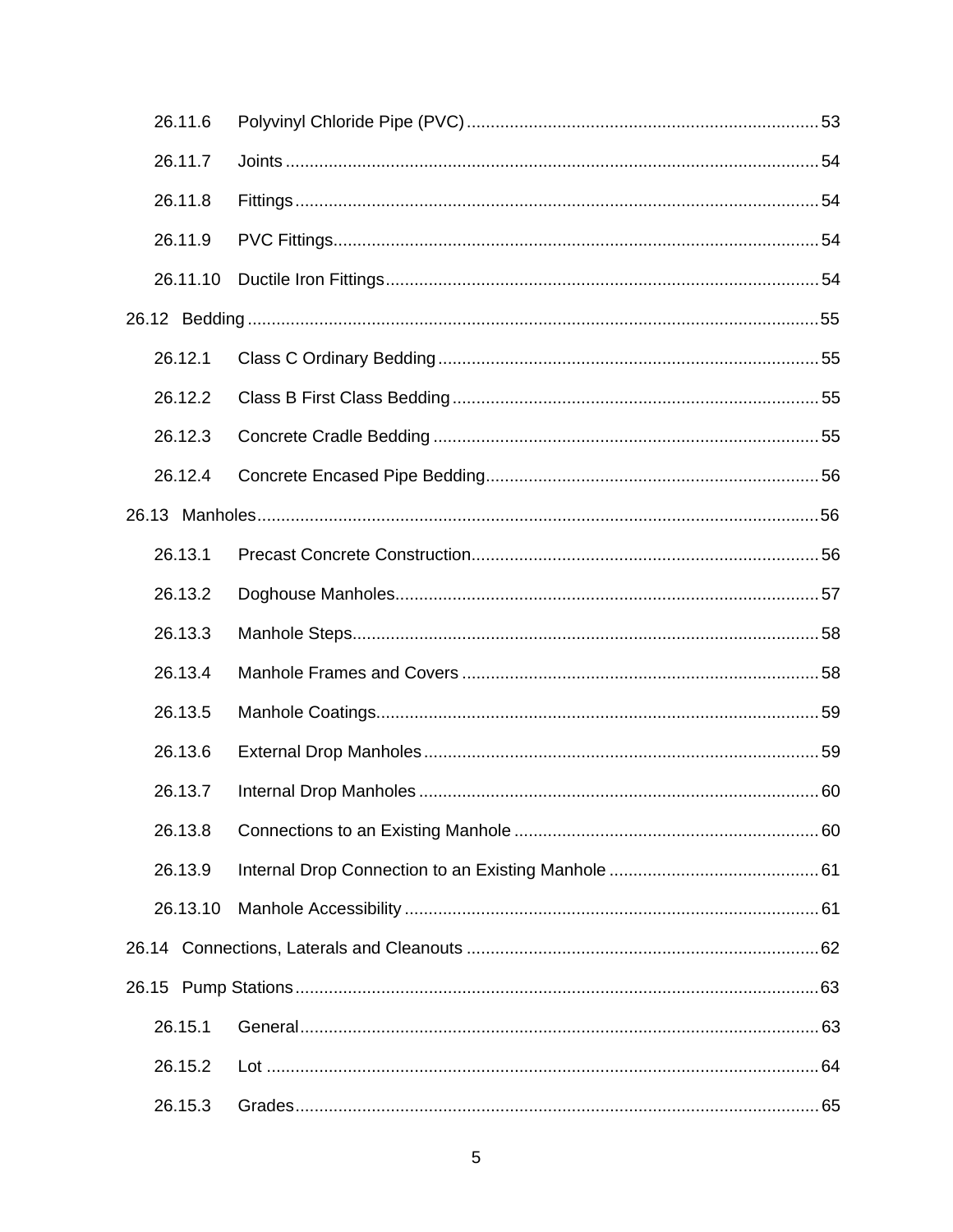26.11.6 Polyvinyl Chloride Pipe (PVC) .......... 53

26.11.7 Joints .......... 54

26.11.8 Fittings .......... 54

26.11.9 PVC Fittings .......... 54

26.11.10 Ductile Iron Fittings .......... 54

26.12 Bedding .......... 55

26.12.1 Class C Ordinary Bedding .......... 55

26.12.2 Class B First Class Bedding .......... 55

26.12.3 Concrete Cradle Bedding .......... 55

26.12.4 Concrete Encased Pipe Bedding .......... 56

26.13 Manholes .......... 56

26.13.1 Precast Concrete Construction .......... 56

26.13.2 Doghouse Manholes .......... 57

26.13.3 Manhole Steps .......... 58

26.13.4 Manhole Frames and Covers .......... 58

26.13.5 Manhole Coatings .......... 59

26.13.6 External Drop Manholes .......... 59

26.13.7 Internal Drop Manholes .......... 60

26.13.8 Connections to an Existing Manhole .......... 60

26.13.9 Internal Drop Connection to an Existing Manhole .......... 61

26.13.10 Manhole Accessibility .......... 61

26.14 Connections, Laterals and Cleanouts .......... 62

26.15 Pump Stations .......... 63

26.15.1 General .......... 63

26.15.2 Lot .......... 64

26.15.3 Grades .......... 65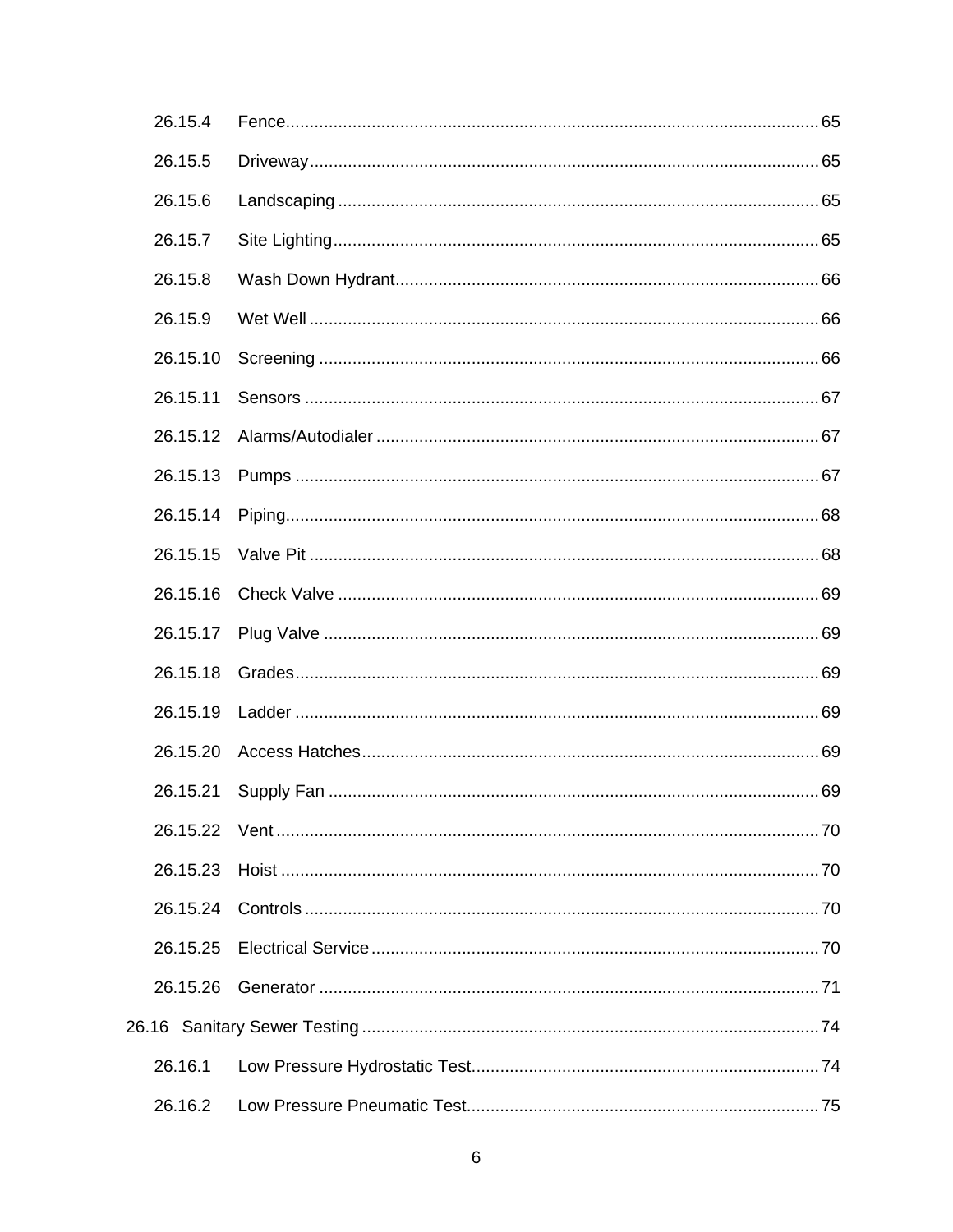26.15.4 Fence ... 65

26.15.5 Driveway ... 65

26.15.6 Landscaping ... 65

26.15.7 Site Lighting ... 65

26.15.8 Wash Down Hydrant ... 66

26.15.9 Wet Well ... 66

26.15.10 Screening ... 66

26.15.11 Sensors ... 67

26.15.12 Alarms/Autodialer ... 67

26.15.13 Pumps ... 67

26.15.14 Piping ... 68

26.15.15 Valve Pit ... 68

26.15.16 Check Valve ... 69

26.15.17 Plug Valve ... 69

26.15.18 Grades ... 69

26.15.19 Ladder ... 69

26.15.20 Access Hatches ... 69

26.15.21 Supply Fan ... 69

26.15.22 Vent ... 70

26.15.23 Hoist ... 70

26.15.24 Controls ... 70

26.15.25 Electrical Service ... 70

26.15.26 Generator ... 71

26.16 Sanitary Sewer Testing ... 74

26.16.1 Low Pressure Hydrostatic Test ... 74

26.16.2 Low Pressure Pneumatic Test ... 75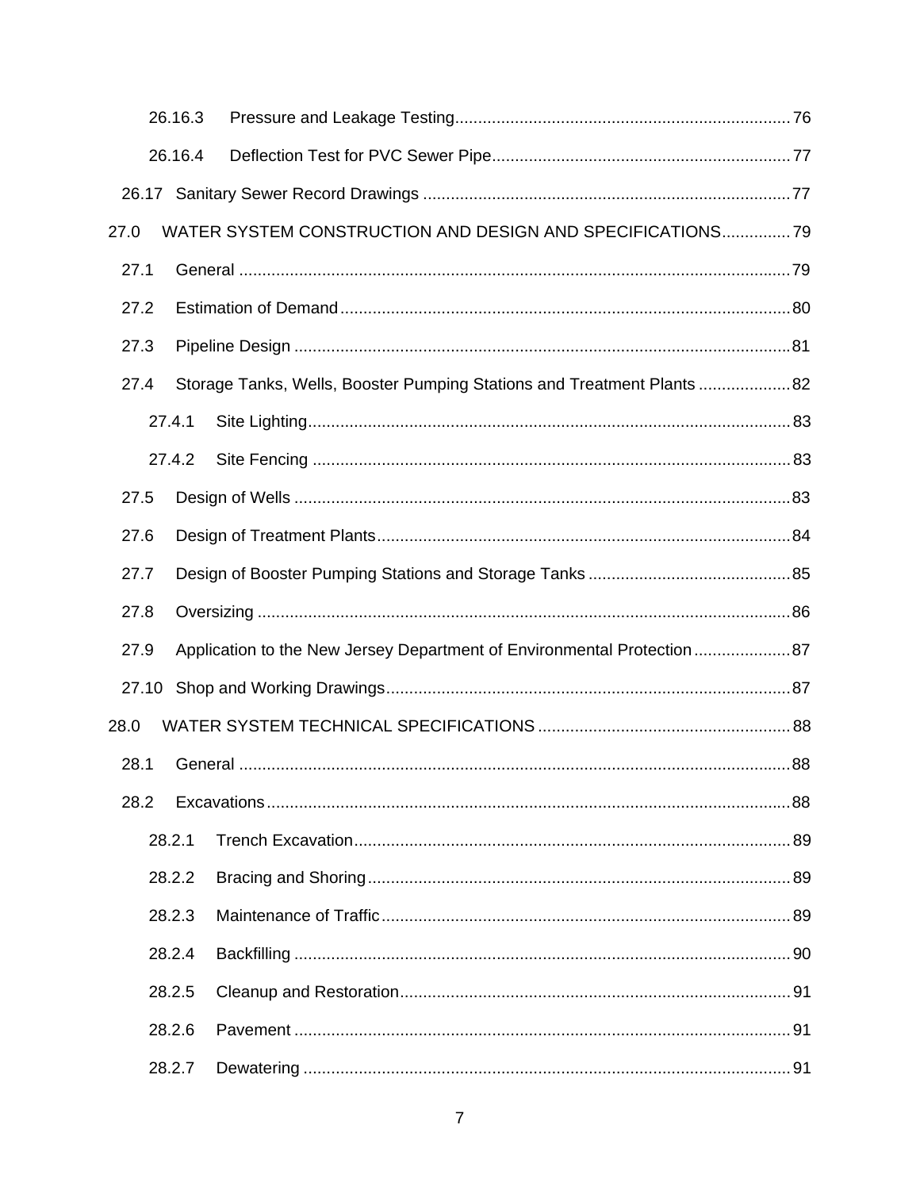26.16.3 Pressure and Leakage Testing ..... 76

26.16.4 Deflection Test for PVC Sewer Pipe ..... 77

26.17 Sanitary Sewer Record Drawings ..... 77

27.0 WATER SYSTEM CONSTRUCTION AND DESIGN AND SPECIFICATIONS ..... 79

27.1 General ..... 79

27.2 Estimation of Demand ..... 80

27.3 Pipeline Design ..... 81

27.4 Storage Tanks, Wells, Booster Pumping Stations and Treatment Plants ..... 82

27.4.1 Site Lighting ..... 83

27.4.2 Site Fencing ..... 83

27.5 Design of Wells ..... 83

27.6 Design of Treatment Plants ..... 84

27.7 Design of Booster Pumping Stations and Storage Tanks ..... 85

27.8 Oversizing ..... 86

27.9 Application to the New Jersey Department of Environmental Protection ..... 87

27.10 Shop and Working Drawings ..... 87

28.0 WATER SYSTEM TECHNICAL SPECIFICATIONS ..... 88

28.1 General ..... 88

28.2 Excavations ..... 88

28.2.1 Trench Excavation ..... 89

28.2.2 Bracing and Shoring ..... 89

28.2.3 Maintenance of Traffic ..... 89

28.2.4 Backfilling ..... 90

28.2.5 Cleanup and Restoration ..... 91

28.2.6 Pavement ..... 91

28.2.7 Dewatering ..... 91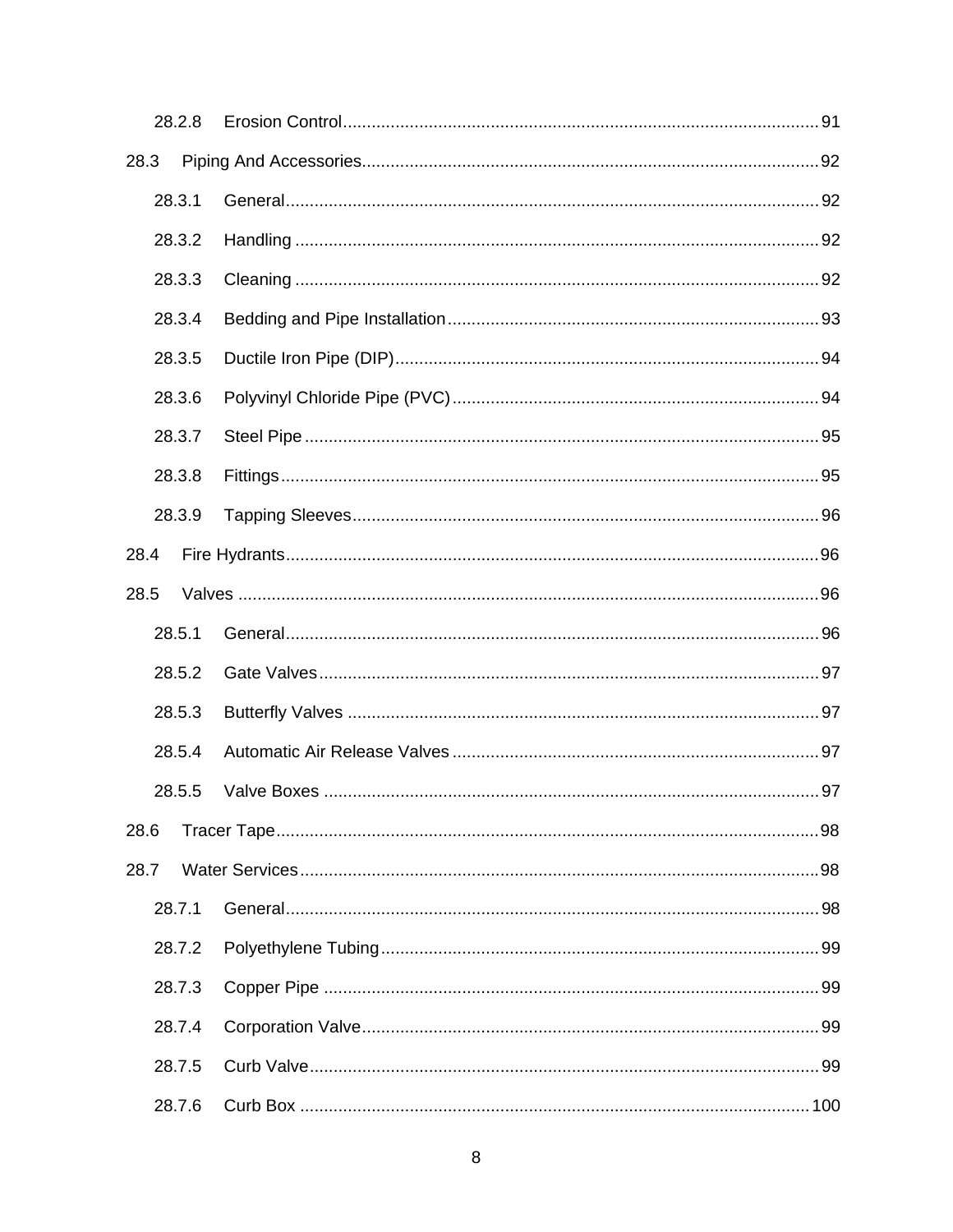- 28.2.8 Erosion Control .......... 91
- 28.3 Piping And Accessories .......... 92
  - 28.3.1 General .......... 92
  - 28.3.2 Handling .......... 92
  - 28.3.3 Cleaning .......... 92
  - 28.3.4 Bedding and Pipe Installation .......... 93
  - 28.3.5 Ductile Iron Pipe (DIP) .......... 94
  - 28.3.6 Polyvinyl Chloride Pipe (PVC) .......... 94
  - 28.3.7 Steel Pipe .......... 95
  - 28.3.8 Fittings .......... 95
  - 28.3.9 Tapping Sleeves .......... 96
- 28.4 Fire Hydrants .......... 96
- 28.5 Valves .......... 96
  - 28.5.1 General .......... 96
  - 28.5.2 Gate Valves .......... 97
  - 28.5.3 Butterfly Valves .......... 97
  - 28.5.4 Automatic Air Release Valves .......... 97
  - 28.5.5 Valve Boxes .......... 97
- 28.6 Tracer Tape .......... 98
- 28.7 Water Services .......... 98
  - 28.7.1 General .......... 98
  - 28.7.2 Polyethylene Tubing .......... 99
  - 28.7.3 Copper Pipe .......... 99
  - 28.7.4 Corporation Valve .......... 99
  - 28.7.5 Curb Valve .......... 99
  - 28.7.6 Curb Box .......... 100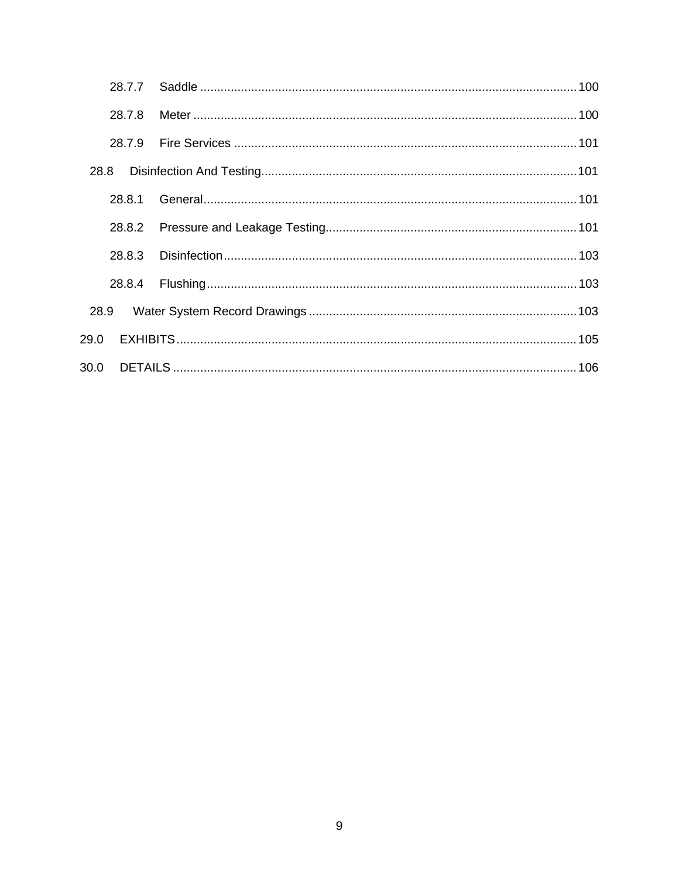28.7.7 Saddle .......... 100

28.7.8 Meter .......... 100

28.7.9 Fire Services .......... 101

28.8 Disinfection And Testing .......... 101

28.8.1 General .......... 101

28.8.2 Pressure and Leakage Testing .......... 101

28.8.3 Disinfection .......... 103

28.8.4 Flushing .......... 103

28.9 Water System Record Drawings .......... 103

29.0 EXHIBITS .......... 105

30.0 DETAILS .......... 106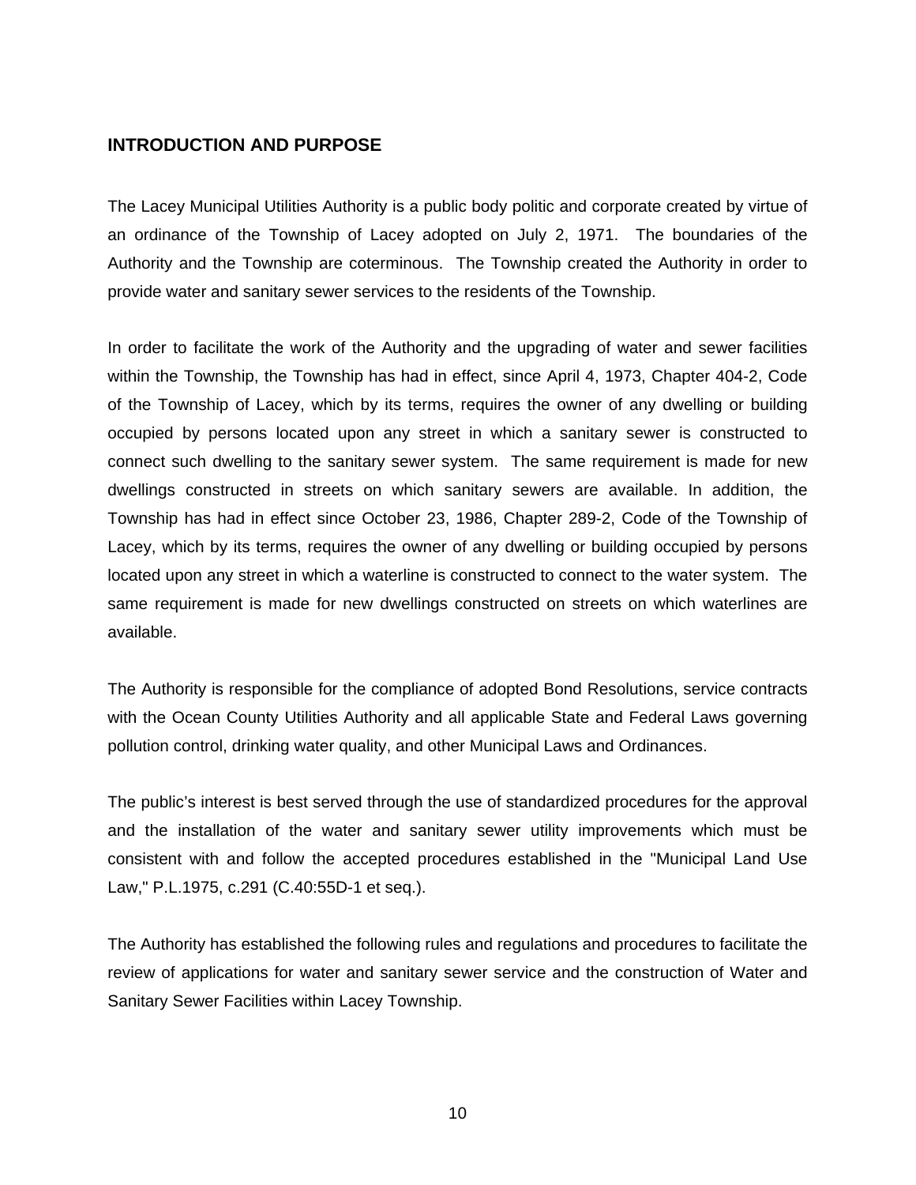## INTRODUCTION AND PURPOSE

The Lacey Municipal Utilities Authority is a public body politic and corporate created by virtue of an ordinance of the Township of Lacey adopted on July 2, 1971. The boundaries of the Authority and the Township are coterminous. The Township created the Authority in order to provide water and sanitary sewer services to the residents of the Township.

In order to facilitate the work of the Authority and the upgrading of water and sewer facilities within the Township, the Township has had in effect, since April 4, 1973, Chapter 404-2, Code of the Township of Lacey, which by its terms, requires the owner of any dwelling or building occupied by persons located upon any street in which a sanitary sewer is constructed to connect such dwelling to the sanitary sewer system. The same requirement is made for new dwellings constructed in streets on which sanitary sewers are available. In addition, the Township has had in effect since October 23, 1986, Chapter 289-2, Code of the Township of Lacey, which by its terms, requires the owner of any dwelling or building occupied by persons located upon any street in which a waterline is constructed to connect to the water system. The same requirement is made for new dwellings constructed on streets on which waterlines are available.

The Authority is responsible for the compliance of adopted Bond Resolutions, service contracts with the Ocean County Utilities Authority and all applicable State and Federal Laws governing pollution control, drinking water quality, and other Municipal Laws and Ordinances.

The public's interest is best served through the use of standardized procedures for the approval and the installation of the water and sanitary sewer utility improvements which must be consistent with and follow the accepted procedures established in the "Municipal Land Use Law," P.L.1975, c.291 (C.40:55D-1 et seq.).

The Authority has established the following rules and regulations and procedures to facilitate the review of applications for water and sanitary sewer service and the construction of Water and Sanitary Sewer Facilities within Lacey Township.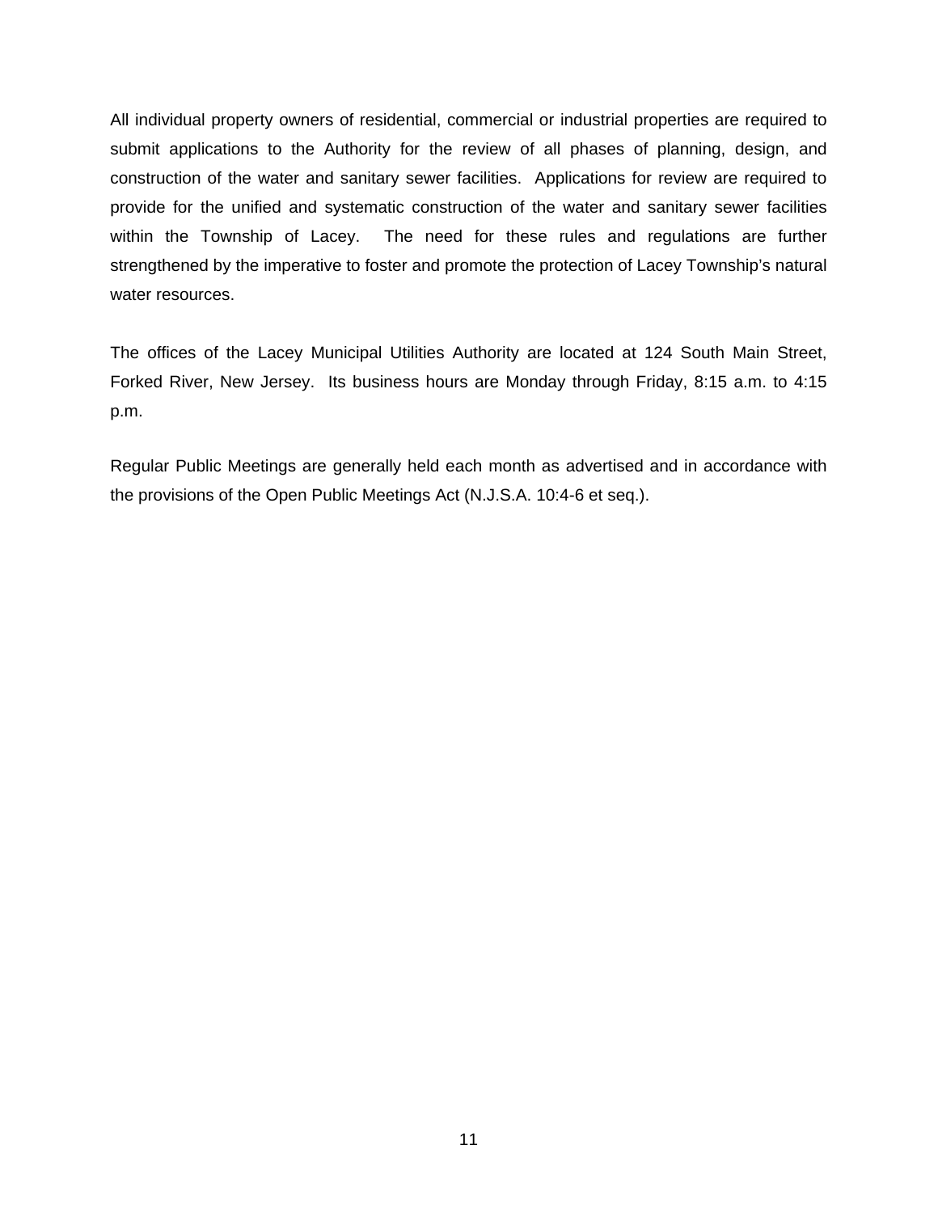All individual property owners of residential, commercial or industrial properties are required to submit applications to the Authority for the review of all phases of planning, design, and construction of the water and sanitary sewer facilities. Applications for review are required to provide for the unified and systematic construction of the water and sanitary sewer facilities within the Township of Lacey. The need for these rules and regulations are further strengthened by the imperative to foster and promote the protection of Lacey Township's natural water resources.

The offices of the Lacey Municipal Utilities Authority are located at 124 South Main Street, Forked River, New Jersey. Its business hours are Monday through Friday, 8:15 a.m. to 4:15 p.m.

Regular Public Meetings are generally held each month as advertised and in accordance with the provisions of the Open Public Meetings Act (N.J.S.A. 10:4-6 et seq.).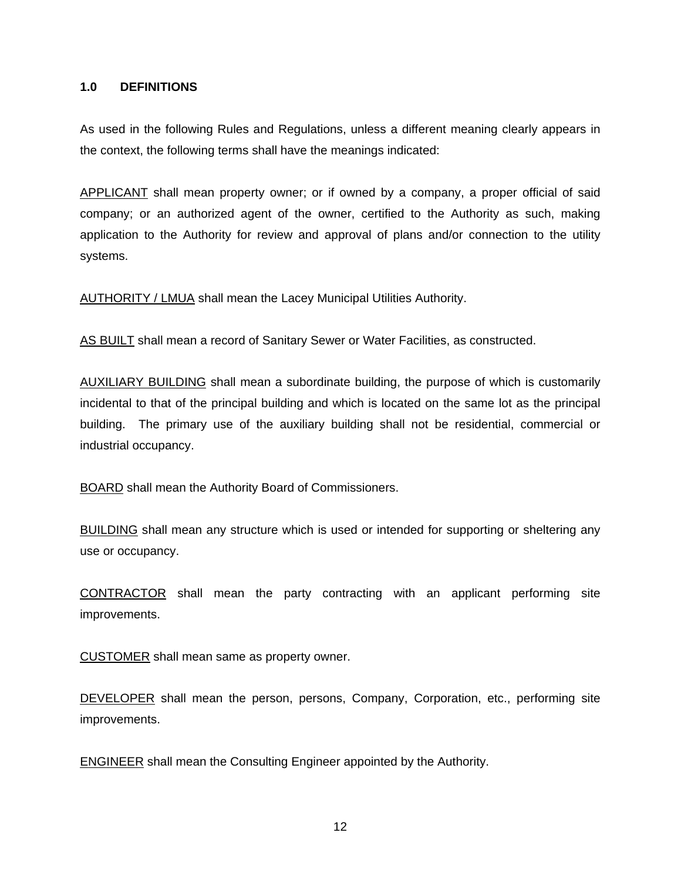## 1.0 DEFINITIONS

As used in the following Rules and Regulations, unless a different meaning clearly appears in the context, the following terms shall have the meanings indicated:

<u>APPLICANT</u> shall mean property owner; or if owned by a company, a proper official of said company; or an authorized agent of the owner, certified to the Authority as such, making application to the Authority for review and approval of plans and/or connection to the utility systems.

<u>AUTHORITY / LMUA</u> shall mean the Lacey Municipal Utilities Authority.

<u>AS BUILT</u> shall mean a record of Sanitary Sewer or Water Facilities, as constructed.

<u>AUXILIARY BUILDING</u> shall mean a subordinate building, the purpose of which is customarily incidental to that of the principal building and which is located on the same lot as the principal building. The primary use of the auxiliary building shall not be residential, commercial or industrial occupancy.

<u>BOARD</u> shall mean the Authority Board of Commissioners.

<u>BUILDING</u> shall mean any structure which is used or intended for supporting or sheltering any use or occupancy.

<u>CONTRACTOR</u> shall mean the party contracting with an applicant performing site improvements.

<u>CUSTOMER</u> shall mean same as property owner.

<u>DEVELOPER</u> shall mean the person, persons, Company, Corporation, etc., performing site improvements.

<u>ENGINEER</u> shall mean the Consulting Engineer appointed by the Authority.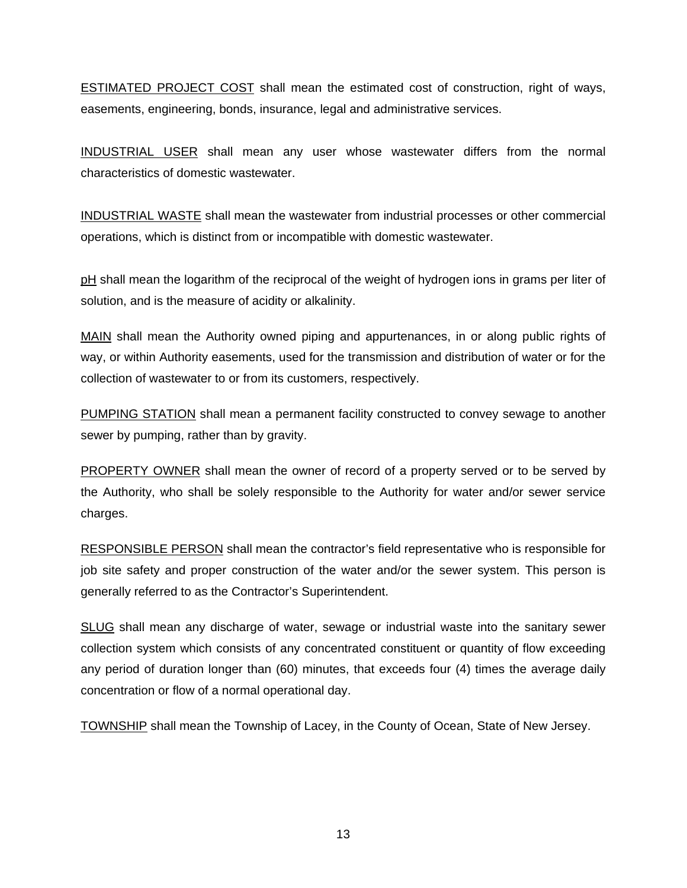<u>ESTIMATED PROJECT COST</u> shall mean the estimated cost of construction, right of ways, easements, engineering, bonds, insurance, legal and administrative services.

<u>INDUSTRIAL USER</u> shall mean any user whose wastewater differs from the normal characteristics of domestic wastewater.

<u>INDUSTRIAL WASTE</u> shall mean the wastewater from industrial processes or other commercial operations, which is distinct from or incompatible with domestic wastewater.

<u>pH</u> shall mean the logarithm of the reciprocal of the weight of hydrogen ions in grams per liter of solution, and is the measure of acidity or alkalinity.

<u>MAIN</u> shall mean the Authority owned piping and appurtenances, in or along public rights of way, or within Authority easements, used for the transmission and distribution of water or for the collection of wastewater to or from its customers, respectively.

<u>PUMPING STATION</u> shall mean a permanent facility constructed to convey sewage to another sewer by pumping, rather than by gravity.

<u>PROPERTY OWNER</u> shall mean the owner of record of a property served or to be served by the Authority, who shall be solely responsible to the Authority for water and/or sewer service charges.

<u>RESPONSIBLE PERSON</u> shall mean the contractor's field representative who is responsible for job site safety and proper construction of the water and/or the sewer system. This person is generally referred to as the Contractor's Superintendent.

<u>SLUG</u> shall mean any discharge of water, sewage or industrial waste into the sanitary sewer collection system which consists of any concentrated constituent or quantity of flow exceeding any period of duration longer than (60) minutes, that exceeds four (4) times the average daily concentration or flow of a normal operational day.

<u>TOWNSHIP</u> shall mean the Township of Lacey, in the County of Ocean, State of New Jersey.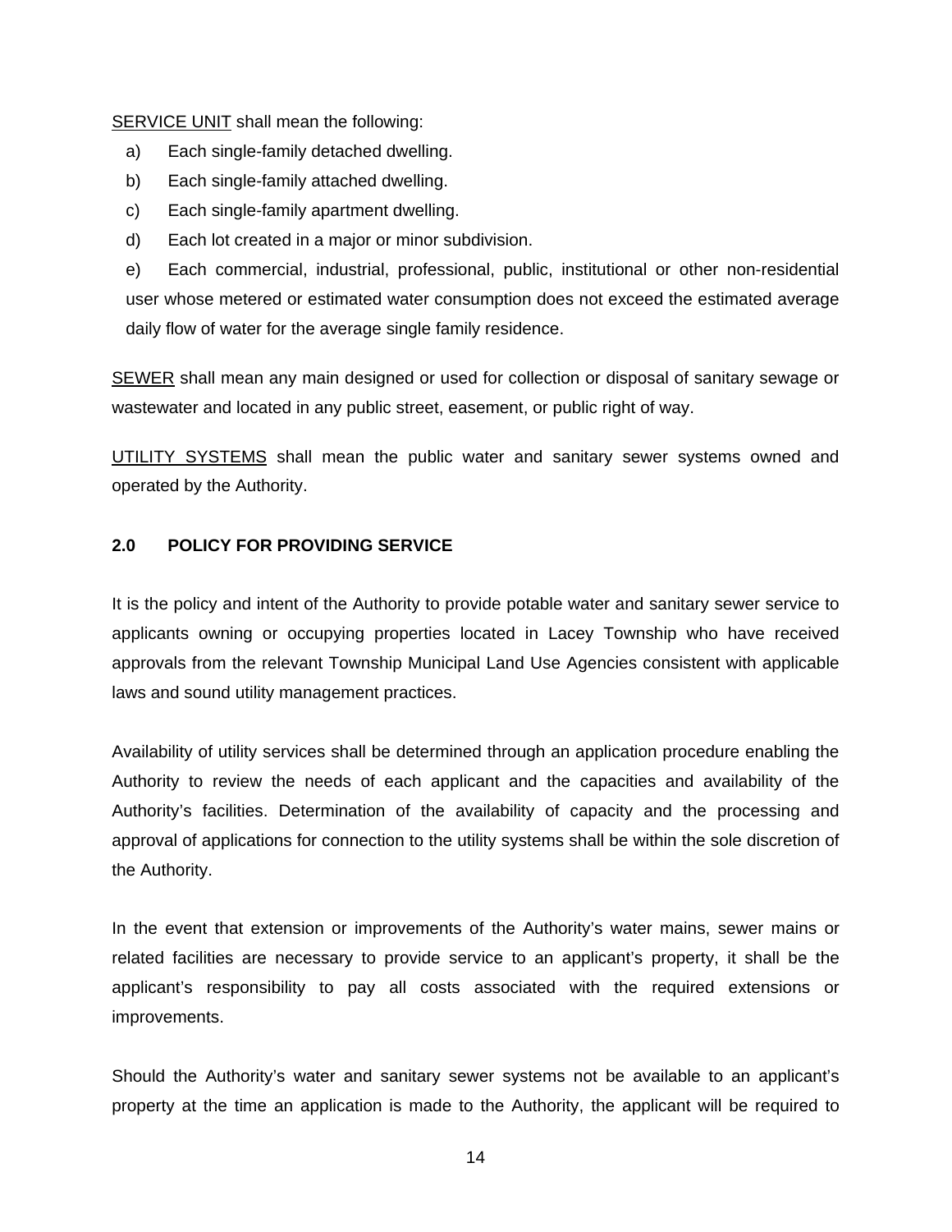SERVICE UNIT shall mean the following:

a) Each single-family detached dwelling.

b) Each single-family attached dwelling.

c) Each single-family apartment dwelling.

d) Each lot created in a major or minor subdivision.

e) Each commercial, industrial, professional, public, institutional or other non-residential user whose metered or estimated water consumption does not exceed the estimated average daily flow of water for the average single family residence.

SEWER shall mean any main designed or used for collection or disposal of sanitary sewage or wastewater and located in any public street, easement, or public right of way.

UTILITY SYSTEMS shall mean the public water and sanitary sewer systems owned and operated by the Authority.

## 2.0 POLICY FOR PROVIDING SERVICE

It is the policy and intent of the Authority to provide potable water and sanitary sewer service to applicants owning or occupying properties located in Lacey Township who have received approvals from the relevant Township Municipal Land Use Agencies consistent with applicable laws and sound utility management practices.

Availability of utility services shall be determined through an application procedure enabling the Authority to review the needs of each applicant and the capacities and availability of the Authority's facilities. Determination of the availability of capacity and the processing and approval of applications for connection to the utility systems shall be within the sole discretion of the Authority.

In the event that extension or improvements of the Authority's water mains, sewer mains or related facilities are necessary to provide service to an applicant's property, it shall be the applicant's responsibility to pay all costs associated with the required extensions or improvements.

Should the Authority's water and sanitary sewer systems not be available to an applicant's property at the time an application is made to the Authority, the applicant will be required to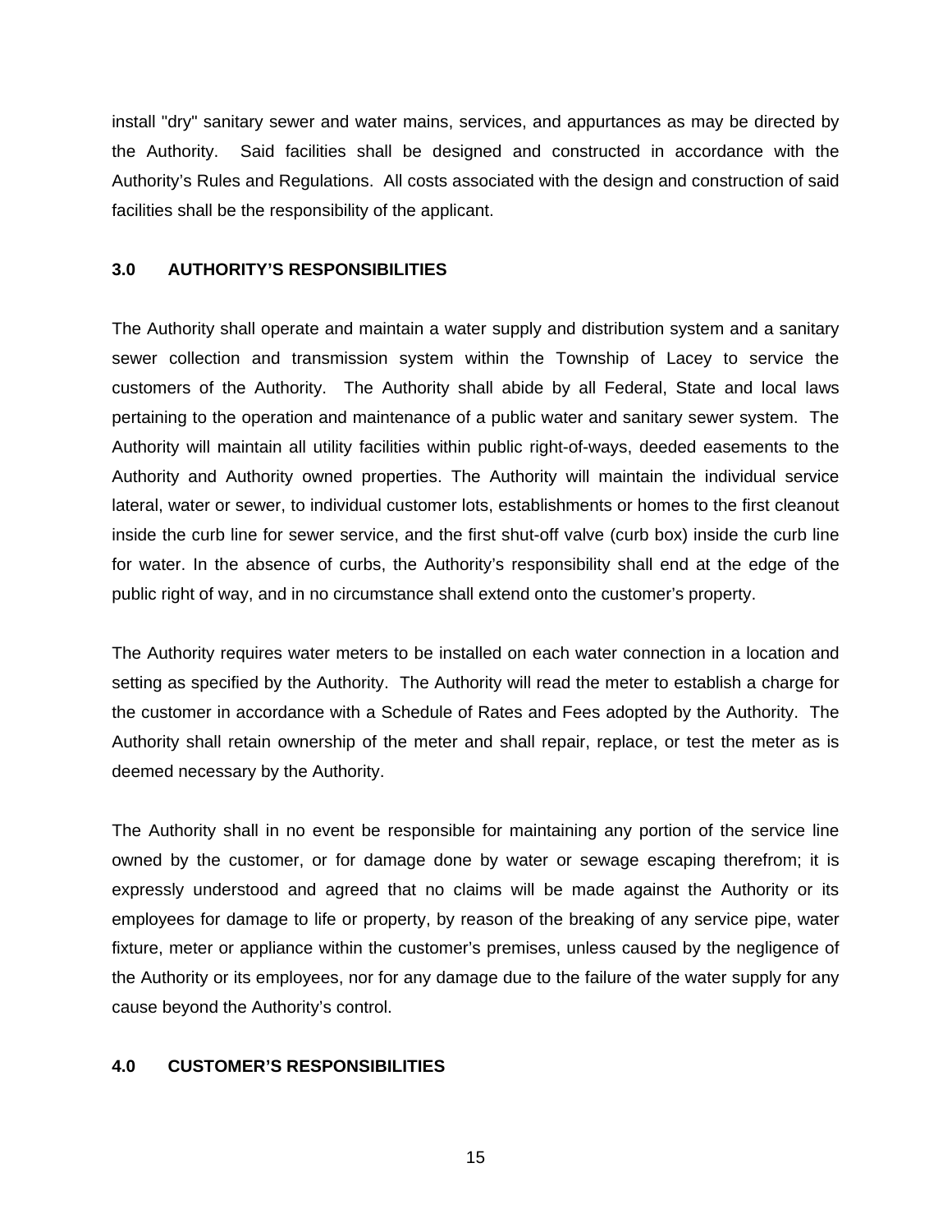install "dry" sanitary sewer and water mains, services, and appurtances as may be directed by the Authority. Said facilities shall be designed and constructed in accordance with the Authority's Rules and Regulations. All costs associated with the design and construction of said facilities shall be the responsibility of the applicant.

## 3.0 AUTHORITY'S RESPONSIBILITIES

The Authority shall operate and maintain a water supply and distribution system and a sanitary sewer collection and transmission system within the Township of Lacey to service the customers of the Authority. The Authority shall abide by all Federal, State and local laws pertaining to the operation and maintenance of a public water and sanitary sewer system. The Authority will maintain all utility facilities within public right-of-ways, deeded easements to the Authority and Authority owned properties. The Authority will maintain the individual service lateral, water or sewer, to individual customer lots, establishments or homes to the first cleanout inside the curb line for sewer service, and the first shut-off valve (curb box) inside the curb line for water. In the absence of curbs, the Authority's responsibility shall end at the edge of the public right of way, and in no circumstance shall extend onto the customer's property.

The Authority requires water meters to be installed on each water connection in a location and setting as specified by the Authority. The Authority will read the meter to establish a charge for the customer in accordance with a Schedule of Rates and Fees adopted by the Authority. The Authority shall retain ownership of the meter and shall repair, replace, or test the meter as is deemed necessary by the Authority.

The Authority shall in no event be responsible for maintaining any portion of the service line owned by the customer, or for damage done by water or sewage escaping therefrom; it is expressly understood and agreed that no claims will be made against the Authority or its employees for damage to life or property, by reason of the breaking of any service pipe, water fixture, meter or appliance within the customer's premises, unless caused by the negligence of the Authority or its employees, nor for any damage due to the failure of the water supply for any cause beyond the Authority's control.

## 4.0 CUSTOMER'S RESPONSIBILITIES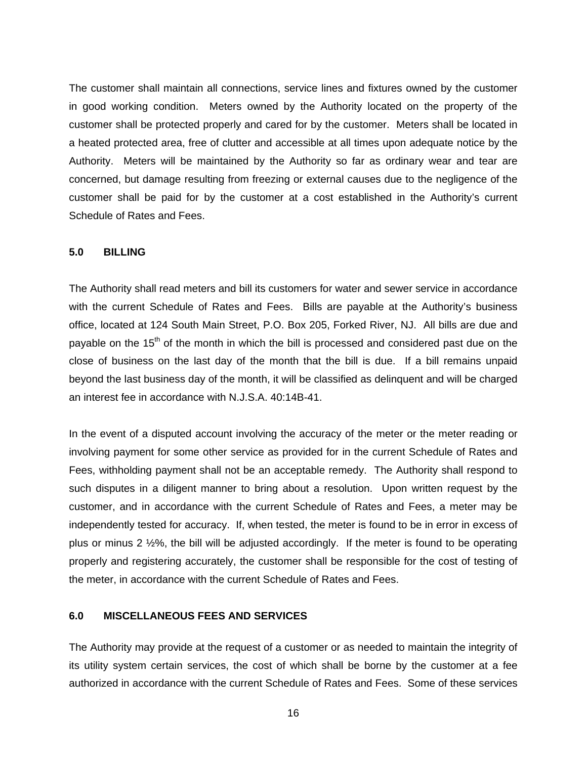The customer shall maintain all connections, service lines and fixtures owned by the customer in good working condition. Meters owned by the Authority located on the property of the customer shall be protected properly and cared for by the customer. Meters shall be located in a heated protected area, free of clutter and accessible at all times upon adequate notice by the Authority. Meters will be maintained by the Authority so far as ordinary wear and tear are concerned, but damage resulting from freezing or external causes due to the negligence of the customer shall be paid for by the customer at a cost established in the Authority's current Schedule of Rates and Fees.

## 5.0 BILLING

The Authority shall read meters and bill its customers for water and sewer service in accordance with the current Schedule of Rates and Fees. Bills are payable at the Authority's business office, located at 124 South Main Street, P.O. Box 205, Forked River, NJ. All bills are due and payable on the 15th of the month in which the bill is processed and considered past due on the close of business on the last day of the month that the bill is due. If a bill remains unpaid beyond the last business day of the month, it will be classified as delinquent and will be charged an interest fee in accordance with N.J.S.A. 40:14B-41.

In the event of a disputed account involving the accuracy of the meter or the meter reading or involving payment for some other service as provided for in the current Schedule of Rates and Fees, withholding payment shall not be an acceptable remedy. The Authority shall respond to such disputes in a diligent manner to bring about a resolution. Upon written request by the customer, and in accordance with the current Schedule of Rates and Fees, a meter may be independently tested for accuracy. If, when tested, the meter is found to be in error in excess of plus or minus 2 ½%, the bill will be adjusted accordingly. If the meter is found to be operating properly and registering accurately, the customer shall be responsible for the cost of testing of the meter, in accordance with the current Schedule of Rates and Fees.

## 6.0 MISCELLANEOUS FEES AND SERVICES

The Authority may provide at the request of a customer or as needed to maintain the integrity of its utility system certain services, the cost of which shall be borne by the customer at a fee authorized in accordance with the current Schedule of Rates and Fees. Some of these services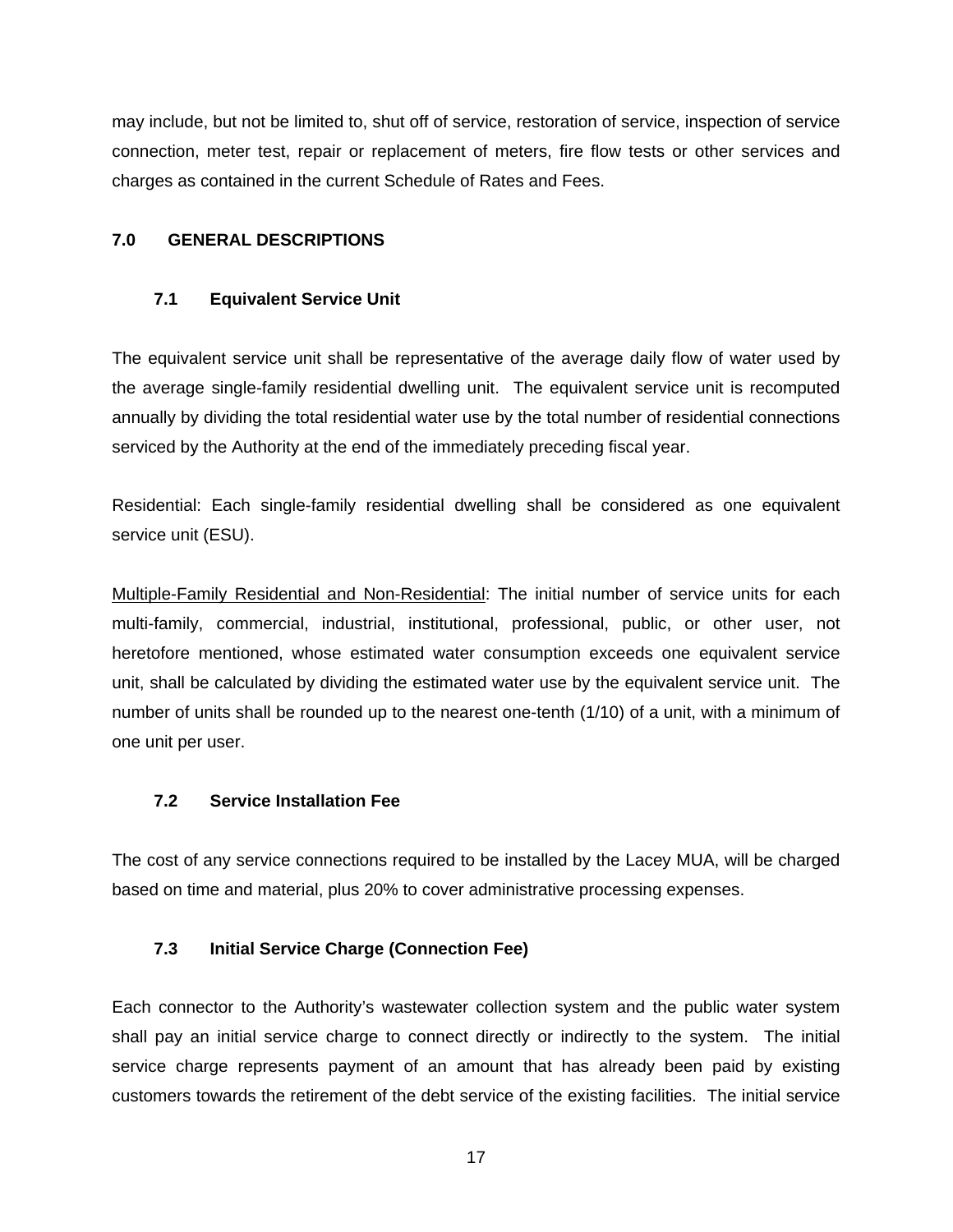may include, but not be limited to, shut off of service, restoration of service, inspection of service connection, meter test, repair or replacement of meters, fire flow tests or other services and charges as contained in the current Schedule of Rates and Fees.

## 7.0 GENERAL DESCRIPTIONS

### 7.1 Equivalent Service Unit

The equivalent service unit shall be representative of the average daily flow of water used by the average single-family residential dwelling unit. The equivalent service unit is recomputed annually by dividing the total residential water use by the total number of residential connections serviced by the Authority at the end of the immediately preceding fiscal year.

Residential: Each single-family residential dwelling shall be considered as one equivalent service unit (ESU).

<u>Multiple-Family Residential and Non-Residential</u>: The initial number of service units for each multi-family, commercial, industrial, institutional, professional, public, or other user, not heretofore mentioned, whose estimated water consumption exceeds one equivalent service unit, shall be calculated by dividing the estimated water use by the equivalent service unit. The number of units shall be rounded up to the nearest one-tenth (1/10) of a unit, with a minimum of one unit per user.

### 7.2 Service Installation Fee

The cost of any service connections required to be installed by the Lacey MUA, will be charged based on time and material, plus 20% to cover administrative processing expenses.

### 7.3 Initial Service Charge (Connection Fee)

Each connector to the Authority's wastewater collection system and the public water system shall pay an initial service charge to connect directly or indirectly to the system. The initial service charge represents payment of an amount that has already been paid by existing customers towards the retirement of the debt service of the existing facilities. The initial service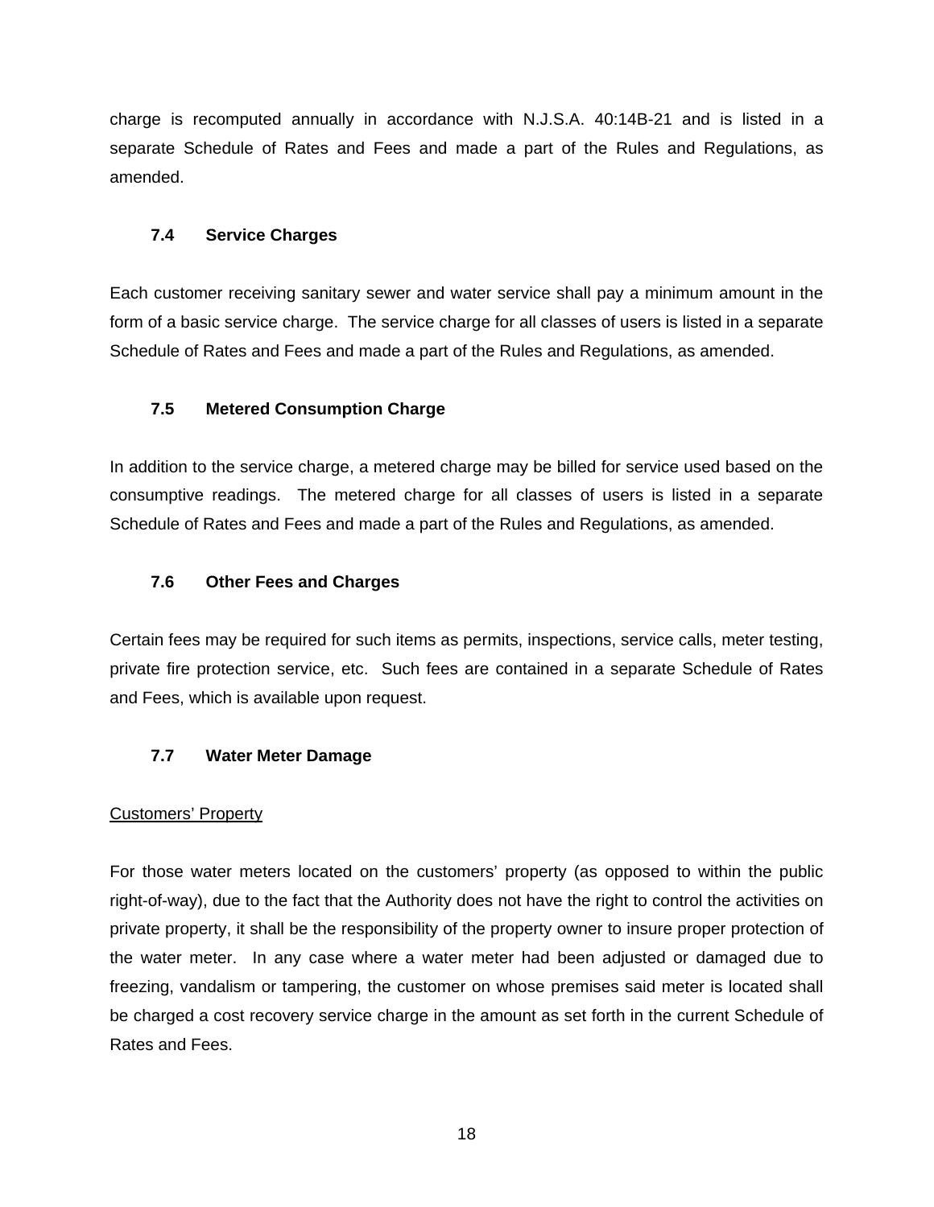charge is recomputed annually in accordance with N.J.S.A. 40:14B-21 and is listed in a separate Schedule of Rates and Fees and made a part of the Rules and Regulations, as amended.

### 7.4 Service Charges

Each customer receiving sanitary sewer and water service shall pay a minimum amount in the form of a basic service charge. The service charge for all classes of users is listed in a separate Schedule of Rates and Fees and made a part of the Rules and Regulations, as amended.

### 7.5 Metered Consumption Charge

In addition to the service charge, a metered charge may be billed for service used based on the consumptive readings. The metered charge for all classes of users is listed in a separate Schedule of Rates and Fees and made a part of the Rules and Regulations, as amended.

### 7.6 Other Fees and Charges

Certain fees may be required for such items as permits, inspections, service calls, meter testing, private fire protection service, etc. Such fees are contained in a separate Schedule of Rates and Fees, which is available upon request.

### 7.7 Water Meter Damage

<u>Customers' Property</u>

For those water meters located on the customers' property (as opposed to within the public right-of-way), due to the fact that the Authority does not have the right to control the activities on private property, it shall be the responsibility of the property owner to insure proper protection of the water meter. In any case where a water meter had been adjusted or damaged due to freezing, vandalism or tampering, the customer on whose premises said meter is located shall be charged a cost recovery service charge in the amount as set forth in the current Schedule of Rates and Fees.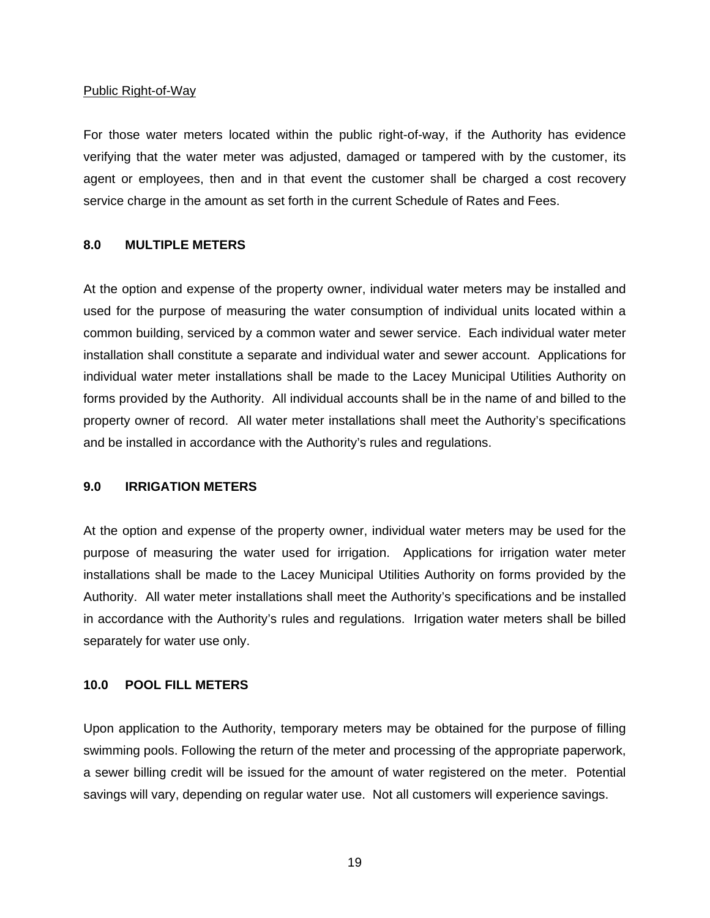Public Right-of-Way

For those water meters located within the public right-of-way, if the Authority has evidence verifying that the water meter was adjusted, damaged or tampered with by the customer, its agent or employees, then and in that event the customer shall be charged a cost recovery service charge in the amount as set forth in the current Schedule of Rates and Fees.

## 8.0 MULTIPLE METERS

At the option and expense of the property owner, individual water meters may be installed and used for the purpose of measuring the water consumption of individual units located within a common building, serviced by a common water and sewer service. Each individual water meter installation shall constitute a separate and individual water and sewer account. Applications for individual water meter installations shall be made to the Lacey Municipal Utilities Authority on forms provided by the Authority. All individual accounts shall be in the name of and billed to the property owner of record. All water meter installations shall meet the Authority's specifications and be installed in accordance with the Authority's rules and regulations.

## 9.0 IRRIGATION METERS

At the option and expense of the property owner, individual water meters may be used for the purpose of measuring the water used for irrigation. Applications for irrigation water meter installations shall be made to the Lacey Municipal Utilities Authority on forms provided by the Authority. All water meter installations shall meet the Authority's specifications and be installed in accordance with the Authority's rules and regulations. Irrigation water meters shall be billed separately for water use only.

## 10.0 POOL FILL METERS

Upon application to the Authority, temporary meters may be obtained for the purpose of filling swimming pools. Following the return of the meter and processing of the appropriate paperwork, a sewer billing credit will be issued for the amount of water registered on the meter. Potential savings will vary, depending on regular water use. Not all customers will experience savings.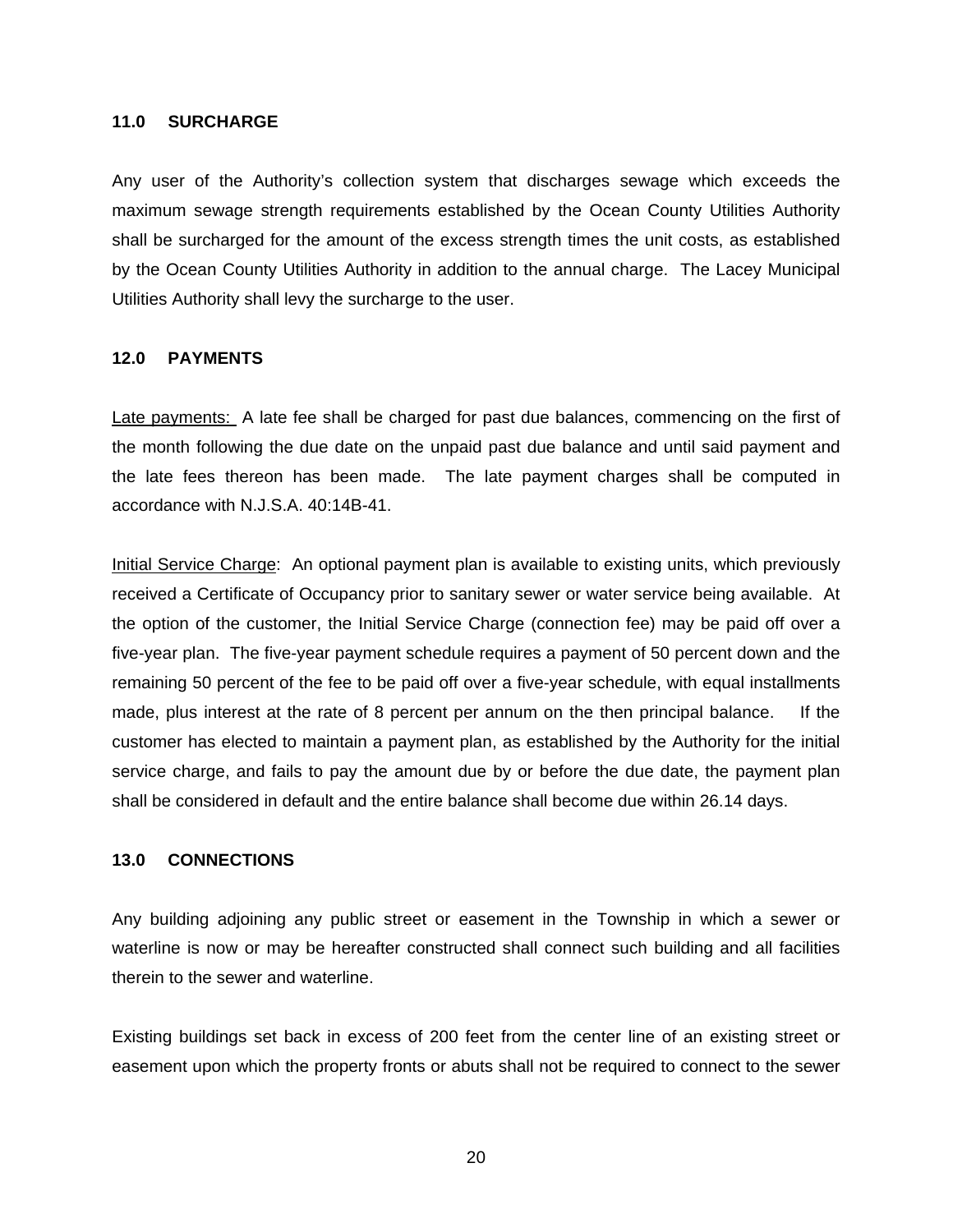## 11.0 SURCHARGE

Any user of the Authority's collection system that discharges sewage which exceeds the maximum sewage strength requirements established by the Ocean County Utilities Authority shall be surcharged for the amount of the excess strength times the unit costs, as established by the Ocean County Utilities Authority in addition to the annual charge. The Lacey Municipal Utilities Authority shall levy the surcharge to the user.

## 12.0 PAYMENTS

Late payments: A late fee shall be charged for past due balances, commencing on the first of the month following the due date on the unpaid past due balance and until said payment and the late fees thereon has been made. The late payment charges shall be computed in accordance with N.J.S.A. 40:14B-41.

Initial Service Charge: An optional payment plan is available to existing units, which previously received a Certificate of Occupancy prior to sanitary sewer or water service being available. At the option of the customer, the Initial Service Charge (connection fee) may be paid off over a five-year plan. The five-year payment schedule requires a payment of 50 percent down and the remaining 50 percent of the fee to be paid off over a five-year schedule, with equal installments made, plus interest at the rate of 8 percent per annum on the then principal balance. If the customer has elected to maintain a payment plan, as established by the Authority for the initial service charge, and fails to pay the amount due by or before the due date, the payment plan shall be considered in default and the entire balance shall become due within 26.14 days.

## 13.0 CONNECTIONS

Any building adjoining any public street or easement in the Township in which a sewer or waterline is now or may be hereafter constructed shall connect such building and all facilities therein to the sewer and waterline.

Existing buildings set back in excess of 200 feet from the center line of an existing street or easement upon which the property fronts or abuts shall not be required to connect to the sewer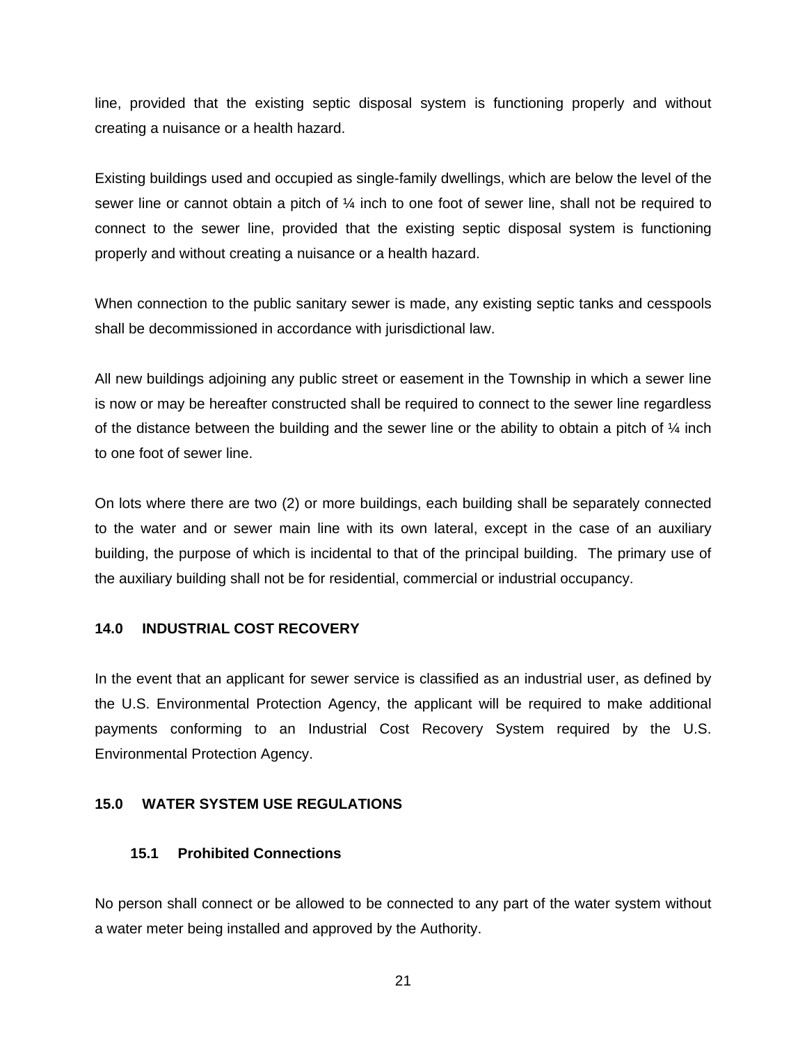line, provided that the existing septic disposal system is functioning properly and without creating a nuisance or a health hazard.

Existing buildings used and occupied as single-family dwellings, which are below the level of the sewer line or cannot obtain a pitch of ¼ inch to one foot of sewer line, shall not be required to connect to the sewer line, provided that the existing septic disposal system is functioning properly and without creating a nuisance or a health hazard.

When connection to the public sanitary sewer is made, any existing septic tanks and cesspools shall be decommissioned in accordance with jurisdictional law.

All new buildings adjoining any public street or easement in the Township in which a sewer line is now or may be hereafter constructed shall be required to connect to the sewer line regardless of the distance between the building and the sewer line or the ability to obtain a pitch of ¼ inch to one foot of sewer line.

On lots where there are two (2) or more buildings, each building shall be separately connected to the water and or sewer main line with its own lateral, except in the case of an auxiliary building, the purpose of which is incidental to that of the principal building. The primary use of the auxiliary building shall not be for residential, commercial or industrial occupancy.

## 14.0 INDUSTRIAL COST RECOVERY

In the event that an applicant for sewer service is classified as an industrial user, as defined by the U.S. Environmental Protection Agency, the applicant will be required to make additional payments conforming to an Industrial Cost Recovery System required by the U.S. Environmental Protection Agency.

## 15.0 WATER SYSTEM USE REGULATIONS

### 15.1 Prohibited Connections

No person shall connect or be allowed to be connected to any part of the water system without a water meter being installed and approved by the Authority.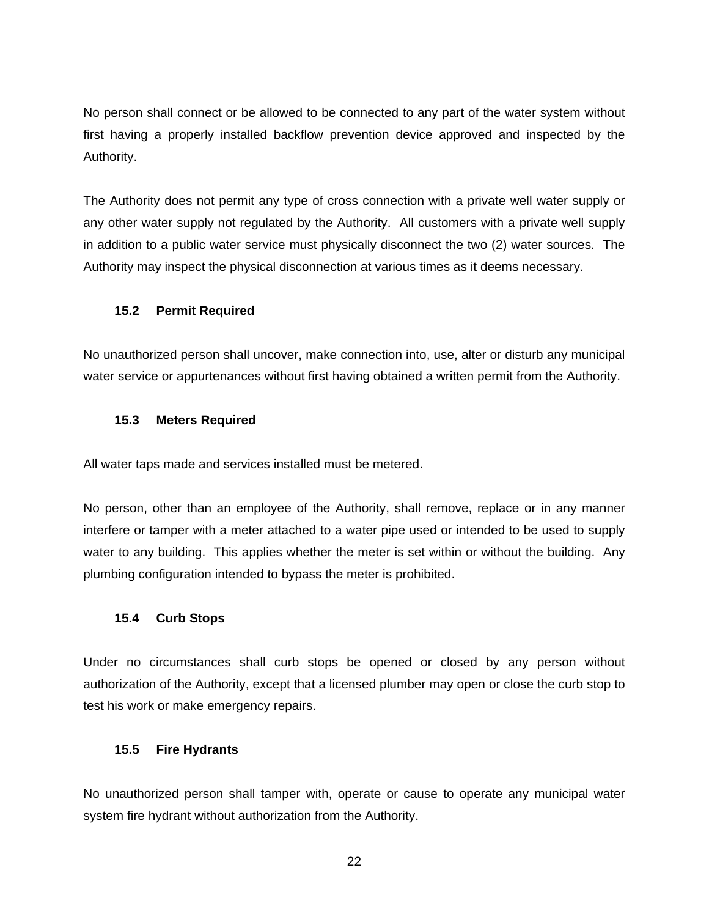No person shall connect or be allowed to be connected to any part of the water system without first having a properly installed backflow prevention device approved and inspected by the Authority.

The Authority does not permit any type of cross connection with a private well water supply or any other water supply not regulated by the Authority. All customers with a private well supply in addition to a public water service must physically disconnect the two (2) water sources. The Authority may inspect the physical disconnection at various times as it deems necessary.

### 15.2 Permit Required

No unauthorized person shall uncover, make connection into, use, alter or disturb any municipal water service or appurtenances without first having obtained a written permit from the Authority.

### 15.3 Meters Required

All water taps made and services installed must be metered.

No person, other than an employee of the Authority, shall remove, replace or in any manner interfere or tamper with a meter attached to a water pipe used or intended to be used to supply water to any building. This applies whether the meter is set within or without the building. Any plumbing configuration intended to bypass the meter is prohibited.

### 15.4 Curb Stops

Under no circumstances shall curb stops be opened or closed by any person without authorization of the Authority, except that a licensed plumber may open or close the curb stop to test his work or make emergency repairs.

### 15.5 Fire Hydrants

No unauthorized person shall tamper with, operate or cause to operate any municipal water system fire hydrant without authorization from the Authority.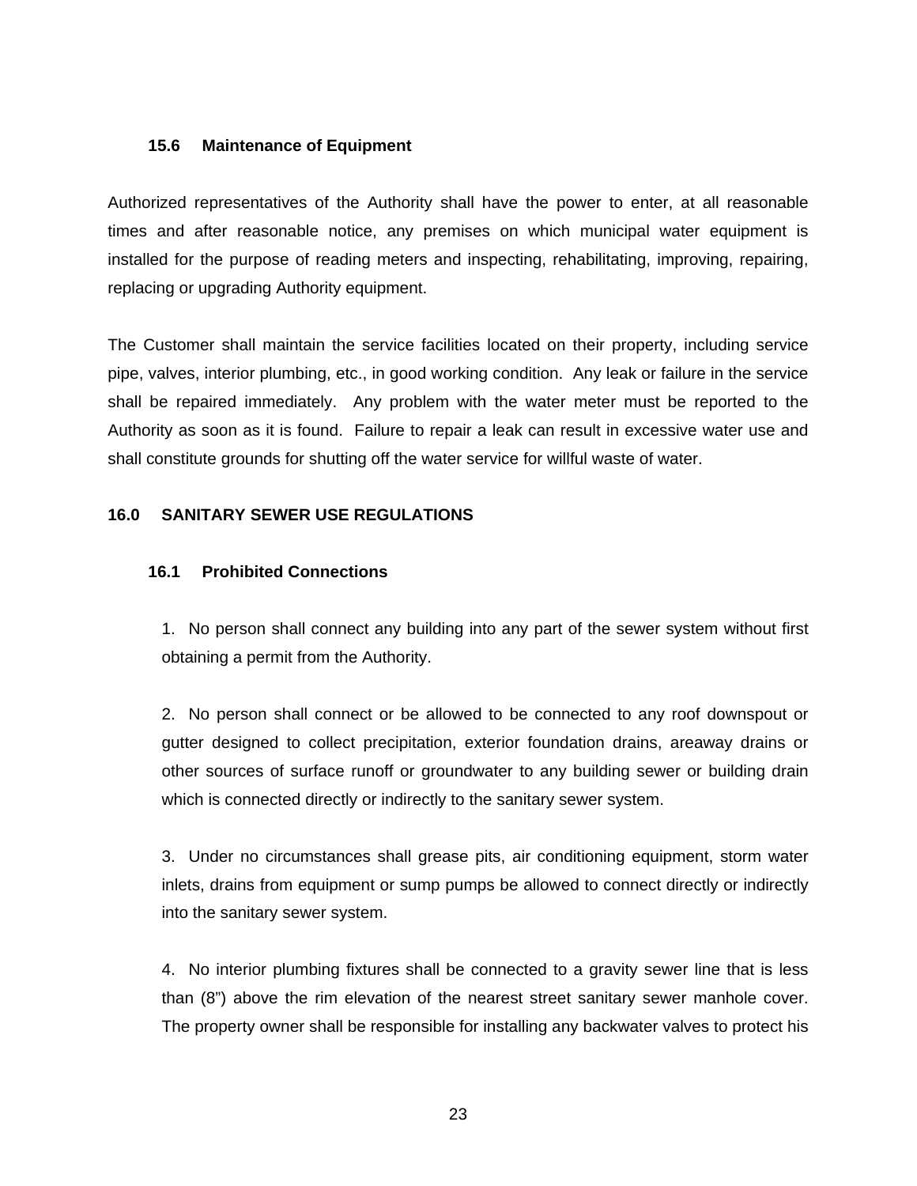### 15.6 Maintenance of Equipment

Authorized representatives of the Authority shall have the power to enter, at all reasonable times and after reasonable notice, any premises on which municipal water equipment is installed for the purpose of reading meters and inspecting, rehabilitating, improving, repairing, replacing or upgrading Authority equipment.

The Customer shall maintain the service facilities located on their property, including service pipe, valves, interior plumbing, etc., in good working condition. Any leak or failure in the service shall be repaired immediately. Any problem with the water meter must be reported to the Authority as soon as it is found. Failure to repair a leak can result in excessive water use and shall constitute grounds for shutting off the water service for willful waste of water.

## 16.0 SANITARY SEWER USE REGULATIONS

### 16.1 Prohibited Connections

1. No person shall connect any building into any part of the sewer system without first obtaining a permit from the Authority.

2. No person shall connect or be allowed to be connected to any roof downspout or gutter designed to collect precipitation, exterior foundation drains, areaway drains or other sources of surface runoff or groundwater to any building sewer or building drain which is connected directly or indirectly to the sanitary sewer system.

3. Under no circumstances shall grease pits, air conditioning equipment, storm water inlets, drains from equipment or sump pumps be allowed to connect directly or indirectly into the sanitary sewer system.

4. No interior plumbing fixtures shall be connected to a gravity sewer line that is less than (8") above the rim elevation of the nearest street sanitary sewer manhole cover. The property owner shall be responsible for installing any backwater valves to protect his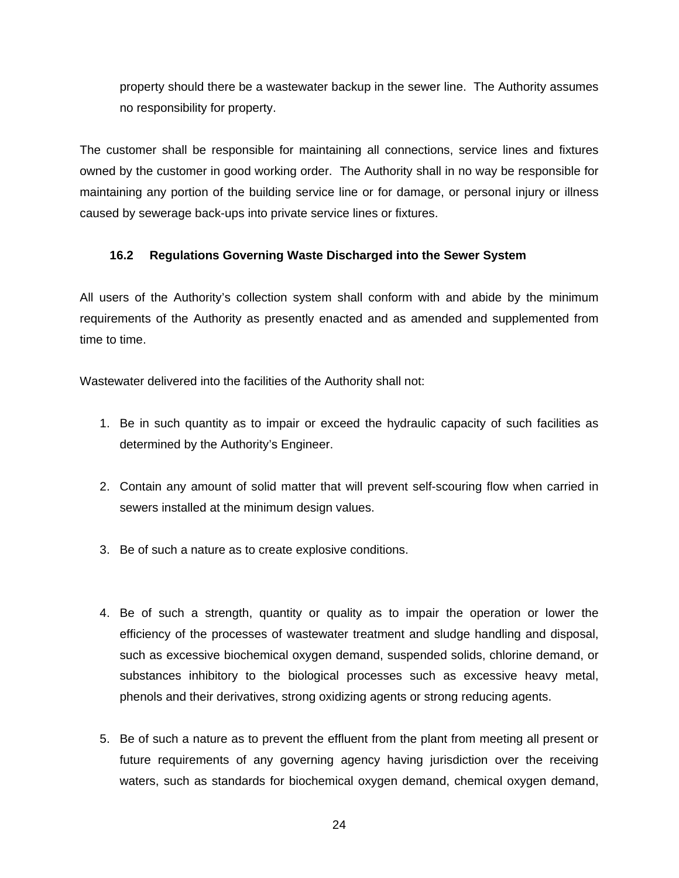property should there be a wastewater backup in the sewer line. The Authority assumes no responsibility for property.

The customer shall be responsible for maintaining all connections, service lines and fixtures owned by the customer in good working order. The Authority shall in no way be responsible for maintaining any portion of the building service line or for damage, or personal injury or illness caused by sewerage back-ups into private service lines or fixtures.

### 16.2 Regulations Governing Waste Discharged into the Sewer System

All users of the Authority's collection system shall conform with and abide by the minimum requirements of the Authority as presently enacted and as amended and supplemented from time to time.

Wastewater delivered into the facilities of the Authority shall not:

1. Be in such quantity as to impair or exceed the hydraulic capacity of such facilities as determined by the Authority's Engineer.

2. Contain any amount of solid matter that will prevent self-scouring flow when carried in sewers installed at the minimum design values.

3. Be of such a nature as to create explosive conditions.

4. Be of such a strength, quantity or quality as to impair the operation or lower the efficiency of the processes of wastewater treatment and sludge handling and disposal, such as excessive biochemical oxygen demand, suspended solids, chlorine demand, or substances inhibitory to the biological processes such as excessive heavy metal, phenols and their derivatives, strong oxidizing agents or strong reducing agents.

5. Be of such a nature as to prevent the effluent from the plant from meeting all present or future requirements of any governing agency having jurisdiction over the receiving waters, such as standards for biochemical oxygen demand, chemical oxygen demand,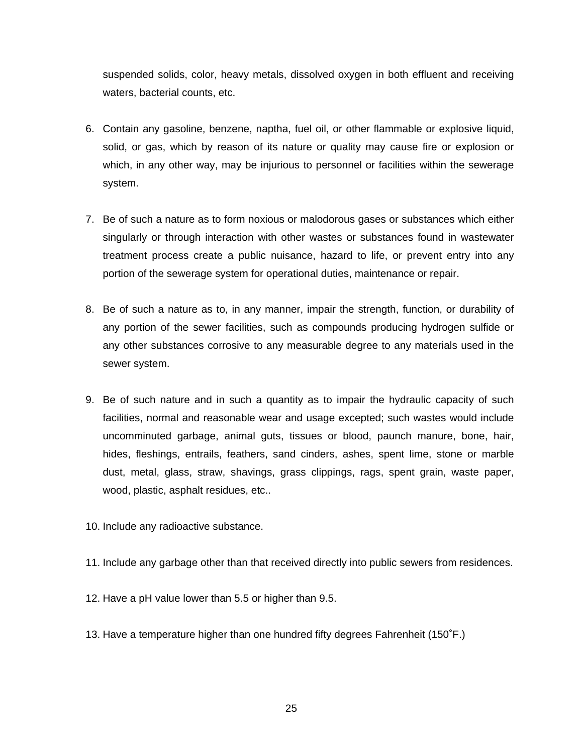suspended solids, color, heavy metals, dissolved oxygen in both effluent and receiving waters, bacterial counts, etc.

6. Contain any gasoline, benzene, naptha, fuel oil, or other flammable or explosive liquid, solid, or gas, which by reason of its nature or quality may cause fire or explosion or which, in any other way, may be injurious to personnel or facilities within the sewerage system.

7. Be of such a nature as to form noxious or malodorous gases or substances which either singularly or through interaction with other wastes or substances found in wastewater treatment process create a public nuisance, hazard to life, or prevent entry into any portion of the sewerage system for operational duties, maintenance or repair.

8. Be of such a nature as to, in any manner, impair the strength, function, or durability of any portion of the sewer facilities, such as compounds producing hydrogen sulfide or any other substances corrosive to any measurable degree to any materials used in the sewer system.

9. Be of such nature and in such a quantity as to impair the hydraulic capacity of such facilities, normal and reasonable wear and usage excepted; such wastes would include uncomminuted garbage, animal guts, tissues or blood, paunch manure, bone, hair, hides, fleshings, entrails, feathers, sand cinders, ashes, spent lime, stone or marble dust, metal, glass, straw, shavings, grass clippings, rags, spent grain, waste paper, wood, plastic, asphalt residues, etc..

10. Include any radioactive substance.

11. Include any garbage other than that received directly into public sewers from residences.

12. Have a pH value lower than 5.5 or higher than 9.5.

13. Have a temperature higher than one hundred fifty degrees Fahrenheit (150˚F.)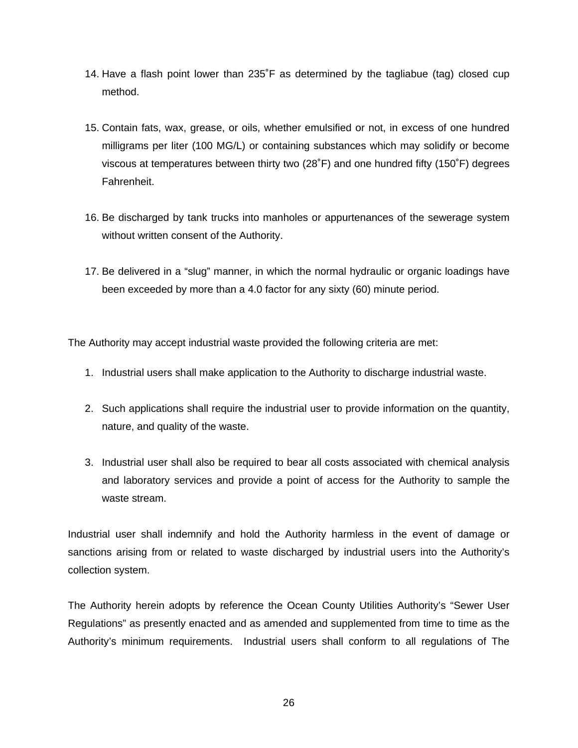14. Have a flash point lower than 235˚F as determined by the tagliabue (tag) closed cup method.

15. Contain fats, wax, grease, or oils, whether emulsified or not, in excess of one hundred milligrams per liter (100 MG/L) or containing substances which may solidify or become viscous at temperatures between thirty two (28˚F) and one hundred fifty (150˚F) degrees Fahrenheit.

16. Be discharged by tank trucks into manholes or appurtenances of the sewerage system without written consent of the Authority.

17. Be delivered in a "slug" manner, in which the normal hydraulic or organic loadings have been exceeded by more than a 4.0 factor for any sixty (60) minute period.

The Authority may accept industrial waste provided the following criteria are met:

1. Industrial users shall make application to the Authority to discharge industrial waste.

2. Such applications shall require the industrial user to provide information on the quantity, nature, and quality of the waste.

3. Industrial user shall also be required to bear all costs associated with chemical analysis and laboratory services and provide a point of access for the Authority to sample the waste stream.

Industrial user shall indemnify and hold the Authority harmless in the event of damage or sanctions arising from or related to waste discharged by industrial users into the Authority's collection system.

The Authority herein adopts by reference the Ocean County Utilities Authority's "Sewer User Regulations" as presently enacted and as amended and supplemented from time to time as the Authority's minimum requirements. Industrial users shall conform to all regulations of The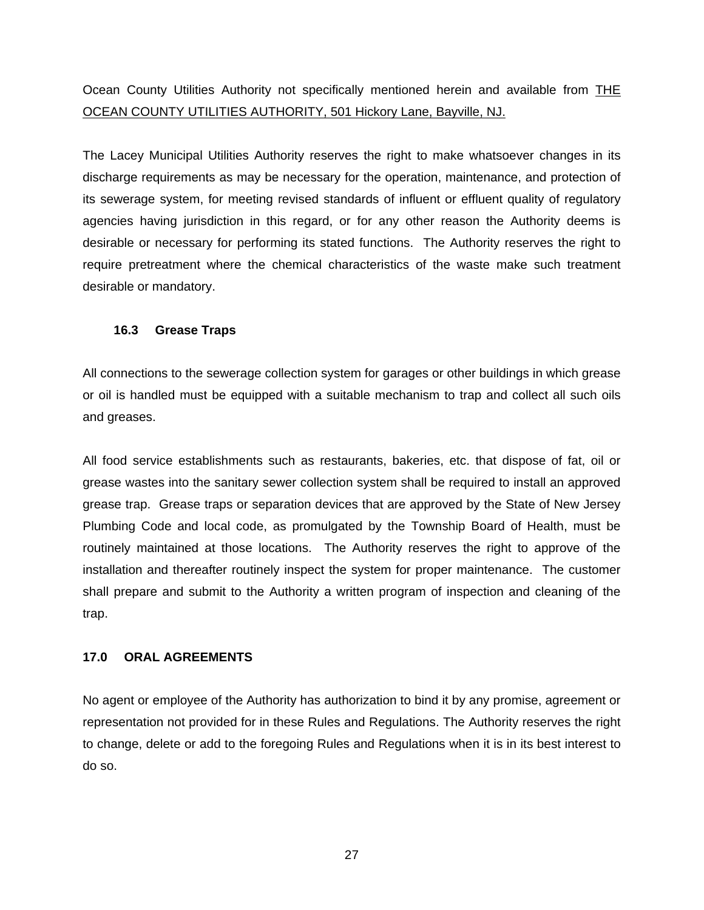Ocean County Utilities Authority not specifically mentioned herein and available from <u>THE OCEAN COUNTY UTILITIES AUTHORITY, 501 Hickory Lane, Bayville, NJ.</u>

The Lacey Municipal Utilities Authority reserves the right to make whatsoever changes in its discharge requirements as may be necessary for the operation, maintenance, and protection of its sewerage system, for meeting revised standards of influent or effluent quality of regulatory agencies having jurisdiction in this regard, or for any other reason the Authority deems is desirable or necessary for performing its stated functions. The Authority reserves the right to require pretreatment where the chemical characteristics of the waste make such treatment desirable or mandatory.

### 16.3 Grease Traps

All connections to the sewerage collection system for garages or other buildings in which grease or oil is handled must be equipped with a suitable mechanism to trap and collect all such oils and greases.

All food service establishments such as restaurants, bakeries, etc. that dispose of fat, oil or grease wastes into the sanitary sewer collection system shall be required to install an approved grease trap. Grease traps or separation devices that are approved by the State of New Jersey Plumbing Code and local code, as promulgated by the Township Board of Health, must be routinely maintained at those locations. The Authority reserves the right to approve of the installation and thereafter routinely inspect the system for proper maintenance. The customer shall prepare and submit to the Authority a written program of inspection and cleaning of the trap.

## 17.0 ORAL AGREEMENTS

No agent or employee of the Authority has authorization to bind it by any promise, agreement or representation not provided for in these Rules and Regulations. The Authority reserves the right to change, delete or add to the foregoing Rules and Regulations when it is in its best interest to do so.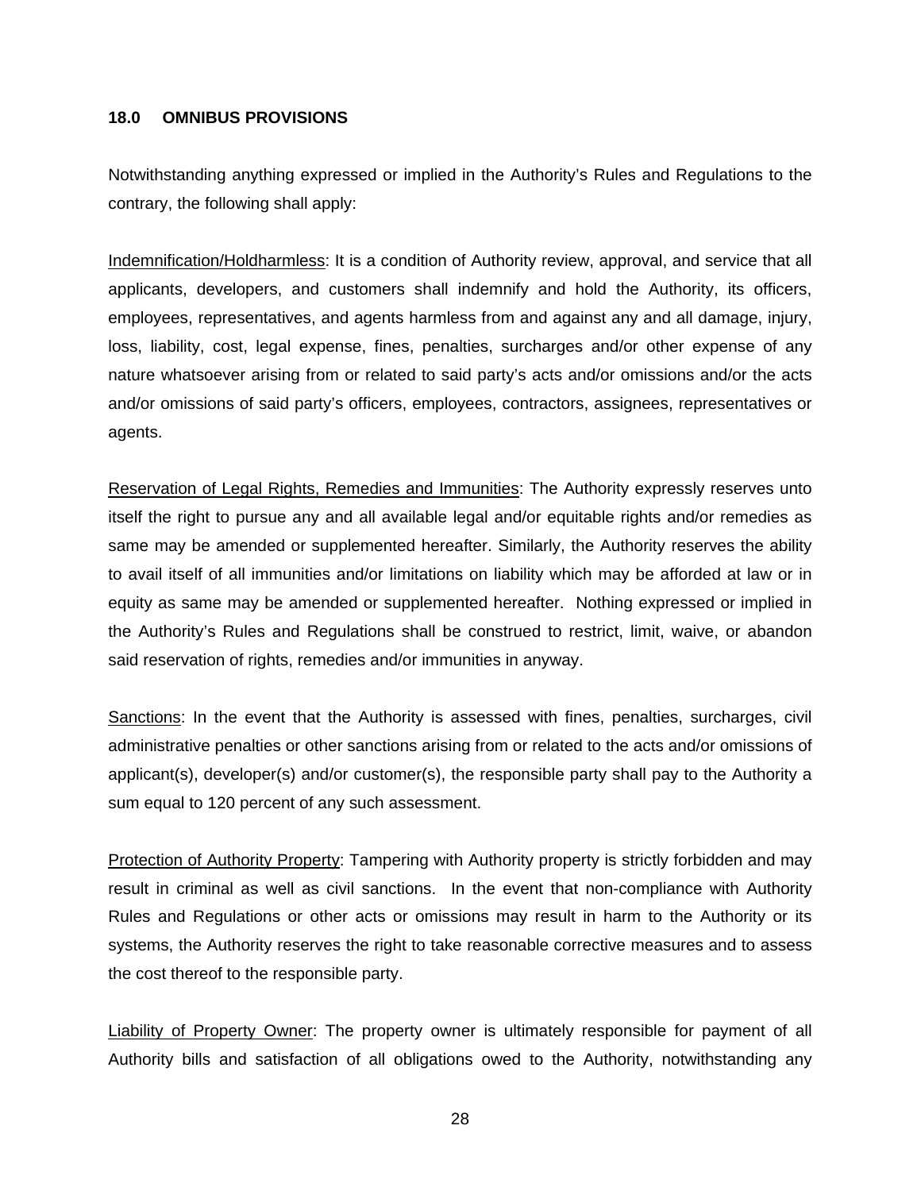## 18.0 OMNIBUS PROVISIONS

Notwithstanding anything expressed or implied in the Authority's Rules and Regulations to the contrary, the following shall apply:

Indemnification/Holdharmless: It is a condition of Authority review, approval, and service that all applicants, developers, and customers shall indemnify and hold the Authority, its officers, employees, representatives, and agents harmless from and against any and all damage, injury, loss, liability, cost, legal expense, fines, penalties, surcharges and/or other expense of any nature whatsoever arising from or related to said party's acts and/or omissions and/or the acts and/or omissions of said party's officers, employees, contractors, assignees, representatives or agents.

Reservation of Legal Rights, Remedies and Immunities: The Authority expressly reserves unto itself the right to pursue any and all available legal and/or equitable rights and/or remedies as same may be amended or supplemented hereafter. Similarly, the Authority reserves the ability to avail itself of all immunities and/or limitations on liability which may be afforded at law or in equity as same may be amended or supplemented hereafter. Nothing expressed or implied in the Authority's Rules and Regulations shall be construed to restrict, limit, waive, or abandon said reservation of rights, remedies and/or immunities in anyway.

Sanctions: In the event that the Authority is assessed with fines, penalties, surcharges, civil administrative penalties or other sanctions arising from or related to the acts and/or omissions of applicant(s), developer(s) and/or customer(s), the responsible party shall pay to the Authority a sum equal to 120 percent of any such assessment.

Protection of Authority Property: Tampering with Authority property is strictly forbidden and may result in criminal as well as civil sanctions. In the event that non-compliance with Authority Rules and Regulations or other acts or omissions may result in harm to the Authority or its systems, the Authority reserves the right to take reasonable corrective measures and to assess the cost thereof to the responsible party.

Liability of Property Owner: The property owner is ultimately responsible for payment of all Authority bills and satisfaction of all obligations owed to the Authority, notwithstanding any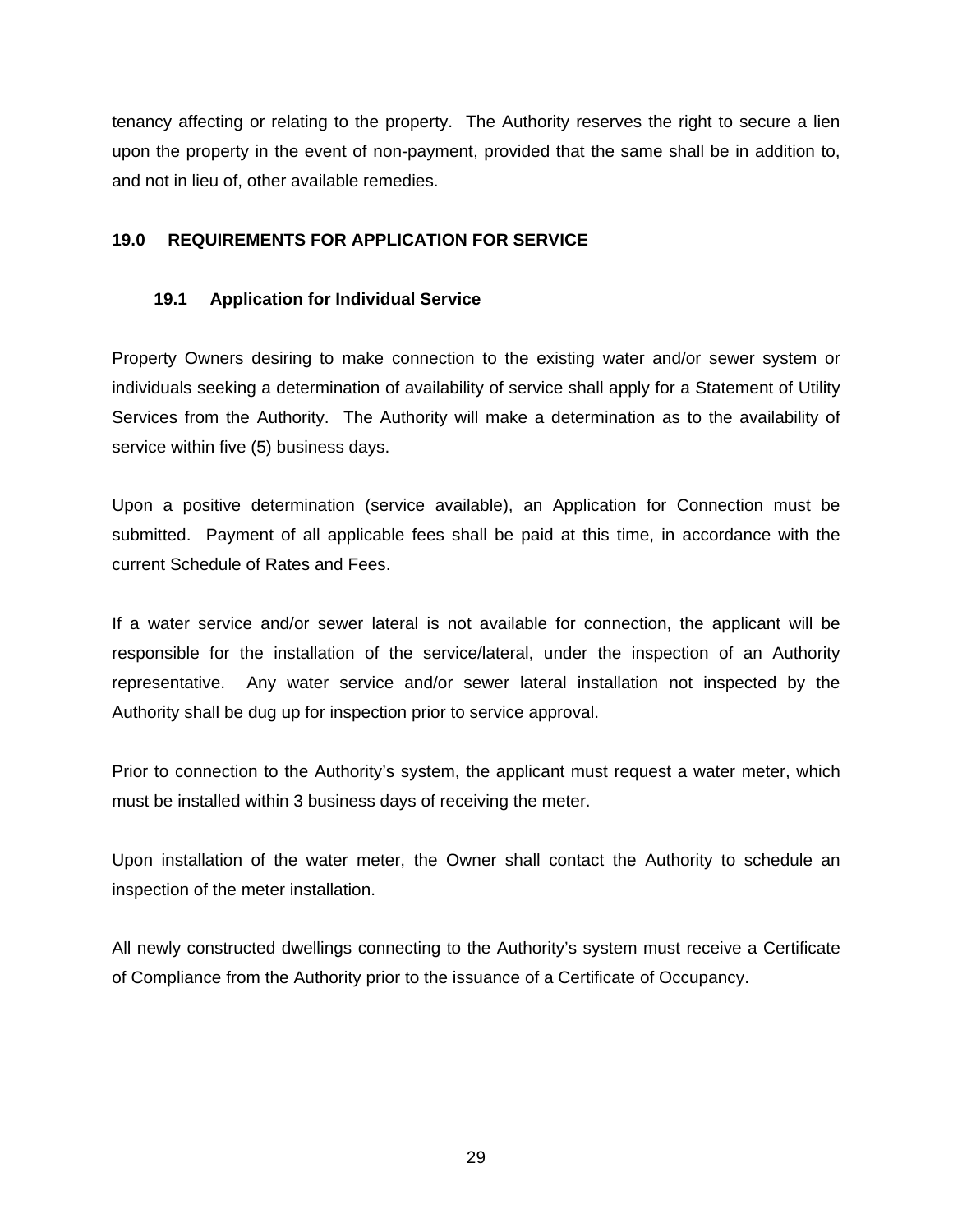tenancy affecting or relating to the property. The Authority reserves the right to secure a lien upon the property in the event of non-payment, provided that the same shall be in addition to, and not in lieu of, other available remedies.

## 19.0 REQUIREMENTS FOR APPLICATION FOR SERVICE

### 19.1 Application for Individual Service

Property Owners desiring to make connection to the existing water and/or sewer system or individuals seeking a determination of availability of service shall apply for a Statement of Utility Services from the Authority. The Authority will make a determination as to the availability of service within five (5) business days.

Upon a positive determination (service available), an Application for Connection must be submitted. Payment of all applicable fees shall be paid at this time, in accordance with the current Schedule of Rates and Fees.

If a water service and/or sewer lateral is not available for connection, the applicant will be responsible for the installation of the service/lateral, under the inspection of an Authority representative. Any water service and/or sewer lateral installation not inspected by the Authority shall be dug up for inspection prior to service approval.

Prior to connection to the Authority's system, the applicant must request a water meter, which must be installed within 3 business days of receiving the meter.

Upon installation of the water meter, the Owner shall contact the Authority to schedule an inspection of the meter installation.

All newly constructed dwellings connecting to the Authority's system must receive a Certificate of Compliance from the Authority prior to the issuance of a Certificate of Occupancy.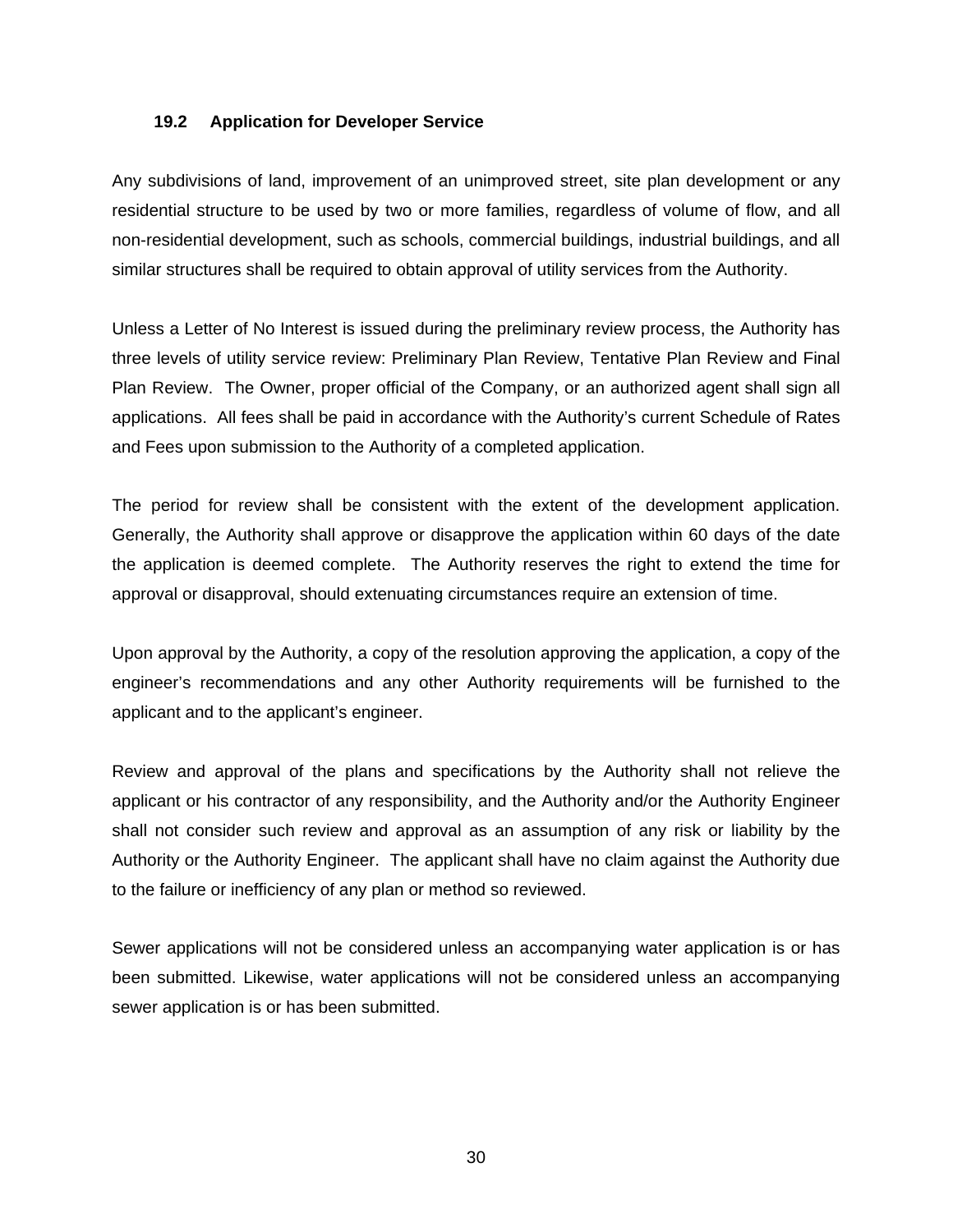### 19.2 Application for Developer Service

Any subdivisions of land, improvement of an unimproved street, site plan development or any residential structure to be used by two or more families, regardless of volume of flow, and all non-residential development, such as schools, commercial buildings, industrial buildings, and all similar structures shall be required to obtain approval of utility services from the Authority.

Unless a Letter of No Interest is issued during the preliminary review process, the Authority has three levels of utility service review: Preliminary Plan Review, Tentative Plan Review and Final Plan Review. The Owner, proper official of the Company, or an authorized agent shall sign all applications. All fees shall be paid in accordance with the Authority's current Schedule of Rates and Fees upon submission to the Authority of a completed application.

The period for review shall be consistent with the extent of the development application. Generally, the Authority shall approve or disapprove the application within 60 days of the date the application is deemed complete. The Authority reserves the right to extend the time for approval or disapproval, should extenuating circumstances require an extension of time.

Upon approval by the Authority, a copy of the resolution approving the application, a copy of the engineer's recommendations and any other Authority requirements will be furnished to the applicant and to the applicant's engineer.

Review and approval of the plans and specifications by the Authority shall not relieve the applicant or his contractor of any responsibility, and the Authority and/or the Authority Engineer shall not consider such review and approval as an assumption of any risk or liability by the Authority or the Authority Engineer. The applicant shall have no claim against the Authority due to the failure or inefficiency of any plan or method so reviewed.

Sewer applications will not be considered unless an accompanying water application is or has been submitted. Likewise, water applications will not be considered unless an accompanying sewer application is or has been submitted.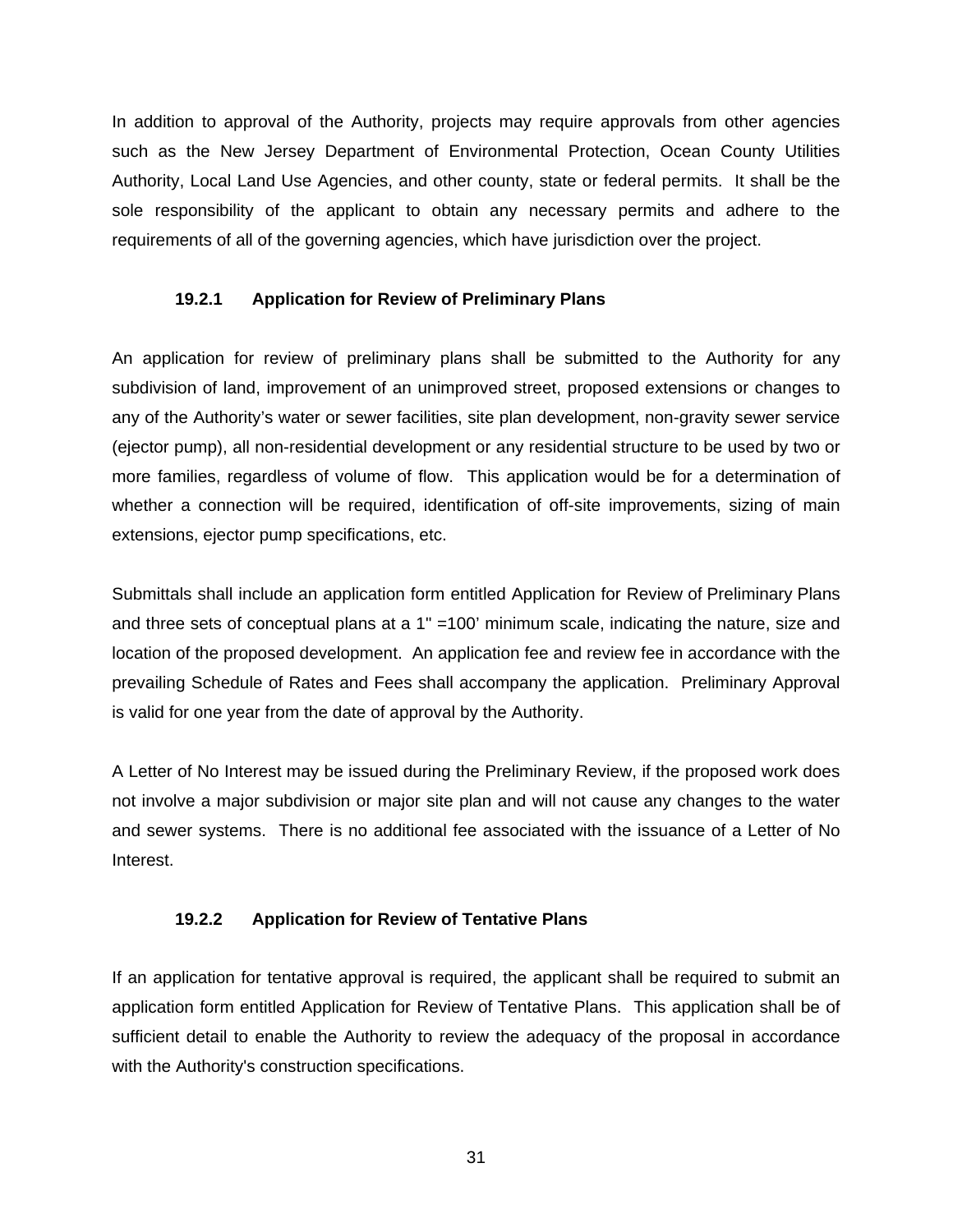In addition to approval of the Authority, projects may require approvals from other agencies such as the New Jersey Department of Environmental Protection, Ocean County Utilities Authority, Local Land Use Agencies, and other county, state or federal permits. It shall be the sole responsibility of the applicant to obtain any necessary permits and adhere to the requirements of all of the governing agencies, which have jurisdiction over the project.

### 19.2.1 Application for Review of Preliminary Plans

An application for review of preliminary plans shall be submitted to the Authority for any subdivision of land, improvement of an unimproved street, proposed extensions or changes to any of the Authority's water or sewer facilities, site plan development, non-gravity sewer service (ejector pump), all non-residential development or any residential structure to be used by two or more families, regardless of volume of flow. This application would be for a determination of whether a connection will be required, identification of off-site improvements, sizing of main extensions, ejector pump specifications, etc.

Submittals shall include an application form entitled Application for Review of Preliminary Plans and three sets of conceptual plans at a 1" =100' minimum scale, indicating the nature, size and location of the proposed development. An application fee and review fee in accordance with the prevailing Schedule of Rates and Fees shall accompany the application. Preliminary Approval is valid for one year from the date of approval by the Authority.

A Letter of No Interest may be issued during the Preliminary Review, if the proposed work does not involve a major subdivision or major site plan and will not cause any changes to the water and sewer systems. There is no additional fee associated with the issuance of a Letter of No Interest.

### 19.2.2 Application for Review of Tentative Plans

If an application for tentative approval is required, the applicant shall be required to submit an application form entitled Application for Review of Tentative Plans. This application shall be of sufficient detail to enable the Authority to review the adequacy of the proposal in accordance with the Authority's construction specifications.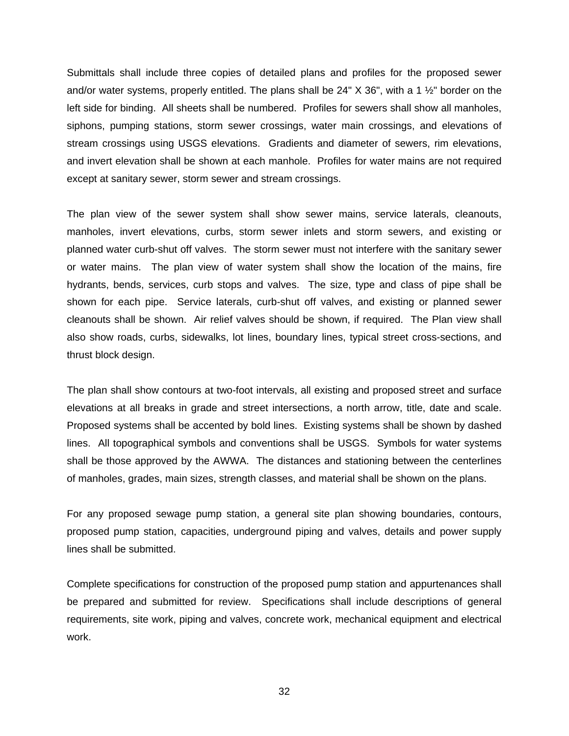Submittals shall include three copies of detailed plans and profiles for the proposed sewer and/or water systems, properly entitled. The plans shall be 24" X 36", with a 1 ½" border on the left side for binding. All sheets shall be numbered. Profiles for sewers shall show all manholes, siphons, pumping stations, storm sewer crossings, water main crossings, and elevations of stream crossings using USGS elevations. Gradients and diameter of sewers, rim elevations, and invert elevation shall be shown at each manhole. Profiles for water mains are not required except at sanitary sewer, storm sewer and stream crossings.

The plan view of the sewer system shall show sewer mains, service laterals, cleanouts, manholes, invert elevations, curbs, storm sewer inlets and storm sewers, and existing or planned water curb-shut off valves. The storm sewer must not interfere with the sanitary sewer or water mains. The plan view of water system shall show the location of the mains, fire hydrants, bends, services, curb stops and valves. The size, type and class of pipe shall be shown for each pipe. Service laterals, curb-shut off valves, and existing or planned sewer cleanouts shall be shown. Air relief valves should be shown, if required. The Plan view shall also show roads, curbs, sidewalks, lot lines, boundary lines, typical street cross-sections, and thrust block design.

The plan shall show contours at two-foot intervals, all existing and proposed street and surface elevations at all breaks in grade and street intersections, a north arrow, title, date and scale. Proposed systems shall be accented by bold lines. Existing systems shall be shown by dashed lines. All topographical symbols and conventions shall be USGS. Symbols for water systems shall be those approved by the AWWA. The distances and stationing between the centerlines of manholes, grades, main sizes, strength classes, and material shall be shown on the plans.

For any proposed sewage pump station, a general site plan showing boundaries, contours, proposed pump station, capacities, underground piping and valves, details and power supply lines shall be submitted.

Complete specifications for construction of the proposed pump station and appurtenances shall be prepared and submitted for review. Specifications shall include descriptions of general requirements, site work, piping and valves, concrete work, mechanical equipment and electrical work.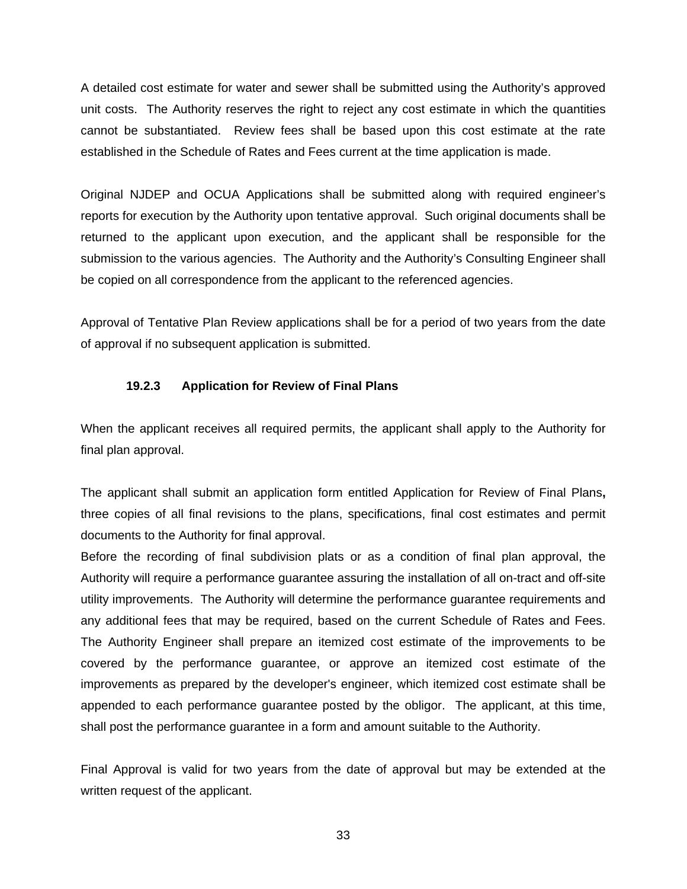A detailed cost estimate for water and sewer shall be submitted using the Authority's approved unit costs. The Authority reserves the right to reject any cost estimate in which the quantities cannot be substantiated. Review fees shall be based upon this cost estimate at the rate established in the Schedule of Rates and Fees current at the time application is made.

Original NJDEP and OCUA Applications shall be submitted along with required engineer's reports for execution by the Authority upon tentative approval. Such original documents shall be returned to the applicant upon execution, and the applicant shall be responsible for the submission to the various agencies. The Authority and the Authority's Consulting Engineer shall be copied on all correspondence from the applicant to the referenced agencies.

Approval of Tentative Plan Review applications shall be for a period of two years from the date of approval if no subsequent application is submitted.

### 19.2.3 Application for Review of Final Plans

When the applicant receives all required permits, the applicant shall apply to the Authority for final plan approval.

The applicant shall submit an application form entitled Application for Review of Final Plans**,** three copies of all final revisions to the plans, specifications, final cost estimates and permit documents to the Authority for final approval.

Before the recording of final subdivision plats or as a condition of final plan approval, the Authority will require a performance guarantee assuring the installation of all on-tract and off-site utility improvements. The Authority will determine the performance guarantee requirements and any additional fees that may be required, based on the current Schedule of Rates and Fees. The Authority Engineer shall prepare an itemized cost estimate of the improvements to be covered by the performance guarantee, or approve an itemized cost estimate of the improvements as prepared by the developer's engineer, which itemized cost estimate shall be appended to each performance guarantee posted by the obligor. The applicant, at this time, shall post the performance guarantee in a form and amount suitable to the Authority.

Final Approval is valid for two years from the date of approval but may be extended at the written request of the applicant.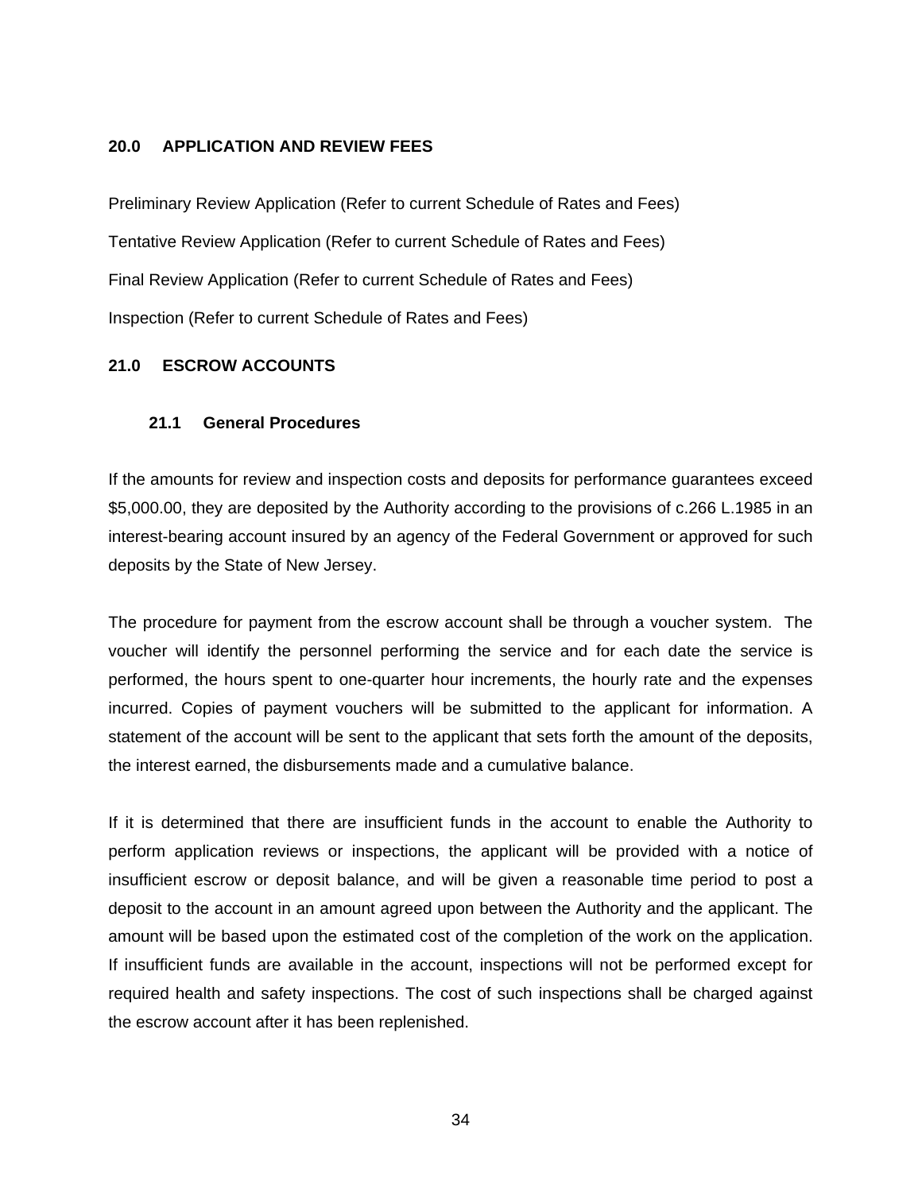## 20.0 APPLICATION AND REVIEW FEES

Preliminary Review Application (Refer to current Schedule of Rates and Fees)

Tentative Review Application (Refer to current Schedule of Rates and Fees)

Final Review Application (Refer to current Schedule of Rates and Fees)

Inspection (Refer to current Schedule of Rates and Fees)

## 21.0 ESCROW ACCOUNTS

### 21.1 General Procedures

If the amounts for review and inspection costs and deposits for performance guarantees exceed $5,000.00, they are deposited by the Authority according to the provisions of c.266 L.1985 in an interest-bearing account insured by an agency of the Federal Government or approved for such deposits by the State of New Jersey.

The procedure for payment from the escrow account shall be through a voucher system. The voucher will identify the personnel performing the service and for each date the service is performed, the hours spent to one-quarter hour increments, the hourly rate and the expenses incurred. Copies of payment vouchers will be submitted to the applicant for information. A statement of the account will be sent to the applicant that sets forth the amount of the deposits, the interest earned, the disbursements made and a cumulative balance.

If it is determined that there are insufficient funds in the account to enable the Authority to perform application reviews or inspections, the applicant will be provided with a notice of insufficient escrow or deposit balance, and will be given a reasonable time period to post a deposit to the account in an amount agreed upon between the Authority and the applicant. The amount will be based upon the estimated cost of the completion of the work on the application. If insufficient funds are available in the account, inspections will not be performed except for required health and safety inspections. The cost of such inspections shall be charged against the escrow account after it has been replenished.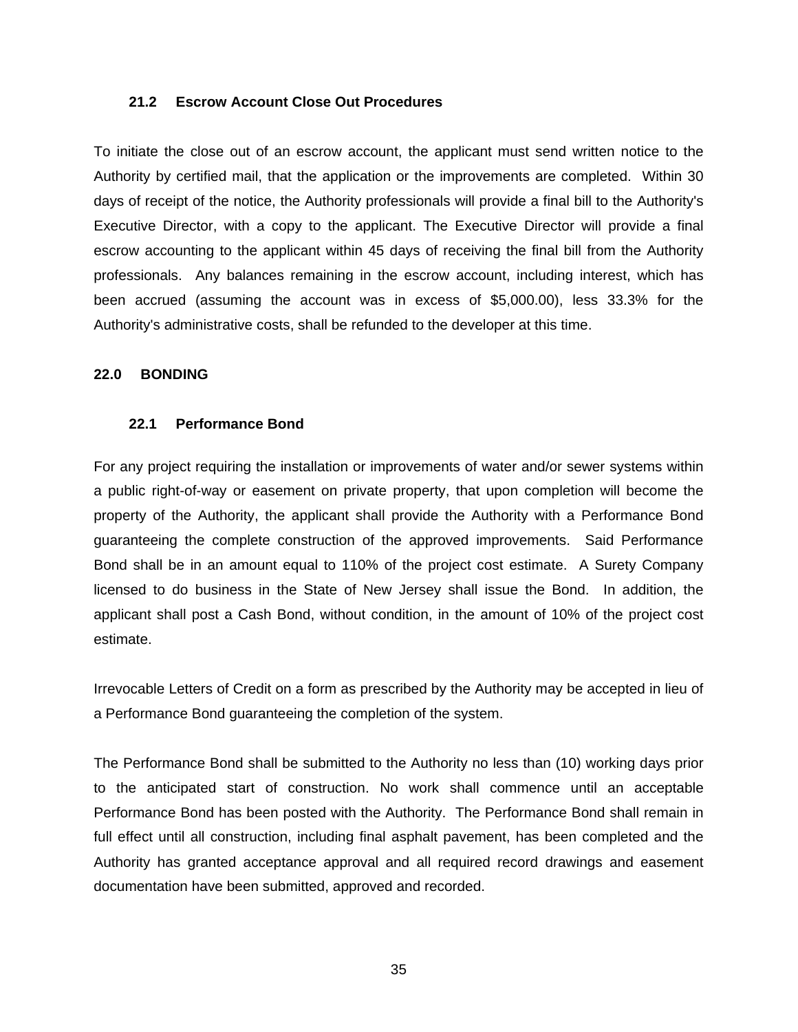### 21.2 Escrow Account Close Out Procedures

To initiate the close out of an escrow account, the applicant must send written notice to the Authority by certified mail, that the application or the improvements are completed. Within 30 days of receipt of the notice, the Authority professionals will provide a final bill to the Authority's Executive Director, with a copy to the applicant. The Executive Director will provide a final escrow accounting to the applicant within 45 days of receiving the final bill from the Authority professionals. Any balances remaining in the escrow account, including interest, which has been accrued (assuming the account was in excess of $5,000.00), less 33.3% for the Authority's administrative costs, shall be refunded to the developer at this time.

## 22.0 BONDING

### 22.1 Performance Bond

For any project requiring the installation or improvements of water and/or sewer systems within a public right-of-way or easement on private property, that upon completion will become the property of the Authority, the applicant shall provide the Authority with a Performance Bond guaranteeing the complete construction of the approved improvements. Said Performance Bond shall be in an amount equal to 110% of the project cost estimate. A Surety Company licensed to do business in the State of New Jersey shall issue the Bond. In addition, the applicant shall post a Cash Bond, without condition, in the amount of 10% of the project cost estimate.

Irrevocable Letters of Credit on a form as prescribed by the Authority may be accepted in lieu of a Performance Bond guaranteeing the completion of the system.

The Performance Bond shall be submitted to the Authority no less than (10) working days prior to the anticipated start of construction. No work shall commence until an acceptable Performance Bond has been posted with the Authority. The Performance Bond shall remain in full effect until all construction, including final asphalt pavement, has been completed and the Authority has granted acceptance approval and all required record drawings and easement documentation have been submitted, approved and recorded.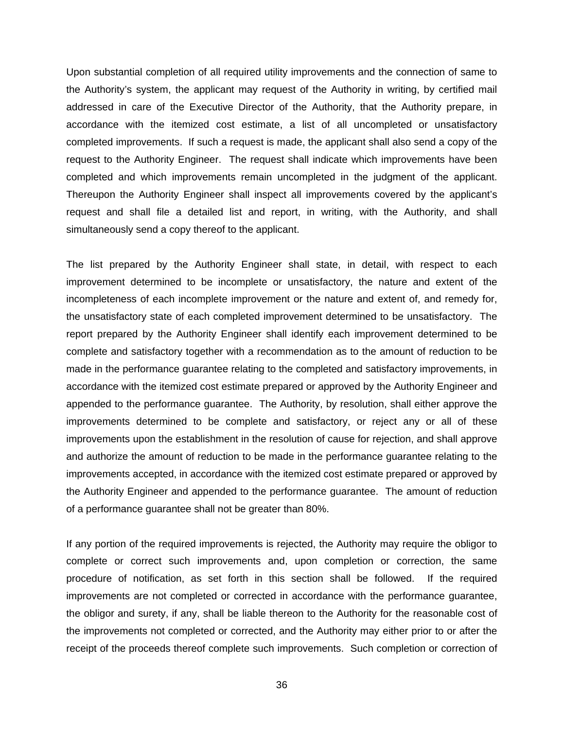Upon substantial completion of all required utility improvements and the connection of same to the Authority's system, the applicant may request of the Authority in writing, by certified mail addressed in care of the Executive Director of the Authority, that the Authority prepare, in accordance with the itemized cost estimate, a list of all uncompleted or unsatisfactory completed improvements. If such a request is made, the applicant shall also send a copy of the request to the Authority Engineer. The request shall indicate which improvements have been completed and which improvements remain uncompleted in the judgment of the applicant. Thereupon the Authority Engineer shall inspect all improvements covered by the applicant's request and shall file a detailed list and report, in writing, with the Authority, and shall simultaneously send a copy thereof to the applicant.

The list prepared by the Authority Engineer shall state, in detail, with respect to each improvement determined to be incomplete or unsatisfactory, the nature and extent of the incompleteness of each incomplete improvement or the nature and extent of, and remedy for, the unsatisfactory state of each completed improvement determined to be unsatisfactory. The report prepared by the Authority Engineer shall identify each improvement determined to be complete and satisfactory together with a recommendation as to the amount of reduction to be made in the performance guarantee relating to the completed and satisfactory improvements, in accordance with the itemized cost estimate prepared or approved by the Authority Engineer and appended to the performance guarantee. The Authority, by resolution, shall either approve the improvements determined to be complete and satisfactory, or reject any or all of these improvements upon the establishment in the resolution of cause for rejection, and shall approve and authorize the amount of reduction to be made in the performance guarantee relating to the improvements accepted, in accordance with the itemized cost estimate prepared or approved by the Authority Engineer and appended to the performance guarantee. The amount of reduction of a performance guarantee shall not be greater than 80%.

If any portion of the required improvements is rejected, the Authority may require the obligor to complete or correct such improvements and, upon completion or correction, the same procedure of notification, as set forth in this section shall be followed. If the required improvements are not completed or corrected in accordance with the performance guarantee, the obligor and surety, if any, shall be liable thereon to the Authority for the reasonable cost of the improvements not completed or corrected, and the Authority may either prior to or after the receipt of the proceeds thereof complete such improvements. Such completion or correction of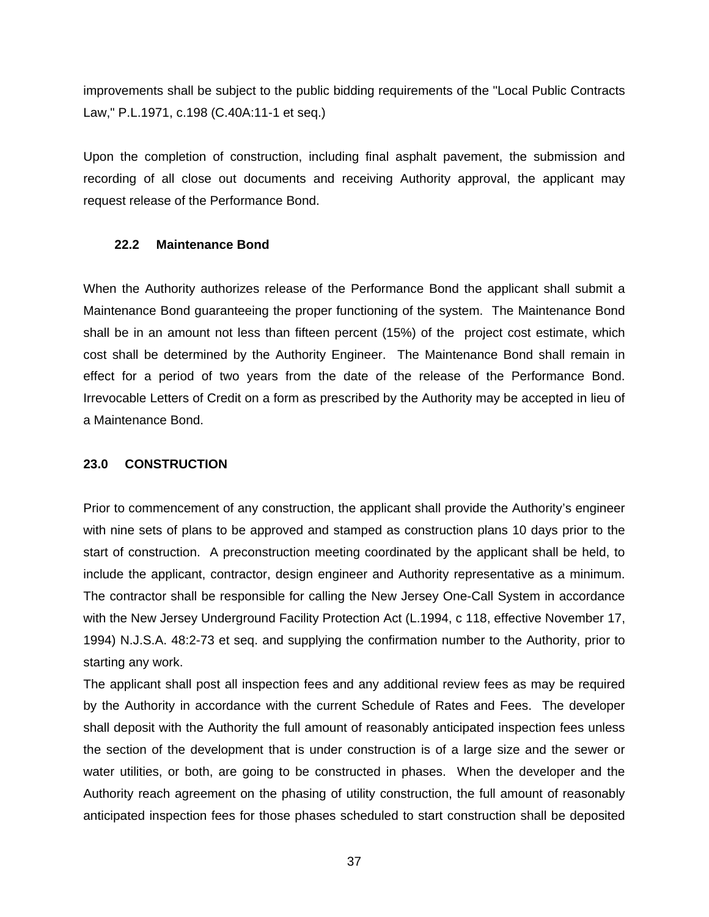improvements shall be subject to the public bidding requirements of the "Local Public Contracts Law," P.L.1971, c.198 (C.40A:11-1 et seq.)

Upon the completion of construction, including final asphalt pavement, the submission and recording of all close out documents and receiving Authority approval, the applicant may request release of the Performance Bond.

### 22.2 Maintenance Bond

When the Authority authorizes release of the Performance Bond the applicant shall submit a Maintenance Bond guaranteeing the proper functioning of the system. The Maintenance Bond shall be in an amount not less than fifteen percent (15%) of the project cost estimate, which cost shall be determined by the Authority Engineer. The Maintenance Bond shall remain in effect for a period of two years from the date of the release of the Performance Bond. Irrevocable Letters of Credit on a form as prescribed by the Authority may be accepted in lieu of a Maintenance Bond.

## 23.0 CONSTRUCTION

Prior to commencement of any construction, the applicant shall provide the Authority's engineer with nine sets of plans to be approved and stamped as construction plans 10 days prior to the start of construction. A preconstruction meeting coordinated by the applicant shall be held, to include the applicant, contractor, design engineer and Authority representative as a minimum. The contractor shall be responsible for calling the New Jersey One-Call System in accordance with the New Jersey Underground Facility Protection Act (L.1994, c 118, effective November 17, 1994) N.J.S.A. 48:2-73 et seq. and supplying the confirmation number to the Authority, prior to starting any work.

The applicant shall post all inspection fees and any additional review fees as may be required by the Authority in accordance with the current Schedule of Rates and Fees. The developer shall deposit with the Authority the full amount of reasonably anticipated inspection fees unless the section of the development that is under construction is of a large size and the sewer or water utilities, or both, are going to be constructed in phases. When the developer and the Authority reach agreement on the phasing of utility construction, the full amount of reasonably anticipated inspection fees for those phases scheduled to start construction shall be deposited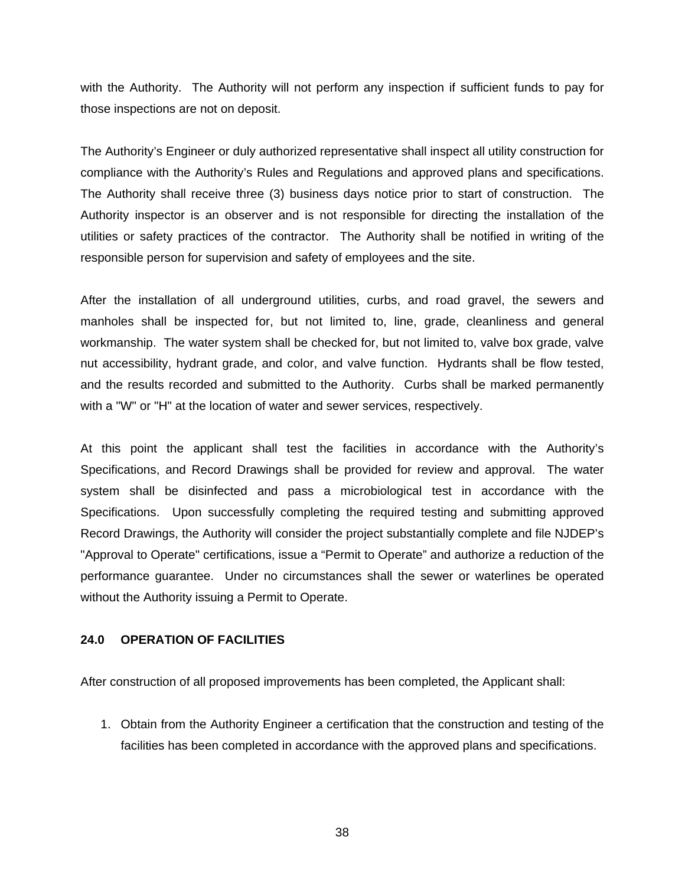with the Authority. The Authority will not perform any inspection if sufficient funds to pay for those inspections are not on deposit.

The Authority's Engineer or duly authorized representative shall inspect all utility construction for compliance with the Authority's Rules and Regulations and approved plans and specifications. The Authority shall receive three (3) business days notice prior to start of construction. The Authority inspector is an observer and is not responsible for directing the installation of the utilities or safety practices of the contractor. The Authority shall be notified in writing of the responsible person for supervision and safety of employees and the site.

After the installation of all underground utilities, curbs, and road gravel, the sewers and manholes shall be inspected for, but not limited to, line, grade, cleanliness and general workmanship. The water system shall be checked for, but not limited to, valve box grade, valve nut accessibility, hydrant grade, and color, and valve function. Hydrants shall be flow tested, and the results recorded and submitted to the Authority. Curbs shall be marked permanently with a "W" or "H" at the location of water and sewer services, respectively.

At this point the applicant shall test the facilities in accordance with the Authority's Specifications, and Record Drawings shall be provided for review and approval. The water system shall be disinfected and pass a microbiological test in accordance with the Specifications. Upon successfully completing the required testing and submitting approved Record Drawings, the Authority will consider the project substantially complete and file NJDEP's "Approval to Operate" certifications, issue a "Permit to Operate" and authorize a reduction of the performance guarantee. Under no circumstances shall the sewer or waterlines be operated without the Authority issuing a Permit to Operate.

## 24.0 OPERATION OF FACILITIES

After construction of all proposed improvements has been completed, the Applicant shall:

1. Obtain from the Authority Engineer a certification that the construction and testing of the facilities has been completed in accordance with the approved plans and specifications.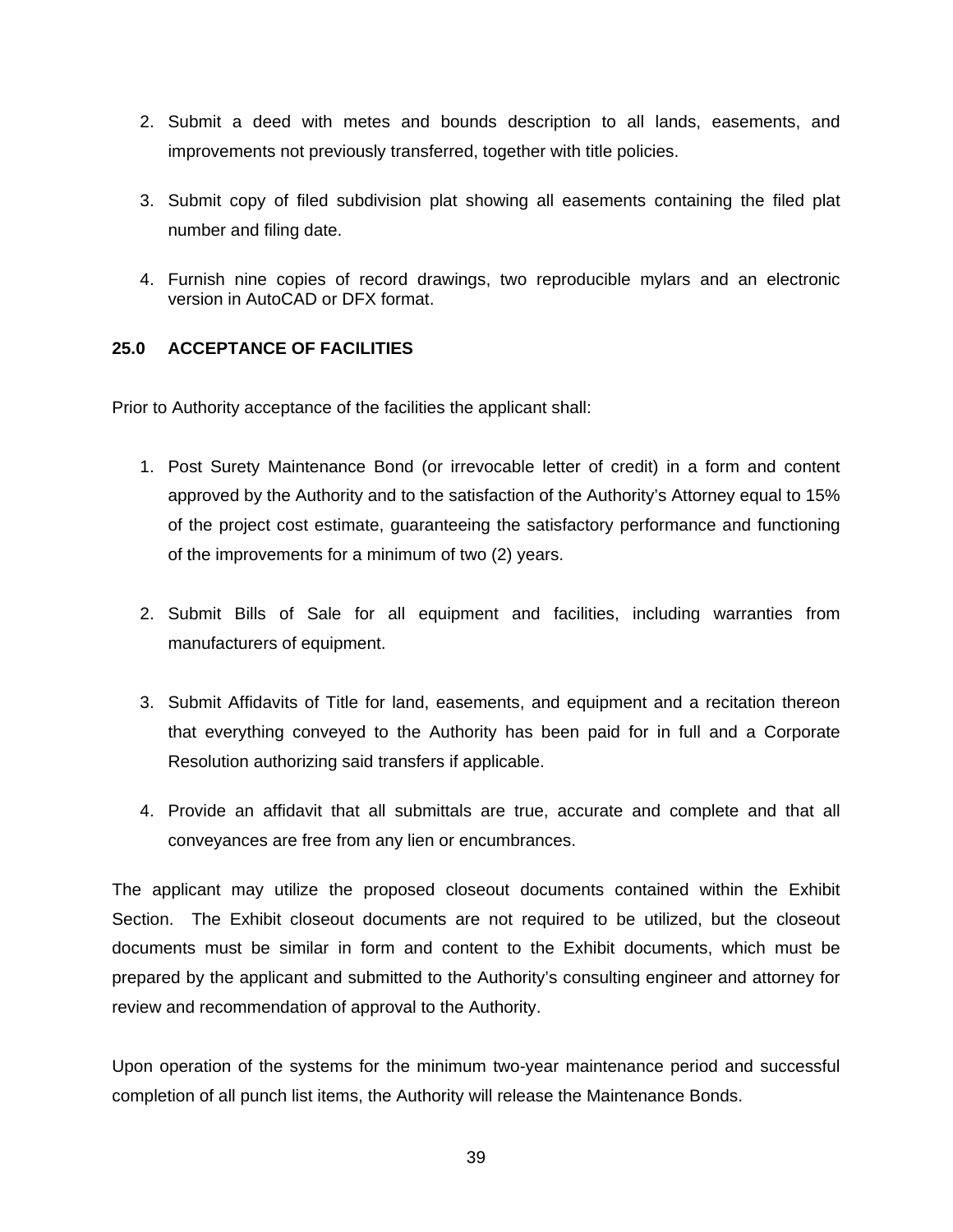2. Submit a deed with metes and bounds description to all lands, easements, and improvements not previously transferred, together with title policies.

3. Submit copy of filed subdivision plat showing all easements containing the filed plat number and filing date.

4. Furnish nine copies of record drawings, two reproducible mylars and an electronic version in AutoCAD or DFX format.

## 25.0 ACCEPTANCE OF FACILITIES

Prior to Authority acceptance of the facilities the applicant shall:

1. Post Surety Maintenance Bond (or irrevocable letter of credit) in a form and content approved by the Authority and to the satisfaction of the Authority's Attorney equal to 15% of the project cost estimate, guaranteeing the satisfactory performance and functioning of the improvements for a minimum of two (2) years.

2. Submit Bills of Sale for all equipment and facilities, including warranties from manufacturers of equipment.

3. Submit Affidavits of Title for land, easements, and equipment and a recitation thereon that everything conveyed to the Authority has been paid for in full and a Corporate Resolution authorizing said transfers if applicable.

4. Provide an affidavit that all submittals are true, accurate and complete and that all conveyances are free from any lien or encumbrances.

The applicant may utilize the proposed closeout documents contained within the Exhibit Section. The Exhibit closeout documents are not required to be utilized, but the closeout documents must be similar in form and content to the Exhibit documents, which must be prepared by the applicant and submitted to the Authority's consulting engineer and attorney for review and recommendation of approval to the Authority.

Upon operation of the systems for the minimum two-year maintenance period and successful completion of all punch list items, the Authority will release the Maintenance Bonds.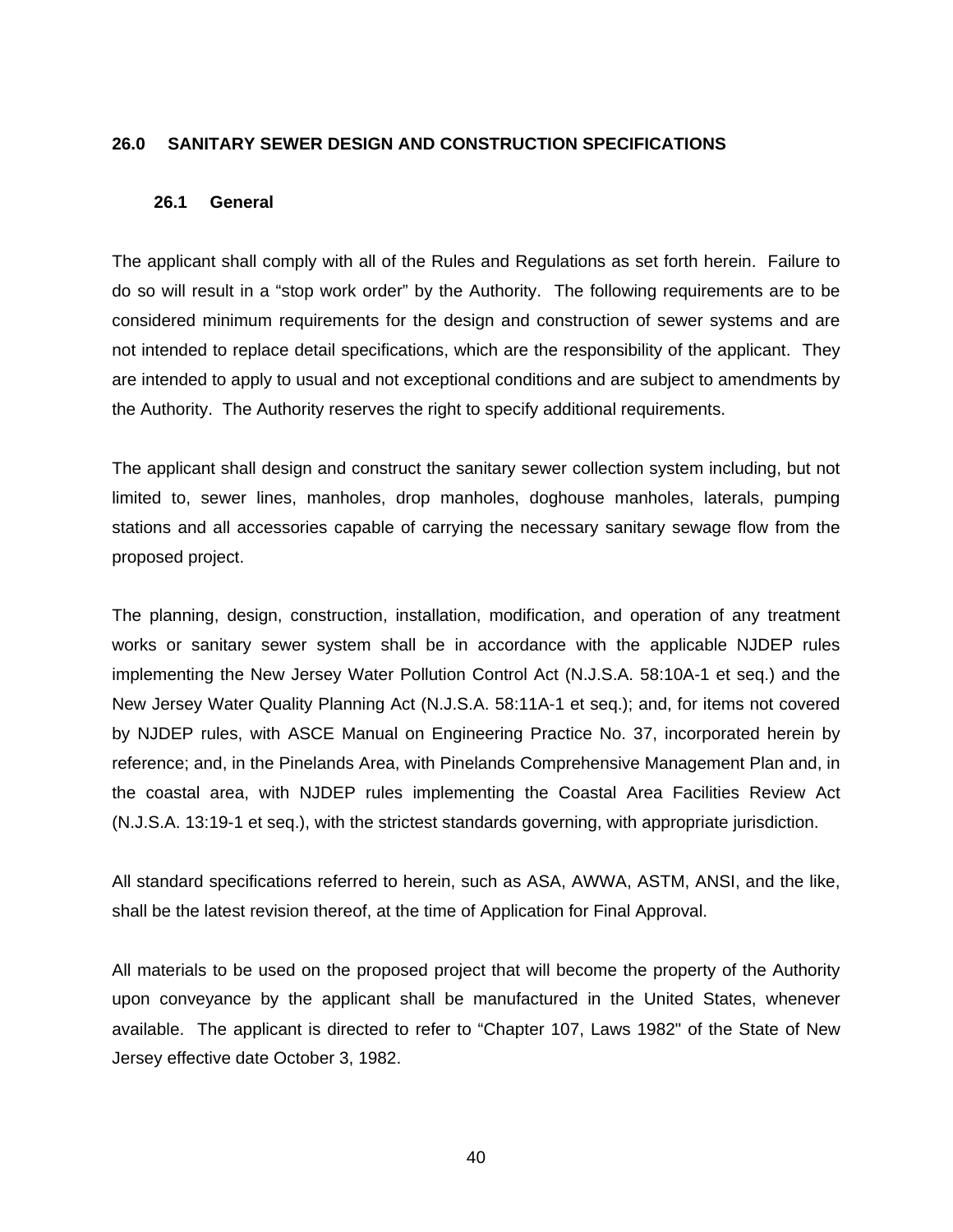## 26.0 SANITARY SEWER DESIGN AND CONSTRUCTION SPECIFICATIONS

### 26.1 General

The applicant shall comply with all of the Rules and Regulations as set forth herein. Failure to do so will result in a "stop work order" by the Authority. The following requirements are to be considered minimum requirements for the design and construction of sewer systems and are not intended to replace detail specifications, which are the responsibility of the applicant. They are intended to apply to usual and not exceptional conditions and are subject to amendments by the Authority. The Authority reserves the right to specify additional requirements.

The applicant shall design and construct the sanitary sewer collection system including, but not limited to, sewer lines, manholes, drop manholes, doghouse manholes, laterals, pumping stations and all accessories capable of carrying the necessary sanitary sewage flow from the proposed project.

The planning, design, construction, installation, modification, and operation of any treatment works or sanitary sewer system shall be in accordance with the applicable NJDEP rules implementing the New Jersey Water Pollution Control Act (N.J.S.A. 58:10A-1 et seq.) and the New Jersey Water Quality Planning Act (N.J.S.A. 58:11A-1 et seq.); and, for items not covered by NJDEP rules, with ASCE Manual on Engineering Practice No. 37, incorporated herein by reference; and, in the Pinelands Area, with Pinelands Comprehensive Management Plan and, in the coastal area, with NJDEP rules implementing the Coastal Area Facilities Review Act (N.J.S.A. 13:19-1 et seq.), with the strictest standards governing, with appropriate jurisdiction.

All standard specifications referred to herein, such as ASA, AWWA, ASTM, ANSI, and the like, shall be the latest revision thereof, at the time of Application for Final Approval.

All materials to be used on the proposed project that will become the property of the Authority upon conveyance by the applicant shall be manufactured in the United States, whenever available. The applicant is directed to refer to "Chapter 107, Laws 1982" of the State of New Jersey effective date October 3, 1982.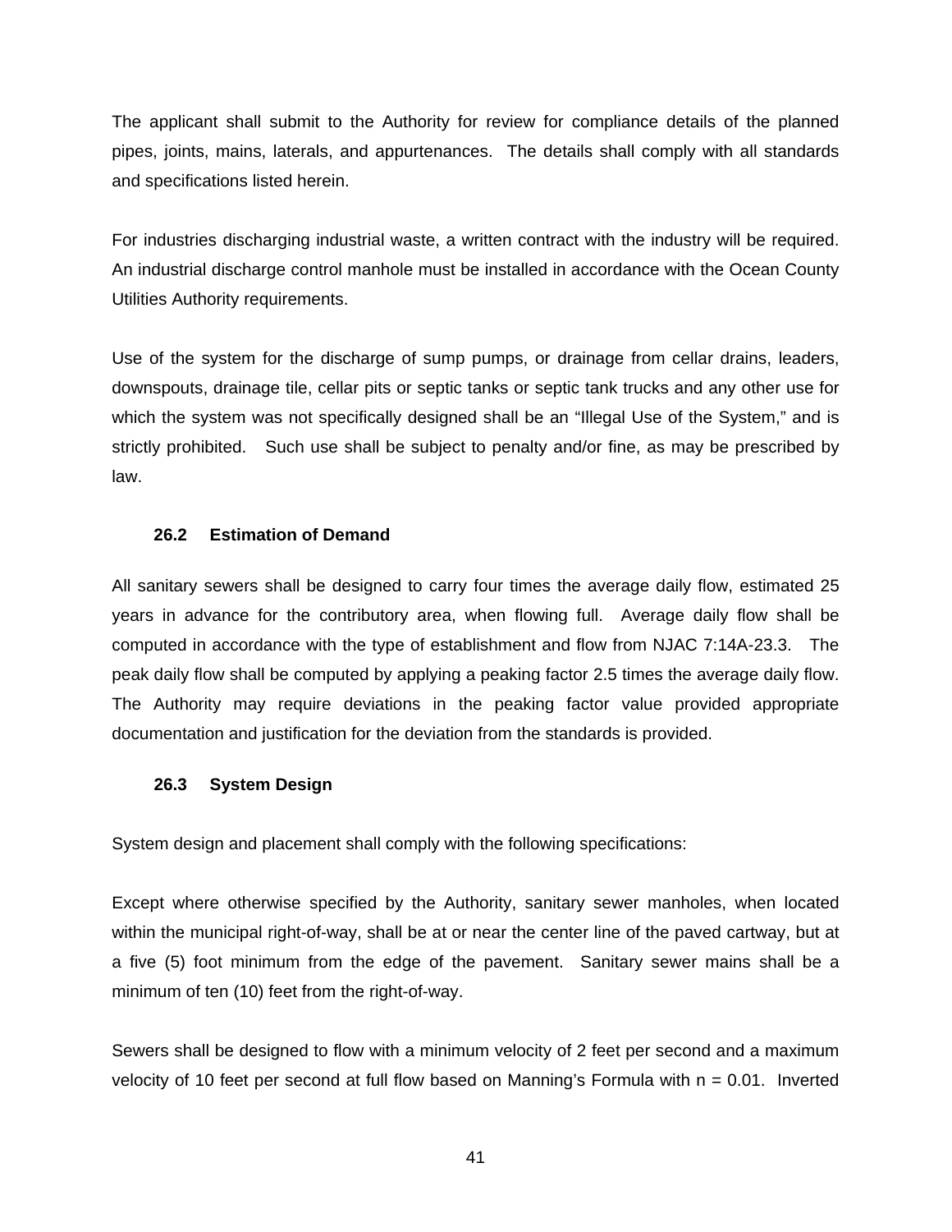The applicant shall submit to the Authority for review for compliance details of the planned pipes, joints, mains, laterals, and appurtenances. The details shall comply with all standards and specifications listed herein.

For industries discharging industrial waste, a written contract with the industry will be required. An industrial discharge control manhole must be installed in accordance with the Ocean County Utilities Authority requirements.

Use of the system for the discharge of sump pumps, or drainage from cellar drains, leaders, downspouts, drainage tile, cellar pits or septic tanks or septic tank trucks and any other use for which the system was not specifically designed shall be an "Illegal Use of the System," and is strictly prohibited. Such use shall be subject to penalty and/or fine, as may be prescribed by law.

### 26.2 Estimation of Demand

All sanitary sewers shall be designed to carry four times the average daily flow, estimated 25 years in advance for the contributory area, when flowing full. Average daily flow shall be computed in accordance with the type of establishment and flow from NJAC 7:14A-23.3. The peak daily flow shall be computed by applying a peaking factor 2.5 times the average daily flow. The Authority may require deviations in the peaking factor value provided appropriate documentation and justification for the deviation from the standards is provided.

### 26.3 System Design

System design and placement shall comply with the following specifications:

Except where otherwise specified by the Authority, sanitary sewer manholes, when located within the municipal right-of-way, shall be at or near the center line of the paved cartway, but at a five (5) foot minimum from the edge of the pavement. Sanitary sewer mains shall be a minimum of ten (10) feet from the right-of-way.

Sewers shall be designed to flow with a minimum velocity of 2 feet per second and a maximum velocity of 10 feet per second at full flow based on Manning's Formula with $n = 0.01$. Inverted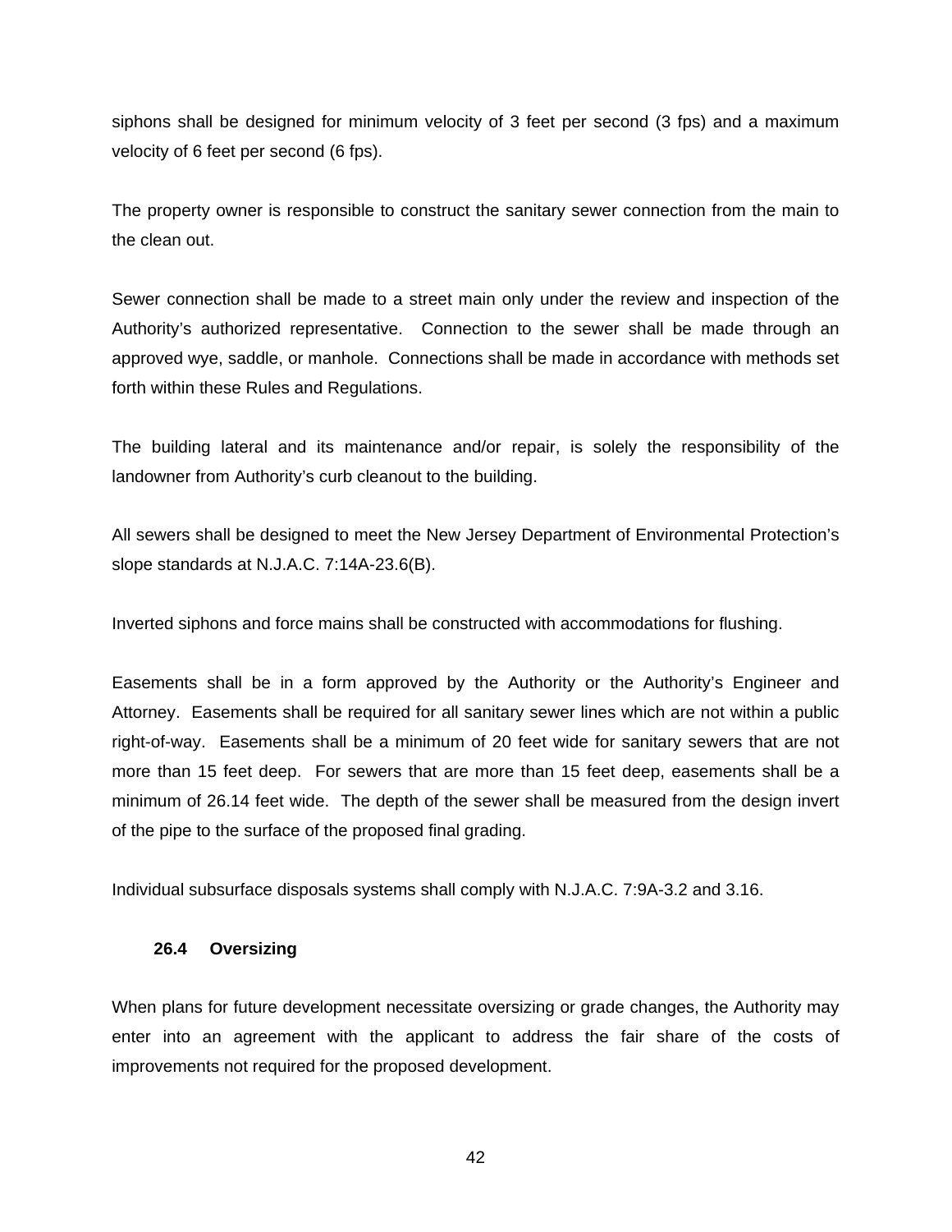siphons shall be designed for minimum velocity of 3 feet per second (3 fps) and a maximum velocity of 6 feet per second (6 fps).

The property owner is responsible to construct the sanitary sewer connection from the main to the clean out.

Sewer connection shall be made to a street main only under the review and inspection of the Authority's authorized representative. Connection to the sewer shall be made through an approved wye, saddle, or manhole. Connections shall be made in accordance with methods set forth within these Rules and Regulations.

The building lateral and its maintenance and/or repair, is solely the responsibility of the landowner from Authority's curb cleanout to the building.

All sewers shall be designed to meet the New Jersey Department of Environmental Protection's slope standards at N.J.A.C. 7:14A-23.6(B).

Inverted siphons and force mains shall be constructed with accommodations for flushing.

Easements shall be in a form approved by the Authority or the Authority's Engineer and Attorney. Easements shall be required for all sanitary sewer lines which are not within a public right-of-way. Easements shall be a minimum of 20 feet wide for sanitary sewers that are not more than 15 feet deep. For sewers that are more than 15 feet deep, easements shall be a minimum of 26.14 feet wide. The depth of the sewer shall be measured from the design invert of the pipe to the surface of the proposed final grading.

Individual subsurface disposals systems shall comply with N.J.A.C. 7:9A-3.2 and 3.16.

### 26.4 Oversizing

When plans for future development necessitate oversizing or grade changes, the Authority may enter into an agreement with the applicant to address the fair share of the costs of improvements not required for the proposed development.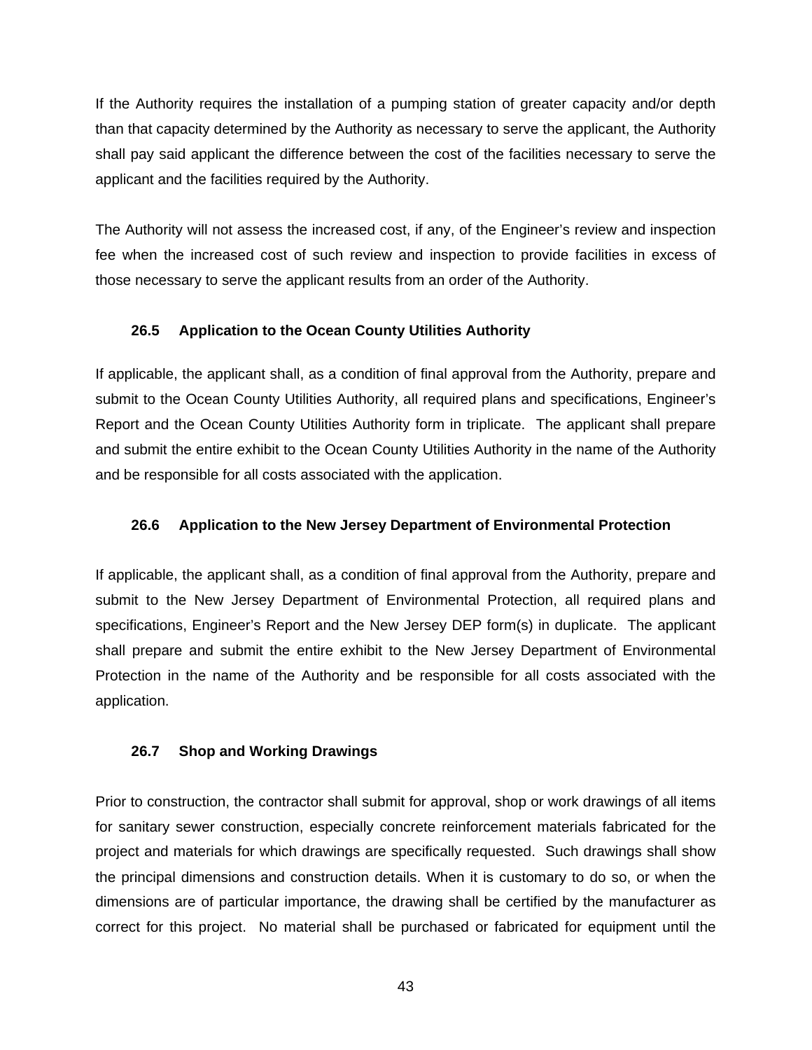If the Authority requires the installation of a pumping station of greater capacity and/or depth than that capacity determined by the Authority as necessary to serve the applicant, the Authority shall pay said applicant the difference between the cost of the facilities necessary to serve the applicant and the facilities required by the Authority.

The Authority will not assess the increased cost, if any, of the Engineer's review and inspection fee when the increased cost of such review and inspection to provide facilities in excess of those necessary to serve the applicant results from an order of the Authority.

### 26.5 Application to the Ocean County Utilities Authority

If applicable, the applicant shall, as a condition of final approval from the Authority, prepare and submit to the Ocean County Utilities Authority, all required plans and specifications, Engineer's Report and the Ocean County Utilities Authority form in triplicate. The applicant shall prepare and submit the entire exhibit to the Ocean County Utilities Authority in the name of the Authority and be responsible for all costs associated with the application.

### 26.6 Application to the New Jersey Department of Environmental Protection

If applicable, the applicant shall, as a condition of final approval from the Authority, prepare and submit to the New Jersey Department of Environmental Protection, all required plans and specifications, Engineer's Report and the New Jersey DEP form(s) in duplicate. The applicant shall prepare and submit the entire exhibit to the New Jersey Department of Environmental Protection in the name of the Authority and be responsible for all costs associated with the application.

### 26.7 Shop and Working Drawings

Prior to construction, the contractor shall submit for approval, shop or work drawings of all items for sanitary sewer construction, especially concrete reinforcement materials fabricated for the project and materials for which drawings are specifically requested. Such drawings shall show the principal dimensions and construction details. When it is customary to do so, or when the dimensions are of particular importance, the drawing shall be certified by the manufacturer as correct for this project. No material shall be purchased or fabricated for equipment until the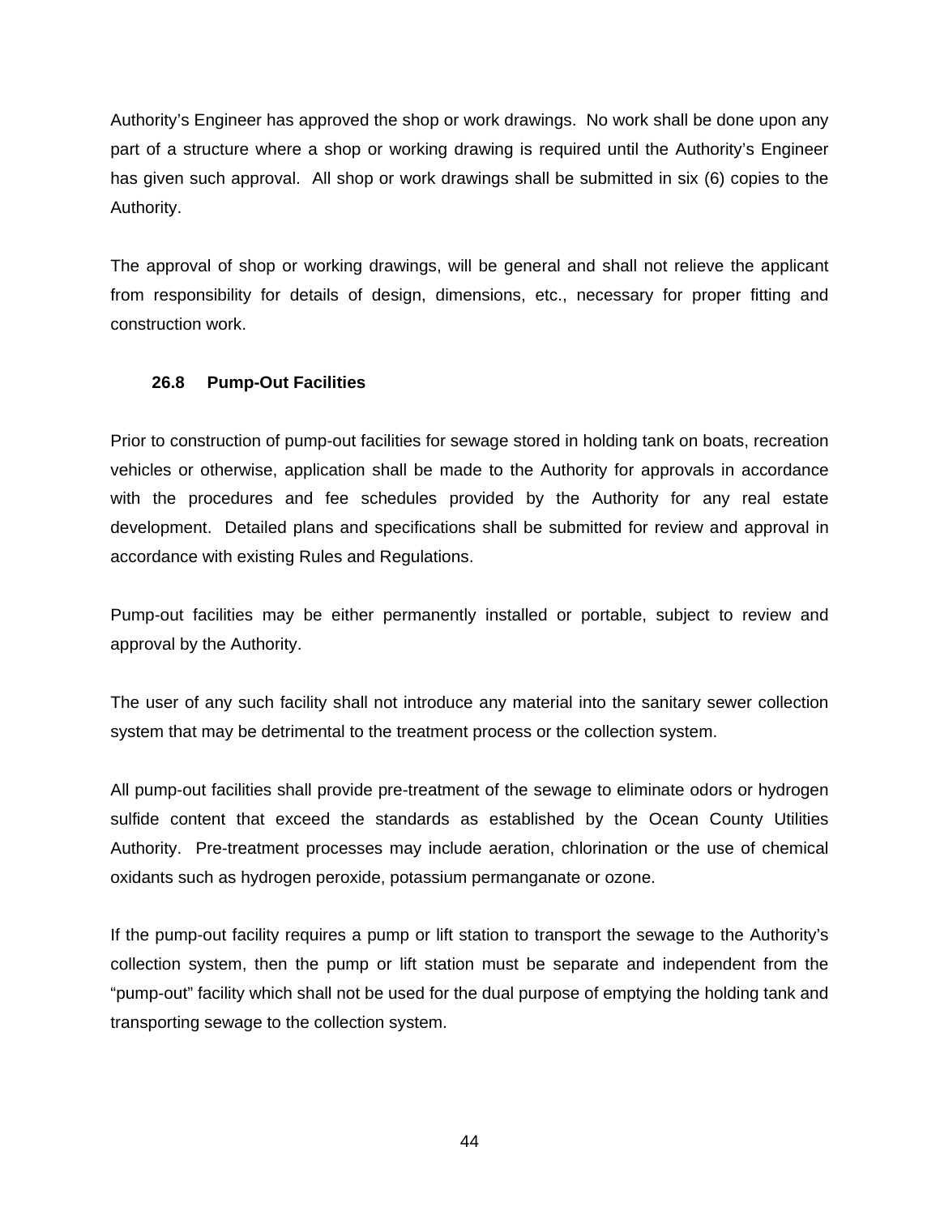Authority's Engineer has approved the shop or work drawings. No work shall be done upon any part of a structure where a shop or working drawing is required until the Authority's Engineer has given such approval. All shop or work drawings shall be submitted in six (6) copies to the Authority.

The approval of shop or working drawings, will be general and shall not relieve the applicant from responsibility for details of design, dimensions, etc., necessary for proper fitting and construction work.

### 26.8 Pump-Out Facilities

Prior to construction of pump-out facilities for sewage stored in holding tank on boats, recreation vehicles or otherwise, application shall be made to the Authority for approvals in accordance with the procedures and fee schedules provided by the Authority for any real estate development. Detailed plans and specifications shall be submitted for review and approval in accordance with existing Rules and Regulations.

Pump-out facilities may be either permanently installed or portable, subject to review and approval by the Authority.

The user of any such facility shall not introduce any material into the sanitary sewer collection system that may be detrimental to the treatment process or the collection system.

All pump-out facilities shall provide pre-treatment of the sewage to eliminate odors or hydrogen sulfide content that exceed the standards as established by the Ocean County Utilities Authority. Pre-treatment processes may include aeration, chlorination or the use of chemical oxidants such as hydrogen peroxide, potassium permanganate or ozone.

If the pump-out facility requires a pump or lift station to transport the sewage to the Authority's collection system, then the pump or lift station must be separate and independent from the "pump-out" facility which shall not be used for the dual purpose of emptying the holding tank and transporting sewage to the collection system.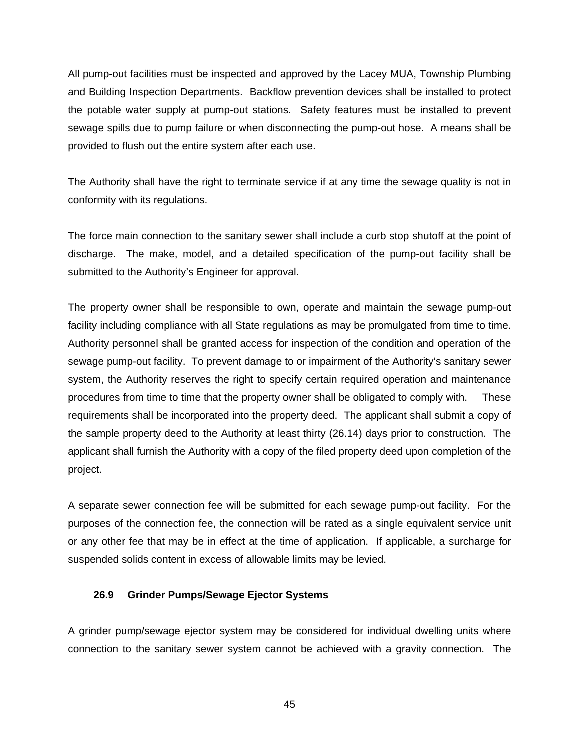All pump-out facilities must be inspected and approved by the Lacey MUA, Township Plumbing and Building Inspection Departments.  Backflow prevention devices shall be installed to protect the potable water supply at pump-out stations.  Safety features must be installed to prevent sewage spills due to pump failure or when disconnecting the pump-out hose.  A means shall be provided to flush out the entire system after each use.

The Authority shall have the right to terminate service if at any time the sewage quality is not in conformity with its regulations.

The force main connection to the sanitary sewer shall include a curb stop shutoff at the point of discharge.  The make, model, and a detailed specification of the pump-out facility shall be submitted to the Authority's Engineer for approval.

The property owner shall be responsible to own, operate and maintain the sewage pump-out facility including compliance with all State regulations as may be promulgated from time to time. Authority personnel shall be granted access for inspection of the condition and operation of the sewage pump-out facility.  To prevent damage to or impairment of the Authority's sanitary sewer system, the Authority reserves the right to specify certain required operation and maintenance procedures from time to time that the property owner shall be obligated to comply with.  These requirements shall be incorporated into the property deed.  The applicant shall submit a copy of the sample property deed to the Authority at least thirty (26.14) days prior to construction.  The applicant shall furnish the Authority with a copy of the filed property deed upon completion of the project.

A separate sewer connection fee will be submitted for each sewage pump-out facility.  For the purposes of the connection fee, the connection will be rated as a single equivalent service unit or any other fee that may be in effect at the time of application.  If applicable, a surcharge for suspended solids content in excess of allowable limits may be levied.

### 26.9 Grinder Pumps/Sewage Ejector Systems

A grinder pump/sewage ejector system may be considered for individual dwelling units where connection to the sanitary sewer system cannot be achieved with a gravity connection.  The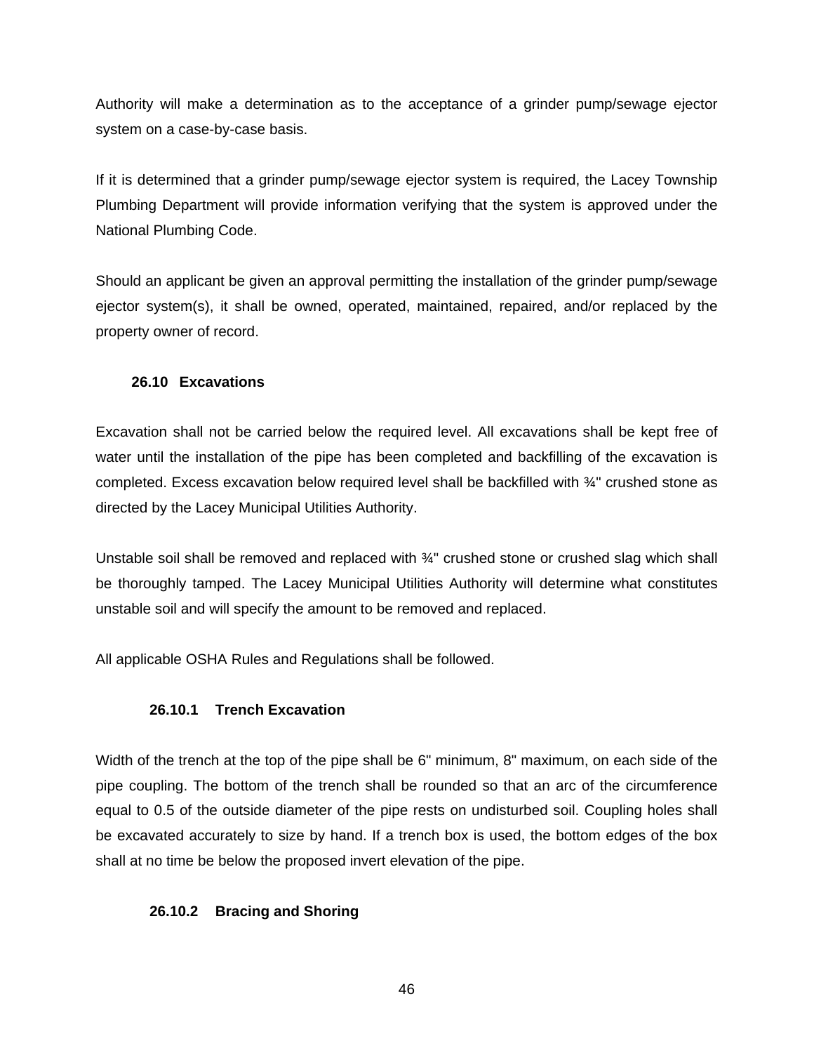Authority will make a determination as to the acceptance of a grinder pump/sewage ejector system on a case-by-case basis.

If it is determined that a grinder pump/sewage ejector system is required, the Lacey Township Plumbing Department will provide information verifying that the system is approved under the National Plumbing Code.

Should an applicant be given an approval permitting the installation of the grinder pump/sewage ejector system(s), it shall be owned, operated, maintained, repaired, and/or replaced by the property owner of record.

### 26.10 Excavations

Excavation shall not be carried below the required level. All excavations shall be kept free of water until the installation of the pipe has been completed and backfilling of the excavation is completed. Excess excavation below required level shall be backfilled with ¾" crushed stone as directed by the Lacey Municipal Utilities Authority.

Unstable soil shall be removed and replaced with ¾" crushed stone or crushed slag which shall be thoroughly tamped. The Lacey Municipal Utilities Authority will determine what constitutes unstable soil and will specify the amount to be removed and replaced.

All applicable OSHA Rules and Regulations shall be followed.

#### 26.10.1 Trench Excavation

Width of the trench at the top of the pipe shall be 6" minimum, 8" maximum, on each side of the pipe coupling. The bottom of the trench shall be rounded so that an arc of the circumference equal to 0.5 of the outside diameter of the pipe rests on undisturbed soil. Coupling holes shall be excavated accurately to size by hand. If a trench box is used, the bottom edges of the box shall at no time be below the proposed invert elevation of the pipe.

#### 26.10.2 Bracing and Shoring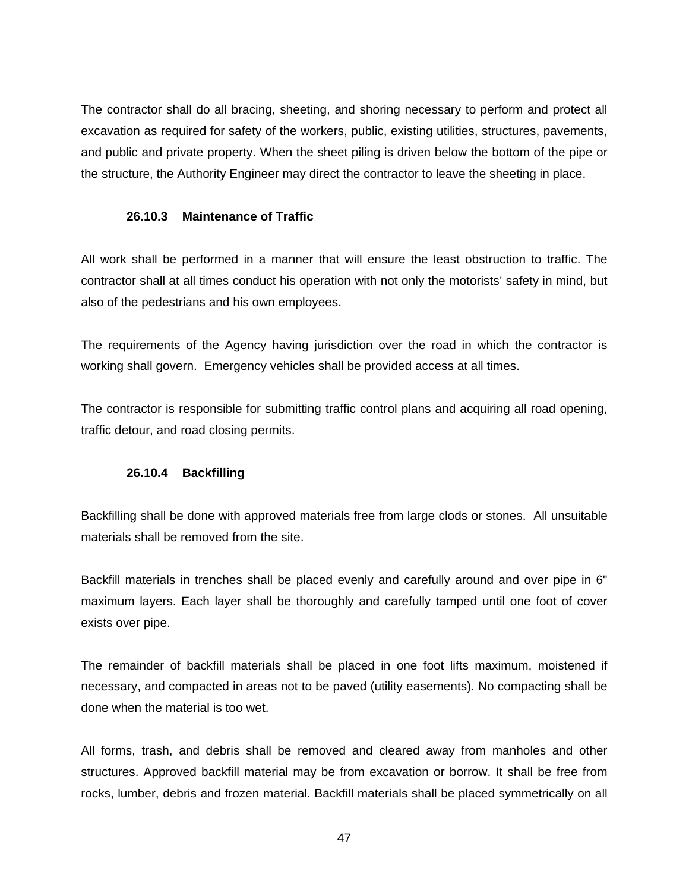The contractor shall do all bracing, sheeting, and shoring necessary to perform and protect all excavation as required for safety of the workers, public, existing utilities, structures, pavements, and public and private property. When the sheet piling is driven below the bottom of the pipe or the structure, the Authority Engineer may direct the contractor to leave the sheeting in place.

### 26.10.3 Maintenance of Traffic

All work shall be performed in a manner that will ensure the least obstruction to traffic. The contractor shall at all times conduct his operation with not only the motorists' safety in mind, but also of the pedestrians and his own employees.

The requirements of the Agency having jurisdiction over the road in which the contractor is working shall govern. Emergency vehicles shall be provided access at all times.

The contractor is responsible for submitting traffic control plans and acquiring all road opening, traffic detour, and road closing permits.

### 26.10.4 Backfilling

Backfilling shall be done with approved materials free from large clods or stones. All unsuitable materials shall be removed from the site.

Backfill materials in trenches shall be placed evenly and carefully around and over pipe in 6" maximum layers. Each layer shall be thoroughly and carefully tamped until one foot of cover exists over pipe.

The remainder of backfill materials shall be placed in one foot lifts maximum, moistened if necessary, and compacted in areas not to be paved (utility easements). No compacting shall be done when the material is too wet.

All forms, trash, and debris shall be removed and cleared away from manholes and other structures. Approved backfill material may be from excavation or borrow. It shall be free from rocks, lumber, debris and frozen material. Backfill materials shall be placed symmetrically on all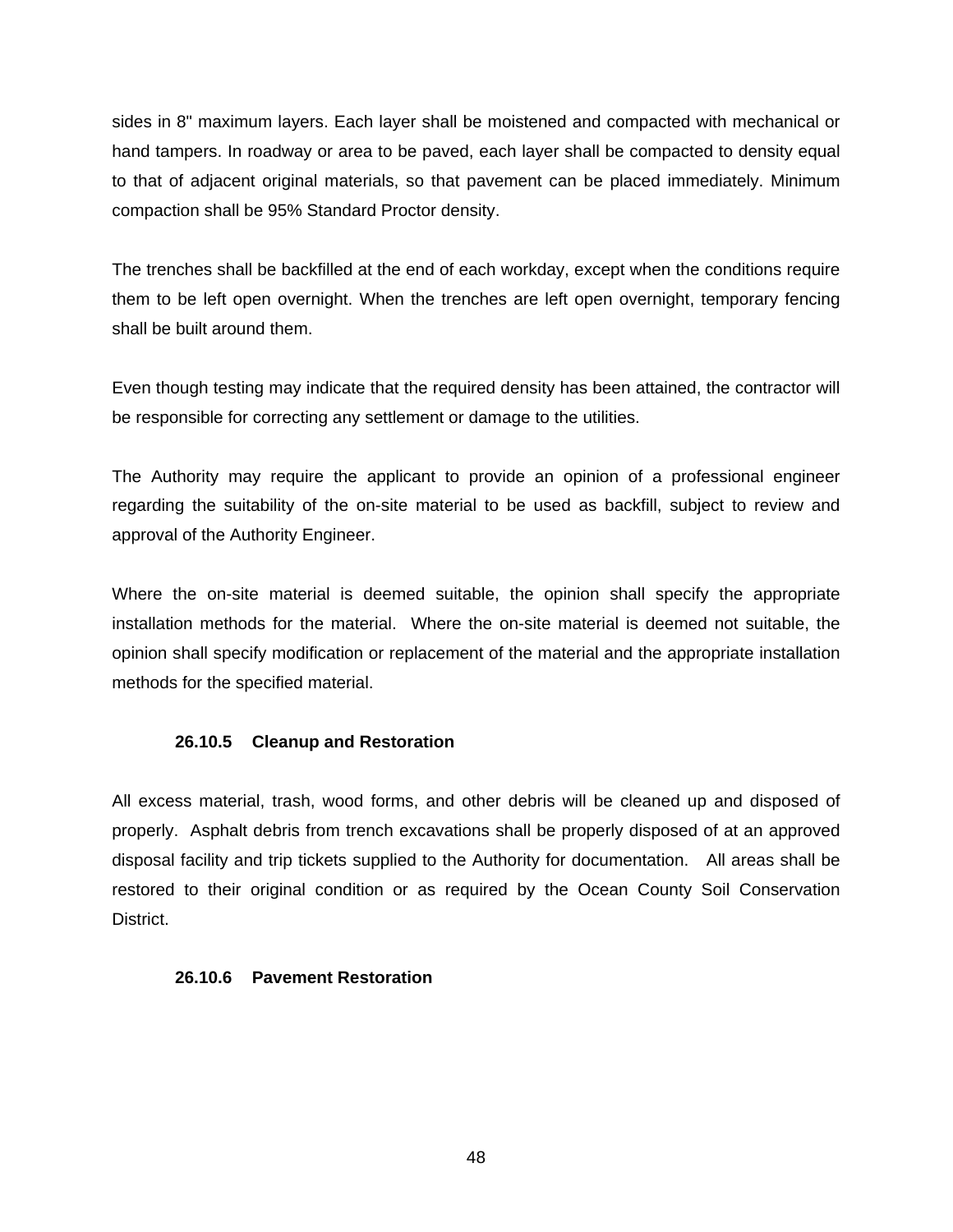sides in 8" maximum layers. Each layer shall be moistened and compacted with mechanical or hand tampers. In roadway or area to be paved, each layer shall be compacted to density equal to that of adjacent original materials, so that pavement can be placed immediately. Minimum compaction shall be 95% Standard Proctor density.

The trenches shall be backfilled at the end of each workday, except when the conditions require them to be left open overnight. When the trenches are left open overnight, temporary fencing shall be built around them.

Even though testing may indicate that the required density has been attained, the contractor will be responsible for correcting any settlement or damage to the utilities.

The Authority may require the applicant to provide an opinion of a professional engineer regarding the suitability of the on-site material to be used as backfill, subject to review and approval of the Authority Engineer.

Where the on-site material is deemed suitable, the opinion shall specify the appropriate installation methods for the material. Where the on-site material is deemed not suitable, the opinion shall specify modification or replacement of the material and the appropriate installation methods for the specified material.

#### 26.10.5 Cleanup and Restoration

All excess material, trash, wood forms, and other debris will be cleaned up and disposed of properly. Asphalt debris from trench excavations shall be properly disposed of at an approved disposal facility and trip tickets supplied to the Authority for documentation. All areas shall be restored to their original condition or as required by the Ocean County Soil Conservation District.

#### 26.10.6 Pavement Restoration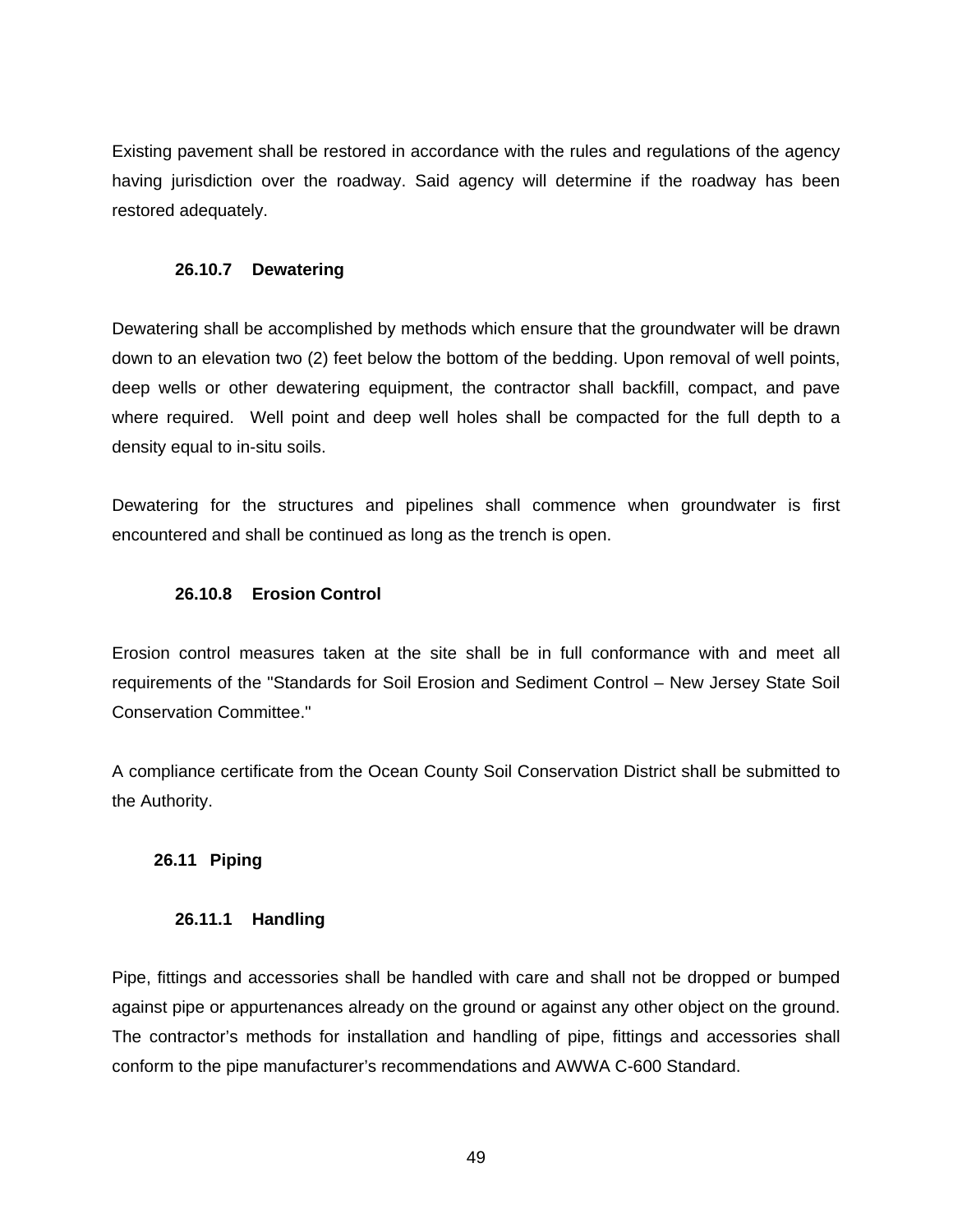Existing pavement shall be restored in accordance with the rules and regulations of the agency having jurisdiction over the roadway. Said agency will determine if the roadway has been restored adequately.

### 26.10.7 Dewatering

Dewatering shall be accomplished by methods which ensure that the groundwater will be drawn down to an elevation two (2) feet below the bottom of the bedding. Upon removal of well points, deep wells or other dewatering equipment, the contractor shall backfill, compact, and pave where required. Well point and deep well holes shall be compacted for the full depth to a density equal to in-situ soils.

Dewatering for the structures and pipelines shall commence when groundwater is first encountered and shall be continued as long as the trench is open.

### 26.10.8 Erosion Control

Erosion control measures taken at the site shall be in full conformance with and meet all requirements of the "Standards for Soil Erosion and Sediment Control – New Jersey State Soil Conservation Committee."

A compliance certificate from the Ocean County Soil Conservation District shall be submitted to the Authority.

## 26.11 Piping

### 26.11.1 Handling

Pipe, fittings and accessories shall be handled with care and shall not be dropped or bumped against pipe or appurtenances already on the ground or against any other object on the ground. The contractor’s methods for installation and handling of pipe, fittings and accessories shall conform to the pipe manufacturer’s recommendations and AWWA C-600 Standard.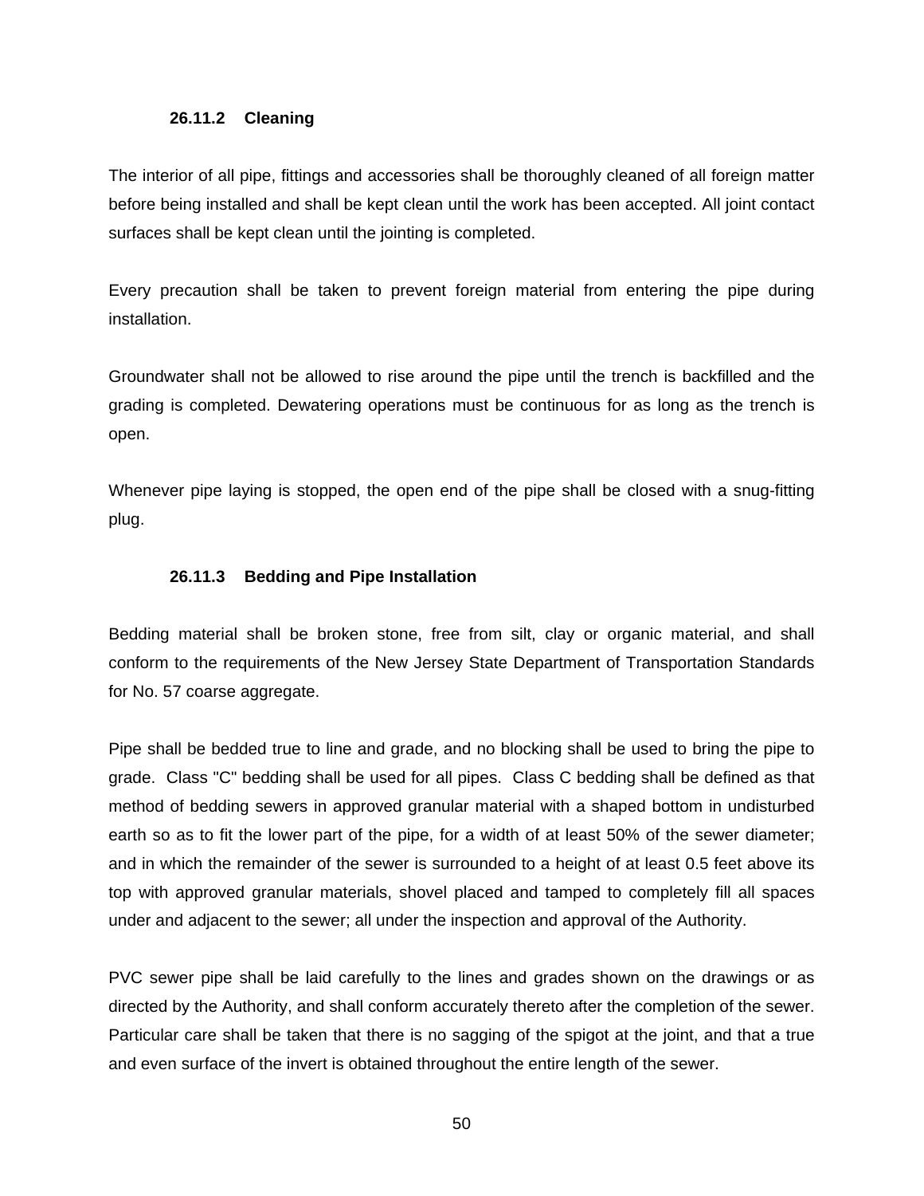### 26.11.2 Cleaning

The interior of all pipe, fittings and accessories shall be thoroughly cleaned of all foreign matter before being installed and shall be kept clean until the work has been accepted. All joint contact surfaces shall be kept clean until the jointing is completed.

Every precaution shall be taken to prevent foreign material from entering the pipe during installation.

Groundwater shall not be allowed to rise around the pipe until the trench is backfilled and the grading is completed. Dewatering operations must be continuous for as long as the trench is open.

Whenever pipe laying is stopped, the open end of the pipe shall be closed with a snug-fitting plug.

### 26.11.3 Bedding and Pipe Installation

Bedding material shall be broken stone, free from silt, clay or organic material, and shall conform to the requirements of the New Jersey State Department of Transportation Standards for No. 57 coarse aggregate.

Pipe shall be bedded true to line and grade, and no blocking shall be used to bring the pipe to grade. Class "C" bedding shall be used for all pipes. Class C bedding shall be defined as that method of bedding sewers in approved granular material with a shaped bottom in undisturbed earth so as to fit the lower part of the pipe, for a width of at least 50% of the sewer diameter; and in which the remainder of the sewer is surrounded to a height of at least 0.5 feet above its top with approved granular materials, shovel placed and tamped to completely fill all spaces under and adjacent to the sewer; all under the inspection and approval of the Authority.

PVC sewer pipe shall be laid carefully to the lines and grades shown on the drawings or as directed by the Authority, and shall conform accurately thereto after the completion of the sewer. Particular care shall be taken that there is no sagging of the spigot at the joint, and that a true and even surface of the invert is obtained throughout the entire length of the sewer.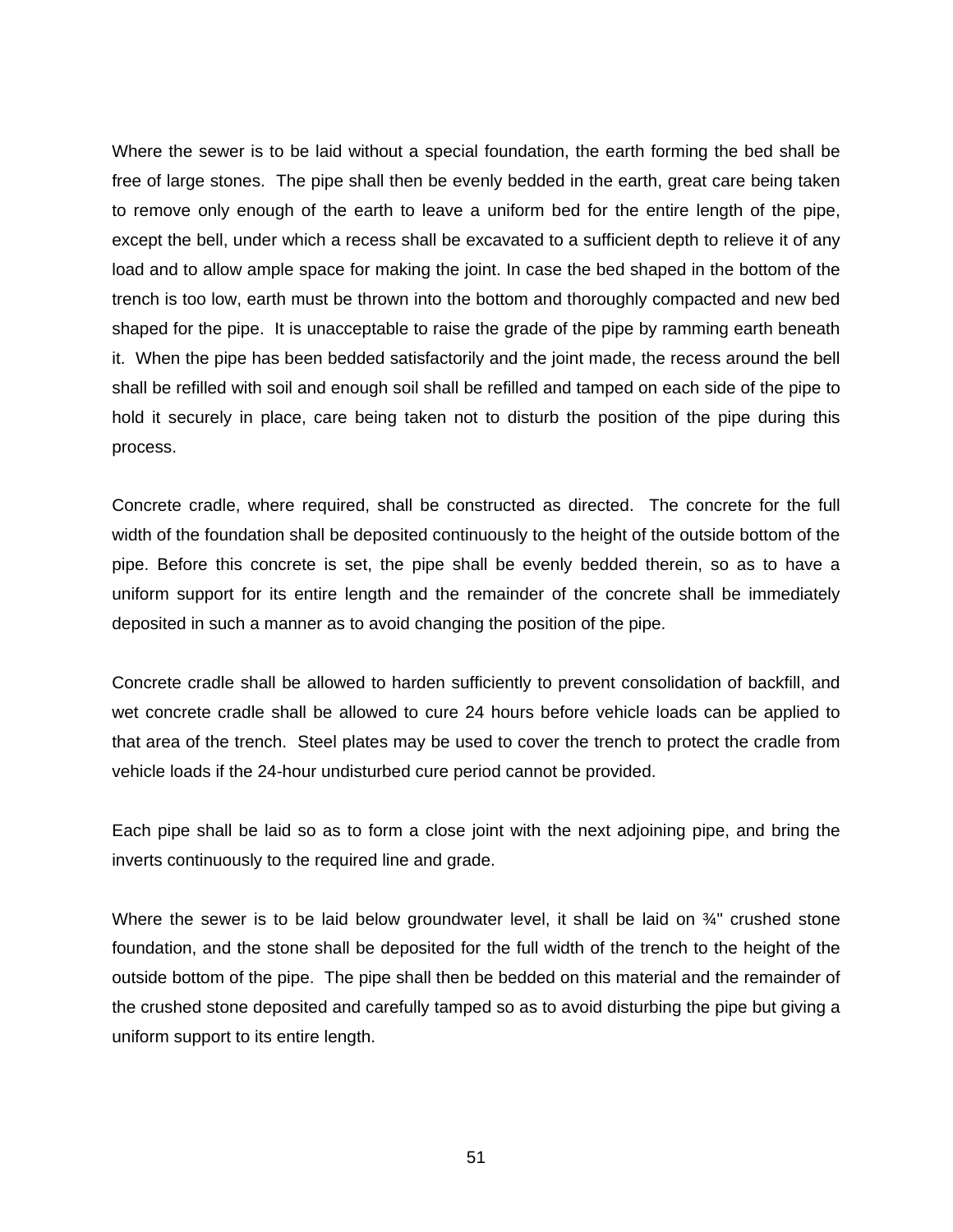Where the sewer is to be laid without a special foundation, the earth forming the bed shall be free of large stones. The pipe shall then be evenly bedded in the earth, great care being taken to remove only enough of the earth to leave a uniform bed for the entire length of the pipe, except the bell, under which a recess shall be excavated to a sufficient depth to relieve it of any load and to allow ample space for making the joint. In case the bed shaped in the bottom of the trench is too low, earth must be thrown into the bottom and thoroughly compacted and new bed shaped for the pipe. It is unacceptable to raise the grade of the pipe by ramming earth beneath it. When the pipe has been bedded satisfactorily and the joint made, the recess around the bell shall be refilled with soil and enough soil shall be refilled and tamped on each side of the pipe to hold it securely in place, care being taken not to disturb the position of the pipe during this process.

Concrete cradle, where required, shall be constructed as directed. The concrete for the full width of the foundation shall be deposited continuously to the height of the outside bottom of the pipe. Before this concrete is set, the pipe shall be evenly bedded therein, so as to have a uniform support for its entire length and the remainder of the concrete shall be immediately deposited in such a manner as to avoid changing the position of the pipe.

Concrete cradle shall be allowed to harden sufficiently to prevent consolidation of backfill, and wet concrete cradle shall be allowed to cure 24 hours before vehicle loads can be applied to that area of the trench. Steel plates may be used to cover the trench to protect the cradle from vehicle loads if the 24-hour undisturbed cure period cannot be provided.

Each pipe shall be laid so as to form a close joint with the next adjoining pipe, and bring the inverts continuously to the required line and grade.

Where the sewer is to be laid below groundwater level, it shall be laid on ¾" crushed stone foundation, and the stone shall be deposited for the full width of the trench to the height of the outside bottom of the pipe. The pipe shall then be bedded on this material and the remainder of the crushed stone deposited and carefully tamped so as to avoid disturbing the pipe but giving a uniform support to its entire length.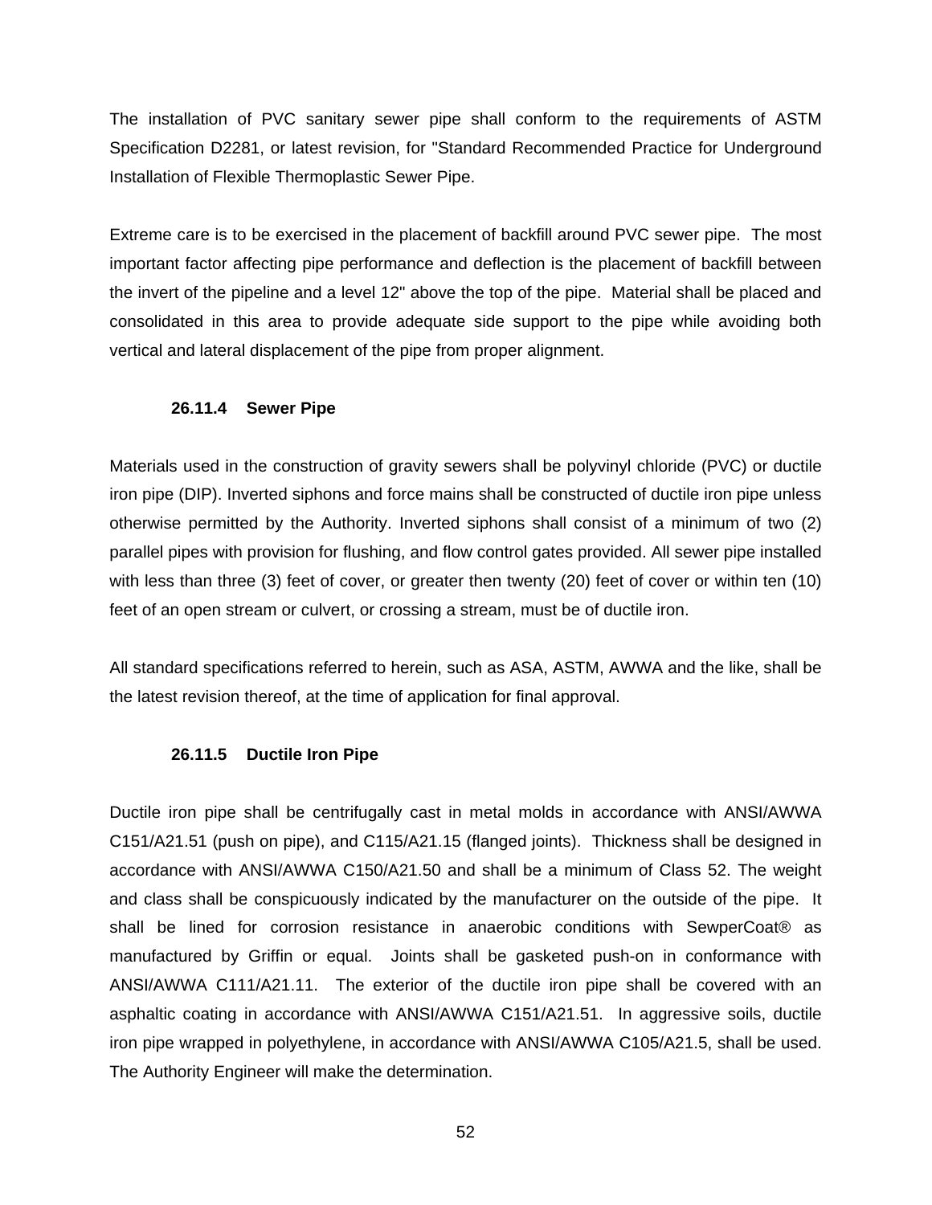The installation of PVC sanitary sewer pipe shall conform to the requirements of ASTM Specification D2281, or latest revision, for "Standard Recommended Practice for Underground Installation of Flexible Thermoplastic Sewer Pipe.

Extreme care is to be exercised in the placement of backfill around PVC sewer pipe. The most important factor affecting pipe performance and deflection is the placement of backfill between the invert of the pipeline and a level 12" above the top of the pipe. Material shall be placed and consolidated in this area to provide adequate side support to the pipe while avoiding both vertical and lateral displacement of the pipe from proper alignment.

### 26.11.4 Sewer Pipe

Materials used in the construction of gravity sewers shall be polyvinyl chloride (PVC) or ductile iron pipe (DIP). Inverted siphons and force mains shall be constructed of ductile iron pipe unless otherwise permitted by the Authority. Inverted siphons shall consist of a minimum of two (2) parallel pipes with provision for flushing, and flow control gates provided. All sewer pipe installed with less than three (3) feet of cover, or greater then twenty (20) feet of cover or within ten (10) feet of an open stream or culvert, or crossing a stream, must be of ductile iron.

All standard specifications referred to herein, such as ASA, ASTM, AWWA and the like, shall be the latest revision thereof, at the time of application for final approval.

### 26.11.5 Ductile Iron Pipe

Ductile iron pipe shall be centrifugally cast in metal molds in accordance with ANSI/AWWA C151/A21.51 (push on pipe), and C115/A21.15 (flanged joints). Thickness shall be designed in accordance with ANSI/AWWA C150/A21.50 and shall be a minimum of Class 52. The weight and class shall be conspicuously indicated by the manufacturer on the outside of the pipe. It shall be lined for corrosion resistance in anaerobic conditions with SewperCoat® as manufactured by Griffin or equal. Joints shall be gasketed push-on in conformance with ANSI/AWWA C111/A21.11. The exterior of the ductile iron pipe shall be covered with an asphaltic coating in accordance with ANSI/AWWA C151/A21.51. In aggressive soils, ductile iron pipe wrapped in polyethylene, in accordance with ANSI/AWWA C105/A21.5, shall be used. The Authority Engineer will make the determination.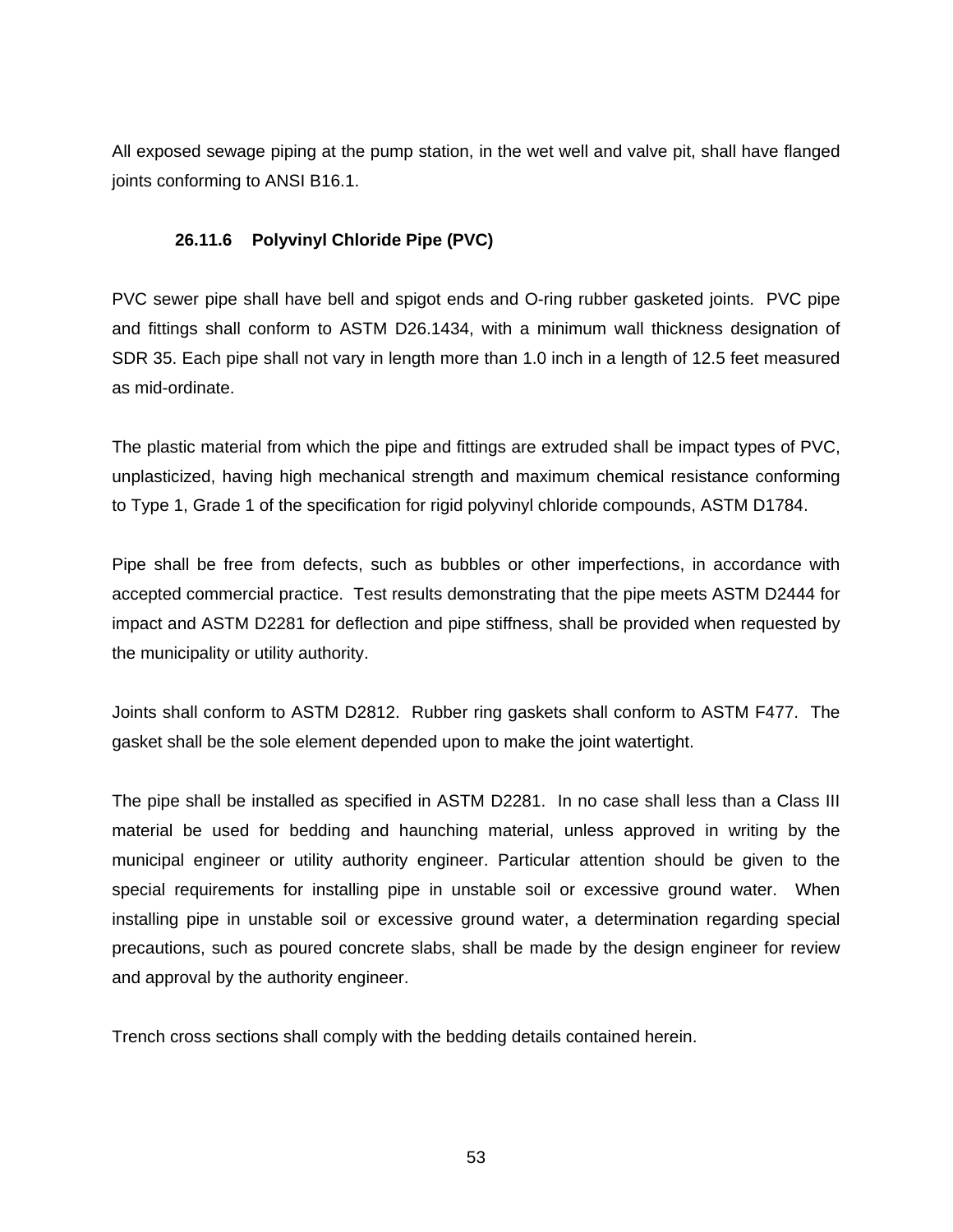All exposed sewage piping at the pump station, in the wet well and valve pit, shall have flanged joints conforming to ANSI B16.1.

### 26.11.6 Polyvinyl Chloride Pipe (PVC)

PVC sewer pipe shall have bell and spigot ends and O-ring rubber gasketed joints. PVC pipe and fittings shall conform to ASTM D26.1434, with a minimum wall thickness designation of SDR 35. Each pipe shall not vary in length more than 1.0 inch in a length of 12.5 feet measured as mid-ordinate.

The plastic material from which the pipe and fittings are extruded shall be impact types of PVC, unplasticized, having high mechanical strength and maximum chemical resistance conforming to Type 1, Grade 1 of the specification for rigid polyvinyl chloride compounds, ASTM D1784.

Pipe shall be free from defects, such as bubbles or other imperfections, in accordance with accepted commercial practice. Test results demonstrating that the pipe meets ASTM D2444 for impact and ASTM D2281 for deflection and pipe stiffness, shall be provided when requested by the municipality or utility authority.

Joints shall conform to ASTM D2812. Rubber ring gaskets shall conform to ASTM F477. The gasket shall be the sole element depended upon to make the joint watertight.

The pipe shall be installed as specified in ASTM D2281. In no case shall less than a Class III material be used for bedding and haunching material, unless approved in writing by the municipal engineer or utility authority engineer. Particular attention should be given to the special requirements for installing pipe in unstable soil or excessive ground water. When installing pipe in unstable soil or excessive ground water, a determination regarding special precautions, such as poured concrete slabs, shall be made by the design engineer for review and approval by the authority engineer.

Trench cross sections shall comply with the bedding details contained herein.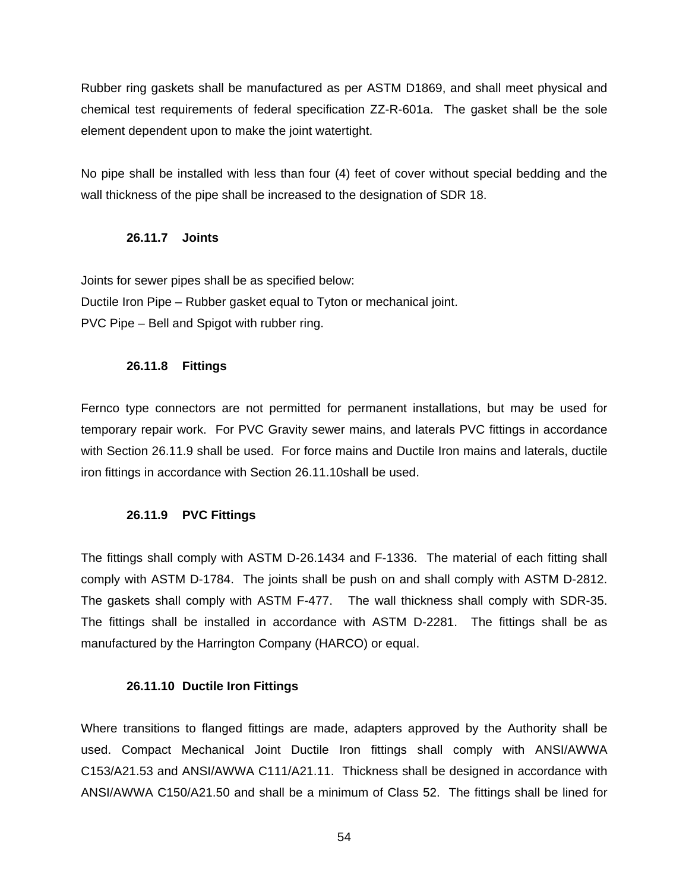Rubber ring gaskets shall be manufactured as per ASTM D1869, and shall meet physical and chemical test requirements of federal specification ZZ-R-601a. The gasket shall be the sole element dependent upon to make the joint watertight.

No pipe shall be installed with less than four (4) feet of cover without special bedding and the wall thickness of the pipe shall be increased to the designation of SDR 18.

### 26.11.7 Joints

Joints for sewer pipes shall be as specified below:
Ductile Iron Pipe – Rubber gasket equal to Tyton or mechanical joint.
PVC Pipe – Bell and Spigot with rubber ring.

### 26.11.8 Fittings

Fernco type connectors are not permitted for permanent installations, but may be used for temporary repair work. For PVC Gravity sewer mains, and laterals PVC fittings in accordance with Section 26.11.9 shall be used. For force mains and Ductile Iron mains and laterals, ductile iron fittings in accordance with Section 26.11.10shall be used.

### 26.11.9 PVC Fittings

The fittings shall comply with ASTM D-26.1434 and F-1336. The material of each fitting shall comply with ASTM D-1784. The joints shall be push on and shall comply with ASTM D-2812. The gaskets shall comply with ASTM F-477. The wall thickness shall comply with SDR-35. The fittings shall be installed in accordance with ASTM D-2281. The fittings shall be as manufactured by the Harrington Company (HARCO) or equal.

### 26.11.10 Ductile Iron Fittings

Where transitions to flanged fittings are made, adapters approved by the Authority shall be used. Compact Mechanical Joint Ductile Iron fittings shall comply with ANSI/AWWA C153/A21.53 and ANSI/AWWA C111/A21.11. Thickness shall be designed in accordance with ANSI/AWWA C150/A21.50 and shall be a minimum of Class 52. The fittings shall be lined for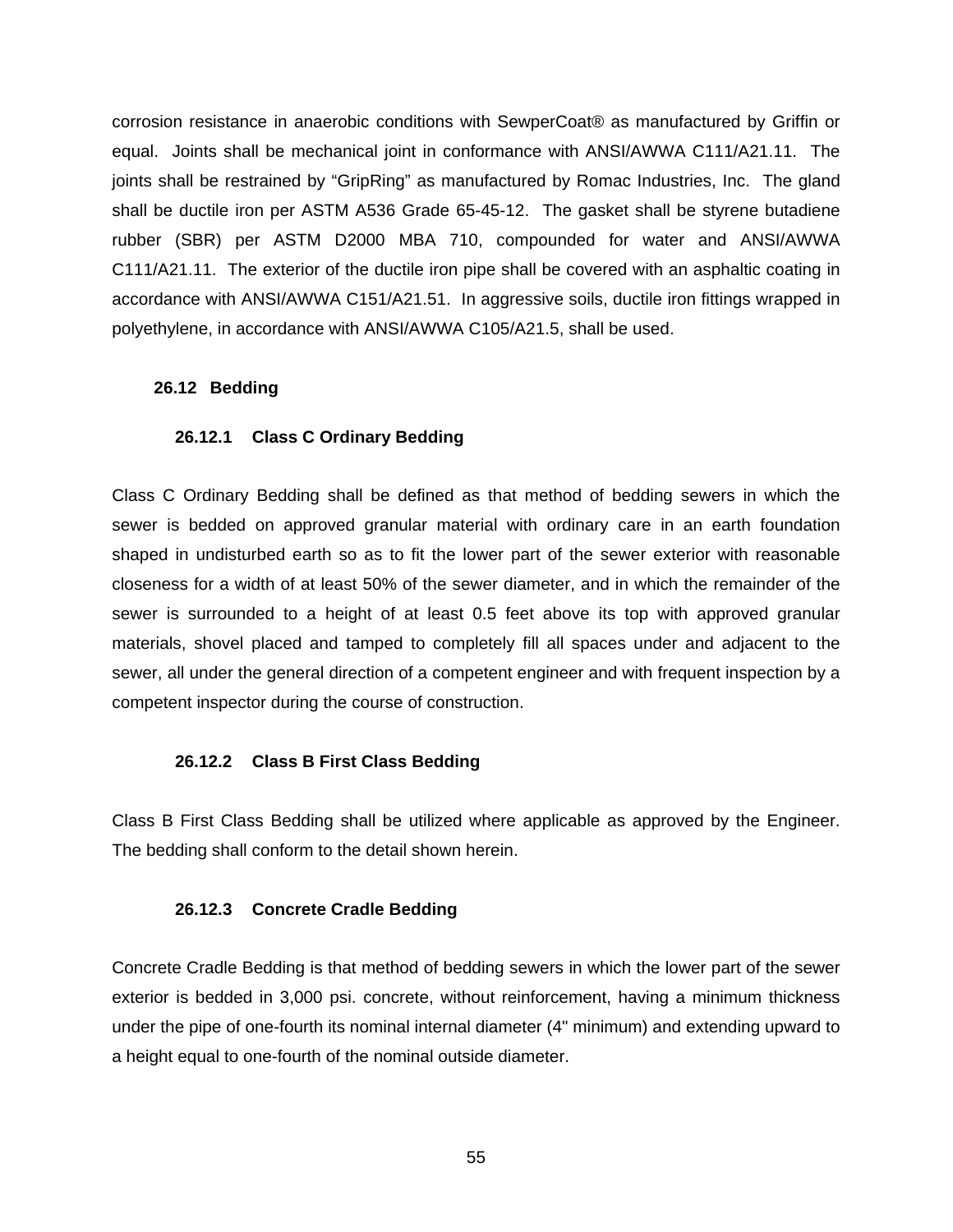corrosion resistance in anaerobic conditions with SewperCoat® as manufactured by Griffin or equal. Joints shall be mechanical joint in conformance with ANSI/AWWA C111/A21.11. The joints shall be restrained by "GripRing" as manufactured by Romac Industries, Inc. The gland shall be ductile iron per ASTM A536 Grade 65-45-12. The gasket shall be styrene butadiene rubber (SBR) per ASTM D2000 MBA 710, compounded for water and ANSI/AWWA C111/A21.11. The exterior of the ductile iron pipe shall be covered with an asphaltic coating in accordance with ANSI/AWWA C151/A21.51. In aggressive soils, ductile iron fittings wrapped in polyethylene, in accordance with ANSI/AWWA C105/A21.5, shall be used.

## 26.12 Bedding

### 26.12.1 Class C Ordinary Bedding

Class C Ordinary Bedding shall be defined as that method of bedding sewers in which the sewer is bedded on approved granular material with ordinary care in an earth foundation shaped in undisturbed earth so as to fit the lower part of the sewer exterior with reasonable closeness for a width of at least 50% of the sewer diameter, and in which the remainder of the sewer is surrounded to a height of at least 0.5 feet above its top with approved granular materials, shovel placed and tamped to completely fill all spaces under and adjacent to the sewer, all under the general direction of a competent engineer and with frequent inspection by a competent inspector during the course of construction.

### 26.12.2 Class B First Class Bedding

Class B First Class Bedding shall be utilized where applicable as approved by the Engineer. The bedding shall conform to the detail shown herein.

### 26.12.3 Concrete Cradle Bedding

Concrete Cradle Bedding is that method of bedding sewers in which the lower part of the sewer exterior is bedded in 3,000 psi. concrete, without reinforcement, having a minimum thickness under the pipe of one-fourth its nominal internal diameter (4" minimum) and extending upward to a height equal to one-fourth of the nominal outside diameter.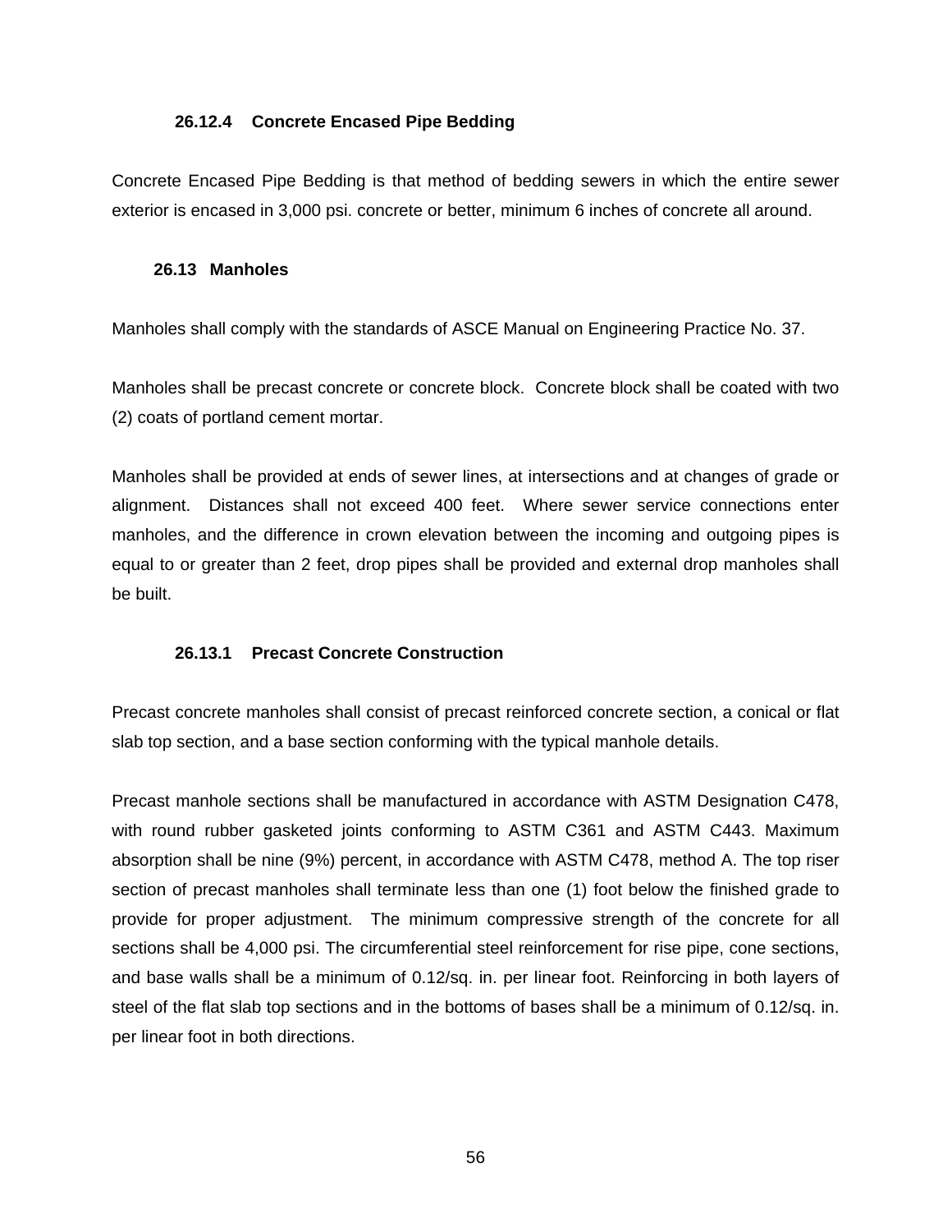#### 26.12.4 Concrete Encased Pipe Bedding

Concrete Encased Pipe Bedding is that method of bedding sewers in which the entire sewer exterior is encased in 3,000 psi. concrete or better, minimum 6 inches of concrete all around.

### 26.13 Manholes

Manholes shall comply with the standards of ASCE Manual on Engineering Practice No. 37.

Manholes shall be precast concrete or concrete block. Concrete block shall be coated with two (2) coats of portland cement mortar.

Manholes shall be provided at ends of sewer lines, at intersections and at changes of grade or alignment. Distances shall not exceed 400 feet. Where sewer service connections enter manholes, and the difference in crown elevation between the incoming and outgoing pipes is equal to or greater than 2 feet, drop pipes shall be provided and external drop manholes shall be built.

#### 26.13.1 Precast Concrete Construction

Precast concrete manholes shall consist of precast reinforced concrete section, a conical or flat slab top section, and a base section conforming with the typical manhole details.

Precast manhole sections shall be manufactured in accordance with ASTM Designation C478, with round rubber gasketed joints conforming to ASTM C361 and ASTM C443. Maximum absorption shall be nine (9%) percent, in accordance with ASTM C478, method A. The top riser section of precast manholes shall terminate less than one (1) foot below the finished grade to provide for proper adjustment. The minimum compressive strength of the concrete for all sections shall be 4,000 psi. The circumferential steel reinforcement for rise pipe, cone sections, and base walls shall be a minimum of 0.12/sq. in. per linear foot. Reinforcing in both layers of steel of the flat slab top sections and in the bottoms of bases shall be a minimum of 0.12/sq. in. per linear foot in both directions.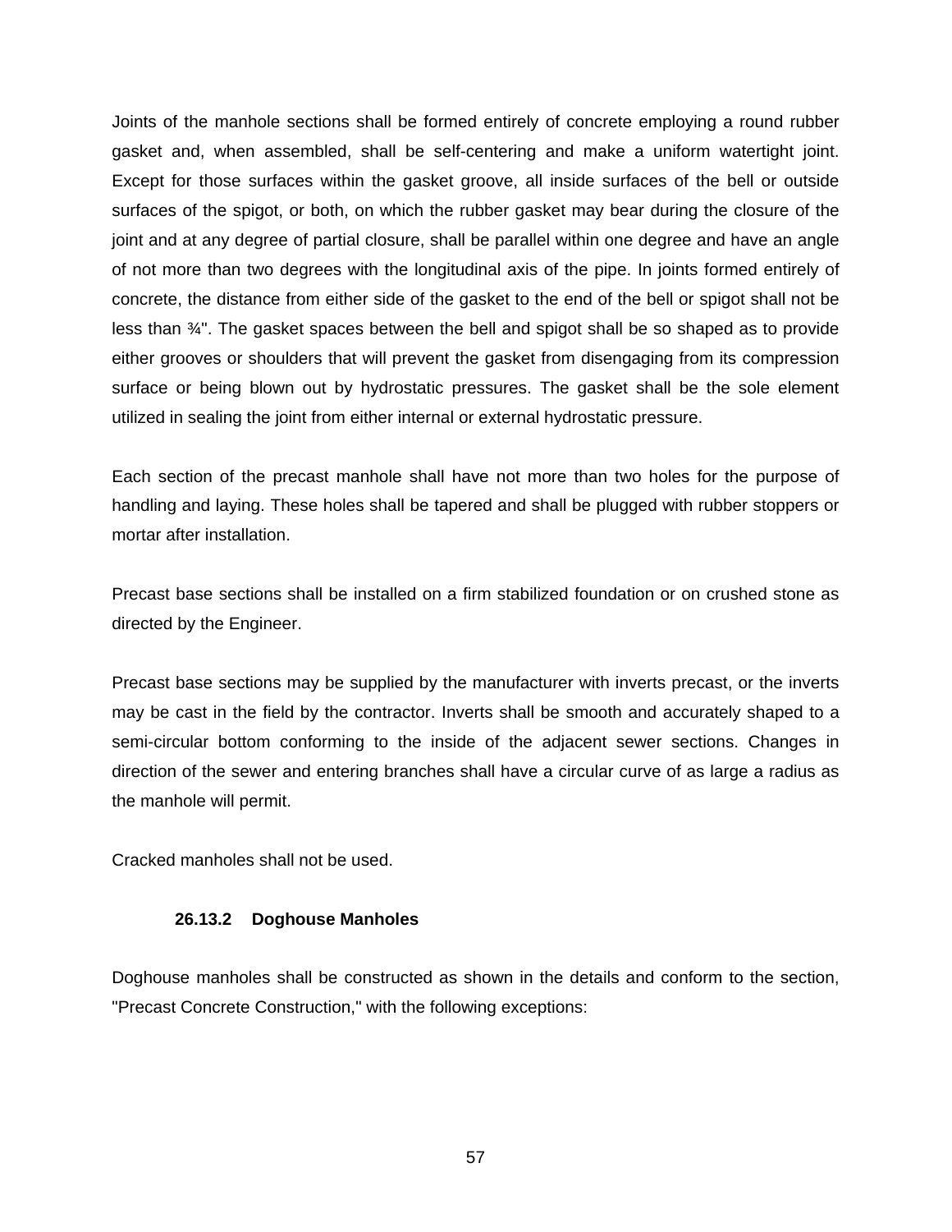Joints of the manhole sections shall be formed entirely of concrete employing a round rubber gasket and, when assembled, shall be self-centering and make a uniform watertight joint. Except for those surfaces within the gasket groove, all inside surfaces of the bell or outside surfaces of the spigot, or both, on which the rubber gasket may bear during the closure of the joint and at any degree of partial closure, shall be parallel within one degree and have an angle of not more than two degrees with the longitudinal axis of the pipe. In joints formed entirely of concrete, the distance from either side of the gasket to the end of the bell or spigot shall not be less than ¾". The gasket spaces between the bell and spigot shall be so shaped as to provide either grooves or shoulders that will prevent the gasket from disengaging from its compression surface or being blown out by hydrostatic pressures. The gasket shall be the sole element utilized in sealing the joint from either internal or external hydrostatic pressure.

Each section of the precast manhole shall have not more than two holes for the purpose of handling and laying. These holes shall be tapered and shall be plugged with rubber stoppers or mortar after installation.

Precast base sections shall be installed on a firm stabilized foundation or on crushed stone as directed by the Engineer.

Precast base sections may be supplied by the manufacturer with inverts precast, or the inverts may be cast in the field by the contractor. Inverts shall be smooth and accurately shaped to a semi-circular bottom conforming to the inside of the adjacent sewer sections. Changes in direction of the sewer and entering branches shall have a circular curve of as large a radius as the manhole will permit.

Cracked manholes shall not be used.

### 26.13.2 Doghouse Manholes

Doghouse manholes shall be constructed as shown in the details and conform to the section, "Precast Concrete Construction," with the following exceptions: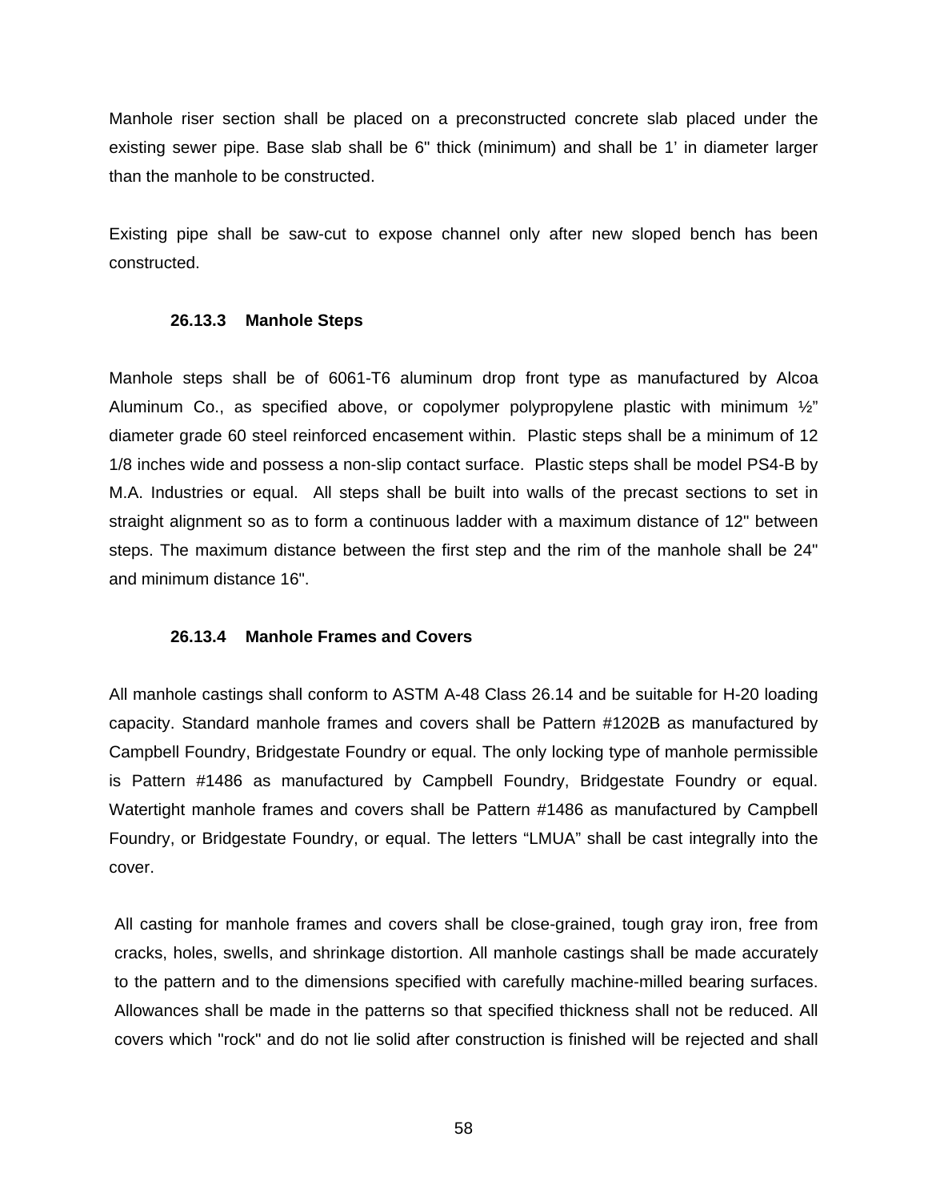Manhole riser section shall be placed on a preconstructed concrete slab placed under the existing sewer pipe. Base slab shall be 6" thick (minimum) and shall be 1’ in diameter larger than the manhole to be constructed.

Existing pipe shall be saw-cut to expose channel only after new sloped bench has been constructed.

### 26.13.3 Manhole Steps

Manhole steps shall be of 6061-T6 aluminum drop front type as manufactured by Alcoa Aluminum Co., as specified above, or copolymer polypropylene plastic with minimum ½” diameter grade 60 steel reinforced encasement within. Plastic steps shall be a minimum of 12 1/8 inches wide and possess a non-slip contact surface. Plastic steps shall be model PS4-B by M.A. Industries or equal. All steps shall be built into walls of the precast sections to set in straight alignment so as to form a continuous ladder with a maximum distance of 12" between steps. The maximum distance between the first step and the rim of the manhole shall be 24" and minimum distance 16".

### 26.13.4 Manhole Frames and Covers

All manhole castings shall conform to ASTM A-48 Class 26.14 and be suitable for H-20 loading capacity. Standard manhole frames and covers shall be Pattern #1202B as manufactured by Campbell Foundry, Bridgestate Foundry or equal. The only locking type of manhole permissible is Pattern #1486 as manufactured by Campbell Foundry, Bridgestate Foundry or equal. Watertight manhole frames and covers shall be Pattern #1486 as manufactured by Campbell Foundry, or Bridgestate Foundry, or equal. The letters “LMUA” shall be cast integrally into the cover.

All casting for manhole frames and covers shall be close-grained, tough gray iron, free from cracks, holes, swells, and shrinkage distortion. All manhole castings shall be made accurately to the pattern and to the dimensions specified with carefully machine-milled bearing surfaces. Allowances shall be made in the patterns so that specified thickness shall not be reduced. All covers which "rock" and do not lie solid after construction is finished will be rejected and shall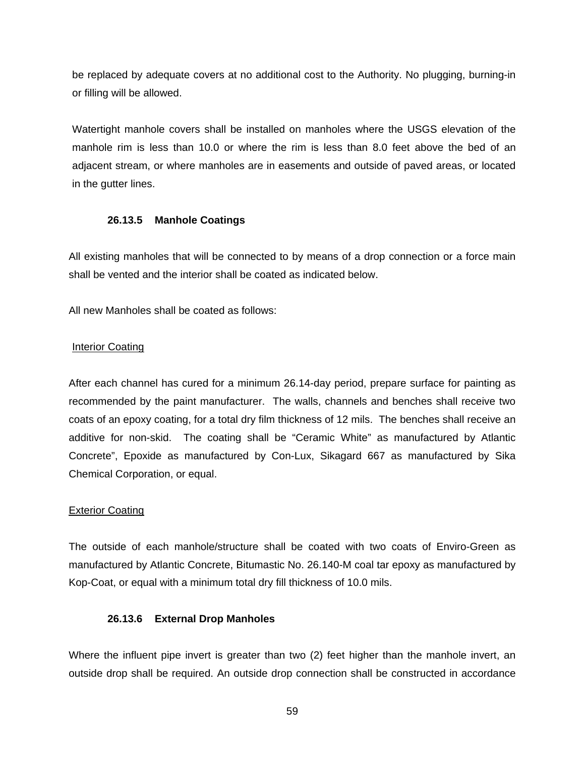be replaced by adequate covers at no additional cost to the Authority. No plugging, burning-in or filling will be allowed.

Watertight manhole covers shall be installed on manholes where the USGS elevation of the manhole rim is less than 10.0 or where the rim is less than 8.0 feet above the bed of an adjacent stream, or where manholes are in easements and outside of paved areas, or located in the gutter lines.

### 26.13.5 Manhole Coatings

All existing manholes that will be connected to by means of a drop connection or a force main shall be vented and the interior shall be coated as indicated below.

All new Manholes shall be coated as follows:

<u>Interior Coating</u>

After each channel has cured for a minimum 26.14-day period, prepare surface for painting as recommended by the paint manufacturer. The walls, channels and benches shall receive two coats of an epoxy coating, for a total dry film thickness of 12 mils. The benches shall receive an additive for non-skid. The coating shall be “Ceramic White” as manufactured by Atlantic Concrete”, Epoxide as manufactured by Con-Lux, Sikagard 667 as manufactured by Sika Chemical Corporation, or equal.

<u>Exterior Coating</u>

The outside of each manhole/structure shall be coated with two coats of Enviro-Green as manufactured by Atlantic Concrete, Bitumastic No. 26.140-M coal tar epoxy as manufactured by Kop-Coat, or equal with a minimum total dry fill thickness of 10.0 mils.

### 26.13.6 External Drop Manholes

Where the influent pipe invert is greater than two (2) feet higher than the manhole invert, an outside drop shall be required. An outside drop connection shall be constructed in accordance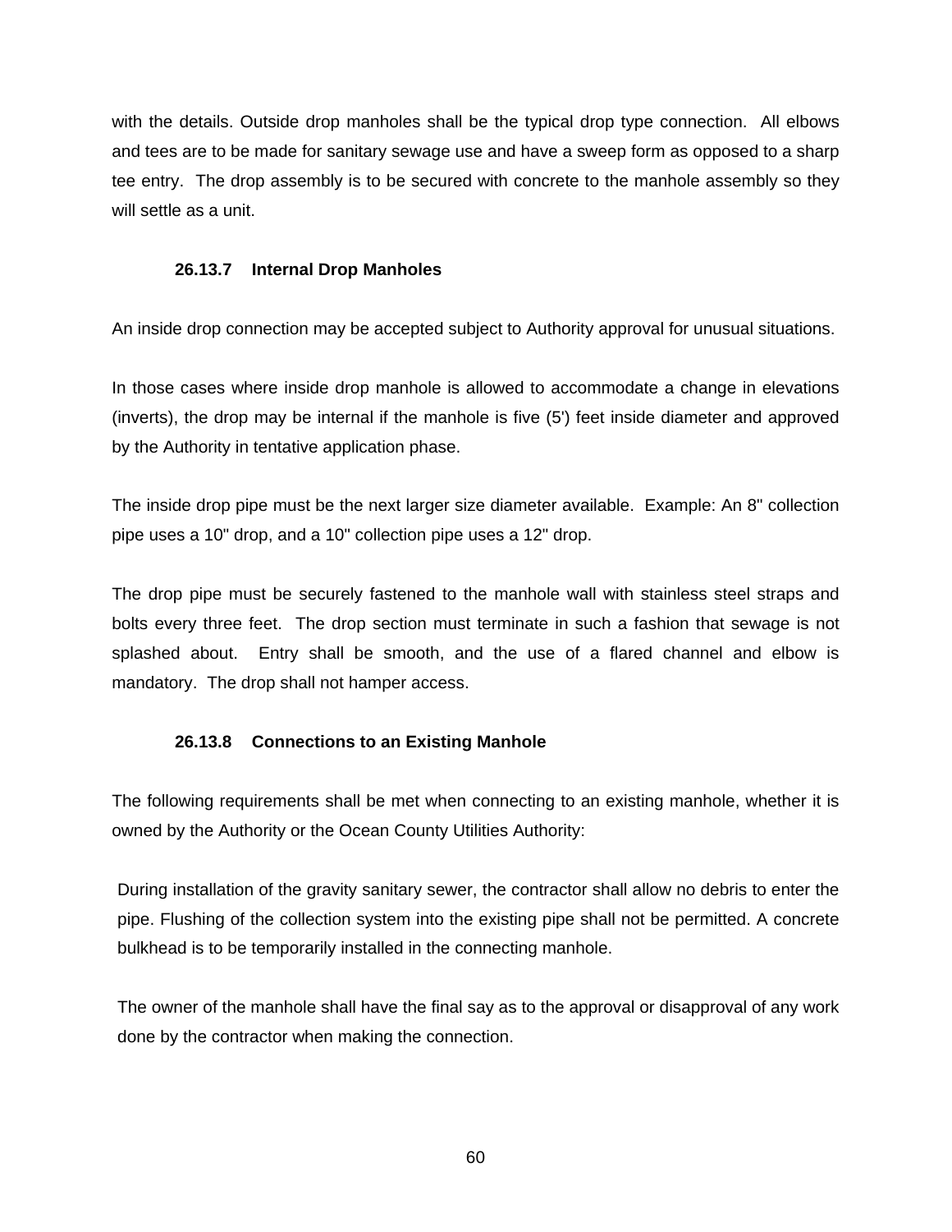with the details. Outside drop manholes shall be the typical drop type connection. All elbows and tees are to be made for sanitary sewage use and have a sweep form as opposed to a sharp tee entry. The drop assembly is to be secured with concrete to the manhole assembly so they will settle as a unit.

### 26.13.7 Internal Drop Manholes

An inside drop connection may be accepted subject to Authority approval for unusual situations.

In those cases where inside drop manhole is allowed to accommodate a change in elevations (inverts), the drop may be internal if the manhole is five (5') feet inside diameter and approved by the Authority in tentative application phase.

The inside drop pipe must be the next larger size diameter available. Example: An 8" collection pipe uses a 10" drop, and a 10" collection pipe uses a 12" drop.

The drop pipe must be securely fastened to the manhole wall with stainless steel straps and bolts every three feet. The drop section must terminate in such a fashion that sewage is not splashed about. Entry shall be smooth, and the use of a flared channel and elbow is mandatory. The drop shall not hamper access.

### 26.13.8 Connections to an Existing Manhole

The following requirements shall be met when connecting to an existing manhole, whether it is owned by the Authority or the Ocean County Utilities Authority:

During installation of the gravity sanitary sewer, the contractor shall allow no debris to enter the pipe. Flushing of the collection system into the existing pipe shall not be permitted. A concrete bulkhead is to be temporarily installed in the connecting manhole.

The owner of the manhole shall have the final say as to the approval or disapproval of any work done by the contractor when making the connection.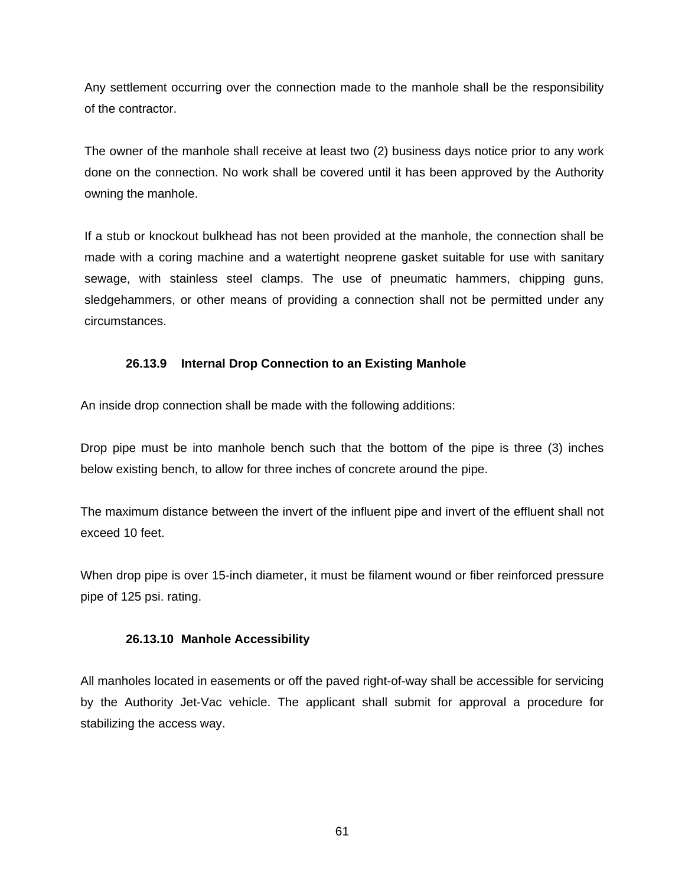Any settlement occurring over the connection made to the manhole shall be the responsibility of the contractor.

The owner of the manhole shall receive at least two (2) business days notice prior to any work done on the connection. No work shall be covered until it has been approved by the Authority owning the manhole.

If a stub or knockout bulkhead has not been provided at the manhole, the connection shall be made with a coring machine and a watertight neoprene gasket suitable for use with sanitary sewage, with stainless steel clamps. The use of pneumatic hammers, chipping guns, sledgehammers, or other means of providing a connection shall not be permitted under any circumstances.

### 26.13.9 Internal Drop Connection to an Existing Manhole

An inside drop connection shall be made with the following additions:

Drop pipe must be into manhole bench such that the bottom of the pipe is three (3) inches below existing bench, to allow for three inches of concrete around the pipe.

The maximum distance between the invert of the influent pipe and invert of the effluent shall not exceed 10 feet.

When drop pipe is over 15-inch diameter, it must be filament wound or fiber reinforced pressure pipe of 125 psi. rating.

### 26.13.10 Manhole Accessibility

All manholes located in easements or off the paved right-of-way shall be accessible for servicing by the Authority Jet-Vac vehicle. The applicant shall submit for approval a procedure for stabilizing the access way.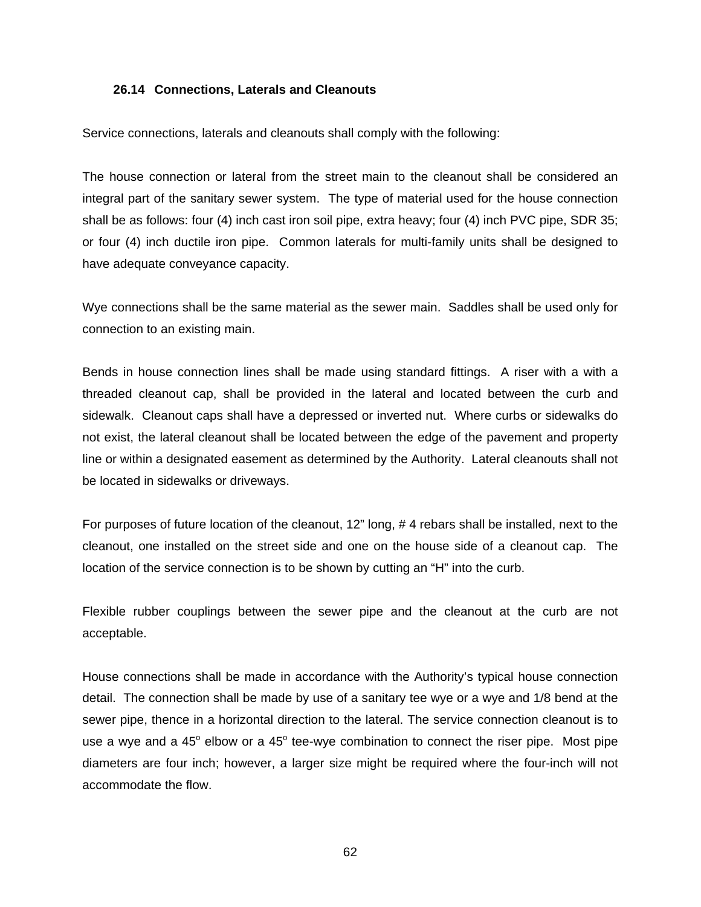### 26.14 Connections, Laterals and Cleanouts

Service connections, laterals and cleanouts shall comply with the following:

The house connection or lateral from the street main to the cleanout shall be considered an integral part of the sanitary sewer system. The type of material used for the house connection shall be as follows: four (4) inch cast iron soil pipe, extra heavy; four (4) inch PVC pipe, SDR 35; or four (4) inch ductile iron pipe. Common laterals for multi-family units shall be designed to have adequate conveyance capacity.

Wye connections shall be the same material as the sewer main. Saddles shall be used only for connection to an existing main.

Bends in house connection lines shall be made using standard fittings. A riser with a with a threaded cleanout cap, shall be provided in the lateral and located between the curb and sidewalk. Cleanout caps shall have a depressed or inverted nut. Where curbs or sidewalks do not exist, the lateral cleanout shall be located between the edge of the pavement and property line or within a designated easement as determined by the Authority. Lateral cleanouts shall not be located in sidewalks or driveways.

For purposes of future location of the cleanout, 12" long, # 4 rebars shall be installed, next to the cleanout, one installed on the street side and one on the house side of a cleanout cap. The location of the service connection is to be shown by cutting an "H" into the curb.

Flexible rubber couplings between the sewer pipe and the cleanout at the curb are not acceptable.

House connections shall be made in accordance with the Authority's typical house connection detail. The connection shall be made by use of a sanitary tee wye or a wye and 1/8 bend at the sewer pipe, thence in a horizontal direction to the lateral. The service connection cleanout is to use a wye and a 45$^{o}$ elbow or a 45$^{o}$ tee-wye combination to connect the riser pipe. Most pipe diameters are four inch; however, a larger size might be required where the four-inch will not accommodate the flow.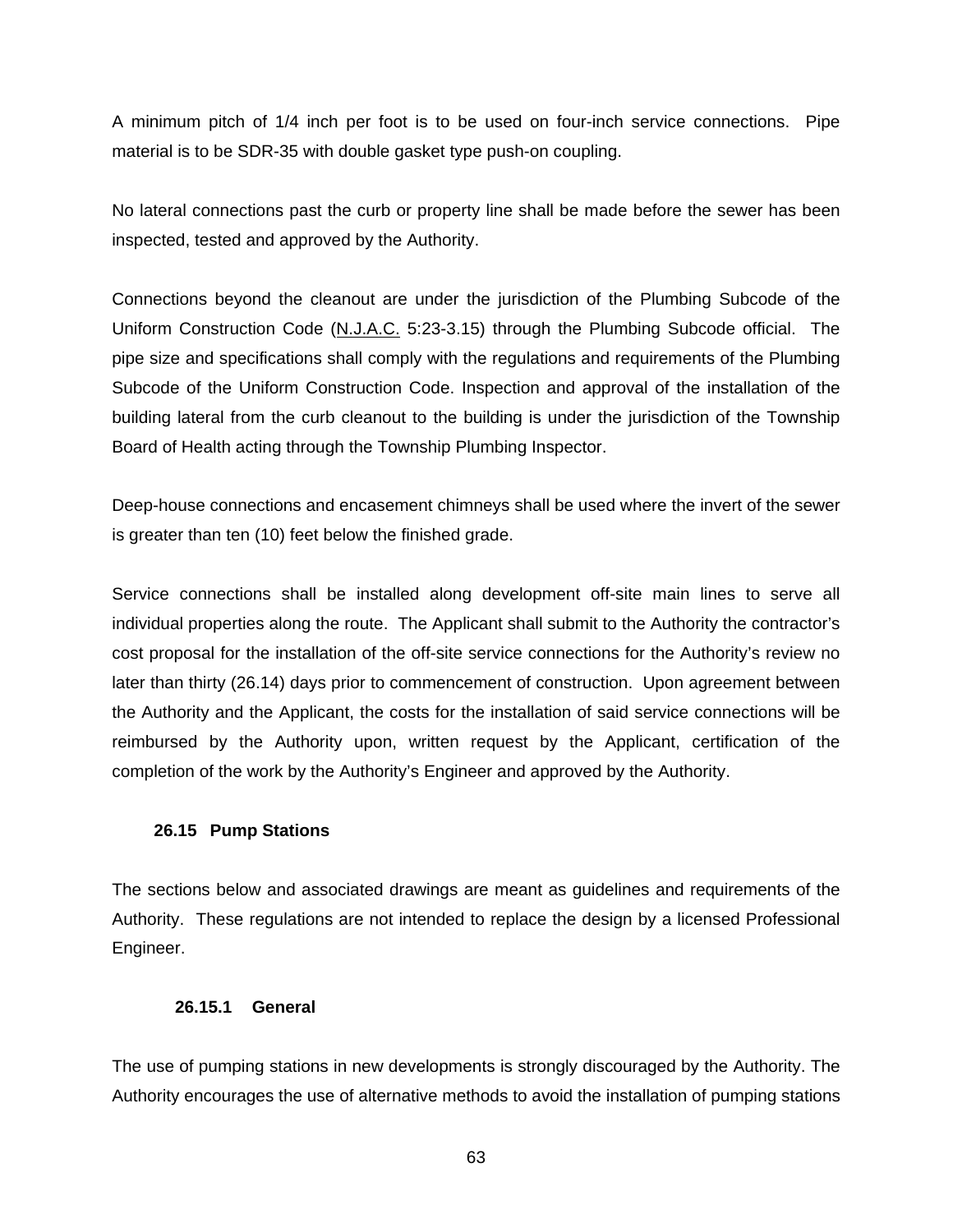A minimum pitch of 1/4 inch per foot is to be used on four-inch service connections. Pipe material is to be SDR-35 with double gasket type push-on coupling.

No lateral connections past the curb or property line shall be made before the sewer has been inspected, tested and approved by the Authority.

Connections beyond the cleanout are under the jurisdiction of the Plumbing Subcode of the Uniform Construction Code (N.J.A.C. 5:23-3.15) through the Plumbing Subcode official. The pipe size and specifications shall comply with the regulations and requirements of the Plumbing Subcode of the Uniform Construction Code. Inspection and approval of the installation of the building lateral from the curb cleanout to the building is under the jurisdiction of the Township Board of Health acting through the Township Plumbing Inspector.

Deep-house connections and encasement chimneys shall be used where the invert of the sewer is greater than ten (10) feet below the finished grade.

Service connections shall be installed along development off-site main lines to serve all individual properties along the route. The Applicant shall submit to the Authority the contractor's cost proposal for the installation of the off-site service connections for the Authority's review no later than thirty (26.14) days prior to commencement of construction. Upon agreement between the Authority and the Applicant, the costs for the installation of said service connections will be reimbursed by the Authority upon, written request by the Applicant, certification of the completion of the work by the Authority's Engineer and approved by the Authority.

## 26.15 Pump Stations

The sections below and associated drawings are meant as guidelines and requirements of the Authority. These regulations are not intended to replace the design by a licensed Professional Engineer.

### 26.15.1 General

The use of pumping stations in new developments is strongly discouraged by the Authority. The Authority encourages the use of alternative methods to avoid the installation of pumping stations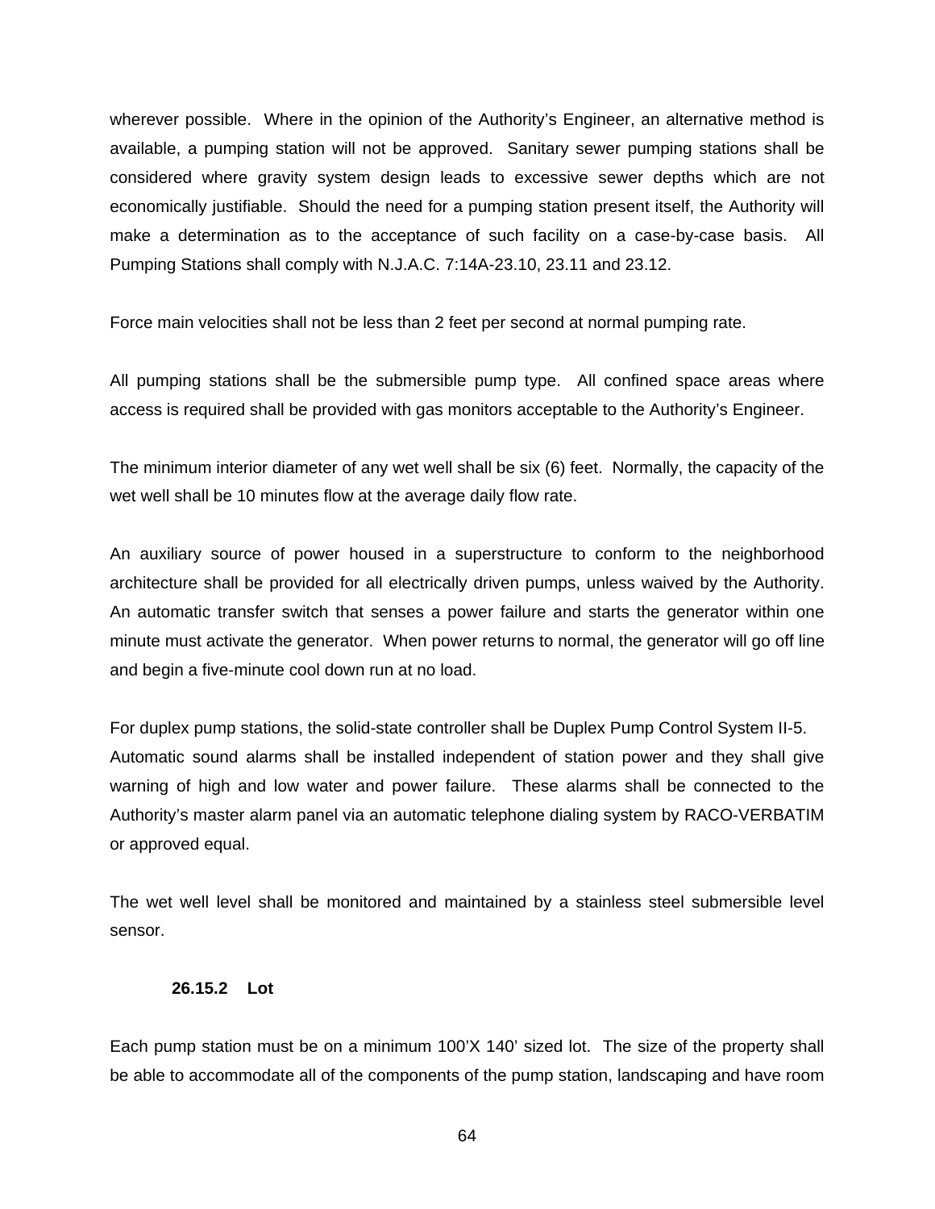wherever possible. Where in the opinion of the Authority's Engineer, an alternative method is available, a pumping station will not be approved. Sanitary sewer pumping stations shall be considered where gravity system design leads to excessive sewer depths which are not economically justifiable. Should the need for a pumping station present itself, the Authority will make a determination as to the acceptance of such facility on a case-by-case basis. All Pumping Stations shall comply with N.J.A.C. 7:14A-23.10, 23.11 and 23.12.

Force main velocities shall not be less than 2 feet per second at normal pumping rate.

All pumping stations shall be the submersible pump type. All confined space areas where access is required shall be provided with gas monitors acceptable to the Authority's Engineer.

The minimum interior diameter of any wet well shall be six (6) feet. Normally, the capacity of the wet well shall be 10 minutes flow at the average daily flow rate.

An auxiliary source of power housed in a superstructure to conform to the neighborhood architecture shall be provided for all electrically driven pumps, unless waived by the Authority. An automatic transfer switch that senses a power failure and starts the generator within one minute must activate the generator. When power returns to normal, the generator will go off line and begin a five-minute cool down run at no load.

For duplex pump stations, the solid-state controller shall be Duplex Pump Control System II-5.
Automatic sound alarms shall be installed independent of station power and they shall give warning of high and low water and power failure. These alarms shall be connected to the Authority's master alarm panel via an automatic telephone dialing system by RACO-VERBATIM or approved equal.

The wet well level shall be monitored and maintained by a stainless steel submersible level sensor.

### 26.15.2 Lot

Each pump station must be on a minimum 100'X 140' sized lot. The size of the property shall be able to accommodate all of the components of the pump station, landscaping and have room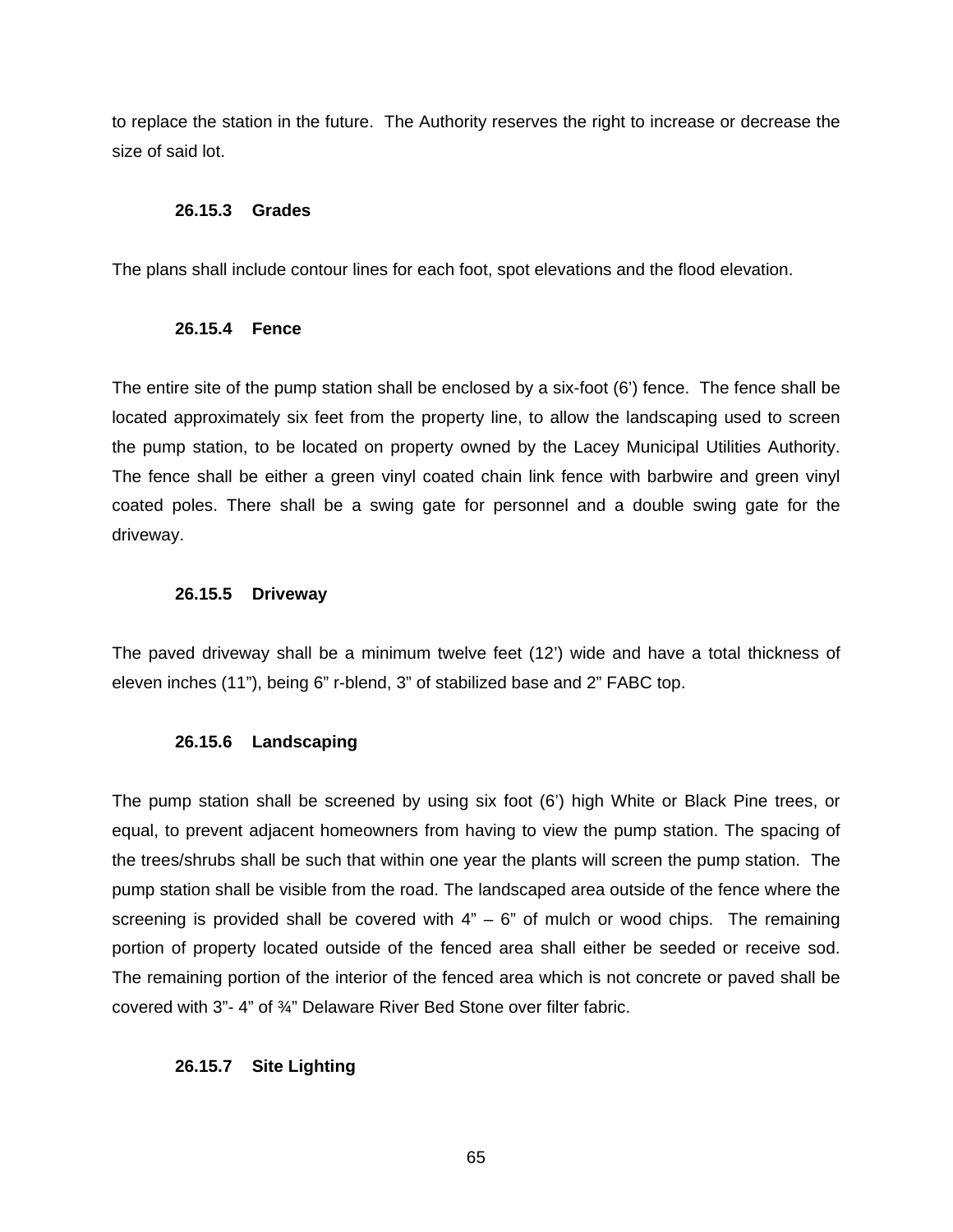to replace the station in the future. The Authority reserves the right to increase or decrease the size of said lot.

#### 26.15.3 Grades

The plans shall include contour lines for each foot, spot elevations and the flood elevation.

#### 26.15.4 Fence

The entire site of the pump station shall be enclosed by a six-foot (6’) fence. The fence shall be located approximately six feet from the property line, to allow the landscaping used to screen the pump station, to be located on property owned by the Lacey Municipal Utilities Authority. The fence shall be either a green vinyl coated chain link fence with barbwire and green vinyl coated poles. There shall be a swing gate for personnel and a double swing gate for the driveway.

#### 26.15.5 Driveway

The paved driveway shall be a minimum twelve feet (12’) wide and have a total thickness of eleven inches (11”), being 6” r-blend, 3” of stabilized base and 2” FABC top.

#### 26.15.6 Landscaping

The pump station shall be screened by using six foot (6’) high White or Black Pine trees, or equal, to prevent adjacent homeowners from having to view the pump station. The spacing of the trees/shrubs shall be such that within one year the plants will screen the pump station. The pump station shall be visible from the road. The landscaped area outside of the fence where the screening is provided shall be covered with 4” – 6” of mulch or wood chips. The remaining portion of property located outside of the fenced area shall either be seeded or receive sod. The remaining portion of the interior of the fenced area which is not concrete or paved shall be covered with 3”- 4” of ¾” Delaware River Bed Stone over filter fabric.

#### 26.15.7 Site Lighting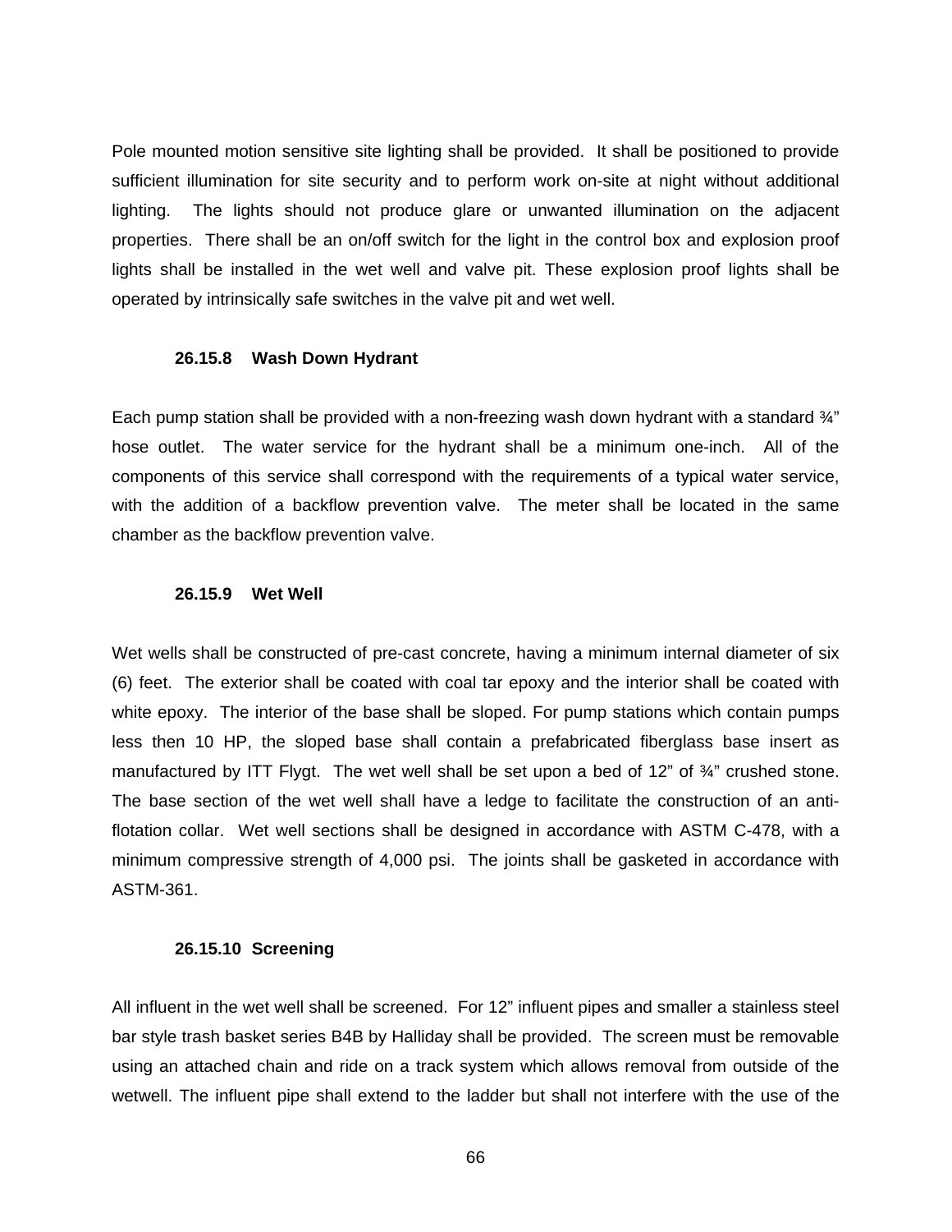Pole mounted motion sensitive site lighting shall be provided. It shall be positioned to provide sufficient illumination for site security and to perform work on-site at night without additional lighting. The lights should not produce glare or unwanted illumination on the adjacent properties. There shall be an on/off switch for the light in the control box and explosion proof lights shall be installed in the wet well and valve pit. These explosion proof lights shall be operated by intrinsically safe switches in the valve pit and wet well.

### 26.15.8 Wash Down Hydrant

Each pump station shall be provided with a non-freezing wash down hydrant with a standard ¾" hose outlet. The water service for the hydrant shall be a minimum one-inch. All of the components of this service shall correspond with the requirements of a typical water service, with the addition of a backflow prevention valve. The meter shall be located in the same chamber as the backflow prevention valve.

### 26.15.9 Wet Well

Wet wells shall be constructed of pre-cast concrete, having a minimum internal diameter of six (6) feet. The exterior shall be coated with coal tar epoxy and the interior shall be coated with white epoxy. The interior of the base shall be sloped. For pump stations which contain pumps less then 10 HP, the sloped base shall contain a prefabricated fiberglass base insert as manufactured by ITT Flygt. The wet well shall be set upon a bed of 12" of ¾" crushed stone. The base section of the wet well shall have a ledge to facilitate the construction of an anti-flotation collar. Wet well sections shall be designed in accordance with ASTM C-478, with a minimum compressive strength of 4,000 psi. The joints shall be gasketed in accordance with ASTM-361.

### 26.15.10 Screening

All influent in the wet well shall be screened. For 12" influent pipes and smaller a stainless steel bar style trash basket series B4B by Halliday shall be provided. The screen must be removable using an attached chain and ride on a track system which allows removal from outside of the wetwell. The influent pipe shall extend to the ladder but shall not interfere with the use of the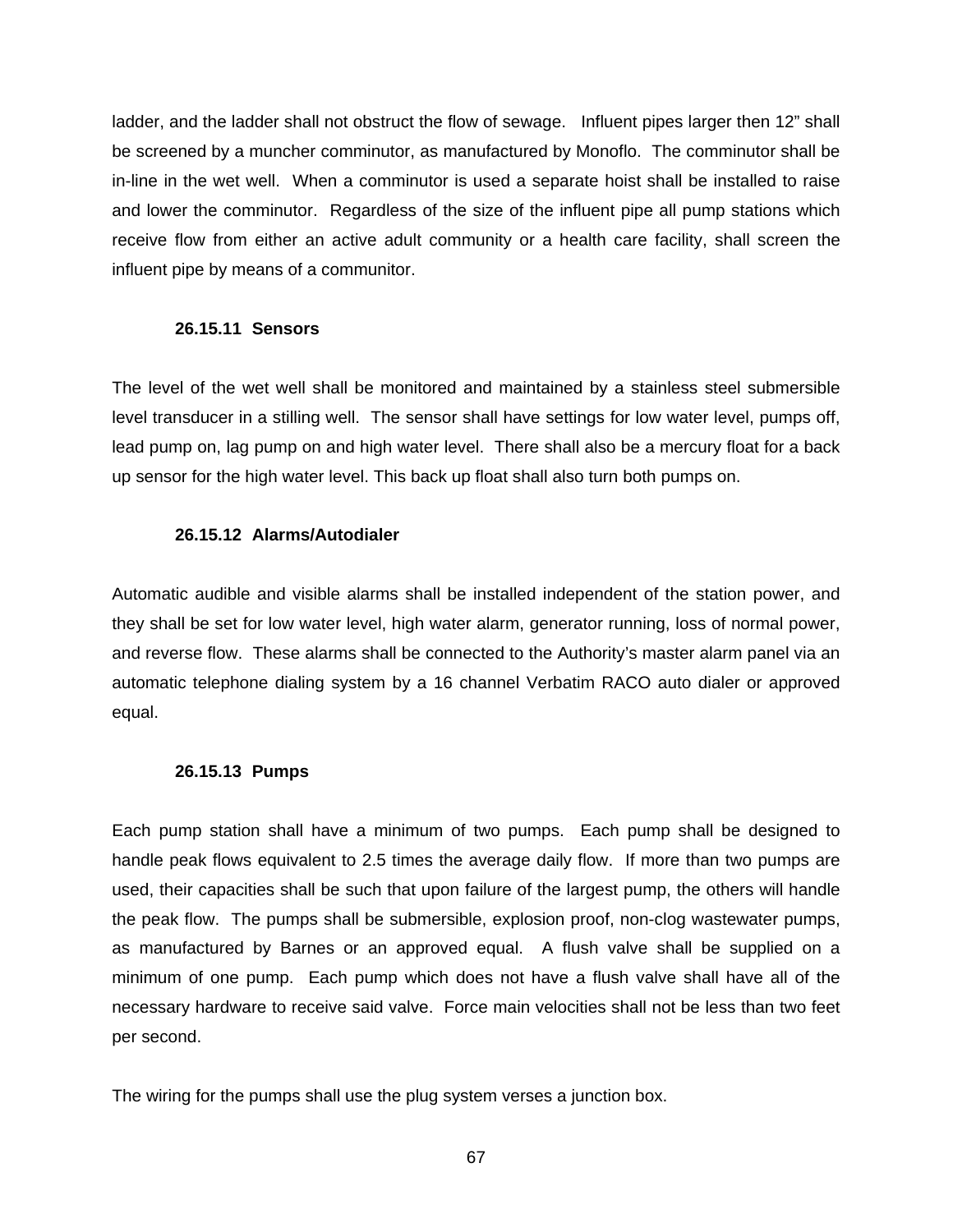ladder, and the ladder shall not obstruct the flow of sewage.  Influent pipes larger then 12" shall be screened by a muncher comminutor, as manufactured by Monoflo.  The comminutor shall be in-line in the wet well.  When a comminutor is used a separate hoist shall be installed to raise and lower the comminutor.  Regardless of the size of the influent pipe all pump stations which receive flow from either an active adult community or a health care facility, shall screen the influent pipe by means of a communitor.

### 26.15.11 Sensors

The level of the wet well shall be monitored and maintained by a stainless steel submersible level transducer in a stilling well.  The sensor shall have settings for low water level, pumps off, lead pump on, lag pump on and high water level.  There shall also be a mercury float for a back up sensor for the high water level. This back up float shall also turn both pumps on.

### 26.15.12 Alarms/Autodialer

Automatic audible and visible alarms shall be installed independent of the station power, and they shall be set for low water level, high water alarm, generator running, loss of normal power, and reverse flow.  These alarms shall be connected to the Authority's master alarm panel via an automatic telephone dialing system by a 16 channel Verbatim RACO auto dialer or approved equal.

### 26.15.13 Pumps

Each pump station shall have a minimum of two pumps.  Each pump shall be designed to handle peak flows equivalent to 2.5 times the average daily flow.  If more than two pumps are used, their capacities shall be such that upon failure of the largest pump, the others will handle the peak flow.  The pumps shall be submersible, explosion proof, non-clog wastewater pumps, as manufactured by Barnes or an approved equal.  A flush valve shall be supplied on a minimum of one pump.  Each pump which does not have a flush valve shall have all of the necessary hardware to receive said valve.  Force main velocities shall not be less than two feet per second.

The wiring for the pumps shall use the plug system verses a junction box.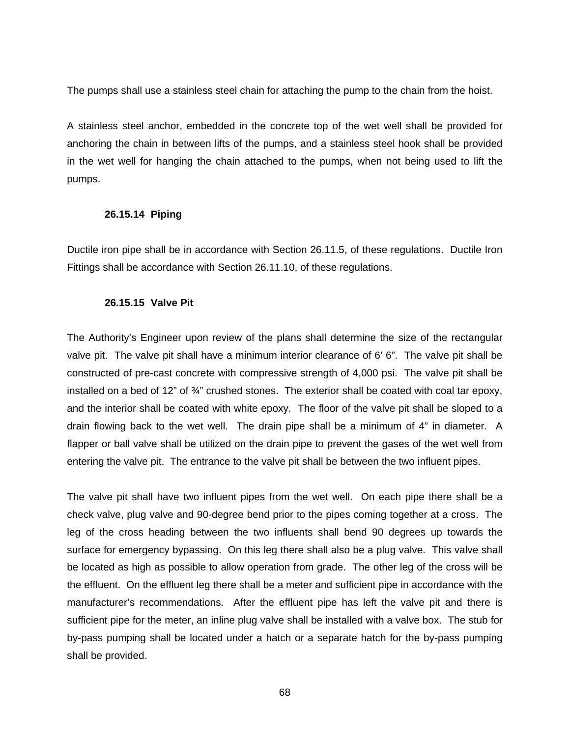The pumps shall use a stainless steel chain for attaching the pump to the chain from the hoist.

A stainless steel anchor, embedded in the concrete top of the wet well shall be provided for anchoring the chain in between lifts of the pumps, and a stainless steel hook shall be provided in the wet well for hanging the chain attached to the pumps, when not being used to lift the pumps.

### 26.15.14 Piping

Ductile iron pipe shall be in accordance with Section 26.11.5, of these regulations. Ductile Iron Fittings shall be accordance with Section 26.11.10, of these regulations.

### 26.15.15 Valve Pit

The Authority's Engineer upon review of the plans shall determine the size of the rectangular valve pit. The valve pit shall have a minimum interior clearance of 6' 6". The valve pit shall be constructed of pre-cast concrete with compressive strength of 4,000 psi. The valve pit shall be installed on a bed of 12" of ¾" crushed stones. The exterior shall be coated with coal tar epoxy, and the interior shall be coated with white epoxy. The floor of the valve pit shall be sloped to a drain flowing back to the wet well. The drain pipe shall be a minimum of 4" in diameter. A flapper or ball valve shall be utilized on the drain pipe to prevent the gases of the wet well from entering the valve pit. The entrance to the valve pit shall be between the two influent pipes.

The valve pit shall have two influent pipes from the wet well. On each pipe there shall be a check valve, plug valve and 90-degree bend prior to the pipes coming together at a cross. The leg of the cross heading between the two influents shall bend 90 degrees up towards the surface for emergency bypassing. On this leg there shall also be a plug valve. This valve shall be located as high as possible to allow operation from grade. The other leg of the cross will be the effluent. On the effluent leg there shall be a meter and sufficient pipe in accordance with the manufacturer's recommendations. After the effluent pipe has left the valve pit and there is sufficient pipe for the meter, an inline plug valve shall be installed with a valve box. The stub for by-pass pumping shall be located under a hatch or a separate hatch for the by-pass pumping shall be provided.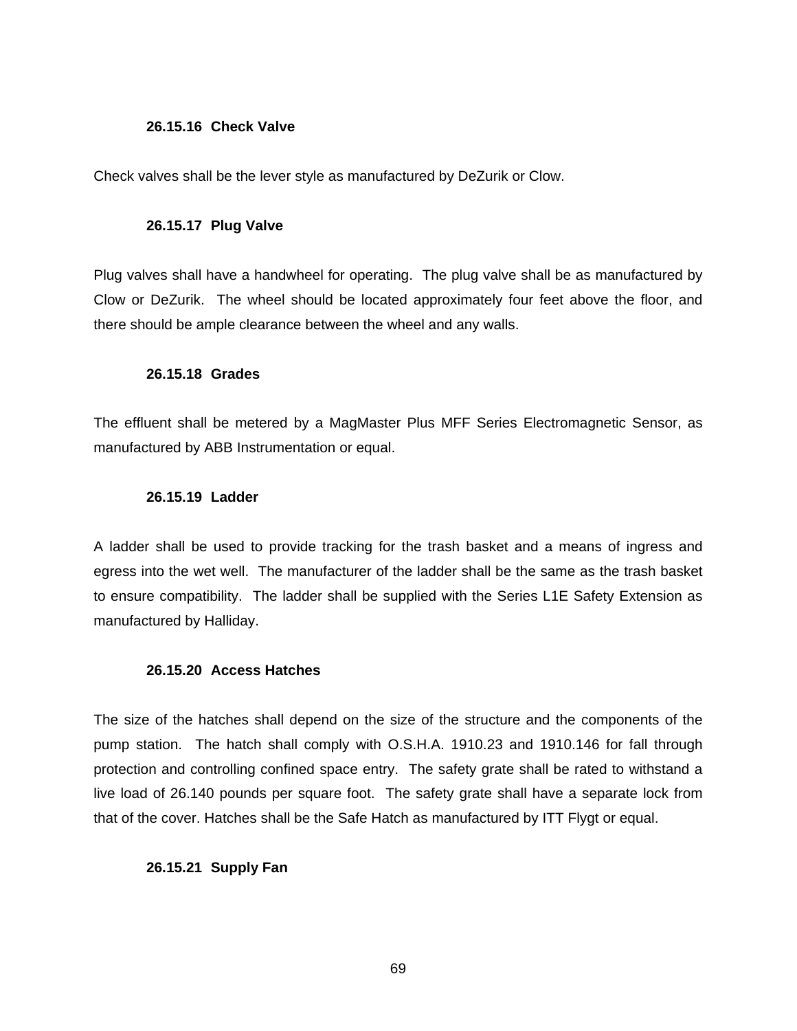#### 26.15.16 Check Valve

Check valves shall be the lever style as manufactured by DeZurik or Clow.

#### 26.15.17 Plug Valve

Plug valves shall have a handwheel for operating. The plug valve shall be as manufactured by Clow or DeZurik. The wheel should be located approximately four feet above the floor, and there should be ample clearance between the wheel and any walls.

#### 26.15.18 Grades

The effluent shall be metered by a MagMaster Plus MFF Series Electromagnetic Sensor, as manufactured by ABB Instrumentation or equal.

#### 26.15.19 Ladder

A ladder shall be used to provide tracking for the trash basket and a means of ingress and egress into the wet well. The manufacturer of the ladder shall be the same as the trash basket to ensure compatibility. The ladder shall be supplied with the Series L1E Safety Extension as manufactured by Halliday.

#### 26.15.20 Access Hatches

The size of the hatches shall depend on the size of the structure and the components of the pump station. The hatch shall comply with O.S.H.A. 1910.23 and 1910.146 for fall through protection and controlling confined space entry. The safety grate shall be rated to withstand a live load of 26.140 pounds per square foot. The safety grate shall have a separate lock from that of the cover. Hatches shall be the Safe Hatch as manufactured by ITT Flygt or equal.

#### 26.15.21 Supply Fan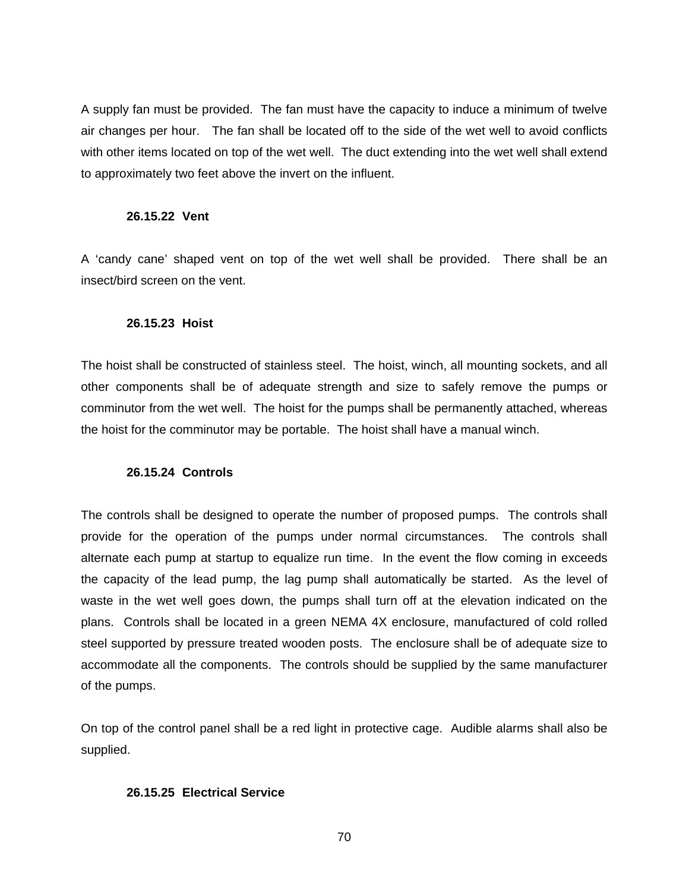A supply fan must be provided. The fan must have the capacity to induce a minimum of twelve air changes per hour. The fan shall be located off to the side of the wet well to avoid conflicts with other items located on top of the wet well. The duct extending into the wet well shall extend to approximately two feet above the invert on the influent.

#### 26.15.22 Vent

A 'candy cane' shaped vent on top of the wet well shall be provided. There shall be an insect/bird screen on the vent.

#### 26.15.23 Hoist

The hoist shall be constructed of stainless steel. The hoist, winch, all mounting sockets, and all other components shall be of adequate strength and size to safely remove the pumps or comminutor from the wet well. The hoist for the pumps shall be permanently attached, whereas the hoist for the comminutor may be portable. The hoist shall have a manual winch.

#### 26.15.24 Controls

The controls shall be designed to operate the number of proposed pumps. The controls shall provide for the operation of the pumps under normal circumstances. The controls shall alternate each pump at startup to equalize run time. In the event the flow coming in exceeds the capacity of the lead pump, the lag pump shall automatically be started. As the level of waste in the wet well goes down, the pumps shall turn off at the elevation indicated on the plans. Controls shall be located in a green NEMA 4X enclosure, manufactured of cold rolled steel supported by pressure treated wooden posts. The enclosure shall be of adequate size to accommodate all the components. The controls should be supplied by the same manufacturer of the pumps.

On top of the control panel shall be a red light in protective cage. Audible alarms shall also be supplied.

#### 26.15.25 Electrical Service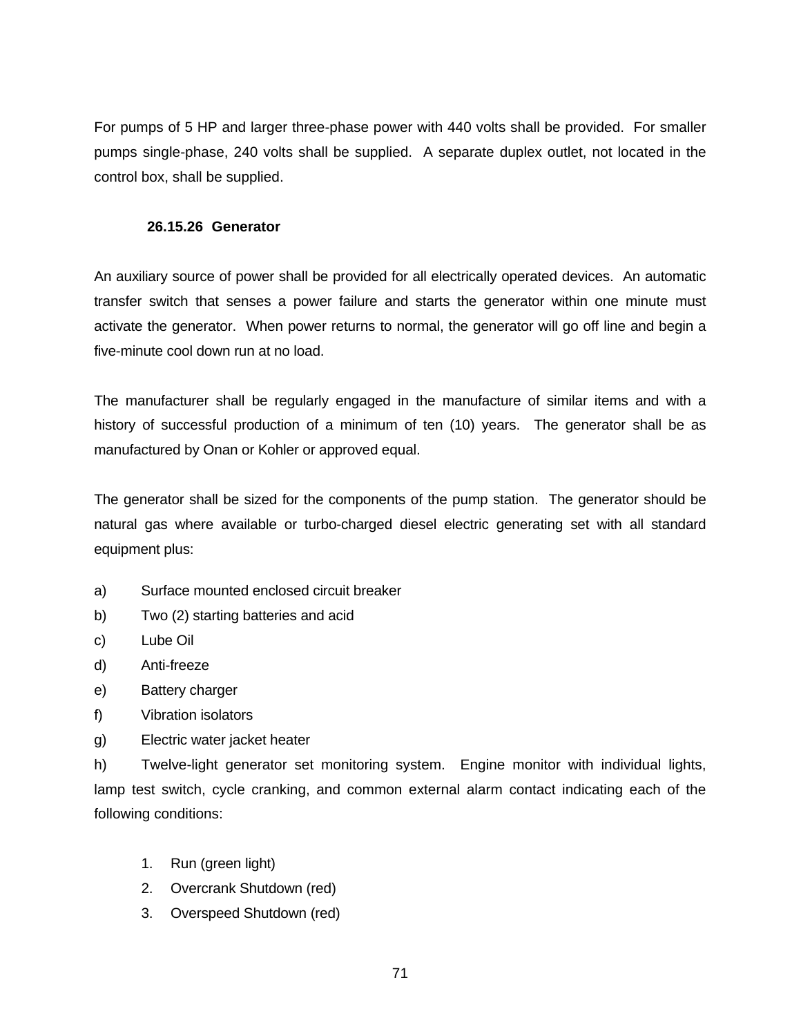For pumps of 5 HP and larger three-phase power with 440 volts shall be provided. For smaller pumps single-phase, 240 volts shall be supplied. A separate duplex outlet, not located in the control box, shall be supplied.

#### 26.15.26 Generator

An auxiliary source of power shall be provided for all electrically operated devices. An automatic transfer switch that senses a power failure and starts the generator within one minute must activate the generator. When power returns to normal, the generator will go off line and begin a five-minute cool down run at no load.

The manufacturer shall be regularly engaged in the manufacture of similar items and with a history of successful production of a minimum of ten (10) years. The generator shall be as manufactured by Onan or Kohler or approved equal.

The generator shall be sized for the components of the pump station. The generator should be natural gas where available or turbo-charged diesel electric generating set with all standard equipment plus:

a) Surface mounted enclosed circuit breaker
b) Two (2) starting batteries and acid
c) Lube Oil
d) Anti-freeze
e) Battery charger
f) Vibration isolators
g) Electric water jacket heater
h) Twelve-light generator set monitoring system. Engine monitor with individual lights, lamp test switch, cycle cranking, and common external alarm contact indicating each of the following conditions:

    1. Run (green light)
    2. Overcrank Shutdown (red)
    3. Overspeed Shutdown (red)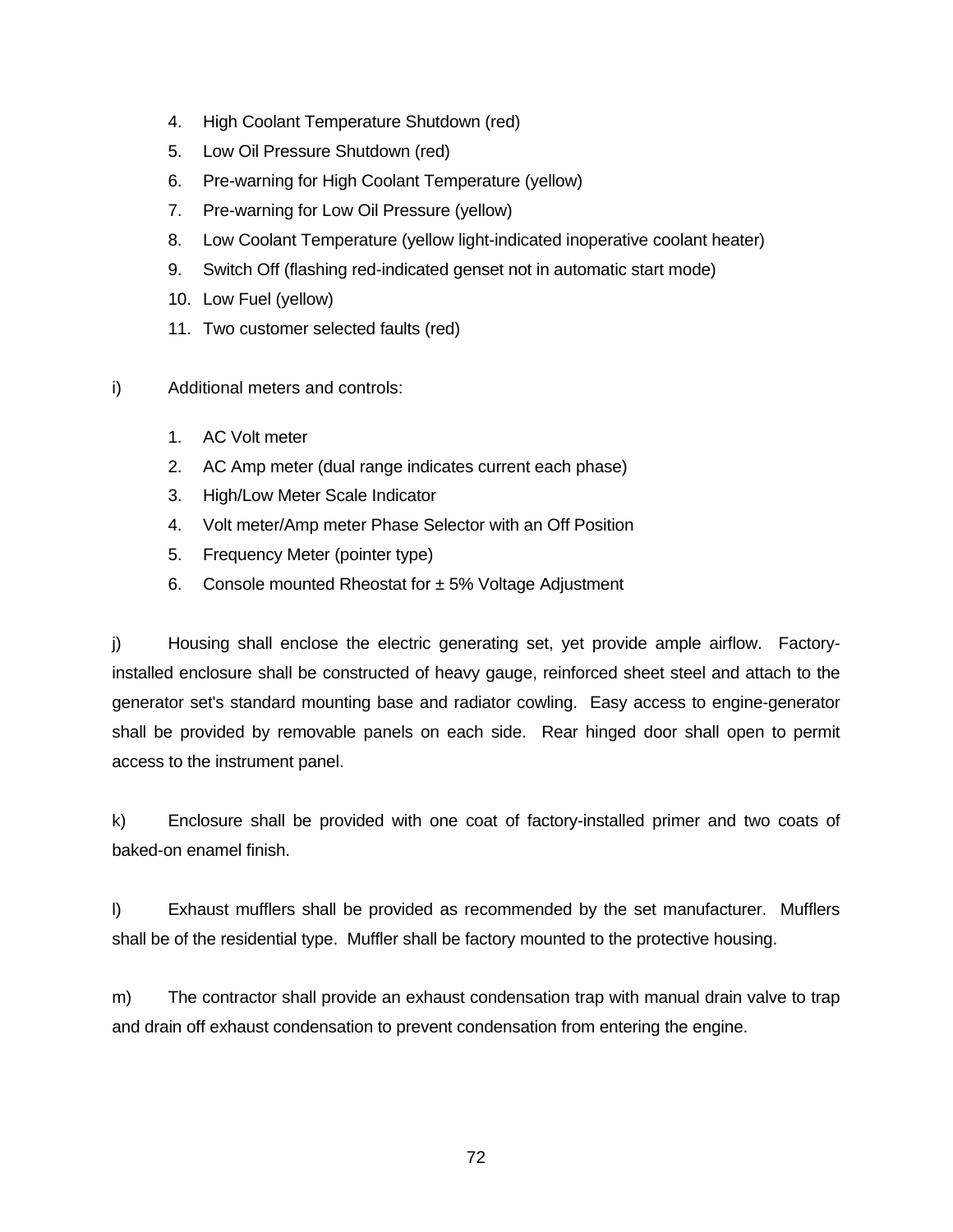4. High Coolant Temperature Shutdown (red)
5. Low Oil Pressure Shutdown (red)
6. Pre-warning for High Coolant Temperature (yellow)
7. Pre-warning for Low Oil Pressure (yellow)
8. Low Coolant Temperature (yellow light-indicated inoperative coolant heater)
9. Switch Off (flashing red-indicated genset not in automatic start mode)
10. Low Fuel (yellow)
11. Two customer selected faults (red)

i) Additional meters and controls:

1. AC Volt meter
2. AC Amp meter (dual range indicates current each phase)
3. High/Low Meter Scale Indicator
4. Volt meter/Amp meter Phase Selector with an Off Position
5. Frequency Meter (pointer type)
6. Console mounted Rheostat for ± 5% Voltage Adjustment

j) Housing shall enclose the electric generating set, yet provide ample airflow. Factory-installed enclosure shall be constructed of heavy gauge, reinforced sheet steel and attach to the generator set's standard mounting base and radiator cowling. Easy access to engine-generator shall be provided by removable panels on each side. Rear hinged door shall open to permit access to the instrument panel.

k) Enclosure shall be provided with one coat of factory-installed primer and two coats of baked-on enamel finish.

l) Exhaust mufflers shall be provided as recommended by the set manufacturer. Mufflers shall be of the residential type. Muffler shall be factory mounted to the protective housing.

m) The contractor shall provide an exhaust condensation trap with manual drain valve to trap and drain off exhaust condensation to prevent condensation from entering the engine.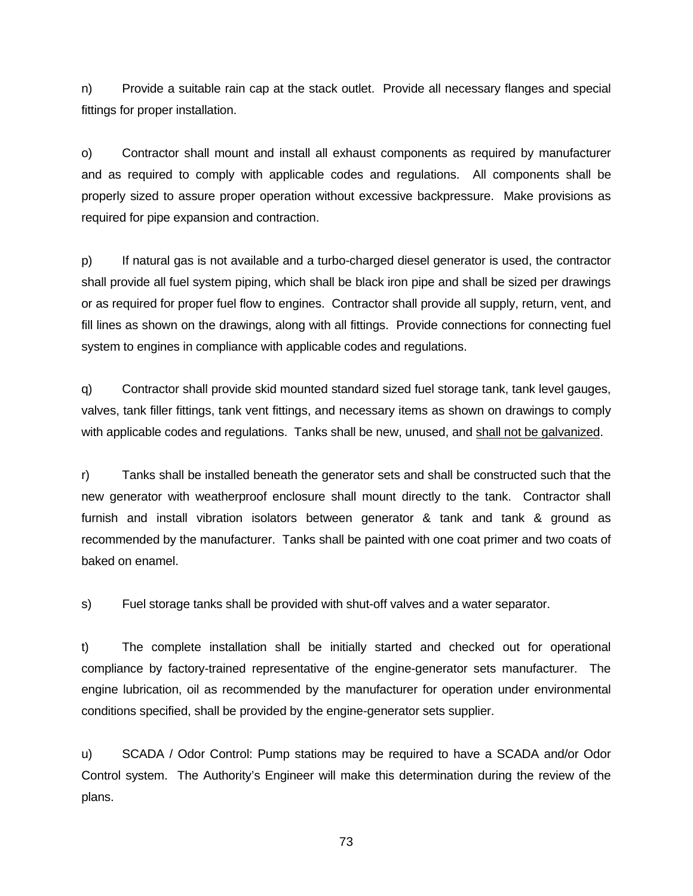n) Provide a suitable rain cap at the stack outlet. Provide all necessary flanges and special fittings for proper installation.

o) Contractor shall mount and install all exhaust components as required by manufacturer and as required to comply with applicable codes and regulations. All components shall be properly sized to assure proper operation without excessive backpressure. Make provisions as required for pipe expansion and contraction.

p) If natural gas is not available and a turbo-charged diesel generator is used, the contractor shall provide all fuel system piping, which shall be black iron pipe and shall be sized per drawings or as required for proper fuel flow to engines. Contractor shall provide all supply, return, vent, and fill lines as shown on the drawings, along with all fittings. Provide connections for connecting fuel system to engines in compliance with applicable codes and regulations.

q) Contractor shall provide skid mounted standard sized fuel storage tank, tank level gauges, valves, tank filler fittings, tank vent fittings, and necessary items as shown on drawings to comply with applicable codes and regulations. Tanks shall be new, unused, and <u>shall not be galvanized</u>.

r) Tanks shall be installed beneath the generator sets and shall be constructed such that the new generator with weatherproof enclosure shall mount directly to the tank. Contractor shall furnish and install vibration isolators between generator & tank and tank & ground as recommended by the manufacturer. Tanks shall be painted with one coat primer and two coats of baked on enamel.

s) Fuel storage tanks shall be provided with shut-off valves and a water separator.

t) The complete installation shall be initially started and checked out for operational compliance by factory-trained representative of the engine-generator sets manufacturer. The engine lubrication, oil as recommended by the manufacturer for operation under environmental conditions specified, shall be provided by the engine-generator sets supplier.

u) SCADA / Odor Control: Pump stations may be required to have a SCADA and/or Odor Control system. The Authority's Engineer will make this determination during the review of the plans.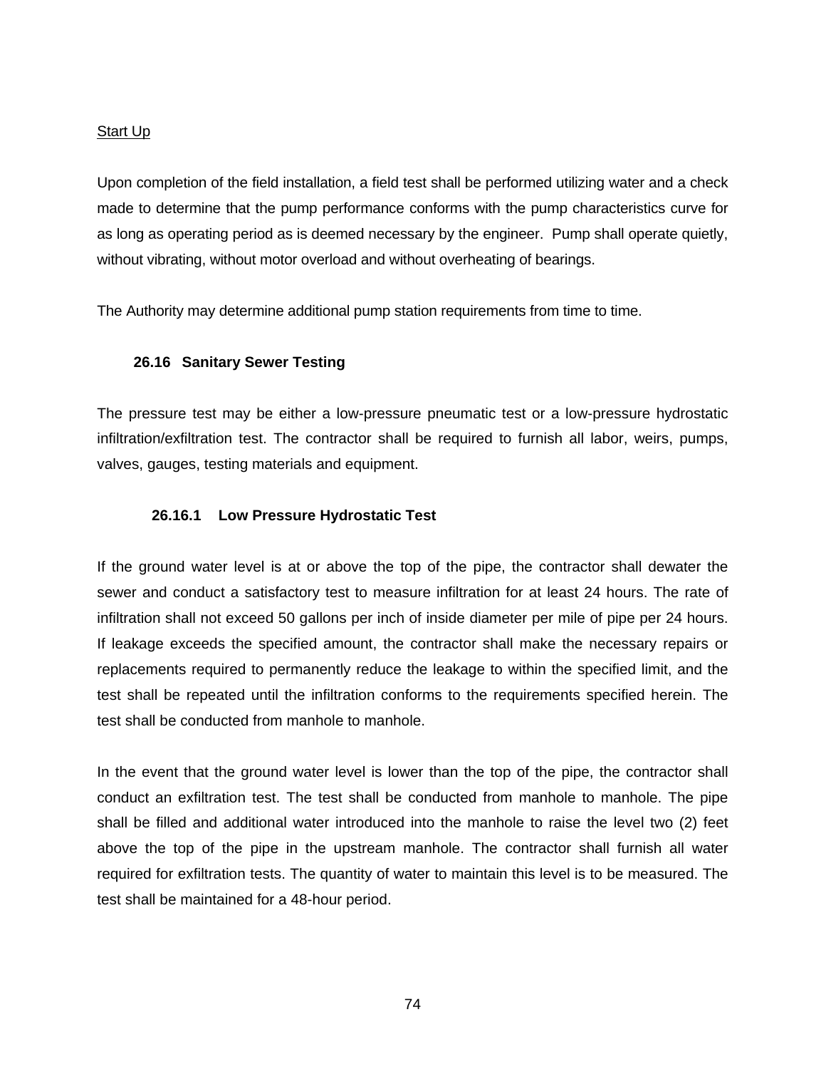Start Up

Upon completion of the field installation, a field test shall be performed utilizing water and a check made to determine that the pump performance conforms with the pump characteristics curve for as long as operating period as is deemed necessary by the engineer. Pump shall operate quietly, without vibrating, without motor overload and without overheating of bearings.

The Authority may determine additional pump station requirements from time to time.

### 26.16 Sanitary Sewer Testing

The pressure test may be either a low-pressure pneumatic test or a low-pressure hydrostatic infiltration/exfiltration test. The contractor shall be required to furnish all labor, weirs, pumps, valves, gauges, testing materials and equipment.

#### 26.16.1 Low Pressure Hydrostatic Test

If the ground water level is at or above the top of the pipe, the contractor shall dewater the sewer and conduct a satisfactory test to measure infiltration for at least 24 hours. The rate of infiltration shall not exceed 50 gallons per inch of inside diameter per mile of pipe per 24 hours. If leakage exceeds the specified amount, the contractor shall make the necessary repairs or replacements required to permanently reduce the leakage to within the specified limit, and the test shall be repeated until the infiltration conforms to the requirements specified herein. The test shall be conducted from manhole to manhole.

In the event that the ground water level is lower than the top of the pipe, the contractor shall conduct an exfiltration test. The test shall be conducted from manhole to manhole. The pipe shall be filled and additional water introduced into the manhole to raise the level two (2) feet above the top of the pipe in the upstream manhole. The contractor shall furnish all water required for exfiltration tests. The quantity of water to maintain this level is to be measured. The test shall be maintained for a 48-hour period.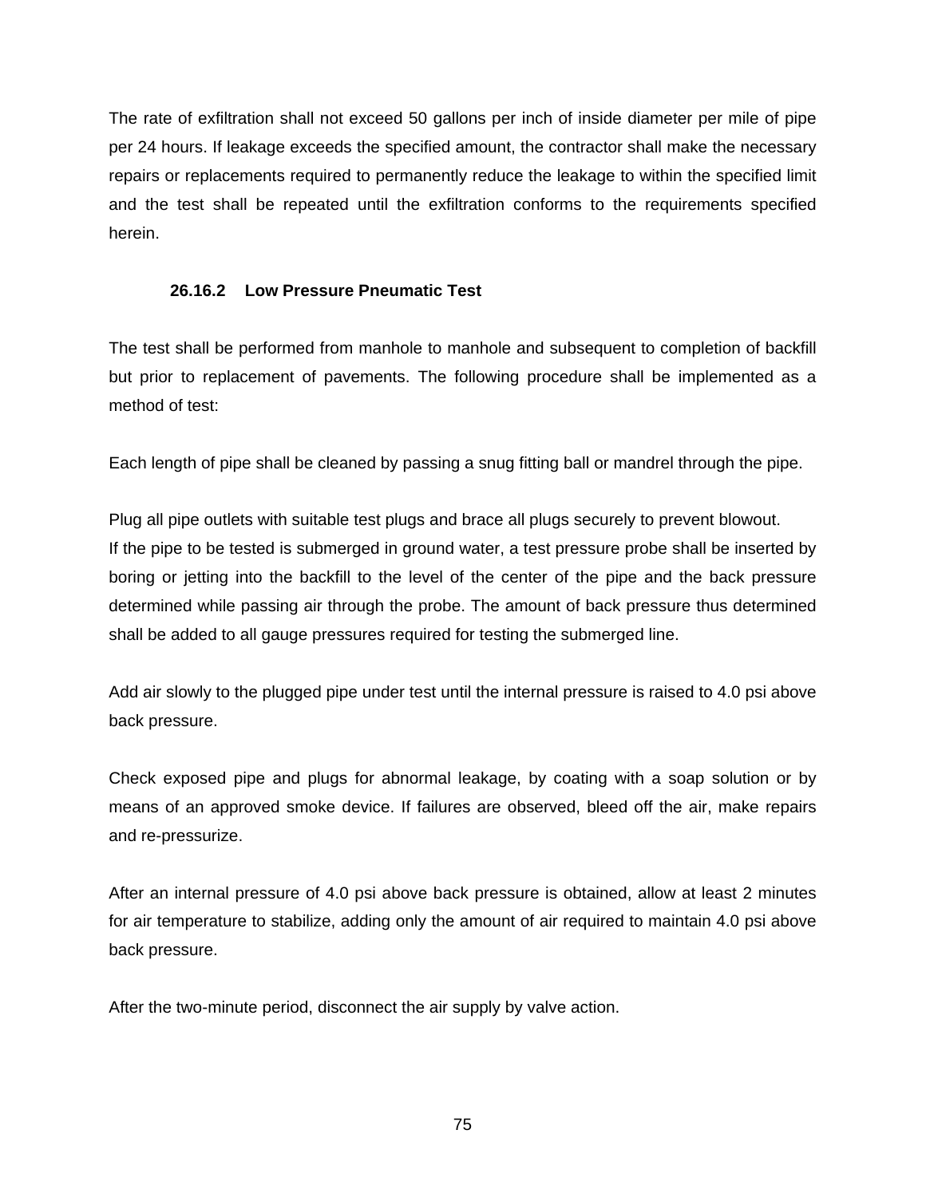The rate of exfiltration shall not exceed 50 gallons per inch of inside diameter per mile of pipe per 24 hours. If leakage exceeds the specified amount, the contractor shall make the necessary repairs or replacements required to permanently reduce the leakage to within the specified limit and the test shall be repeated until the exfiltration conforms to the requirements specified herein.

### 26.16.2 Low Pressure Pneumatic Test

The test shall be performed from manhole to manhole and subsequent to completion of backfill but prior to replacement of pavements. The following procedure shall be implemented as a method of test:

Each length of pipe shall be cleaned by passing a snug fitting ball or mandrel through the pipe.

Plug all pipe outlets with suitable test plugs and brace all plugs securely to prevent blowout.
If the pipe to be tested is submerged in ground water, a test pressure probe shall be inserted by boring or jetting into the backfill to the level of the center of the pipe and the back pressure determined while passing air through the probe. The amount of back pressure thus determined shall be added to all gauge pressures required for testing the submerged line.

Add air slowly to the plugged pipe under test until the internal pressure is raised to 4.0 psi above back pressure.

Check exposed pipe and plugs for abnormal leakage, by coating with a soap solution or by means of an approved smoke device. If failures are observed, bleed off the air, make repairs and re-pressurize.

After an internal pressure of 4.0 psi above back pressure is obtained, allow at least 2 minutes for air temperature to stabilize, adding only the amount of air required to maintain 4.0 psi above back pressure.

After the two-minute period, disconnect the air supply by valve action.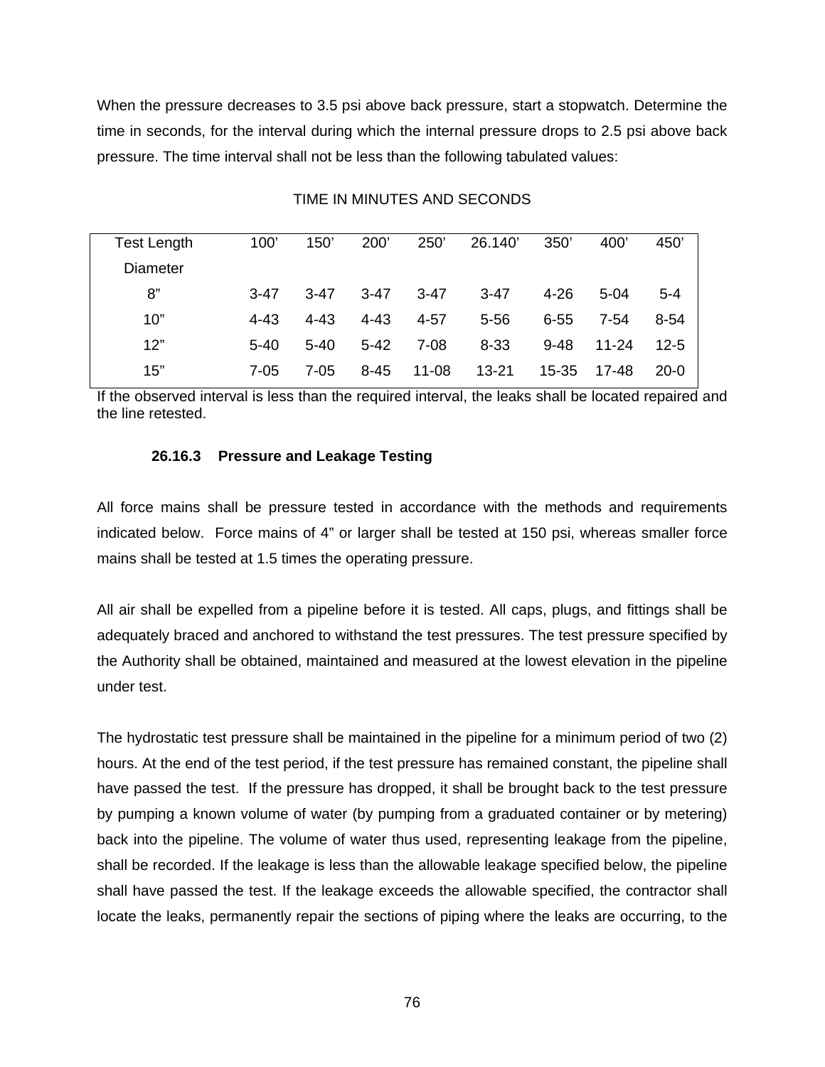When the pressure decreases to 3.5 psi above back pressure, start a stopwatch. Determine the time in seconds, for the interval during which the internal pressure drops to 2.5 psi above back pressure. The time interval shall not be less than the following tabulated values:

TIME IN MINUTES AND SECONDS

| Test Length | 100’ | 150’ | 200’ | 250’ | 26.140’ | 350’ | 400’ | 450’ |
|---|---|---|---|---|---|---|---|---|
| Diameter | | | | | | | | |
| 8” | 3-47 | 3-47 | 3-47 | 3-47 | 3-47 | 4-26 | 5-04 | 5-4 |
| 10” | 4-43 | 4-43 | 4-43 | 4-57 | 5-56 | 6-55 | 7-54 | 8-54 |
| 12” | 5-40 | 5-40 | 5-42 | 7-08 | 8-33 | 9-48 | 11-24 | 12-5 |
| 15” | 7-05 | 7-05 | 8-45 | 11-08 | 13-21 | 15-35 | 17-48 | 20-0 |

If the observed interval is less than the required interval, the leaks shall be located repaired and the line retested.

### 26.16.3 Pressure and Leakage Testing

All force mains shall be pressure tested in accordance with the methods and requirements indicated below. Force mains of 4” or larger shall be tested at 150 psi, whereas smaller force mains shall be tested at 1.5 times the operating pressure.

All air shall be expelled from a pipeline before it is tested. All caps, plugs, and fittings shall be adequately braced and anchored to withstand the test pressures. The test pressure specified by the Authority shall be obtained, maintained and measured at the lowest elevation in the pipeline under test.

The hydrostatic test pressure shall be maintained in the pipeline for a minimum period of two (2) hours. At the end of the test period, if the test pressure has remained constant, the pipeline shall have passed the test. If the pressure has dropped, it shall be brought back to the test pressure by pumping a known volume of water (by pumping from a graduated container or by metering) back into the pipeline. The volume of water thus used, representing leakage from the pipeline, shall be recorded. If the leakage is less than the allowable leakage specified below, the pipeline shall have passed the test. If the leakage exceeds the allowable specified, the contractor shall locate the leaks, permanently repair the sections of piping where the leaks are occurring, to the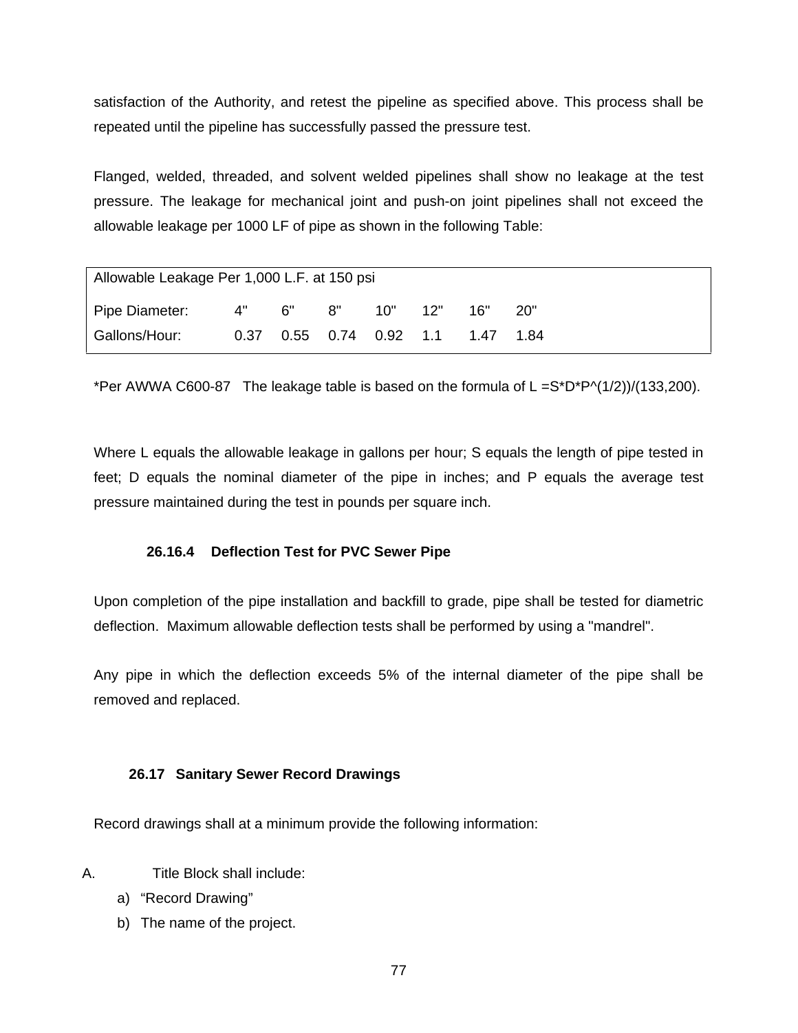satisfaction of the Authority, and retest the pipeline as specified above. This process shall be repeated until the pipeline has successfully passed the pressure test.

Flanged, welded, threaded, and solvent welded pipelines shall show no leakage at the test pressure. The leakage for mechanical joint and push-on joint pipelines shall not exceed the allowable leakage per 1000 LF of pipe as shown in the following Table:

| Allowable Leakage Per 1,000 L.F. at 150 psi | | | | | | | |
|---|---|---|---|---|---|---|---|
| Pipe Diameter: | 4" | 6" | 8" | 10" | 12" | 16" | 20" |
| Gallons/Hour: | 0.37 | 0.55 | 0.74 | 0.92 | 1.1 | 1.47 | 1.84 |

*Per AWWA C600-87 The leakage table is based on the formula of L =S*D*P^(1/2))/(133,200).

Where L equals the allowable leakage in gallons per hour; S equals the length of pipe tested in feet; D equals the nominal diameter of the pipe in inches; and P equals the average test pressure maintained during the test in pounds per square inch.

### 26.16.4 Deflection Test for PVC Sewer Pipe

Upon completion of the pipe installation and backfill to grade, pipe shall be tested for diametric deflection. Maximum allowable deflection tests shall be performed by using a "mandrel".

Any pipe in which the deflection exceeds 5% of the internal diameter of the pipe shall be removed and replaced.

## 26.17 Sanitary Sewer Record Drawings

Record drawings shall at a minimum provide the following information:

A. Title Block shall include:

a) “Record Drawing”

b) The name of the project.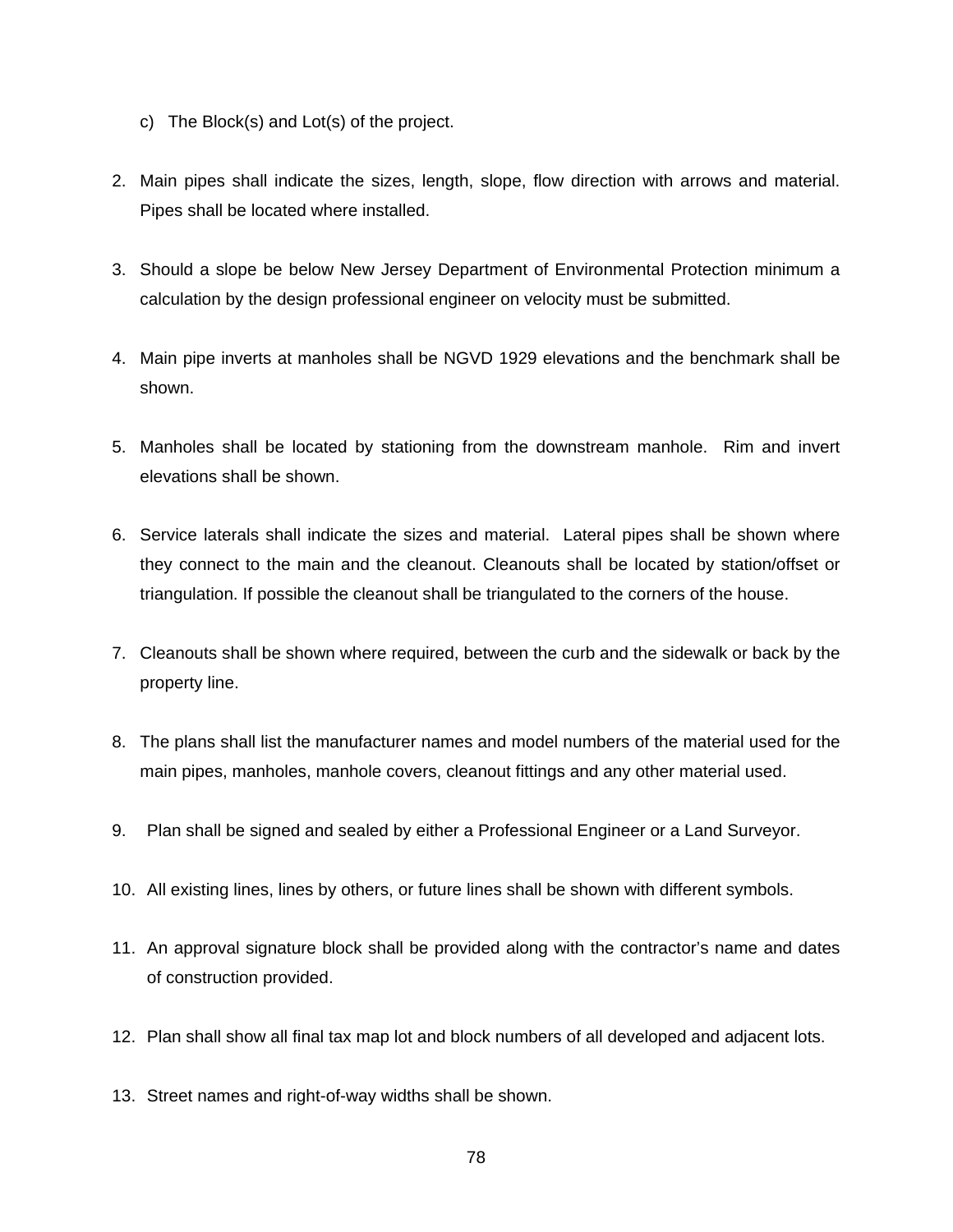c) The Block(s) and Lot(s) of the project.

2. Main pipes shall indicate the sizes, length, slope, flow direction with arrows and material. Pipes shall be located where installed.

3. Should a slope be below New Jersey Department of Environmental Protection minimum a calculation by the design professional engineer on velocity must be submitted.

4. Main pipe inverts at manholes shall be NGVD 1929 elevations and the benchmark shall be shown.

5. Manholes shall be located by stationing from the downstream manhole. Rim and invert elevations shall be shown.

6. Service laterals shall indicate the sizes and material. Lateral pipes shall be shown where they connect to the main and the cleanout. Cleanouts shall be located by station/offset or triangulation. If possible the cleanout shall be triangulated to the corners of the house.

7. Cleanouts shall be shown where required, between the curb and the sidewalk or back by the property line.

8. The plans shall list the manufacturer names and model numbers of the material used for the main pipes, manholes, manhole covers, cleanout fittings and any other material used.

9. Plan shall be signed and sealed by either a Professional Engineer or a Land Surveyor.

10. All existing lines, lines by others, or future lines shall be shown with different symbols.

11. An approval signature block shall be provided along with the contractor's name and dates of construction provided.

12. Plan shall show all final tax map lot and block numbers of all developed and adjacent lots.

13. Street names and right-of-way widths shall be shown.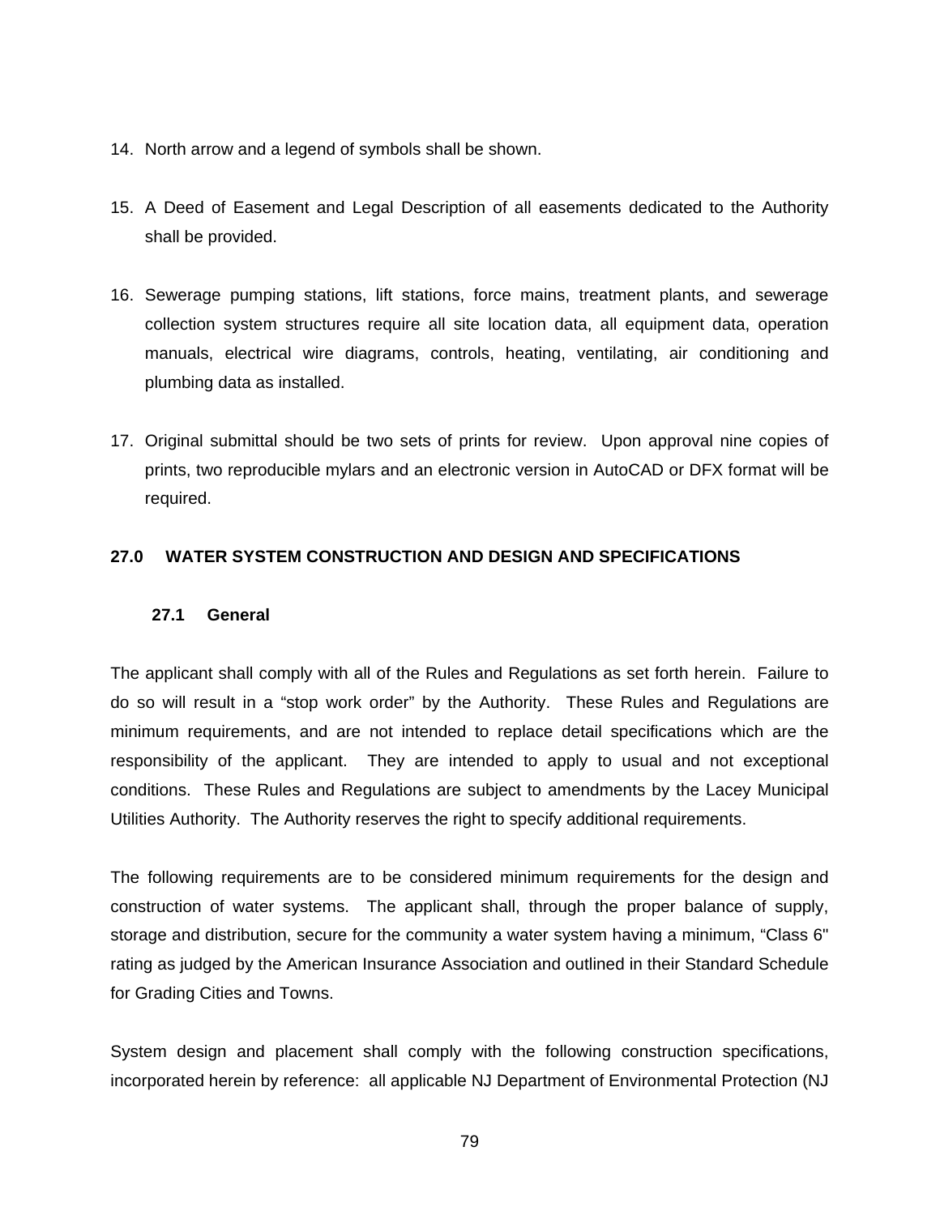14. North arrow and a legend of symbols shall be shown.

15. A Deed of Easement and Legal Description of all easements dedicated to the Authority shall be provided.

16. Sewerage pumping stations, lift stations, force mains, treatment plants, and sewerage collection system structures require all site location data, all equipment data, operation manuals, electrical wire diagrams, controls, heating, ventilating, air conditioning and plumbing data as installed.

17. Original submittal should be two sets of prints for review. Upon approval nine copies of prints, two reproducible mylars and an electronic version in AutoCAD or DFX format will be required.

## 27.0 WATER SYSTEM CONSTRUCTION AND DESIGN AND SPECIFICATIONS

### 27.1 General

The applicant shall comply with all of the Rules and Regulations as set forth herein. Failure to do so will result in a "stop work order" by the Authority. These Rules and Regulations are minimum requirements, and are not intended to replace detail specifications which are the responsibility of the applicant. They are intended to apply to usual and not exceptional conditions. These Rules and Regulations are subject to amendments by the Lacey Municipal Utilities Authority. The Authority reserves the right to specify additional requirements.

The following requirements are to be considered minimum requirements for the design and construction of water systems. The applicant shall, through the proper balance of supply, storage and distribution, secure for the community a water system having a minimum, "Class 6" rating as judged by the American Insurance Association and outlined in their Standard Schedule for Grading Cities and Towns.

System design and placement shall comply with the following construction specifications, incorporated herein by reference: all applicable NJ Department of Environmental Protection (NJ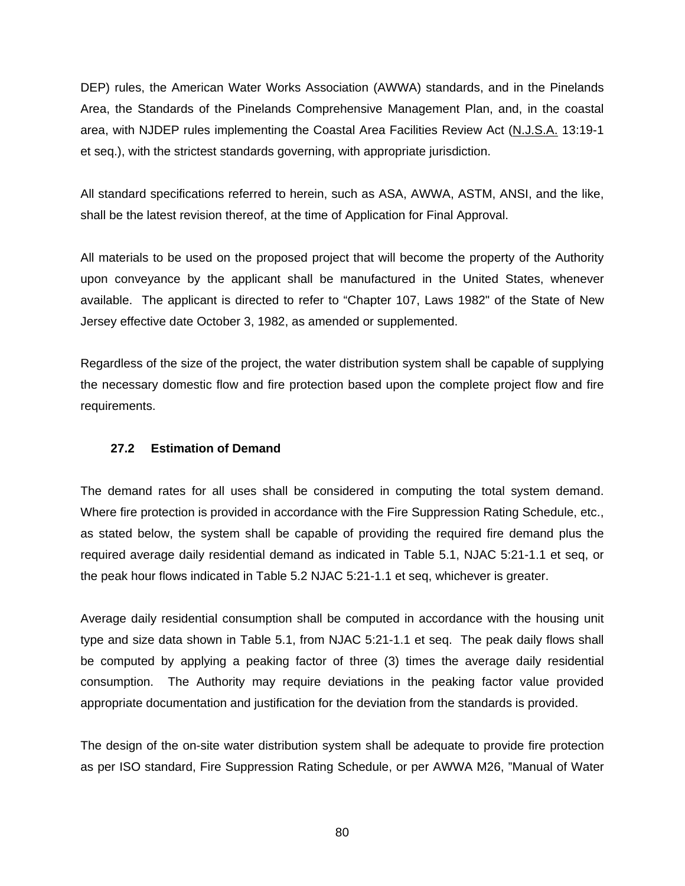DEP) rules, the American Water Works Association (AWWA) standards, and in the Pinelands Area, the Standards of the Pinelands Comprehensive Management Plan, and, in the coastal area, with NJDEP rules implementing the Coastal Area Facilities Review Act (N.J.S.A. 13:19-1 et seq.), with the strictest standards governing, with appropriate jurisdiction.

All standard specifications referred to herein, such as ASA, AWWA, ASTM, ANSI, and the like, shall be the latest revision thereof, at the time of Application for Final Approval.

All materials to be used on the proposed project that will become the property of the Authority upon conveyance by the applicant shall be manufactured in the United States, whenever available. The applicant is directed to refer to "Chapter 107, Laws 1982" of the State of New Jersey effective date October 3, 1982, as amended or supplemented.

Regardless of the size of the project, the water distribution system shall be capable of supplying the necessary domestic flow and fire protection based upon the complete project flow and fire requirements.

### 27.2 Estimation of Demand

The demand rates for all uses shall be considered in computing the total system demand. Where fire protection is provided in accordance with the Fire Suppression Rating Schedule, etc., as stated below, the system shall be capable of providing the required fire demand plus the required average daily residential demand as indicated in Table 5.1, NJAC 5:21-1.1 et seq, or the peak hour flows indicated in Table 5.2 NJAC 5:21-1.1 et seq, whichever is greater.

Average daily residential consumption shall be computed in accordance with the housing unit type and size data shown in Table 5.1, from NJAC 5:21-1.1 et seq. The peak daily flows shall be computed by applying a peaking factor of three (3) times the average daily residential consumption. The Authority may require deviations in the peaking factor value provided appropriate documentation and justification for the deviation from the standards is provided.

The design of the on-site water distribution system shall be adequate to provide fire protection as per ISO standard, Fire Suppression Rating Schedule, or per AWWA M26, "Manual of Water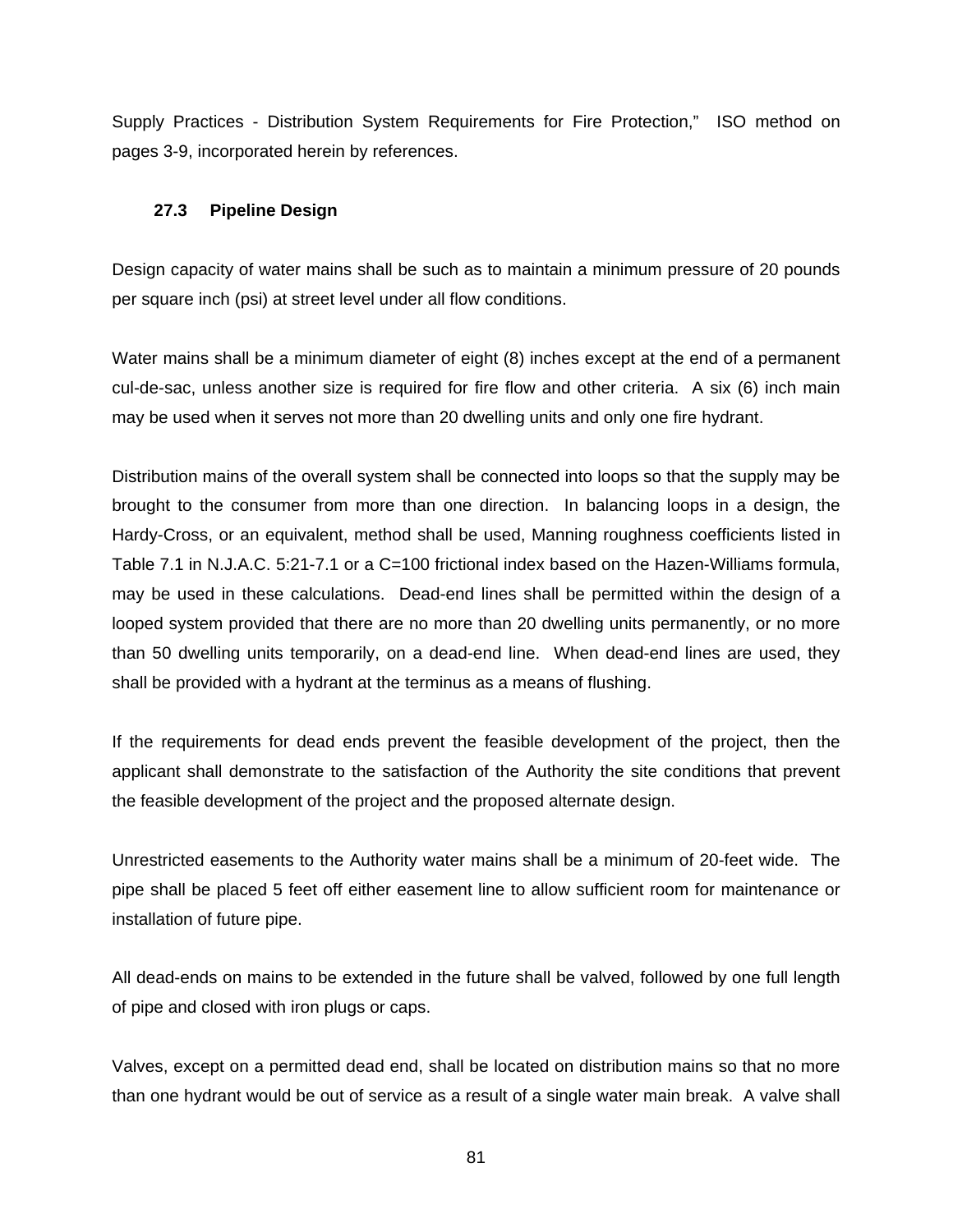Supply Practices - Distribution System Requirements for Fire Protection," ISO method on pages 3-9, incorporated herein by references.

### 27.3 Pipeline Design

Design capacity of water mains shall be such as to maintain a minimum pressure of 20 pounds per square inch (psi) at street level under all flow conditions.

Water mains shall be a minimum diameter of eight (8) inches except at the end of a permanent cul-de-sac, unless another size is required for fire flow and other criteria. A six (6) inch main may be used when it serves not more than 20 dwelling units and only one fire hydrant.

Distribution mains of the overall system shall be connected into loops so that the supply may be brought to the consumer from more than one direction. In balancing loops in a design, the Hardy-Cross, or an equivalent, method shall be used, Manning roughness coefficients listed in Table 7.1 in N.J.A.C. 5:21-7.1 or a C=100 frictional index based on the Hazen-Williams formula, may be used in these calculations. Dead-end lines shall be permitted within the design of a looped system provided that there are no more than 20 dwelling units permanently, or no more than 50 dwelling units temporarily, on a dead-end line. When dead-end lines are used, they shall be provided with a hydrant at the terminus as a means of flushing.

If the requirements for dead ends prevent the feasible development of the project, then the applicant shall demonstrate to the satisfaction of the Authority the site conditions that prevent the feasible development of the project and the proposed alternate design.

Unrestricted easements to the Authority water mains shall be a minimum of 20-feet wide. The pipe shall be placed 5 feet off either easement line to allow sufficient room for maintenance or installation of future pipe.

All dead-ends on mains to be extended in the future shall be valved, followed by one full length of pipe and closed with iron plugs or caps.

Valves, except on a permitted dead end, shall be located on distribution mains so that no more than one hydrant would be out of service as a result of a single water main break. A valve shall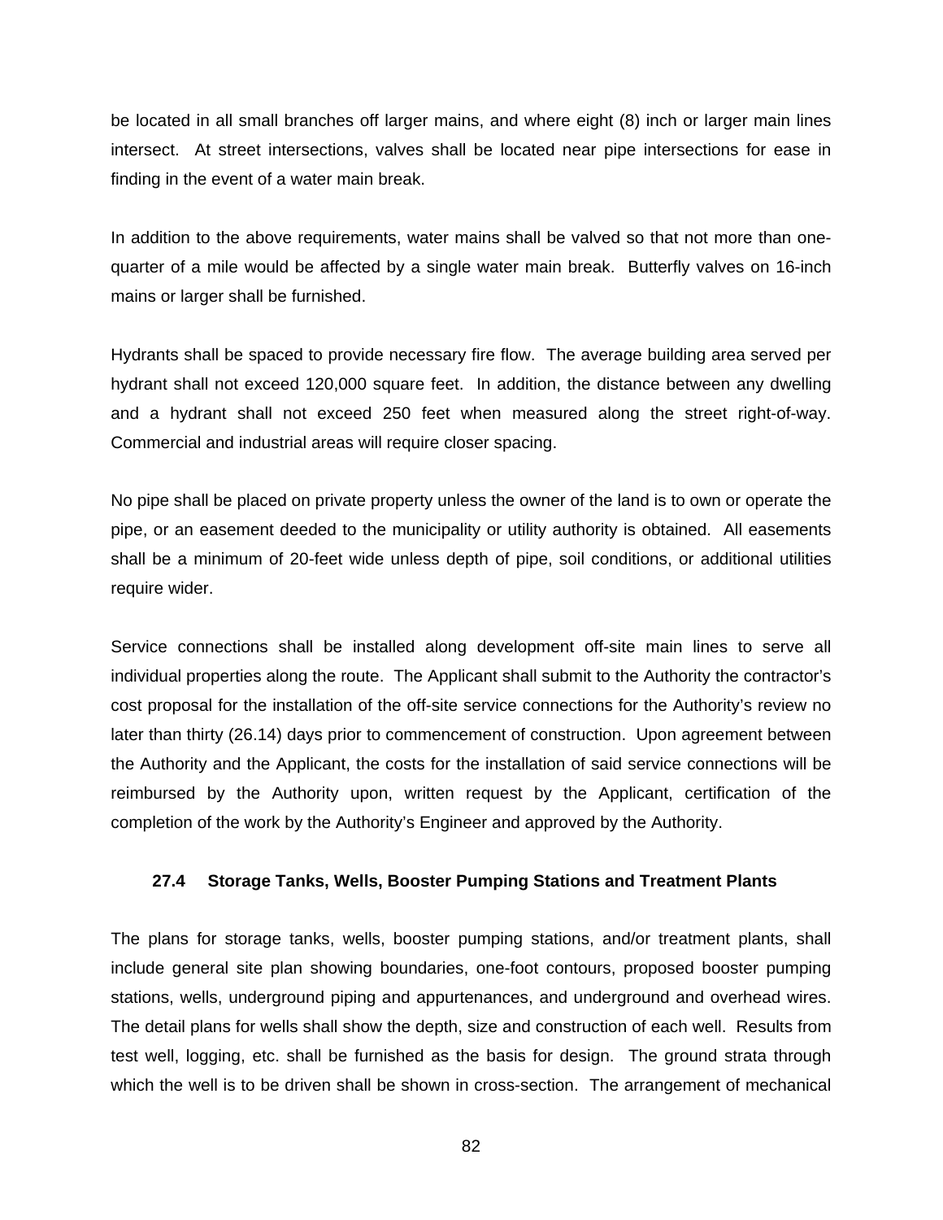be located in all small branches off larger mains, and where eight (8) inch or larger main lines intersect. At street intersections, valves shall be located near pipe intersections for ease in finding in the event of a water main break.

In addition to the above requirements, water mains shall be valved so that not more than one-quarter of a mile would be affected by a single water main break. Butterfly valves on 16-inch mains or larger shall be furnished.

Hydrants shall be spaced to provide necessary fire flow. The average building area served per hydrant shall not exceed 120,000 square feet. In addition, the distance between any dwelling and a hydrant shall not exceed 250 feet when measured along the street right-of-way. Commercial and industrial areas will require closer spacing.

No pipe shall be placed on private property unless the owner of the land is to own or operate the pipe, or an easement deeded to the municipality or utility authority is obtained. All easements shall be a minimum of 20-feet wide unless depth of pipe, soil conditions, or additional utilities require wider.

Service connections shall be installed along development off-site main lines to serve all individual properties along the route. The Applicant shall submit to the Authority the contractor's cost proposal for the installation of the off-site service connections for the Authority's review no later than thirty (26.14) days prior to commencement of construction. Upon agreement between the Authority and the Applicant, the costs for the installation of said service connections will be reimbursed by the Authority upon, written request by the Applicant, certification of the completion of the work by the Authority's Engineer and approved by the Authority.

### 27.4 Storage Tanks, Wells, Booster Pumping Stations and Treatment Plants

The plans for storage tanks, wells, booster pumping stations, and/or treatment plants, shall include general site plan showing boundaries, one-foot contours, proposed booster pumping stations, wells, underground piping and appurtenances, and underground and overhead wires. The detail plans for wells shall show the depth, size and construction of each well. Results from test well, logging, etc. shall be furnished as the basis for design. The ground strata through which the well is to be driven shall be shown in cross-section. The arrangement of mechanical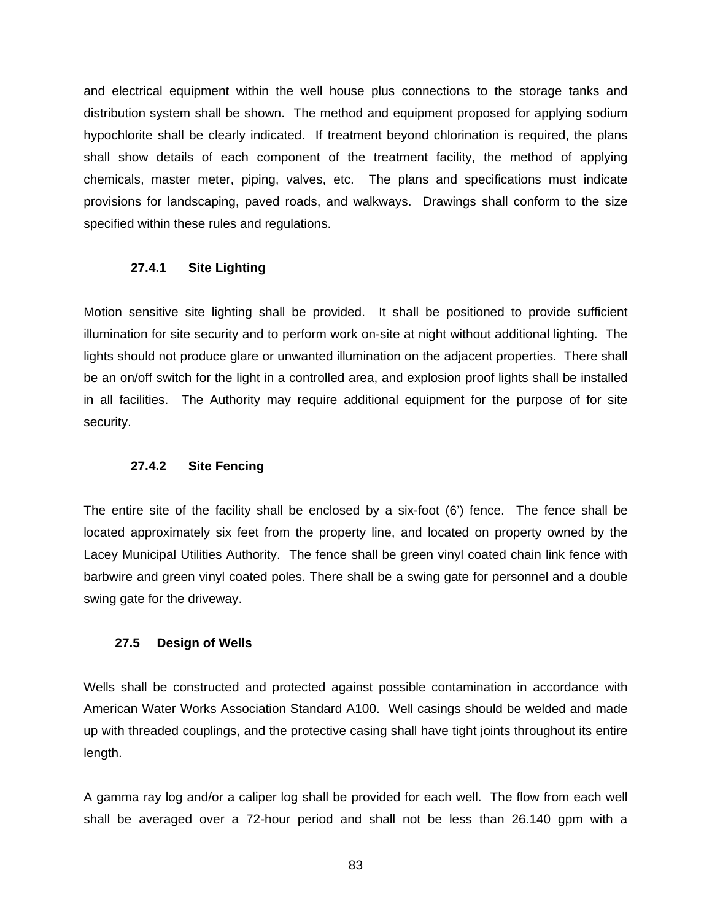and electrical equipment within the well house plus connections to the storage tanks and distribution system shall be shown. The method and equipment proposed for applying sodium hypochlorite shall be clearly indicated. If treatment beyond chlorination is required, the plans shall show details of each component of the treatment facility, the method of applying chemicals, master meter, piping, valves, etc. The plans and specifications must indicate provisions for landscaping, paved roads, and walkways. Drawings shall conform to the size specified within these rules and regulations.

#### 27.4.1 Site Lighting

Motion sensitive site lighting shall be provided. It shall be positioned to provide sufficient illumination for site security and to perform work on-site at night without additional lighting. The lights should not produce glare or unwanted illumination on the adjacent properties. There shall be an on/off switch for the light in a controlled area, and explosion proof lights shall be installed in all facilities. The Authority may require additional equipment for the purpose of for site security.

#### 27.4.2 Site Fencing

The entire site of the facility shall be enclosed by a six-foot (6') fence. The fence shall be located approximately six feet from the property line, and located on property owned by the Lacey Municipal Utilities Authority. The fence shall be green vinyl coated chain link fence with barbwire and green vinyl coated poles. There shall be a swing gate for personnel and a double swing gate for the driveway.

### 27.5 Design of Wells

Wells shall be constructed and protected against possible contamination in accordance with American Water Works Association Standard A100. Well casings should be welded and made up with threaded couplings, and the protective casing shall have tight joints throughout its entire length.

A gamma ray log and/or a caliper log shall be provided for each well. The flow from each well shall be averaged over a 72-hour period and shall not be less than 26.140 gpm with a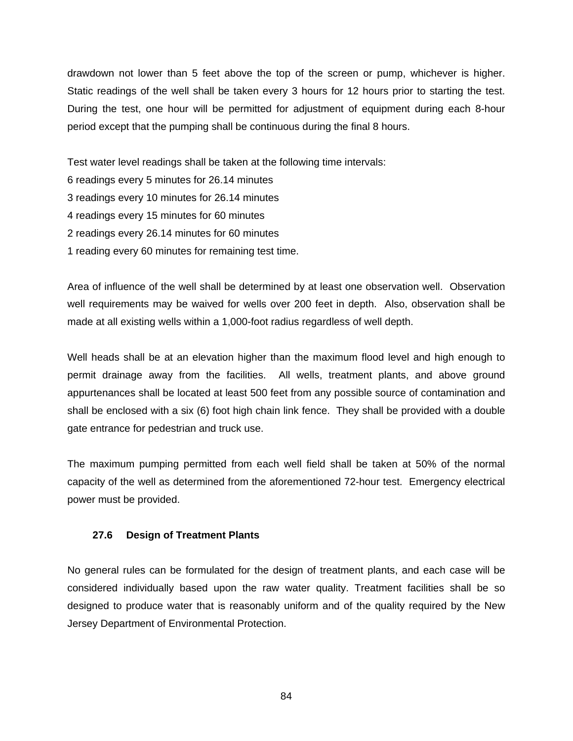drawdown not lower than 5 feet above the top of the screen or pump, whichever is higher. Static readings of the well shall be taken every 3 hours for 12 hours prior to starting the test. During the test, one hour will be permitted for adjustment of equipment during each 8-hour period except that the pumping shall be continuous during the final 8 hours.

Test water level readings shall be taken at the following time intervals:
6 readings every 5 minutes for 26.14 minutes
3 readings every 10 minutes for 26.14 minutes
4 readings every 15 minutes for 60 minutes
2 readings every 26.14 minutes for 60 minutes
1 reading every 60 minutes for remaining test time.

Area of influence of the well shall be determined by at least one observation well. Observation well requirements may be waived for wells over 200 feet in depth. Also, observation shall be made at all existing wells within a 1,000-foot radius regardless of well depth.

Well heads shall be at an elevation higher than the maximum flood level and high enough to permit drainage away from the facilities. All wells, treatment plants, and above ground appurtenances shall be located at least 500 feet from any possible source of contamination and shall be enclosed with a six (6) foot high chain link fence. They shall be provided with a double gate entrance for pedestrian and truck use.

The maximum pumping permitted from each well field shall be taken at 50% of the normal capacity of the well as determined from the aforementioned 72-hour test. Emergency electrical power must be provided.

### 27.6 Design of Treatment Plants

No general rules can be formulated for the design of treatment plants, and each case will be considered individually based upon the raw water quality. Treatment facilities shall be so designed to produce water that is reasonably uniform and of the quality required by the New Jersey Department of Environmental Protection.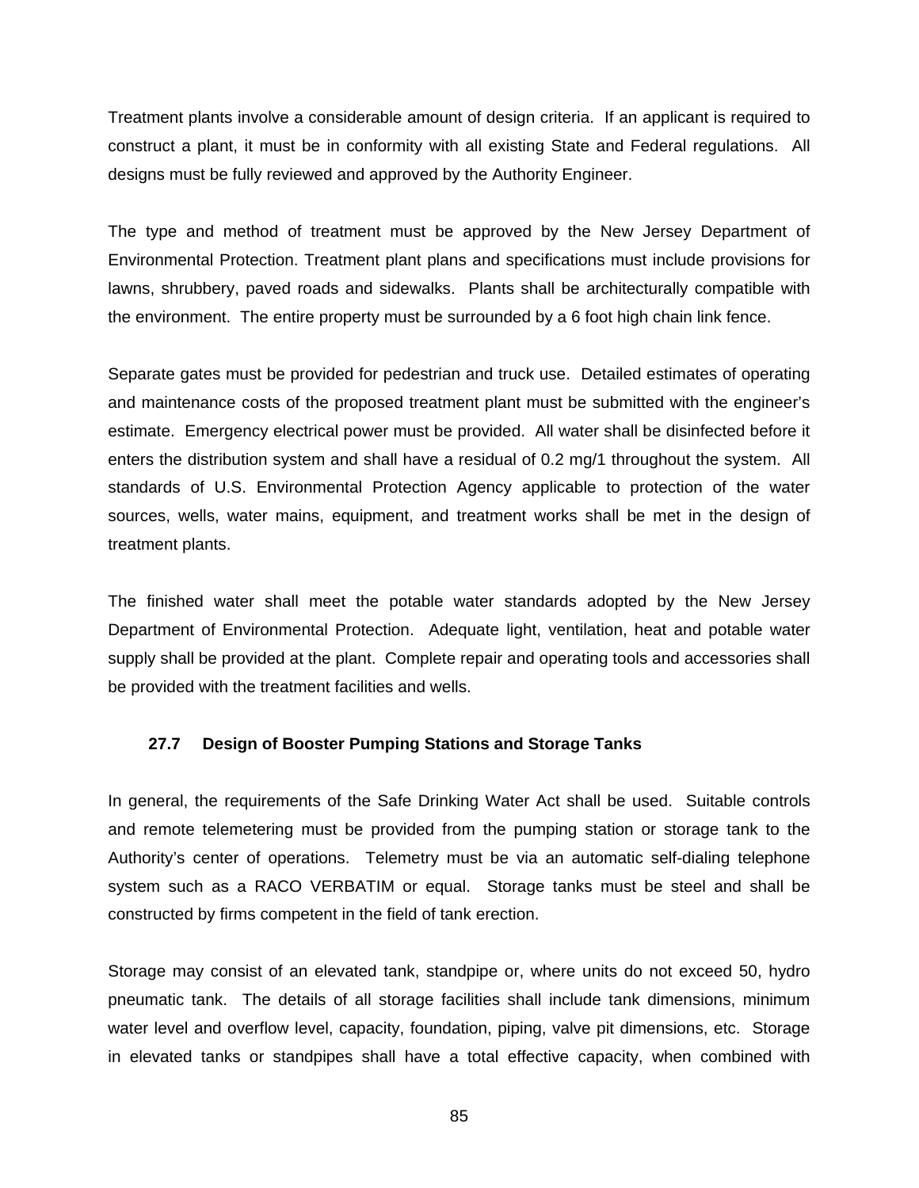Treatment plants involve a considerable amount of design criteria. If an applicant is required to construct a plant, it must be in conformity with all existing State and Federal regulations. All designs must be fully reviewed and approved by the Authority Engineer.

The type and method of treatment must be approved by the New Jersey Department of Environmental Protection. Treatment plant plans and specifications must include provisions for lawns, shrubbery, paved roads and sidewalks. Plants shall be architecturally compatible with the environment. The entire property must be surrounded by a 6 foot high chain link fence.

Separate gates must be provided for pedestrian and truck use. Detailed estimates of operating and maintenance costs of the proposed treatment plant must be submitted with the engineer's estimate. Emergency electrical power must be provided. All water shall be disinfected before it enters the distribution system and shall have a residual of 0.2 mg/1 throughout the system. All standards of U.S. Environmental Protection Agency applicable to protection of the water sources, wells, water mains, equipment, and treatment works shall be met in the design of treatment plants.

The finished water shall meet the potable water standards adopted by the New Jersey Department of Environmental Protection. Adequate light, ventilation, heat and potable water supply shall be provided at the plant. Complete repair and operating tools and accessories shall be provided with the treatment facilities and wells.

### 27.7 Design of Booster Pumping Stations and Storage Tanks

In general, the requirements of the Safe Drinking Water Act shall be used. Suitable controls and remote telemetering must be provided from the pumping station or storage tank to the Authority's center of operations. Telemetry must be via an automatic self-dialing telephone system such as a RACO VERBATIM or equal. Storage tanks must be steel and shall be constructed by firms competent in the field of tank erection.

Storage may consist of an elevated tank, standpipe or, where units do not exceed 50, hydro pneumatic tank. The details of all storage facilities shall include tank dimensions, minimum water level and overflow level, capacity, foundation, piping, valve pit dimensions, etc. Storage in elevated tanks or standpipes shall have a total effective capacity, when combined with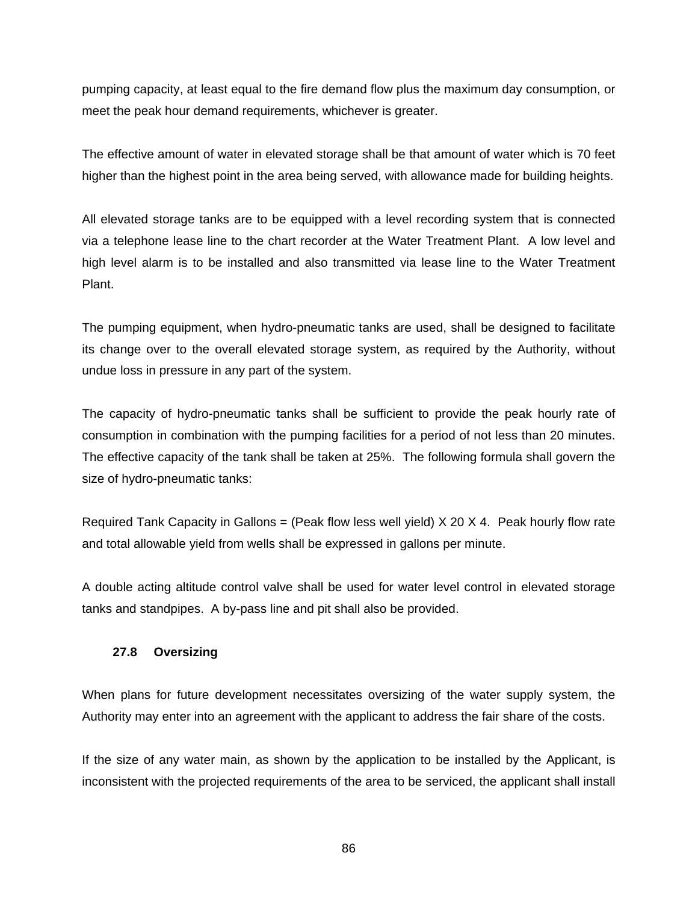pumping capacity, at least equal to the fire demand flow plus the maximum day consumption, or meet the peak hour demand requirements, whichever is greater.

The effective amount of water in elevated storage shall be that amount of water which is 70 feet higher than the highest point in the area being served, with allowance made for building heights.

All elevated storage tanks are to be equipped with a level recording system that is connected via a telephone lease line to the chart recorder at the Water Treatment Plant. A low level and high level alarm is to be installed and also transmitted via lease line to the Water Treatment Plant.

The pumping equipment, when hydro-pneumatic tanks are used, shall be designed to facilitate its change over to the overall elevated storage system, as required by the Authority, without undue loss in pressure in any part of the system.

The capacity of hydro-pneumatic tanks shall be sufficient to provide the peak hourly rate of consumption in combination with the pumping facilities for a period of not less than 20 minutes. The effective capacity of the tank shall be taken at 25%. The following formula shall govern the size of hydro-pneumatic tanks:

Required Tank Capacity in Gallons = (Peak flow less well yield) X 20 X 4. Peak hourly flow rate and total allowable yield from wells shall be expressed in gallons per minute.

A double acting altitude control valve shall be used for water level control in elevated storage tanks and standpipes. A by-pass line and pit shall also be provided.

### 27.8 Oversizing

When plans for future development necessitates oversizing of the water supply system, the Authority may enter into an agreement with the applicant to address the fair share of the costs.

If the size of any water main, as shown by the application to be installed by the Applicant, is inconsistent with the projected requirements of the area to be serviced, the applicant shall install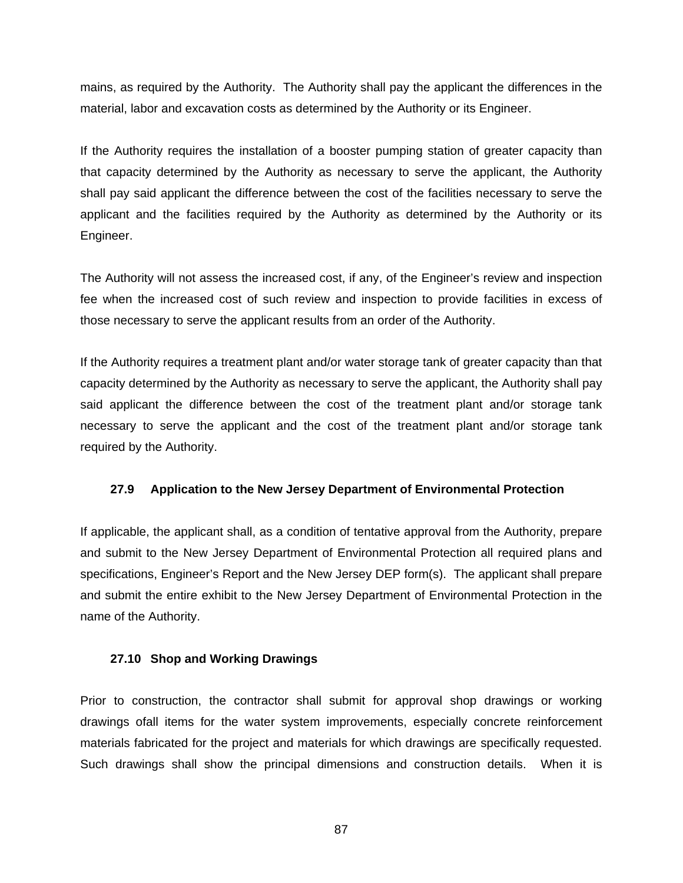mains, as required by the Authority. The Authority shall pay the applicant the differences in the material, labor and excavation costs as determined by the Authority or its Engineer.

If the Authority requires the installation of a booster pumping station of greater capacity than that capacity determined by the Authority as necessary to serve the applicant, the Authority shall pay said applicant the difference between the cost of the facilities necessary to serve the applicant and the facilities required by the Authority as determined by the Authority or its Engineer.

The Authority will not assess the increased cost, if any, of the Engineer's review and inspection fee when the increased cost of such review and inspection to provide facilities in excess of those necessary to serve the applicant results from an order of the Authority.

If the Authority requires a treatment plant and/or water storage tank of greater capacity than that capacity determined by the Authority as necessary to serve the applicant, the Authority shall pay said applicant the difference between the cost of the treatment plant and/or storage tank necessary to serve the applicant and the cost of the treatment plant and/or storage tank required by the Authority.

### 27.9 Application to the New Jersey Department of Environmental Protection

If applicable, the applicant shall, as a condition of tentative approval from the Authority, prepare and submit to the New Jersey Department of Environmental Protection all required plans and specifications, Engineer's Report and the New Jersey DEP form(s). The applicant shall prepare and submit the entire exhibit to the New Jersey Department of Environmental Protection in the name of the Authority.

### 27.10 Shop and Working Drawings

Prior to construction, the contractor shall submit for approval shop drawings or working drawings ofall items for the water system improvements, especially concrete reinforcement materials fabricated for the project and materials for which drawings are specifically requested. Such drawings shall show the principal dimensions and construction details. When it is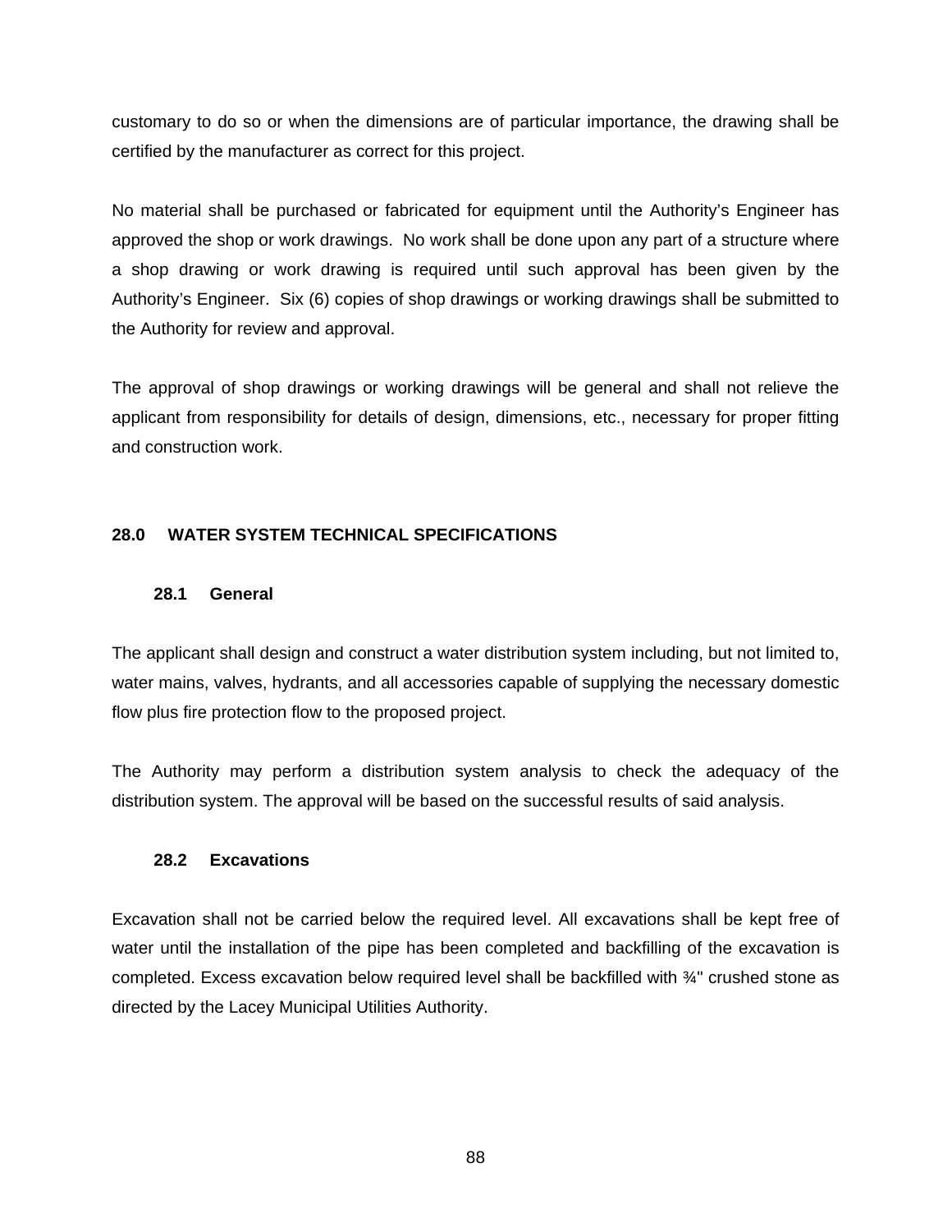customary to do so or when the dimensions are of particular importance, the drawing shall be certified by the manufacturer as correct for this project.

No material shall be purchased or fabricated for equipment until the Authority's Engineer has approved the shop or work drawings. No work shall be done upon any part of a structure where a shop drawing or work drawing is required until such approval has been given by the Authority's Engineer. Six (6) copies of shop drawings or working drawings shall be submitted to the Authority for review and approval.

The approval of shop drawings or working drawings will be general and shall not relieve the applicant from responsibility for details of design, dimensions, etc., necessary for proper fitting and construction work.

## 28.0 WATER SYSTEM TECHNICAL SPECIFICATIONS

### 28.1 General

The applicant shall design and construct a water distribution system including, but not limited to, water mains, valves, hydrants, and all accessories capable of supplying the necessary domestic flow plus fire protection flow to the proposed project.

The Authority may perform a distribution system analysis to check the adequacy of the distribution system. The approval will be based on the successful results of said analysis.

### 28.2 Excavations

Excavation shall not be carried below the required level. All excavations shall be kept free of water until the installation of the pipe has been completed and backfilling of the excavation is completed. Excess excavation below required level shall be backfilled with ¾" crushed stone as directed by the Lacey Municipal Utilities Authority.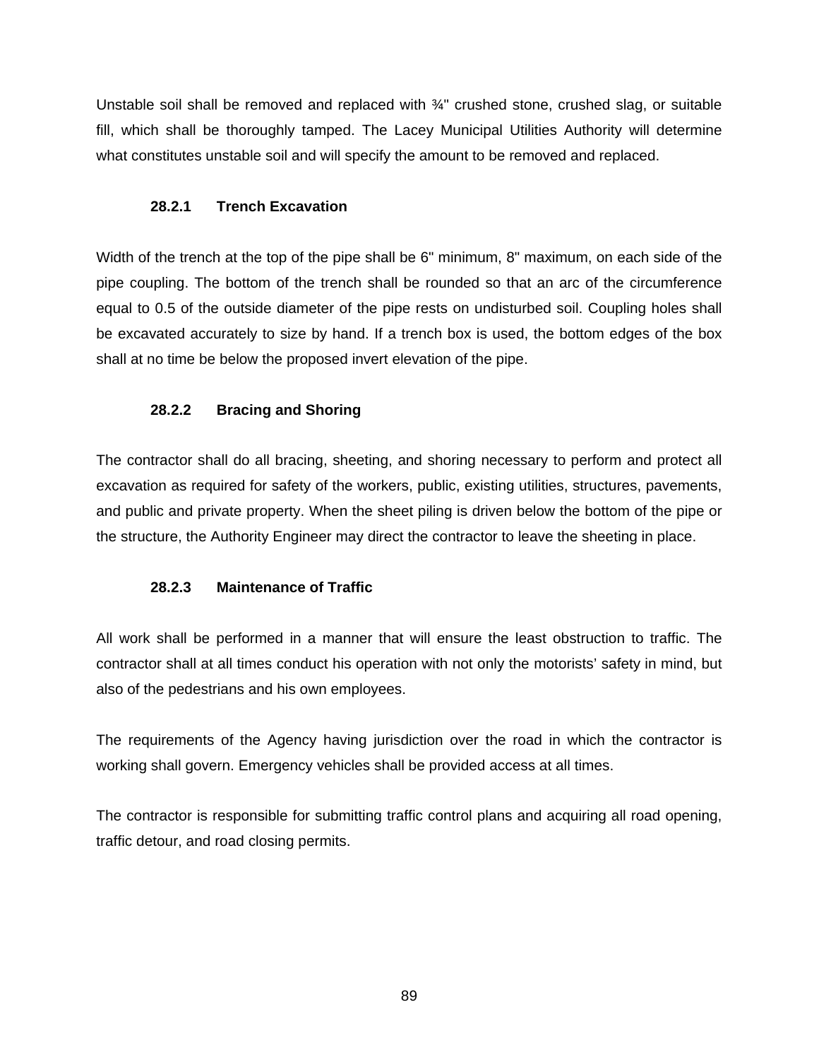Unstable soil shall be removed and replaced with ¾" crushed stone, crushed slag, or suitable fill, which shall be thoroughly tamped. The Lacey Municipal Utilities Authority will determine what constitutes unstable soil and will specify the amount to be removed and replaced.

### 28.2.1 Trench Excavation

Width of the trench at the top of the pipe shall be 6" minimum, 8" maximum, on each side of the pipe coupling. The bottom of the trench shall be rounded so that an arc of the circumference equal to 0.5 of the outside diameter of the pipe rests on undisturbed soil. Coupling holes shall be excavated accurately to size by hand. If a trench box is used, the bottom edges of the box shall at no time be below the proposed invert elevation of the pipe.

### 28.2.2 Bracing and Shoring

The contractor shall do all bracing, sheeting, and shoring necessary to perform and protect all excavation as required for safety of the workers, public, existing utilities, structures, pavements, and public and private property. When the sheet piling is driven below the bottom of the pipe or the structure, the Authority Engineer may direct the contractor to leave the sheeting in place.

### 28.2.3 Maintenance of Traffic

All work shall be performed in a manner that will ensure the least obstruction to traffic. The contractor shall at all times conduct his operation with not only the motorists' safety in mind, but also of the pedestrians and his own employees.

The requirements of the Agency having jurisdiction over the road in which the contractor is working shall govern. Emergency vehicles shall be provided access at all times.

The contractor is responsible for submitting traffic control plans and acquiring all road opening, traffic detour, and road closing permits.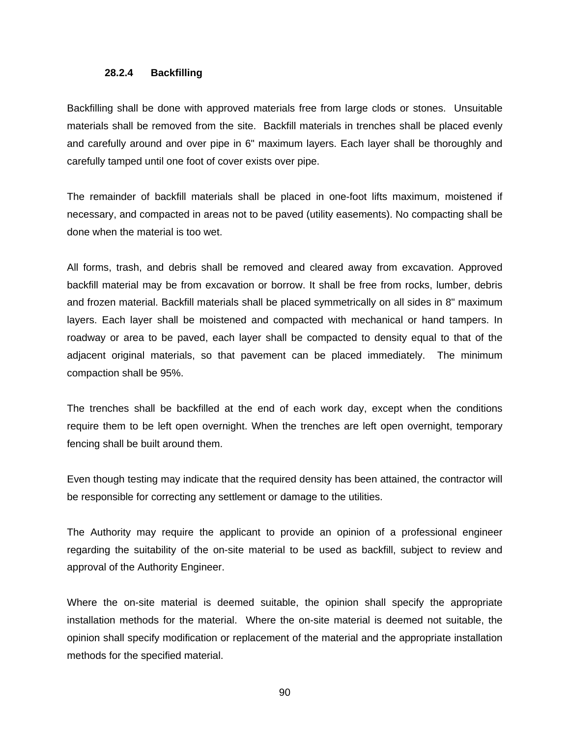### 28.2.4 Backfilling

Backfilling shall be done with approved materials free from large clods or stones. Unsuitable materials shall be removed from the site. Backfill materials in trenches shall be placed evenly and carefully around and over pipe in 6" maximum layers. Each layer shall be thoroughly and carefully tamped until one foot of cover exists over pipe.

The remainder of backfill materials shall be placed in one-foot lifts maximum, moistened if necessary, and compacted in areas not to be paved (utility easements). No compacting shall be done when the material is too wet.

All forms, trash, and debris shall be removed and cleared away from excavation. Approved backfill material may be from excavation or borrow. It shall be free from rocks, lumber, debris and frozen material. Backfill materials shall be placed symmetrically on all sides in 8" maximum layers. Each layer shall be moistened and compacted with mechanical or hand tampers. In roadway or area to be paved, each layer shall be compacted to density equal to that of the adjacent original materials, so that pavement can be placed immediately. The minimum compaction shall be 95%.

The trenches shall be backfilled at the end of each work day, except when the conditions require them to be left open overnight. When the trenches are left open overnight, temporary fencing shall be built around them.

Even though testing may indicate that the required density has been attained, the contractor will be responsible for correcting any settlement or damage to the utilities.

The Authority may require the applicant to provide an opinion of a professional engineer regarding the suitability of the on-site material to be used as backfill, subject to review and approval of the Authority Engineer.

Where the on-site material is deemed suitable, the opinion shall specify the appropriate installation methods for the material. Where the on-site material is deemed not suitable, the opinion shall specify modification or replacement of the material and the appropriate installation methods for the specified material.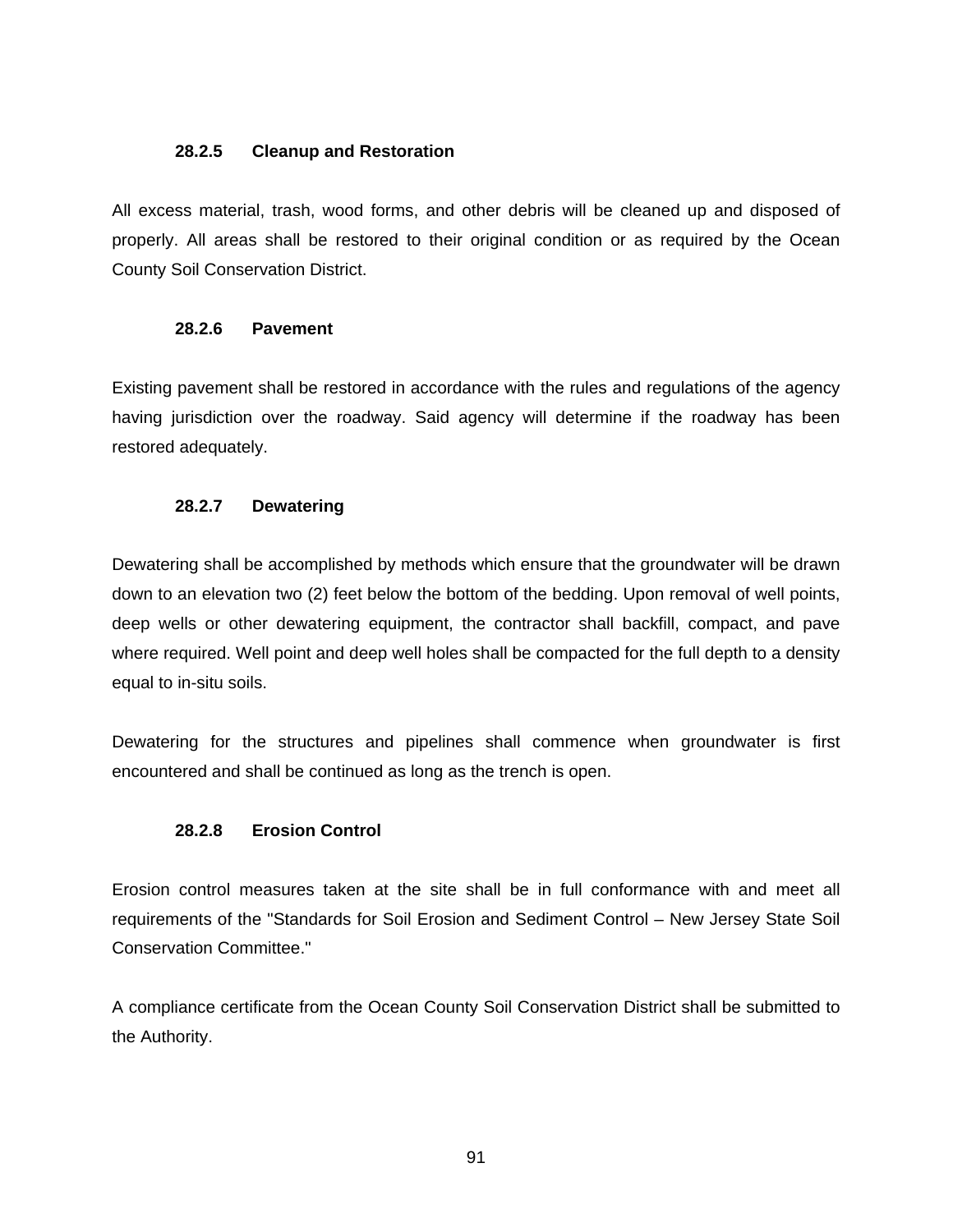#### 28.2.5 Cleanup and Restoration

All excess material, trash, wood forms, and other debris will be cleaned up and disposed of properly. All areas shall be restored to their original condition or as required by the Ocean County Soil Conservation District.

#### 28.2.6 Pavement

Existing pavement shall be restored in accordance with the rules and regulations of the agency having jurisdiction over the roadway. Said agency will determine if the roadway has been restored adequately.

#### 28.2.7 Dewatering

Dewatering shall be accomplished by methods which ensure that the groundwater will be drawn down to an elevation two (2) feet below the bottom of the bedding. Upon removal of well points, deep wells or other dewatering equipment, the contractor shall backfill, compact, and pave where required. Well point and deep well holes shall be compacted for the full depth to a density equal to in-situ soils.

Dewatering for the structures and pipelines shall commence when groundwater is first encountered and shall be continued as long as the trench is open.

#### 28.2.8 Erosion Control

Erosion control measures taken at the site shall be in full conformance with and meet all requirements of the "Standards for Soil Erosion and Sediment Control – New Jersey State Soil Conservation Committee."

A compliance certificate from the Ocean County Soil Conservation District shall be submitted to the Authority.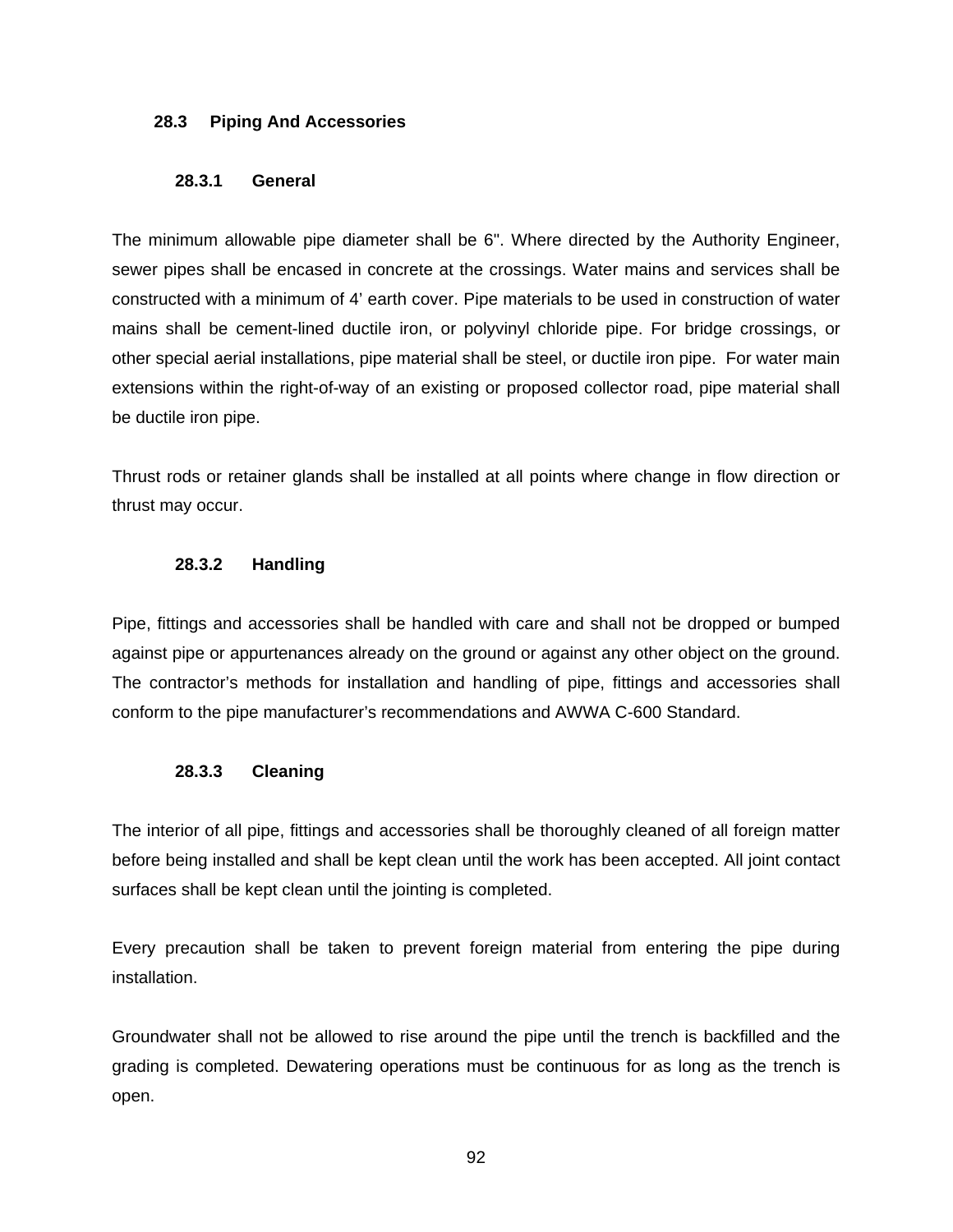## 28.3 Piping And Accessories

### 28.3.1 General

The minimum allowable pipe diameter shall be 6". Where directed by the Authority Engineer, sewer pipes shall be encased in concrete at the crossings. Water mains and services shall be constructed with a minimum of 4’ earth cover. Pipe materials to be used in construction of water mains shall be cement-lined ductile iron, or polyvinyl chloride pipe. For bridge crossings, or other special aerial installations, pipe material shall be steel, or ductile iron pipe. For water main extensions within the right-of-way of an existing or proposed collector road, pipe material shall be ductile iron pipe.

Thrust rods or retainer glands shall be installed at all points where change in flow direction or thrust may occur.

### 28.3.2 Handling

Pipe, fittings and accessories shall be handled with care and shall not be dropped or bumped against pipe or appurtenances already on the ground or against any other object on the ground. The contractor’s methods for installation and handling of pipe, fittings and accessories shall conform to the pipe manufacturer’s recommendations and AWWA C-600 Standard.

### 28.3.3 Cleaning

The interior of all pipe, fittings and accessories shall be thoroughly cleaned of all foreign matter before being installed and shall be kept clean until the work has been accepted. All joint contact surfaces shall be kept clean until the jointing is completed.

Every precaution shall be taken to prevent foreign material from entering the pipe during installation.

Groundwater shall not be allowed to rise around the pipe until the trench is backfilled and the grading is completed. Dewatering operations must be continuous for as long as the trench is open.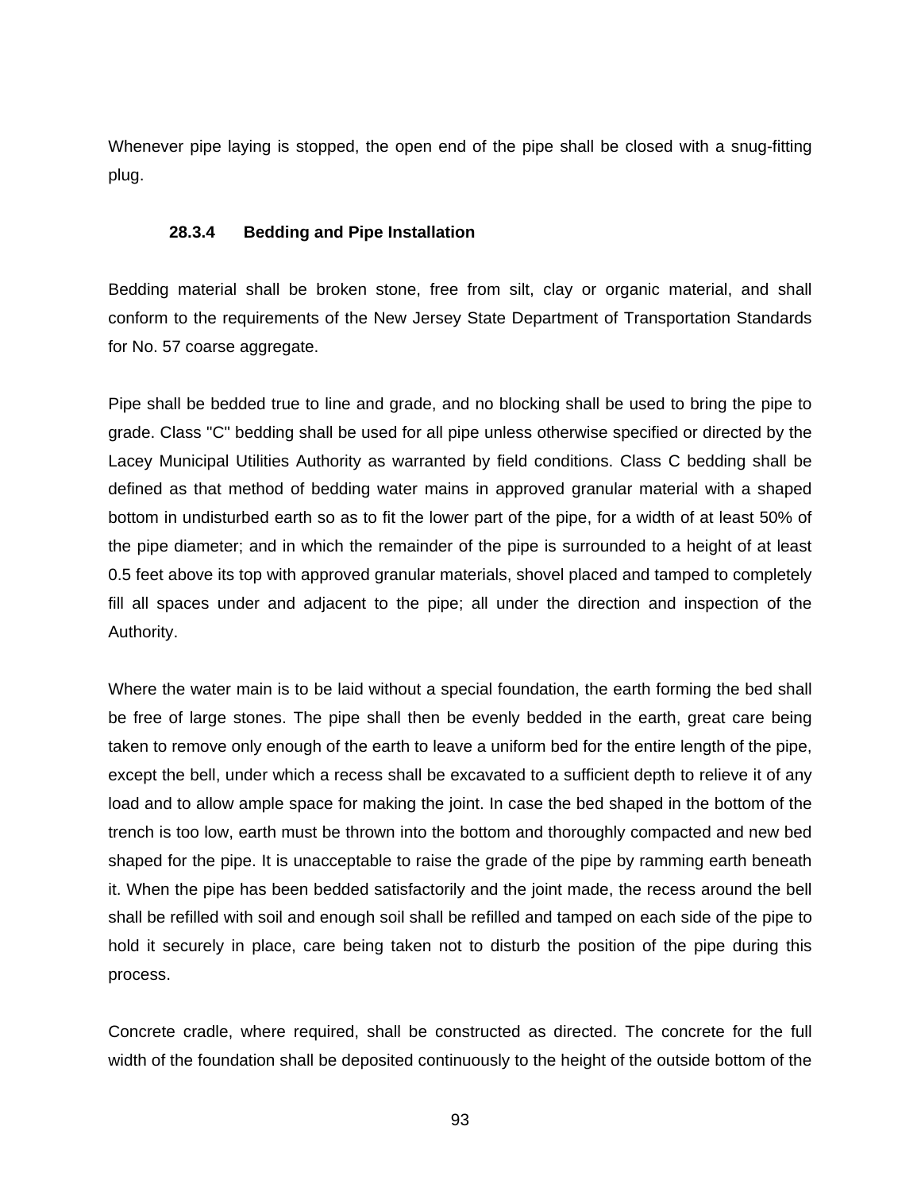Whenever pipe laying is stopped, the open end of the pipe shall be closed with a snug-fitting plug.

### 28.3.4 Bedding and Pipe Installation

Bedding material shall be broken stone, free from silt, clay or organic material, and shall conform to the requirements of the New Jersey State Department of Transportation Standards for No. 57 coarse aggregate.

Pipe shall be bedded true to line and grade, and no blocking shall be used to bring the pipe to grade. Class "C" bedding shall be used for all pipe unless otherwise specified or directed by the Lacey Municipal Utilities Authority as warranted by field conditions. Class C bedding shall be defined as that method of bedding water mains in approved granular material with a shaped bottom in undisturbed earth so as to fit the lower part of the pipe, for a width of at least 50% of the pipe diameter; and in which the remainder of the pipe is surrounded to a height of at least 0.5 feet above its top with approved granular materials, shovel placed and tamped to completely fill all spaces under and adjacent to the pipe; all under the direction and inspection of the Authority.

Where the water main is to be laid without a special foundation, the earth forming the bed shall be free of large stones. The pipe shall then be evenly bedded in the earth, great care being taken to remove only enough of the earth to leave a uniform bed for the entire length of the pipe, except the bell, under which a recess shall be excavated to a sufficient depth to relieve it of any load and to allow ample space for making the joint. In case the bed shaped in the bottom of the trench is too low, earth must be thrown into the bottom and thoroughly compacted and new bed shaped for the pipe. It is unacceptable to raise the grade of the pipe by ramming earth beneath it. When the pipe has been bedded satisfactorily and the joint made, the recess around the bell shall be refilled with soil and enough soil shall be refilled and tamped on each side of the pipe to hold it securely in place, care being taken not to disturb the position of the pipe during this process.

Concrete cradle, where required, shall be constructed as directed. The concrete for the full width of the foundation shall be deposited continuously to the height of the outside bottom of the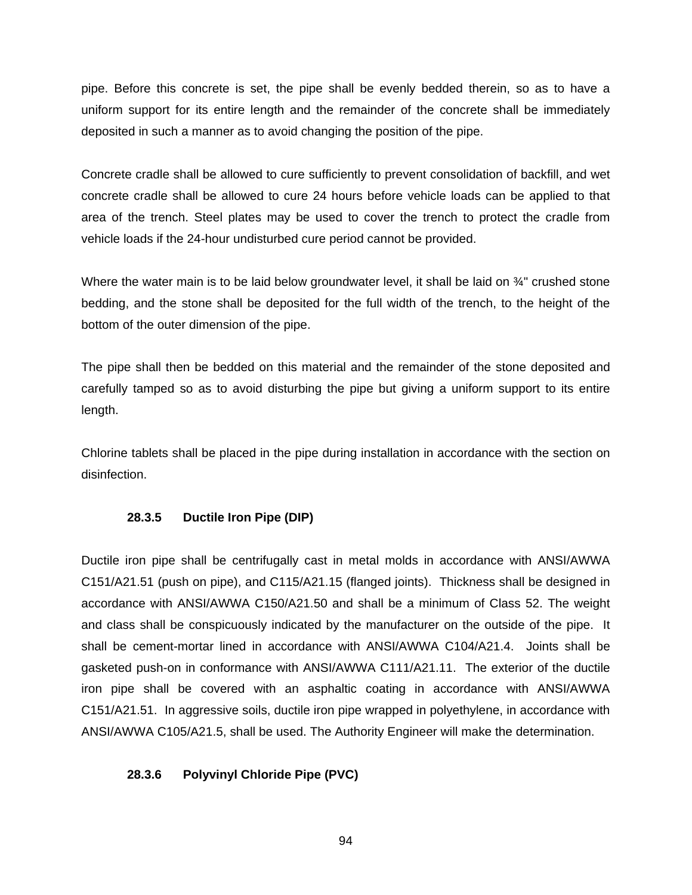pipe. Before this concrete is set, the pipe shall be evenly bedded therein, so as to have a uniform support for its entire length and the remainder of the concrete shall be immediately deposited in such a manner as to avoid changing the position of the pipe.

Concrete cradle shall be allowed to cure sufficiently to prevent consolidation of backfill, and wet concrete cradle shall be allowed to cure 24 hours before vehicle loads can be applied to that area of the trench. Steel plates may be used to cover the trench to protect the cradle from vehicle loads if the 24-hour undisturbed cure period cannot be provided.

Where the water main is to be laid below groundwater level, it shall be laid on ¾" crushed stone bedding, and the stone shall be deposited for the full width of the trench, to the height of the bottom of the outer dimension of the pipe.

The pipe shall then be bedded on this material and the remainder of the stone deposited and carefully tamped so as to avoid disturbing the pipe but giving a uniform support to its entire length.

Chlorine tablets shall be placed in the pipe during installation in accordance with the section on disinfection.

### 28.3.5 Ductile Iron Pipe (DIP)

Ductile iron pipe shall be centrifugally cast in metal molds in accordance with ANSI/AWWA C151/A21.51 (push on pipe), and C115/A21.15 (flanged joints). Thickness shall be designed in accordance with ANSI/AWWA C150/A21.50 and shall be a minimum of Class 52. The weight and class shall be conspicuously indicated by the manufacturer on the outside of the pipe. It shall be cement-mortar lined in accordance with ANSI/AWWA C104/A21.4. Joints shall be gasketed push-on in conformance with ANSI/AWWA C111/A21.11. The exterior of the ductile iron pipe shall be covered with an asphaltic coating in accordance with ANSI/AWWA C151/A21.51. In aggressive soils, ductile iron pipe wrapped in polyethylene, in accordance with ANSI/AWWA C105/A21.5, shall be used. The Authority Engineer will make the determination.

### 28.3.6 Polyvinyl Chloride Pipe (PVC)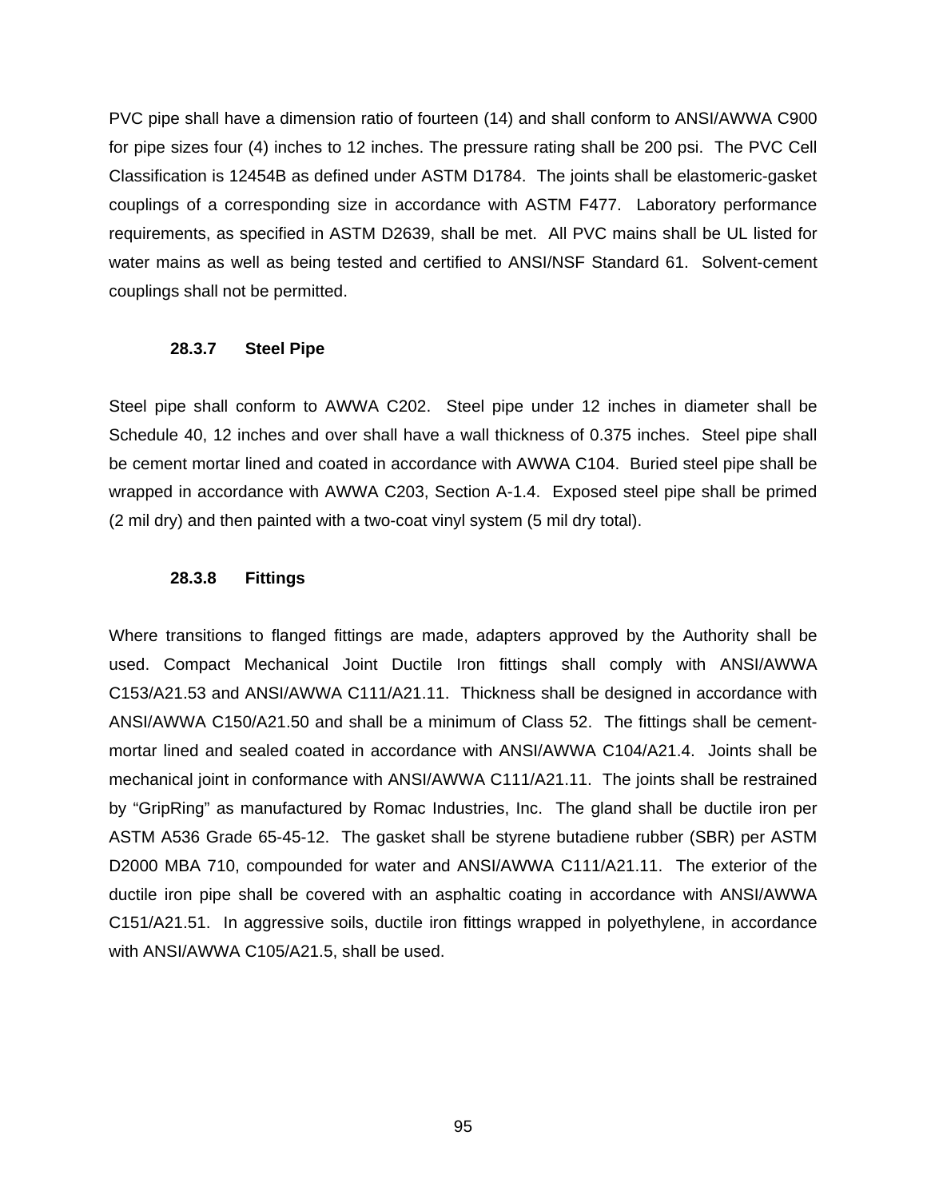PVC pipe shall have a dimension ratio of fourteen (14) and shall conform to ANSI/AWWA C900 for pipe sizes four (4) inches to 12 inches. The pressure rating shall be 200 psi. The PVC Cell Classification is 12454B as defined under ASTM D1784. The joints shall be elastomeric-gasket couplings of a corresponding size in accordance with ASTM F477. Laboratory performance requirements, as specified in ASTM D2639, shall be met. All PVC mains shall be UL listed for water mains as well as being tested and certified to ANSI/NSF Standard 61. Solvent-cement couplings shall not be permitted.

#### 28.3.7 Steel Pipe

Steel pipe shall conform to AWWA C202. Steel pipe under 12 inches in diameter shall be Schedule 40, 12 inches and over shall have a wall thickness of 0.375 inches. Steel pipe shall be cement mortar lined and coated in accordance with AWWA C104. Buried steel pipe shall be wrapped in accordance with AWWA C203, Section A-1.4. Exposed steel pipe shall be primed (2 mil dry) and then painted with a two-coat vinyl system (5 mil dry total).

#### 28.3.8 Fittings

Where transitions to flanged fittings are made, adapters approved by the Authority shall be used. Compact Mechanical Joint Ductile Iron fittings shall comply with ANSI/AWWA C153/A21.53 and ANSI/AWWA C111/A21.11. Thickness shall be designed in accordance with ANSI/AWWA C150/A21.50 and shall be a minimum of Class 52. The fittings shall be cement-mortar lined and sealed coated in accordance with ANSI/AWWA C104/A21.4. Joints shall be mechanical joint in conformance with ANSI/AWWA C111/A21.11. The joints shall be restrained by "GripRing" as manufactured by Romac Industries, Inc. The gland shall be ductile iron per ASTM A536 Grade 65-45-12. The gasket shall be styrene butadiene rubber (SBR) per ASTM D2000 MBA 710, compounded for water and ANSI/AWWA C111/A21.11. The exterior of the ductile iron pipe shall be covered with an asphaltic coating in accordance with ANSI/AWWA C151/A21.51. In aggressive soils, ductile iron fittings wrapped in polyethylene, in accordance with ANSI/AWWA C105/A21.5, shall be used.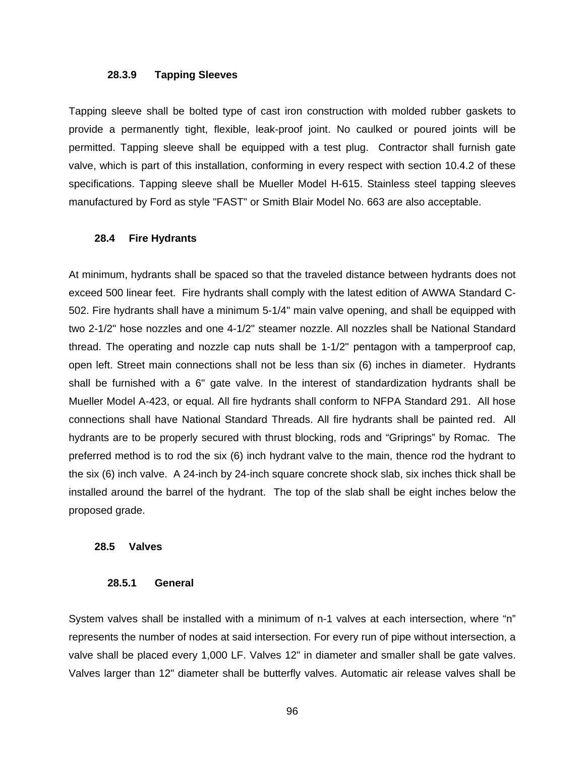#### 28.3.9 Tapping Sleeves

Tapping sleeve shall be bolted type of cast iron construction with molded rubber gaskets to provide a permanently tight, flexible, leak-proof joint. No caulked or poured joints will be permitted. Tapping sleeve shall be equipped with a test plug. Contractor shall furnish gate valve, which is part of this installation, conforming in every respect with section 10.4.2 of these specifications. Tapping sleeve shall be Mueller Model H-615. Stainless steel tapping sleeves manufactured by Ford as style "FAST" or Smith Blair Model No. 663 are also acceptable.

### 28.4 Fire Hydrants

At minimum, hydrants shall be spaced so that the traveled distance between hydrants does not exceed 500 linear feet. Fire hydrants shall comply with the latest edition of AWWA Standard C-502. Fire hydrants shall have a minimum 5-1/4" main valve opening, and shall be equipped with two 2-1/2" hose nozzles and one 4-1/2" steamer nozzle. All nozzles shall be National Standard thread. The operating and nozzle cap nuts shall be 1-1/2" pentagon with a tamperproof cap, open left. Street main connections shall not be less than six (6) inches in diameter. Hydrants shall be furnished with a 6" gate valve. In the interest of standardization hydrants shall be Mueller Model A-423, or equal. All fire hydrants shall conform to NFPA Standard 291. All hose connections shall have National Standard Threads. All fire hydrants shall be painted red. All hydrants are to be properly secured with thrust blocking, rods and “Griprings” by Romac. The preferred method is to rod the six (6) inch hydrant valve to the main, thence rod the hydrant to the six (6) inch valve. A 24-inch by 24-inch square concrete shock slab, six inches thick shall be installed around the barrel of the hydrant. The top of the slab shall be eight inches below the proposed grade.

### 28.5 Valves

#### 28.5.1 General

System valves shall be installed with a minimum of n-1 valves at each intersection, where “n” represents the number of nodes at said intersection. For every run of pipe without intersection, a valve shall be placed every 1,000 LF. Valves 12" in diameter and smaller shall be gate valves. Valves larger than 12" diameter shall be butterfly valves. Automatic air release valves shall be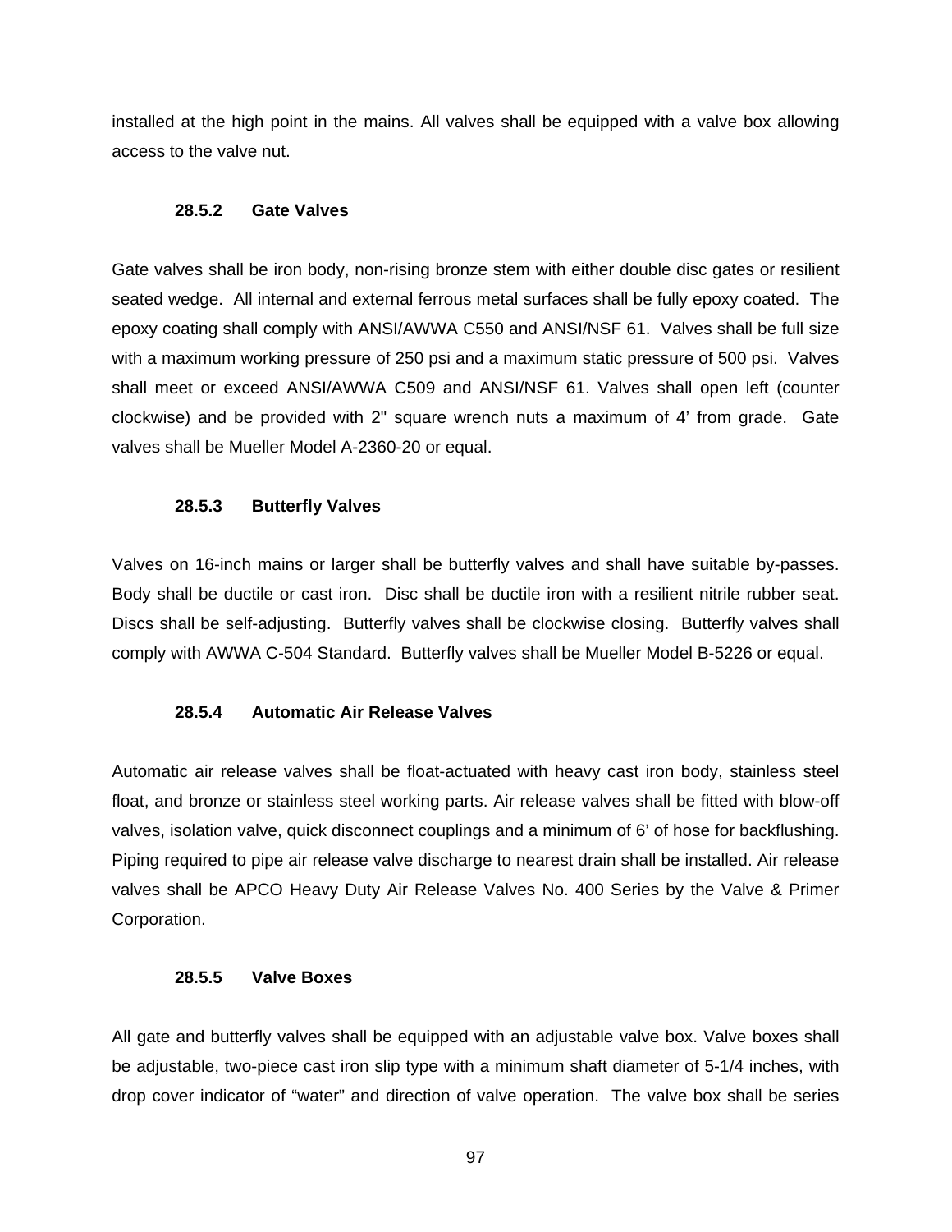installed at the high point in the mains. All valves shall be equipped with a valve box allowing access to the valve nut.

### 28.5.2 Gate Valves

Gate valves shall be iron body, non-rising bronze stem with either double disc gates or resilient seated wedge. All internal and external ferrous metal surfaces shall be fully epoxy coated. The epoxy coating shall comply with ANSI/AWWA C550 and ANSI/NSF 61. Valves shall be full size with a maximum working pressure of 250 psi and a maximum static pressure of 500 psi. Valves shall meet or exceed ANSI/AWWA C509 and ANSI/NSF 61. Valves shall open left (counter clockwise) and be provided with 2" square wrench nuts a maximum of 4' from grade. Gate valves shall be Mueller Model A-2360-20 or equal.

### 28.5.3 Butterfly Valves

Valves on 16-inch mains or larger shall be butterfly valves and shall have suitable by-passes. Body shall be ductile or cast iron. Disc shall be ductile iron with a resilient nitrile rubber seat. Discs shall be self-adjusting. Butterfly valves shall be clockwise closing. Butterfly valves shall comply with AWWA C-504 Standard. Butterfly valves shall be Mueller Model B-5226 or equal.

### 28.5.4 Automatic Air Release Valves

Automatic air release valves shall be float-actuated with heavy cast iron body, stainless steel float, and bronze or stainless steel working parts. Air release valves shall be fitted with blow-off valves, isolation valve, quick disconnect couplings and a minimum of 6' of hose for backflushing. Piping required to pipe air release valve discharge to nearest drain shall be installed. Air release valves shall be APCO Heavy Duty Air Release Valves No. 400 Series by the Valve & Primer Corporation.

### 28.5.5 Valve Boxes

All gate and butterfly valves shall be equipped with an adjustable valve box. Valve boxes shall be adjustable, two-piece cast iron slip type with a minimum shaft diameter of 5-1/4 inches, with drop cover indicator of "water" and direction of valve operation. The valve box shall be series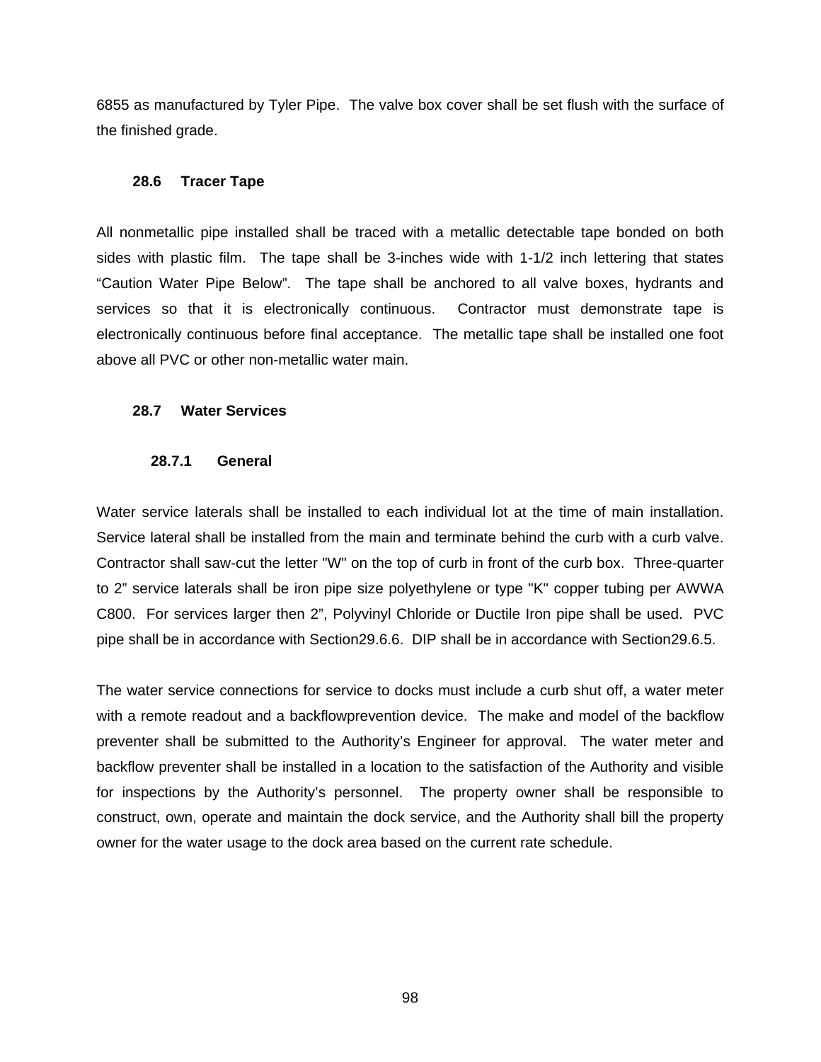6855 as manufactured by Tyler Pipe.  The valve box cover shall be set flush with the surface of the finished grade.

### 28.6 Tracer Tape

All nonmetallic pipe installed shall be traced with a metallic detectable tape bonded on both sides with plastic film.  The tape shall be 3-inches wide with 1-1/2 inch lettering that states "Caution Water Pipe Below".  The tape shall be anchored to all valve boxes, hydrants and services so that it is electronically continuous.  Contractor must demonstrate tape is electronically continuous before final acceptance.  The metallic tape shall be installed one foot above all PVC or other non-metallic water main.

### 28.7 Water Services

#### 28.7.1 General

Water service laterals shall be installed to each individual lot at the time of main installation.  Service lateral shall be installed from the main and terminate behind the curb with a curb valve.  Contractor shall saw-cut the letter "W" on the top of curb in front of the curb box.  Three-quarter to 2" service laterals shall be iron pipe size polyethylene or type "K" copper tubing per AWWA C800.  For services larger then 2", Polyvinyl Chloride or Ductile Iron pipe shall be used.  PVC pipe shall be in accordance with Section29.6.6.  DIP shall be in accordance with Section29.6.5.

The water service connections for service to docks must include a curb shut off, a water meter with a remote readout and a backflowprevention device.  The make and model of the backflow preventer shall be submitted to the Authority's Engineer for approval.  The water meter and backflow preventer shall be installed in a location to the satisfaction of the Authority and visible for inspections by the Authority's personnel.  The property owner shall be responsible to construct, own, operate and maintain the dock service, and the Authority shall bill the property owner for the water usage to the dock area based on the current rate schedule.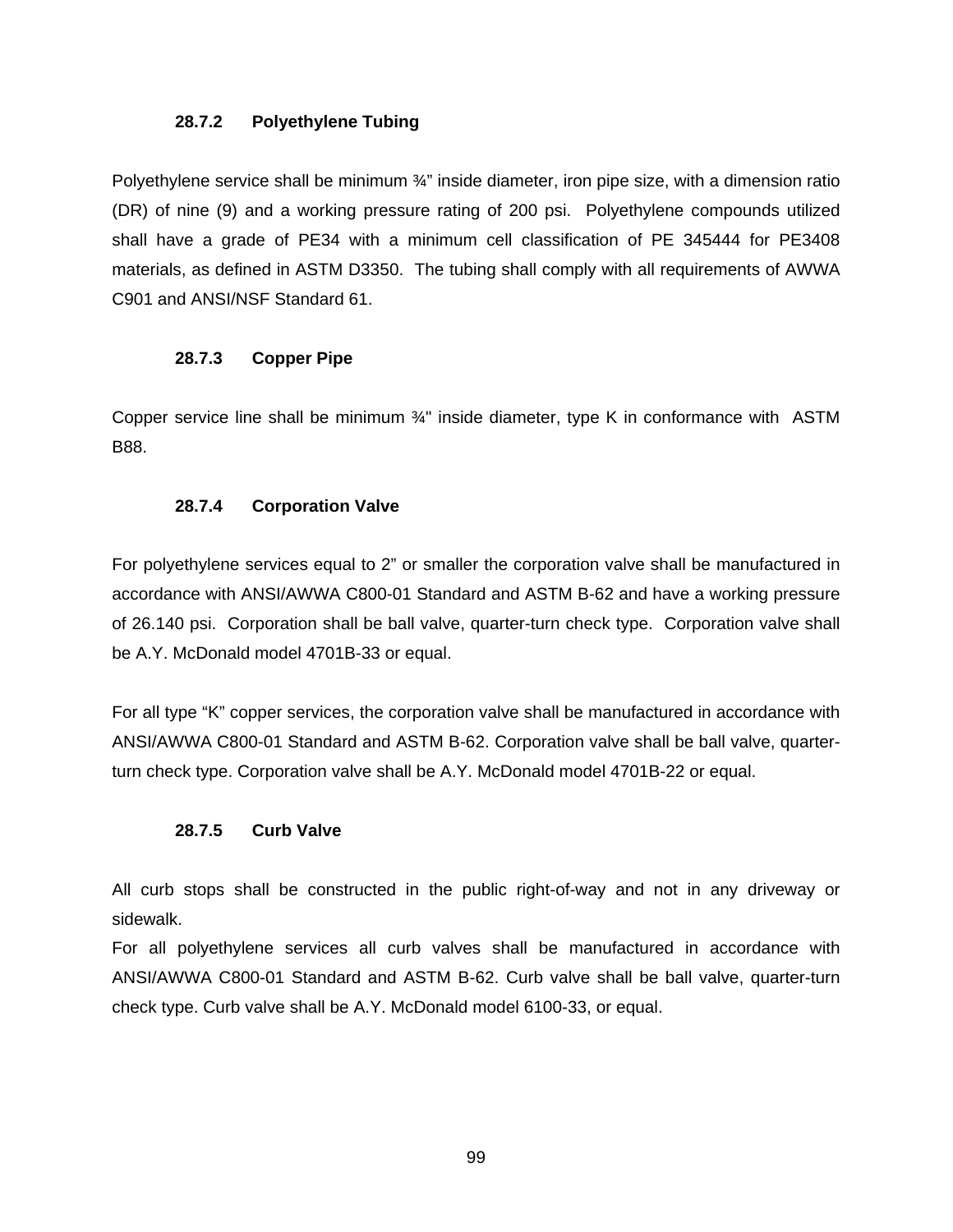### 28.7.2 Polyethylene Tubing

Polyethylene service shall be minimum ¾" inside diameter, iron pipe size, with a dimension ratio (DR) of nine (9) and a working pressure rating of 200 psi. Polyethylene compounds utilized shall have a grade of PE34 with a minimum cell classification of PE 345444 for PE3408 materials, as defined in ASTM D3350. The tubing shall comply with all requirements of AWWA C901 and ANSI/NSF Standard 61.

### 28.7.3 Copper Pipe

Copper service line shall be minimum ¾" inside diameter, type K in conformance with ASTM B88.

### 28.7.4 Corporation Valve

For polyethylene services equal to 2" or smaller the corporation valve shall be manufactured in accordance with ANSI/AWWA C800-01 Standard and ASTM B-62 and have a working pressure of 26.140 psi. Corporation shall be ball valve, quarter-turn check type. Corporation valve shall be A.Y. McDonald model 4701B-33 or equal.

For all type "K" copper services, the corporation valve shall be manufactured in accordance with ANSI/AWWA C800-01 Standard and ASTM B-62. Corporation valve shall be ball valve, quarter-turn check type. Corporation valve shall be A.Y. McDonald model 4701B-22 or equal.

### 28.7.5 Curb Valve

All curb stops shall be constructed in the public right-of-way and not in any driveway or sidewalk.
For all polyethylene services all curb valves shall be manufactured in accordance with ANSI/AWWA C800-01 Standard and ASTM B-62. Curb valve shall be ball valve, quarter-turn check type. Curb valve shall be A.Y. McDonald model 6100-33, or equal.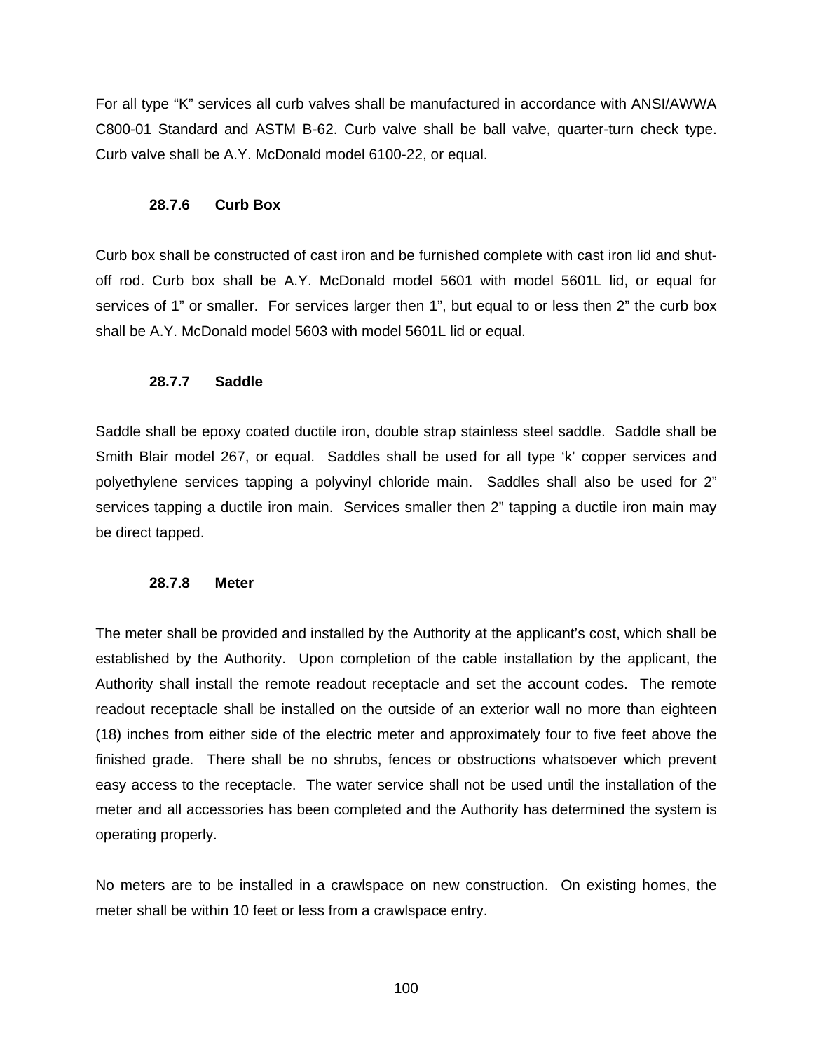For all type "K" services all curb valves shall be manufactured in accordance with ANSI/AWWA C800-01 Standard and ASTM B-62. Curb valve shall be ball valve, quarter-turn check type. Curb valve shall be A.Y. McDonald model 6100-22, or equal.

### 28.7.6 Curb Box

Curb box shall be constructed of cast iron and be furnished complete with cast iron lid and shut-off rod. Curb box shall be A.Y. McDonald model 5601 with model 5601L lid, or equal for services of 1" or smaller. For services larger then 1", but equal to or less then 2" the curb box shall be A.Y. McDonald model 5603 with model 5601L lid or equal.

### 28.7.7 Saddle

Saddle shall be epoxy coated ductile iron, double strap stainless steel saddle. Saddle shall be Smith Blair model 267, or equal. Saddles shall be used for all type 'k' copper services and polyethylene services tapping a polyvinyl chloride main. Saddles shall also be used for 2" services tapping a ductile iron main. Services smaller then 2" tapping a ductile iron main may be direct tapped.

### 28.7.8 Meter

The meter shall be provided and installed by the Authority at the applicant's cost, which shall be established by the Authority. Upon completion of the cable installation by the applicant, the Authority shall install the remote readout receptacle and set the account codes. The remote readout receptacle shall be installed on the outside of an exterior wall no more than eighteen (18) inches from either side of the electric meter and approximately four to five feet above the finished grade. There shall be no shrubs, fences or obstructions whatsoever which prevent easy access to the receptacle. The water service shall not be used until the installation of the meter and all accessories has been completed and the Authority has determined the system is operating properly.

No meters are to be installed in a crawlspace on new construction. On existing homes, the meter shall be within 10 feet or less from a crawlspace entry.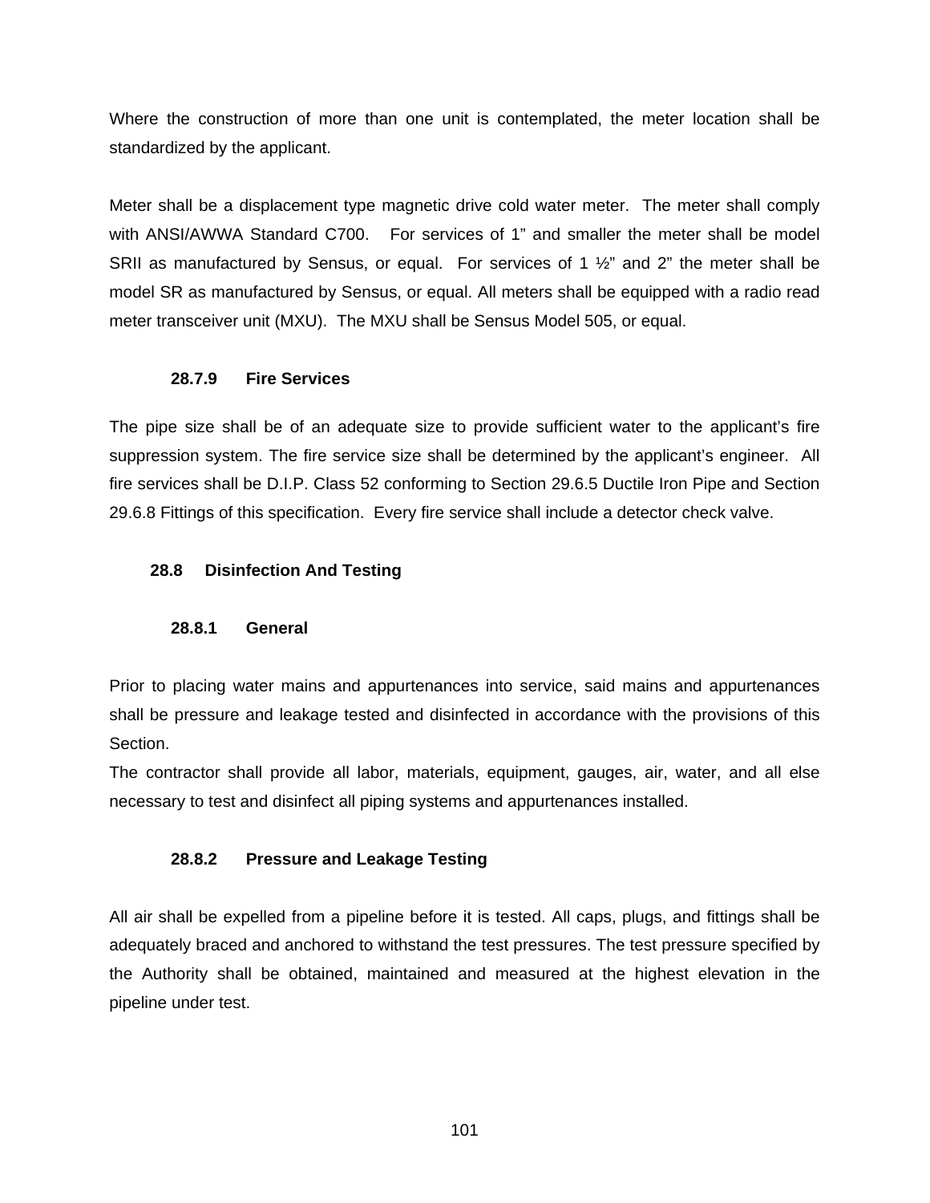Where the construction of more than one unit is contemplated, the meter location shall be standardized by the applicant.

Meter shall be a displacement type magnetic drive cold water meter. The meter shall comply with ANSI/AWWA Standard C700. For services of 1" and smaller the meter shall be model SRII as manufactured by Sensus, or equal. For services of 1 ½" and 2" the meter shall be model SR as manufactured by Sensus, or equal. All meters shall be equipped with a radio read meter transceiver unit (MXU). The MXU shall be Sensus Model 505, or equal.

#### 28.7.9 Fire Services

The pipe size shall be of an adequate size to provide sufficient water to the applicant's fire suppression system. The fire service size shall be determined by the applicant's engineer. All fire services shall be D.I.P. Class 52 conforming to Section 29.6.5 Ductile Iron Pipe and Section 29.6.8 Fittings of this specification. Every fire service shall include a detector check valve.

### 28.8 Disinfection And Testing

#### 28.8.1 General

Prior to placing water mains and appurtenances into service, said mains and appurtenances shall be pressure and leakage tested and disinfected in accordance with the provisions of this Section.
The contractor shall provide all labor, materials, equipment, gauges, air, water, and all else necessary to test and disinfect all piping systems and appurtenances installed.

#### 28.8.2 Pressure and Leakage Testing

All air shall be expelled from a pipeline before it is tested. All caps, plugs, and fittings shall be adequately braced and anchored to withstand the test pressures. The test pressure specified by the Authority shall be obtained, maintained and measured at the highest elevation in the pipeline under test.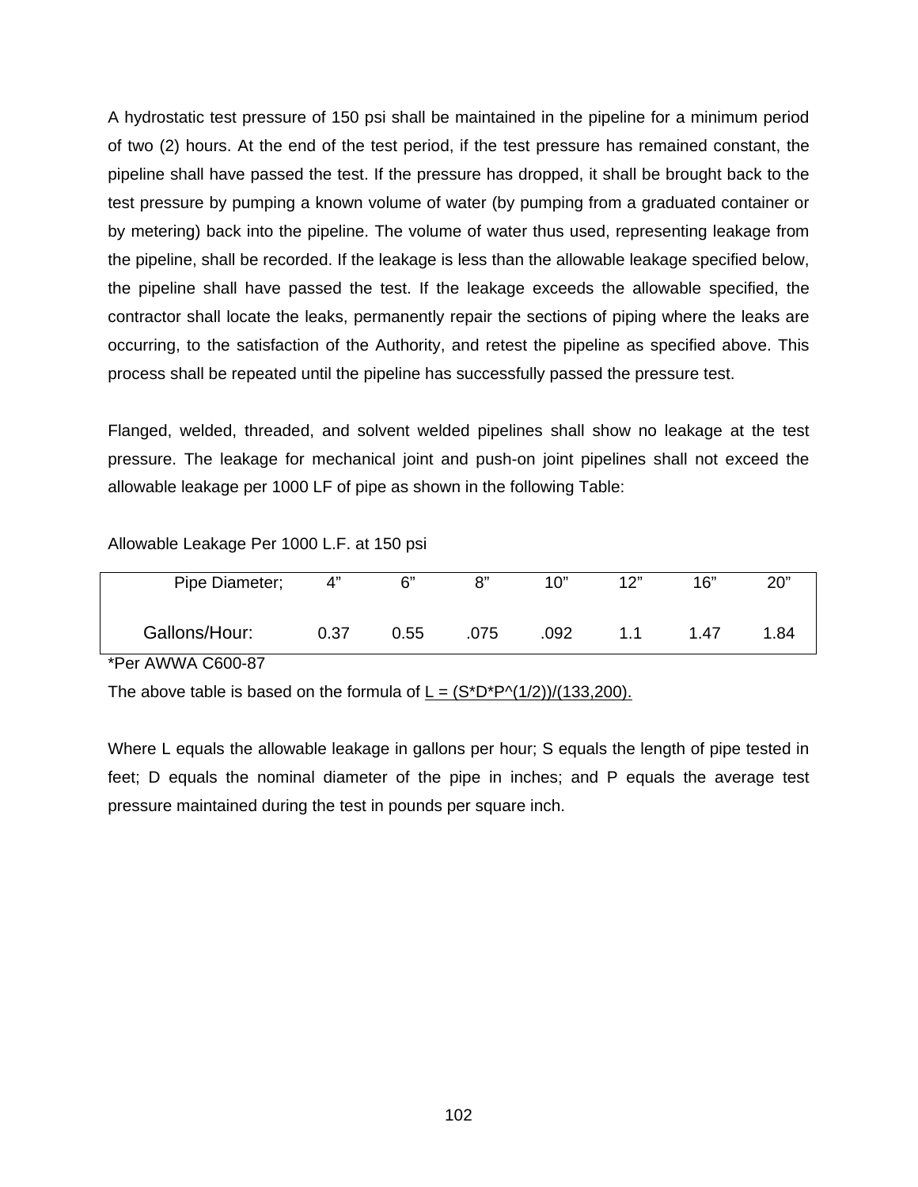A hydrostatic test pressure of 150 psi shall be maintained in the pipeline for a minimum period of two (2) hours. At the end of the test period, if the test pressure has remained constant, the pipeline shall have passed the test. If the pressure has dropped, it shall be brought back to the test pressure by pumping a known volume of water (by pumping from a graduated container or by metering) back into the pipeline. The volume of water thus used, representing leakage from the pipeline, shall be recorded. If the leakage is less than the allowable leakage specified below, the pipeline shall have passed the test. If the leakage exceeds the allowable specified, the contractor shall locate the leaks, permanently repair the sections of piping where the leaks are occurring, to the satisfaction of the Authority, and retest the pipeline as specified above. This process shall be repeated until the pipeline has successfully passed the pressure test.

Flanged, welded, threaded, and solvent welded pipelines shall show no leakage at the test pressure. The leakage for mechanical joint and push-on joint pipelines shall not exceed the allowable leakage per 1000 LF of pipe as shown in the following Table:

Allowable Leakage Per 1000 L.F. at 150 psi

| Pipe Diameter; | 4” | 6” | 8” | 10” | 12” | 16” | 20” |
|---|---|---|---|---|---|---|---|
| Gallons/Hour: | 0.37 | 0.55 | .075 | .092 | 1.1 | 1.47 | 1.84 |

*Per AWWA C600-87

The above table is based on the formula of <u>L = (S*D*P^(1/2))/(133,200).</u>

Where L equals the allowable leakage in gallons per hour; S equals the length of pipe tested in feet; D equals the nominal diameter of the pipe in inches; and P equals the average test pressure maintained during the test in pounds per square inch.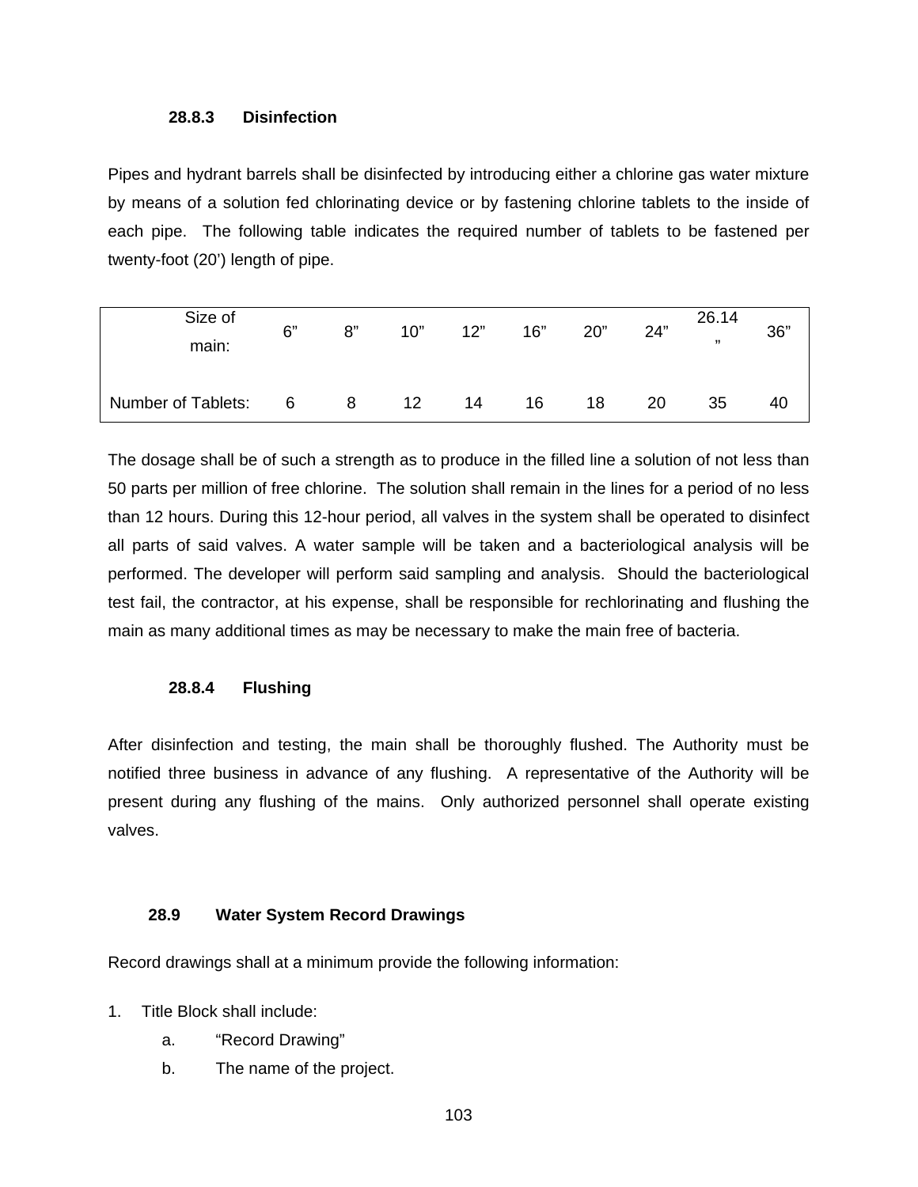#### 28.8.3 Disinfection

Pipes and hydrant barrels shall be disinfected by introducing either a chlorine gas water mixture by means of a solution fed chlorinating device or by fastening chlorine tablets to the inside of each pipe. The following table indicates the required number of tablets to be fastened per twenty-foot (20') length of pipe.

| Size of main: | 6" | 8" | 10" | 12" | 16" | 20" | 24" | 26.14" | 36" |
|---|---|---|---|---|---|---|---|---|---|
| Number of Tablets: | 6 | 8 | 12 | 14 | 16 | 18 | 20 | 35 | 40 |

The dosage shall be of such a strength as to produce in the filled line a solution of not less than 50 parts per million of free chlorine. The solution shall remain in the lines for a period of no less than 12 hours. During this 12-hour period, all valves in the system shall be operated to disinfect all parts of said valves. A water sample will be taken and a bacteriological analysis will be performed. The developer will perform said sampling and analysis. Should the bacteriological test fail, the contractor, at his expense, shall be responsible for rechlorinating and flushing the main as many additional times as may be necessary to make the main free of bacteria.

#### 28.8.4 Flushing

After disinfection and testing, the main shall be thoroughly flushed. The Authority must be notified three business in advance of any flushing. A representative of the Authority will be present during any flushing of the mains. Only authorized personnel shall operate existing valves.

### 28.9 Water System Record Drawings

Record drawings shall at a minimum provide the following information:

1. Title Block shall include:
   a. "Record Drawing"
   b. The name of the project.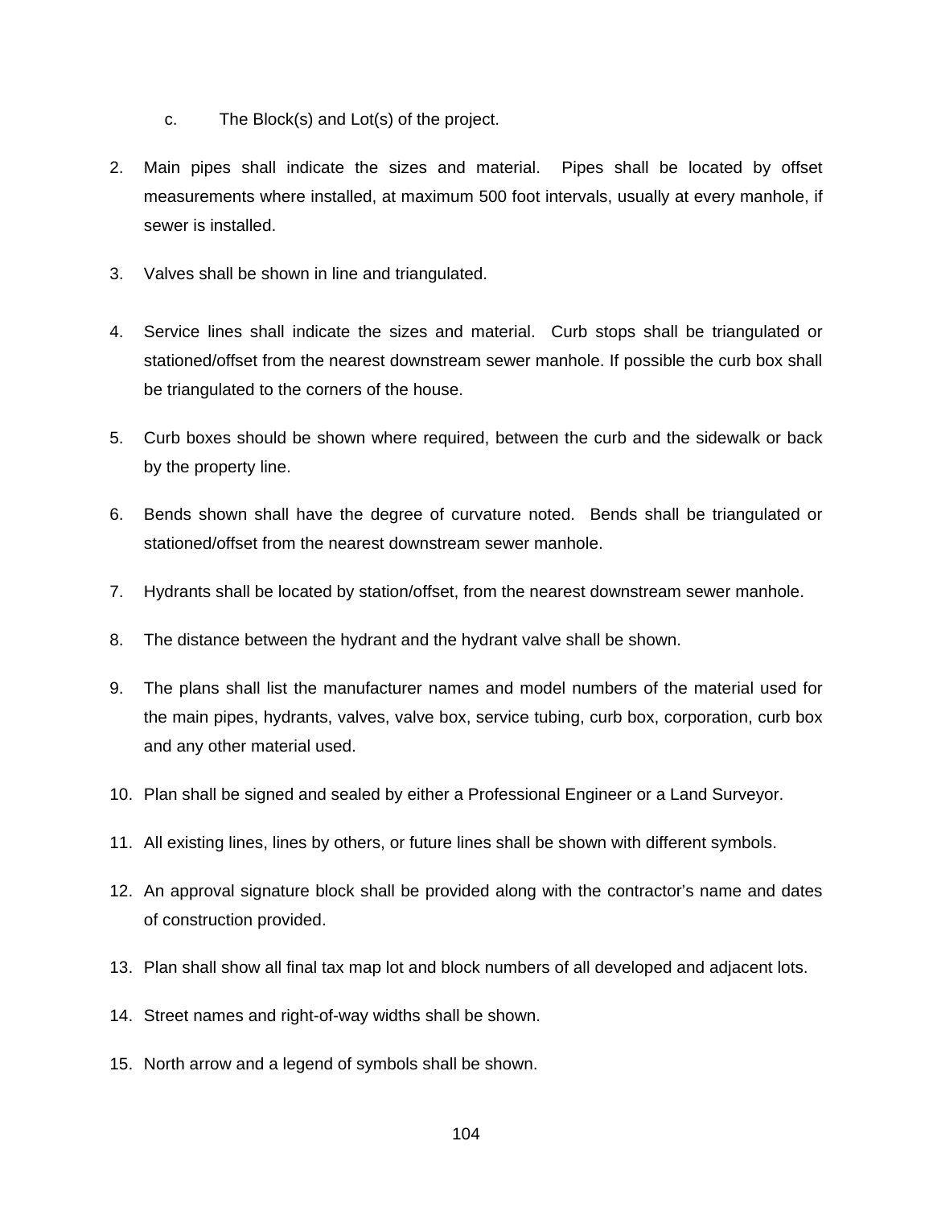c. The Block(s) and Lot(s) of the project.

2. Main pipes shall indicate the sizes and material. Pipes shall be located by offset measurements where installed, at maximum 500 foot intervals, usually at every manhole, if sewer is installed.

3. Valves shall be shown in line and triangulated.

4. Service lines shall indicate the sizes and material. Curb stops shall be triangulated or stationed/offset from the nearest downstream sewer manhole. If possible the curb box shall be triangulated to the corners of the house.

5. Curb boxes should be shown where required, between the curb and the sidewalk or back by the property line.

6. Bends shown shall have the degree of curvature noted. Bends shall be triangulated or stationed/offset from the nearest downstream sewer manhole.

7. Hydrants shall be located by station/offset, from the nearest downstream sewer manhole.

8. The distance between the hydrant and the hydrant valve shall be shown.

9. The plans shall list the manufacturer names and model numbers of the material used for the main pipes, hydrants, valves, valve box, service tubing, curb box, corporation, curb box and any other material used.

10. Plan shall be signed and sealed by either a Professional Engineer or a Land Surveyor.

11. All existing lines, lines by others, or future lines shall be shown with different symbols.

12. An approval signature block shall be provided along with the contractor's name and dates of construction provided.

13. Plan shall show all final tax map lot and block numbers of all developed and adjacent lots.

14. Street names and right-of-way widths shall be shown.

15. North arrow and a legend of symbols shall be shown.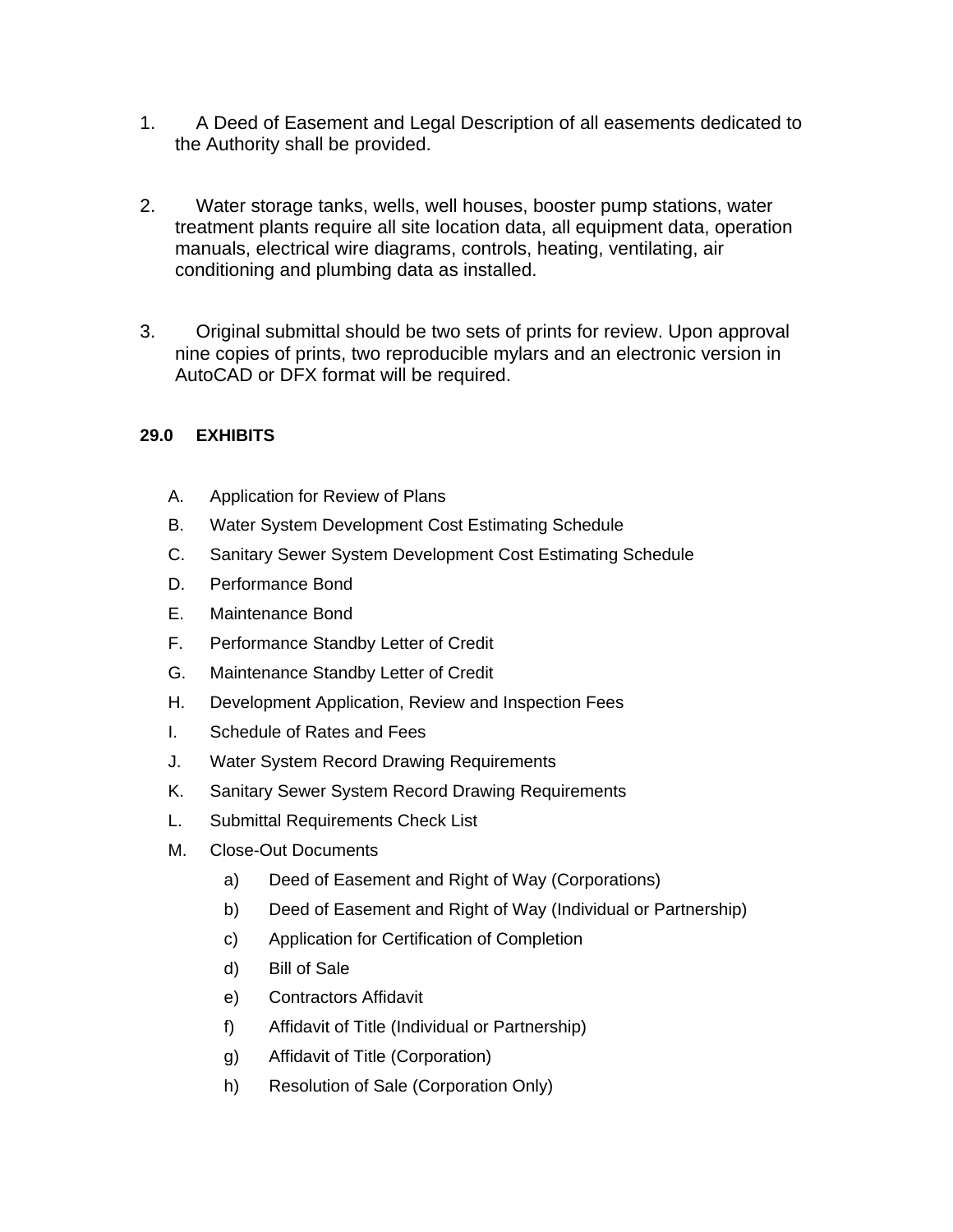1. A Deed of Easement and Legal Description of all easements dedicated to the Authority shall be provided.

2. Water storage tanks, wells, well houses, booster pump stations, water treatment plants require all site location data, all equipment data, operation manuals, electrical wire diagrams, controls, heating, ventilating, air conditioning and plumbing data as installed.

3. Original submittal should be two sets of prints for review. Upon approval nine copies of prints, two reproducible mylars and an electronic version in AutoCAD or DFX format will be required.

**29.0 EXHIBITS**

A. Application for Review of Plans
B. Water System Development Cost Estimating Schedule
C. Sanitary Sewer System Development Cost Estimating Schedule
D. Performance Bond
E. Maintenance Bond
F. Performance Standby Letter of Credit
G. Maintenance Standby Letter of Credit
H. Development Application, Review and Inspection Fees
I. Schedule of Rates and Fees
J. Water System Record Drawing Requirements
K. Sanitary Sewer System Record Drawing Requirements
L. Submittal Requirements Check List
M. Close-Out Documents
    a) Deed of Easement and Right of Way (Corporations)
    b) Deed of Easement and Right of Way (Individual or Partnership)
    c) Application for Certification of Completion
    d) Bill of Sale
    e) Contractors Affidavit
    f) Affidavit of Title (Individual or Partnership)
    g) Affidavit of Title (Corporation)
    h) Resolution of Sale (Corporation Only)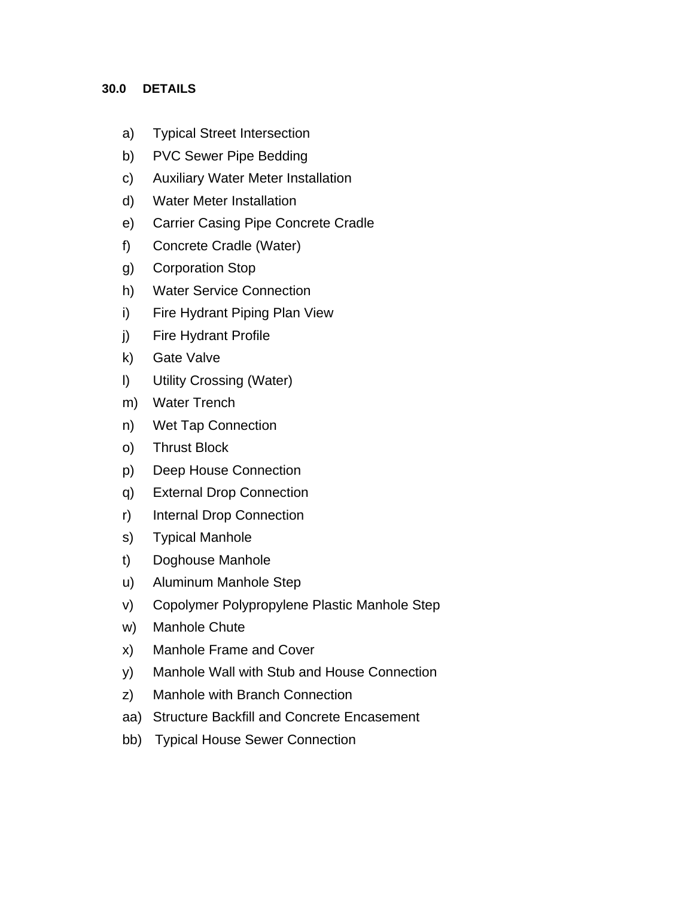## 30.0 DETAILS

a) Typical Street Intersection

b) PVC Sewer Pipe Bedding

c) Auxiliary Water Meter Installation

d) Water Meter Installation

e) Carrier Casing Pipe Concrete Cradle

f) Concrete Cradle (Water)

g) Corporation Stop

h) Water Service Connection

i) Fire Hydrant Piping Plan View

j) Fire Hydrant Profile

k) Gate Valve

l) Utility Crossing (Water)

m) Water Trench

n) Wet Tap Connection

o) Thrust Block

p) Deep House Connection

q) External Drop Connection

r) Internal Drop Connection

s) Typical Manhole

t) Doghouse Manhole

u) Aluminum Manhole Step

v) Copolymer Polypropylene Plastic Manhole Step

w) Manhole Chute

x) Manhole Frame and Cover

y) Manhole Wall with Stub and House Connection

z) Manhole with Branch Connection

aa) Structure Backfill and Concrete Encasement

bb) Typical House Sewer Connection